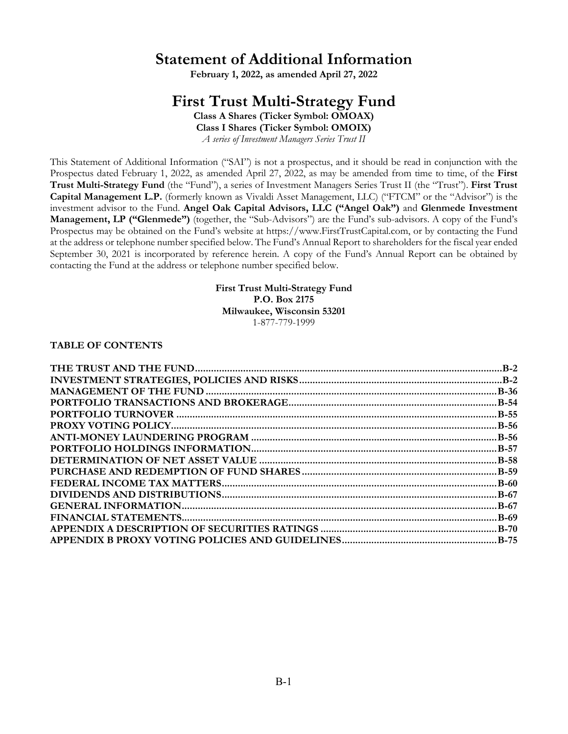# Statement of Additional Information

**February 1, 2022, as amended April 27, 2022**

# First Trust Multi-Strategy Fund

**Class A Shares (Ticker Symbol: OMOAX)**
**Class I Shares (Ticker Symbol: OMOIX)**
*A series of Investment Managers Series Trust II*

This Statement of Additional Information ("SAI") is not a prospectus, and it should be read in conjunction with the Prospectus dated February 1, 2022, as amended April 27, 2022, as may be amended from time to time, of the **First Trust Multi-Strategy Fund** (the "Fund"), a series of Investment Managers Series Trust II (the "Trust"). **First Trust Capital Management L.P.** (formerly known as Vivaldi Asset Management, LLC) ("FTCM" or the "Advisor") is the investment advisor to the Fund. **Angel Oak Capital Advisors, LLC ("Angel Oak")** and **Glenmede Investment Management, LP ("Glenmede")** (together, the "Sub-Advisors") are the Fund's sub-advisors. A copy of the Fund's Prospectus may be obtained on the Fund's website at https://www.FirstTrustCapital.com, or by contacting the Fund at the address or telephone number specified below. The Fund's Annual Report to shareholders for the fiscal year ended September 30, 2021 is incorporated by reference herein. A copy of the Fund's Annual Report can be obtained by contacting the Fund at the address or telephone number specified below.

**First Trust Multi-Strategy Fund**
**P.O. Box 2175**
**Milwaukee, Wisconsin 53201**
1-877-779-1999

**TABLE OF CONTENTS**

| | |
|---|---|
| **THE TRUST AND THE FUND** | **B-2** |
| **INVESTMENT STRATEGIES, POLICIES AND RISKS** | **B-2** |
| **MANAGEMENT OF THE FUND** | **B-36** |
| **PORTFOLIO TRANSACTIONS AND BROKERAGE** | **B-54** |
| **PORTFOLIO TURNOVER** | **B-55** |
| **PROXY VOTING POLICY** | **B-56** |
| **ANTI-MONEY LAUNDERING PROGRAM** | **B-56** |
| **PORTFOLIO HOLDINGS INFORMATION** | **B-57** |
| **DETERMINATION OF NET ASSET VALUE** | **B-58** |
| **PURCHASE AND REDEMPTION OF FUND SHARES** | **B-59** |
| **FEDERAL INCOME TAX MATTERS** | **B-60** |
| **DIVIDENDS AND DISTRIBUTIONS** | **B-67** |
| **GENERAL INFORMATION** | **B-67** |
| **FINANCIAL STATEMENTS** | **B-69** |
| **APPENDIX A DESCRIPTION OF SECURITIES RATINGS** | **B-70** |
| **APPENDIX B PROXY VOTING POLICIES AND GUIDELINES** | **B-75** |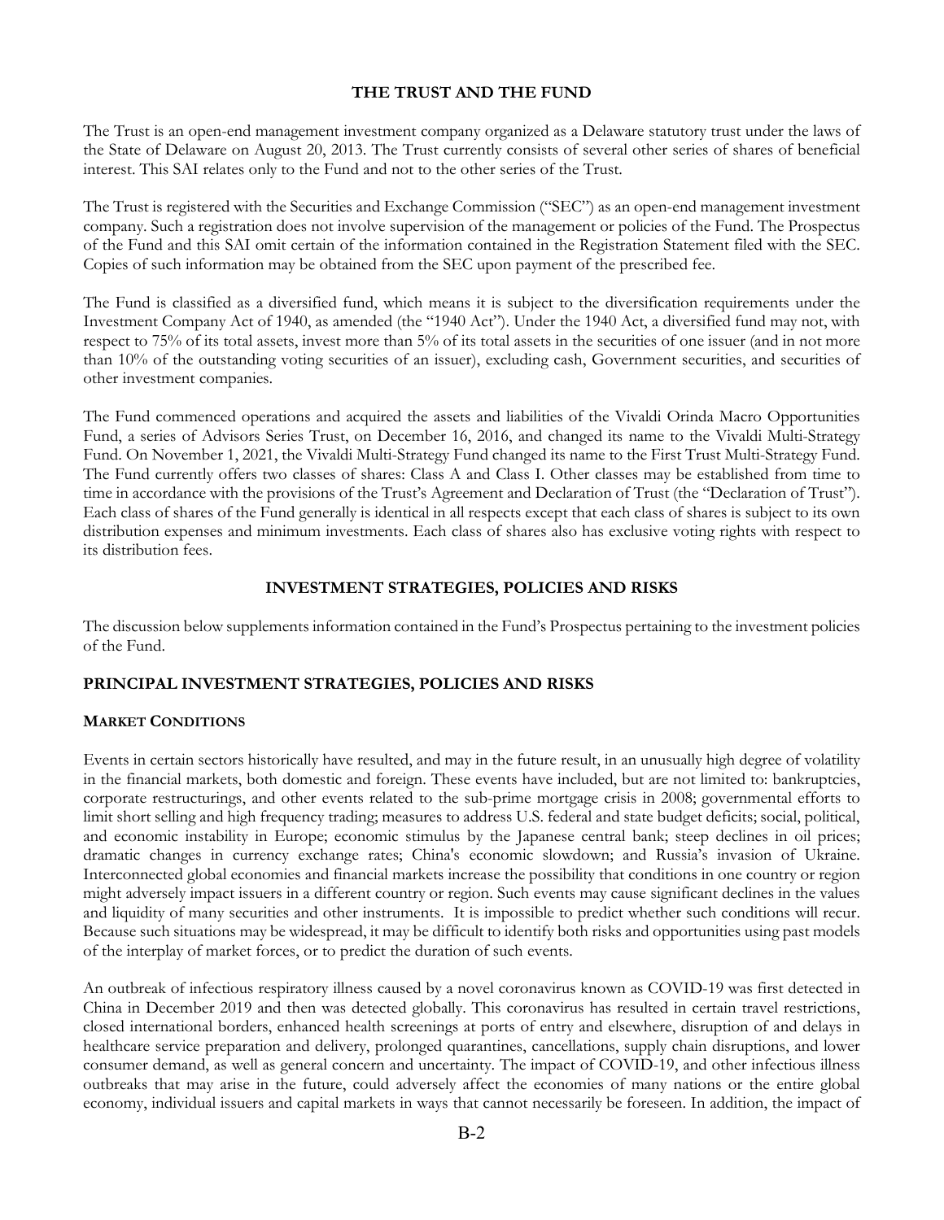## THE TRUST AND THE FUND

The Trust is an open-end management investment company organized as a Delaware statutory trust under the laws of the State of Delaware on August 20, 2013. The Trust currently consists of several other series of shares of beneficial interest. This SAI relates only to the Fund and not to the other series of the Trust.

The Trust is registered with the Securities and Exchange Commission ("SEC") as an open-end management investment company. Such a registration does not involve supervision of the management or policies of the Fund. The Prospectus of the Fund and this SAI omit certain of the information contained in the Registration Statement filed with the SEC. Copies of such information may be obtained from the SEC upon payment of the prescribed fee.

The Fund is classified as a diversified fund, which means it is subject to the diversification requirements under the Investment Company Act of 1940, as amended (the "1940 Act"). Under the 1940 Act, a diversified fund may not, with respect to 75% of its total assets, invest more than 5% of its total assets in the securities of one issuer (and in not more than 10% of the outstanding voting securities of an issuer), excluding cash, Government securities, and securities of other investment companies.

The Fund commenced operations and acquired the assets and liabilities of the Vivaldi Orinda Macro Opportunities Fund, a series of Advisors Series Trust, on December 16, 2016, and changed its name to the Vivaldi Multi-Strategy Fund. On November 1, 2021, the Vivaldi Multi-Strategy Fund changed its name to the First Trust Multi-Strategy Fund. The Fund currently offers two classes of shares: Class A and Class I. Other classes may be established from time to time in accordance with the provisions of the Trust's Agreement and Declaration of Trust (the "Declaration of Trust"). Each class of shares of the Fund generally is identical in all respects except that each class of shares is subject to its own distribution expenses and minimum investments. Each class of shares also has exclusive voting rights with respect to its distribution fees.

## INVESTMENT STRATEGIES, POLICIES AND RISKS

The discussion below supplements information contained in the Fund's Prospectus pertaining to the investment policies of the Fund.

### PRINCIPAL INVESTMENT STRATEGIES, POLICIES AND RISKS

#### MARKET CONDITIONS

Events in certain sectors historically have resulted, and may in the future result, in an unusually high degree of volatility in the financial markets, both domestic and foreign. These events have included, but are not limited to: bankruptcies, corporate restructurings, and other events related to the sub-prime mortgage crisis in 2008; governmental efforts to limit short selling and high frequency trading; measures to address U.S. federal and state budget deficits; social, political, and economic instability in Europe; economic stimulus by the Japanese central bank; steep declines in oil prices; dramatic changes in currency exchange rates; China's economic slowdown; and Russia's invasion of Ukraine. Interconnected global economies and financial markets increase the possibility that conditions in one country or region might adversely impact issuers in a different country or region. Such events may cause significant declines in the values and liquidity of many securities and other instruments. It is impossible to predict whether such conditions will recur. Because such situations may be widespread, it may be difficult to identify both risks and opportunities using past models of the interplay of market forces, or to predict the duration of such events.

An outbreak of infectious respiratory illness caused by a novel coronavirus known as COVID-19 was first detected in China in December 2019 and then was detected globally. This coronavirus has resulted in certain travel restrictions, closed international borders, enhanced health screenings at ports of entry and elsewhere, disruption of and delays in healthcare service preparation and delivery, prolonged quarantines, cancellations, supply chain disruptions, and lower consumer demand, as well as general concern and uncertainty. The impact of COVID-19, and other infectious illness outbreaks that may arise in the future, could adversely affect the economies of many nations or the entire global economy, individual issuers and capital markets in ways that cannot necessarily be foreseen. In addition, the impact of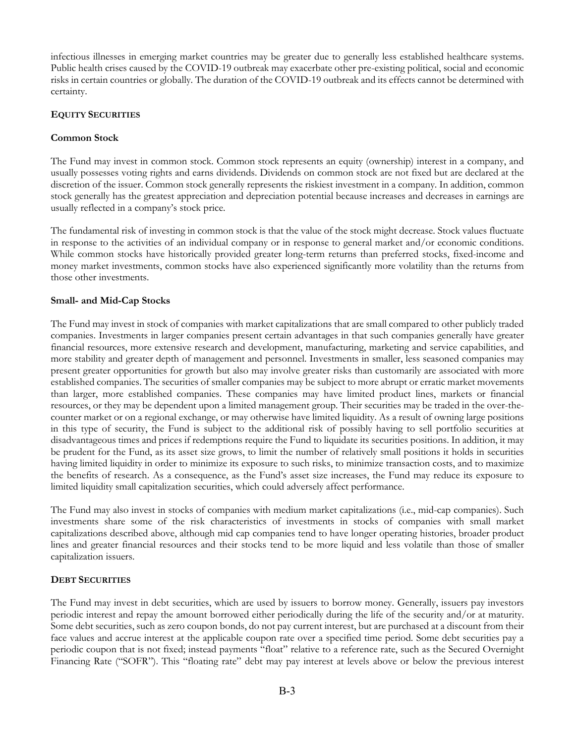infectious illnesses in emerging market countries may be greater due to generally less established healthcare systems. Public health crises caused by the COVID-19 outbreak may exacerbate other pre-existing political, social and economic risks in certain countries or globally. The duration of the COVID-19 outbreak and its effects cannot be determined with certainty.

## EQUITY SECURITIES

### Common Stock

The Fund may invest in common stock. Common stock represents an equity (ownership) interest in a company, and usually possesses voting rights and earns dividends. Dividends on common stock are not fixed but are declared at the discretion of the issuer. Common stock generally represents the riskiest investment in a company. In addition, common stock generally has the greatest appreciation and depreciation potential because increases and decreases in earnings are usually reflected in a company's stock price.

The fundamental risk of investing in common stock is that the value of the stock might decrease. Stock values fluctuate in response to the activities of an individual company or in response to general market and/or economic conditions. While common stocks have historically provided greater long-term returns than preferred stocks, fixed-income and money market investments, common stocks have also experienced significantly more volatility than the returns from those other investments.

### Small- and Mid-Cap Stocks

The Fund may invest in stock of companies with market capitalizations that are small compared to other publicly traded companies. Investments in larger companies present certain advantages in that such companies generally have greater financial resources, more extensive research and development, manufacturing, marketing and service capabilities, and more stability and greater depth of management and personnel. Investments in smaller, less seasoned companies may present greater opportunities for growth but also may involve greater risks than customarily are associated with more established companies. The securities of smaller companies may be subject to more abrupt or erratic market movements than larger, more established companies. These companies may have limited product lines, markets or financial resources, or they may be dependent upon a limited management group. Their securities may be traded in the over-the-counter market or on a regional exchange, or may otherwise have limited liquidity. As a result of owning large positions in this type of security, the Fund is subject to the additional risk of possibly having to sell portfolio securities at disadvantageous times and prices if redemptions require the Fund to liquidate its securities positions. In addition, it may be prudent for the Fund, as its asset size grows, to limit the number of relatively small positions it holds in securities having limited liquidity in order to minimize its exposure to such risks, to minimize transaction costs, and to maximize the benefits of research. As a consequence, as the Fund's asset size increases, the Fund may reduce its exposure to limited liquidity small capitalization securities, which could adversely affect performance.

The Fund may also invest in stocks of companies with medium market capitalizations (i.e., mid-cap companies). Such investments share some of the risk characteristics of investments in stocks of companies with small market capitalizations described above, although mid cap companies tend to have longer operating histories, broader product lines and greater financial resources and their stocks tend to be more liquid and less volatile than those of smaller capitalization issuers.

## DEBT SECURITIES

The Fund may invest in debt securities, which are used by issuers to borrow money. Generally, issuers pay investors periodic interest and repay the amount borrowed either periodically during the life of the security and/or at maturity. Some debt securities, such as zero coupon bonds, do not pay current interest, but are purchased at a discount from their face values and accrue interest at the applicable coupon rate over a specified time period. Some debt securities pay a periodic coupon that is not fixed; instead payments "float" relative to a reference rate, such as the Secured Overnight Financing Rate ("SOFR"). This "floating rate" debt may pay interest at levels above or below the previous interest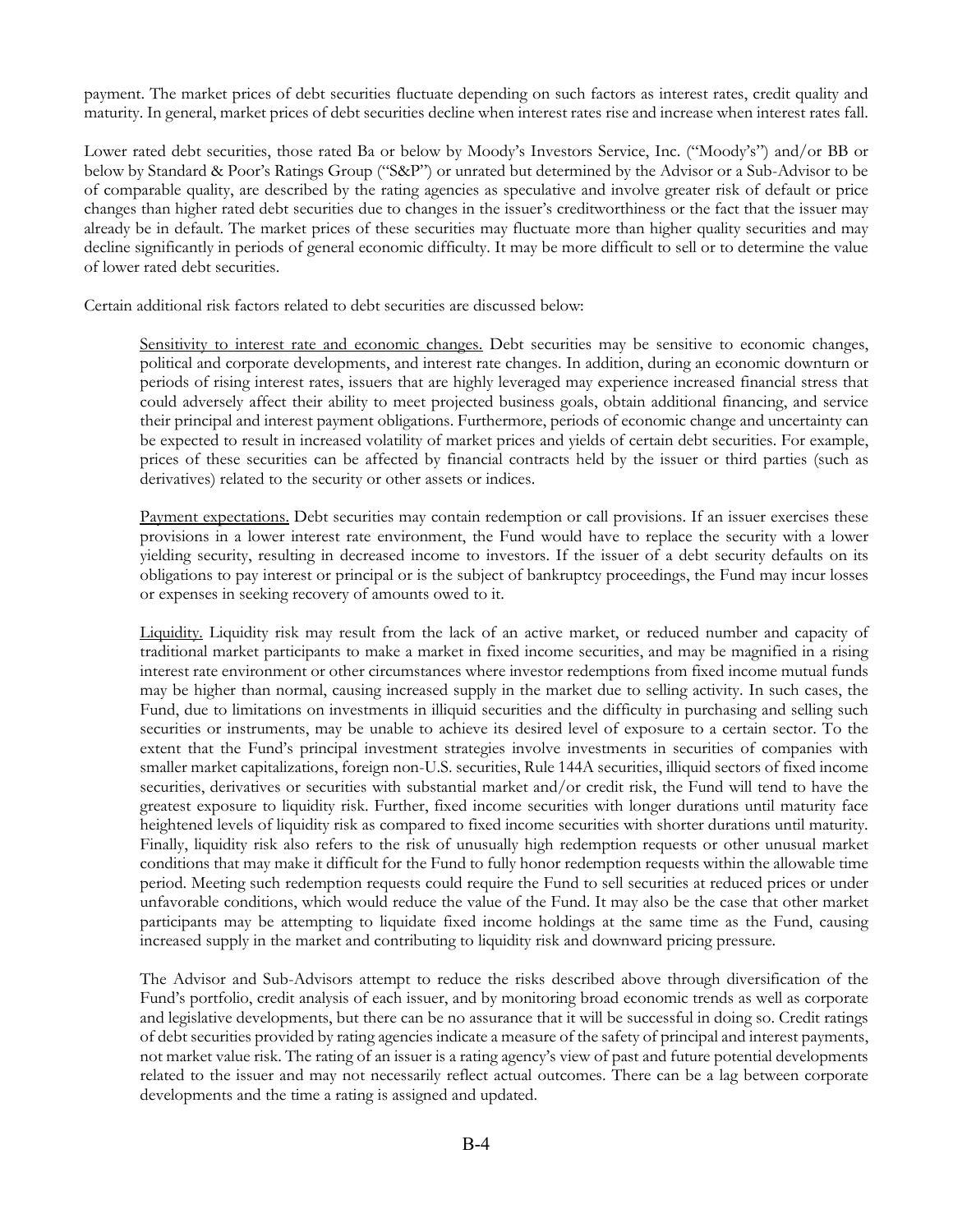payment. The market prices of debt securities fluctuate depending on such factors as interest rates, credit quality and maturity. In general, market prices of debt securities decline when interest rates rise and increase when interest rates fall.

Lower rated debt securities, those rated Ba or below by Moody's Investors Service, Inc. ("Moody's") and/or BB or below by Standard & Poor's Ratings Group ("S&P") or unrated but determined by the Advisor or a Sub-Advisor to be of comparable quality, are described by the rating agencies as speculative and involve greater risk of default or price changes than higher rated debt securities due to changes in the issuer's creditworthiness or the fact that the issuer may already be in default. The market prices of these securities may fluctuate more than higher quality securities and may decline significantly in periods of general economic difficulty. It may be more difficult to sell or to determine the value of lower rated debt securities.

Certain additional risk factors related to debt securities are discussed below:

Sensitivity to interest rate and economic changes. Debt securities may be sensitive to economic changes, political and corporate developments, and interest rate changes. In addition, during an economic downturn or periods of rising interest rates, issuers that are highly leveraged may experience increased financial stress that could adversely affect their ability to meet projected business goals, obtain additional financing, and service their principal and interest payment obligations. Furthermore, periods of economic change and uncertainty can be expected to result in increased volatility of market prices and yields of certain debt securities. For example, prices of these securities can be affected by financial contracts held by the issuer or third parties (such as derivatives) related to the security or other assets or indices.

Payment expectations. Debt securities may contain redemption or call provisions. If an issuer exercises these provisions in a lower interest rate environment, the Fund would have to replace the security with a lower yielding security, resulting in decreased income to investors. If the issuer of a debt security defaults on its obligations to pay interest or principal or is the subject of bankruptcy proceedings, the Fund may incur losses or expenses in seeking recovery of amounts owed to it.

Liquidity. Liquidity risk may result from the lack of an active market, or reduced number and capacity of traditional market participants to make a market in fixed income securities, and may be magnified in a rising interest rate environment or other circumstances where investor redemptions from fixed income mutual funds may be higher than normal, causing increased supply in the market due to selling activity. In such cases, the Fund, due to limitations on investments in illiquid securities and the difficulty in purchasing and selling such securities or instruments, may be unable to achieve its desired level of exposure to a certain sector. To the extent that the Fund's principal investment strategies involve investments in securities of companies with smaller market capitalizations, foreign non-U.S. securities, Rule 144A securities, illiquid sectors of fixed income securities, derivatives or securities with substantial market and/or credit risk, the Fund will tend to have the greatest exposure to liquidity risk. Further, fixed income securities with longer durations until maturity face heightened levels of liquidity risk as compared to fixed income securities with shorter durations until maturity. Finally, liquidity risk also refers to the risk of unusually high redemption requests or other unusual market conditions that may make it difficult for the Fund to fully honor redemption requests within the allowable time period. Meeting such redemption requests could require the Fund to sell securities at reduced prices or under unfavorable conditions, which would reduce the value of the Fund. It may also be the case that other market participants may be attempting to liquidate fixed income holdings at the same time as the Fund, causing increased supply in the market and contributing to liquidity risk and downward pricing pressure.

The Advisor and Sub-Advisors attempt to reduce the risks described above through diversification of the Fund's portfolio, credit analysis of each issuer, and by monitoring broad economic trends as well as corporate and legislative developments, but there can be no assurance that it will be successful in doing so. Credit ratings of debt securities provided by rating agencies indicate a measure of the safety of principal and interest payments, not market value risk. The rating of an issuer is a rating agency's view of past and future potential developments related to the issuer and may not necessarily reflect actual outcomes. There can be a lag between corporate developments and the time a rating is assigned and updated.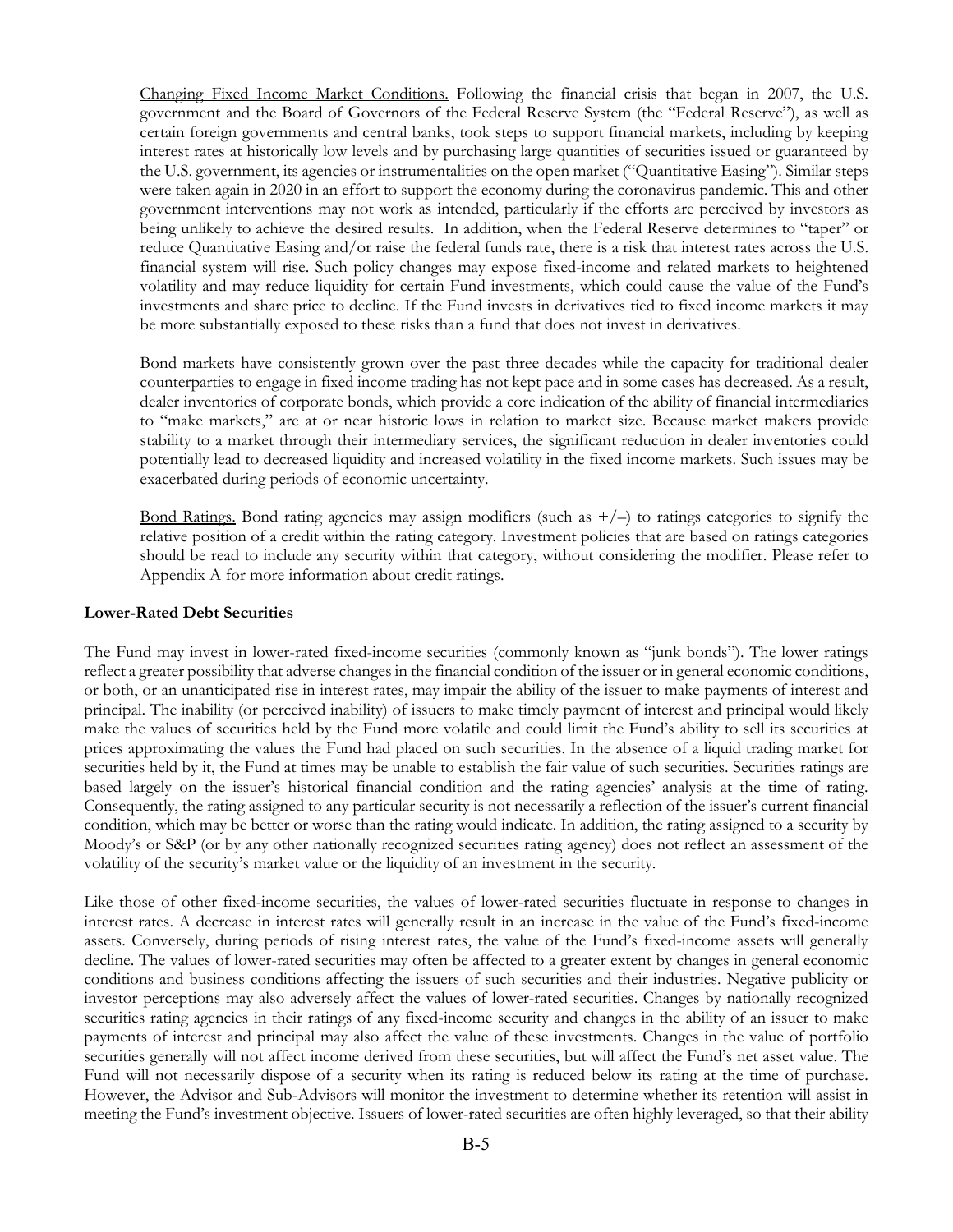Changing Fixed Income Market Conditions. Following the financial crisis that began in 2007, the U.S. government and the Board of Governors of the Federal Reserve System (the "Federal Reserve"), as well as certain foreign governments and central banks, took steps to support financial markets, including by keeping interest rates at historically low levels and by purchasing large quantities of securities issued or guaranteed by the U.S. government, its agencies or instrumentalities on the open market ("Quantitative Easing"). Similar steps were taken again in 2020 in an effort to support the economy during the coronavirus pandemic. This and other government interventions may not work as intended, particularly if the efforts are perceived by investors as being unlikely to achieve the desired results. In addition, when the Federal Reserve determines to "taper" or reduce Quantitative Easing and/or raise the federal funds rate, there is a risk that interest rates across the U.S. financial system will rise. Such policy changes may expose fixed-income and related markets to heightened volatility and may reduce liquidity for certain Fund investments, which could cause the value of the Fund's investments and share price to decline. If the Fund invests in derivatives tied to fixed income markets it may be more substantially exposed to these risks than a fund that does not invest in derivatives.

Bond markets have consistently grown over the past three decades while the capacity for traditional dealer counterparties to engage in fixed income trading has not kept pace and in some cases has decreased. As a result, dealer inventories of corporate bonds, which provide a core indication of the ability of financial intermediaries to "make markets," are at or near historic lows in relation to market size. Because market makers provide stability to a market through their intermediary services, the significant reduction in dealer inventories could potentially lead to decreased liquidity and increased volatility in the fixed income markets. Such issues may be exacerbated during periods of economic uncertainty.

Bond Ratings. Bond rating agencies may assign modifiers (such as +/–) to ratings categories to signify the relative position of a credit within the rating category. Investment policies that are based on ratings categories should be read to include any security within that category, without considering the modifier. Please refer to Appendix A for more information about credit ratings.

**Lower-Rated Debt Securities**

The Fund may invest in lower-rated fixed-income securities (commonly known as "junk bonds"). The lower ratings reflect a greater possibility that adverse changes in the financial condition of the issuer or in general economic conditions, or both, or an unanticipated rise in interest rates, may impair the ability of the issuer to make payments of interest and principal. The inability (or perceived inability) of issuers to make timely payment of interest and principal would likely make the values of securities held by the Fund more volatile and could limit the Fund's ability to sell its securities at prices approximating the values the Fund had placed on such securities. In the absence of a liquid trading market for securities held by it, the Fund at times may be unable to establish the fair value of such securities. Securities ratings are based largely on the issuer's historical financial condition and the rating agencies' analysis at the time of rating. Consequently, the rating assigned to any particular security is not necessarily a reflection of the issuer's current financial condition, which may be better or worse than the rating would indicate. In addition, the rating assigned to a security by Moody's or S&P (or by any other nationally recognized securities rating agency) does not reflect an assessment of the volatility of the security's market value or the liquidity of an investment in the security.

Like those of other fixed-income securities, the values of lower-rated securities fluctuate in response to changes in interest rates. A decrease in interest rates will generally result in an increase in the value of the Fund's fixed-income assets. Conversely, during periods of rising interest rates, the value of the Fund's fixed-income assets will generally decline. The values of lower-rated securities may often be affected to a greater extent by changes in general economic conditions and business conditions affecting the issuers of such securities and their industries. Negative publicity or investor perceptions may also adversely affect the values of lower-rated securities. Changes by nationally recognized securities rating agencies in their ratings of any fixed-income security and changes in the ability of an issuer to make payments of interest and principal may also affect the value of these investments. Changes in the value of portfolio securities generally will not affect income derived from these securities, but will affect the Fund's net asset value. The Fund will not necessarily dispose of a security when its rating is reduced below its rating at the time of purchase. However, the Advisor and Sub-Advisors will monitor the investment to determine whether its retention will assist in meeting the Fund's investment objective. Issuers of lower-rated securities are often highly leveraged, so that their ability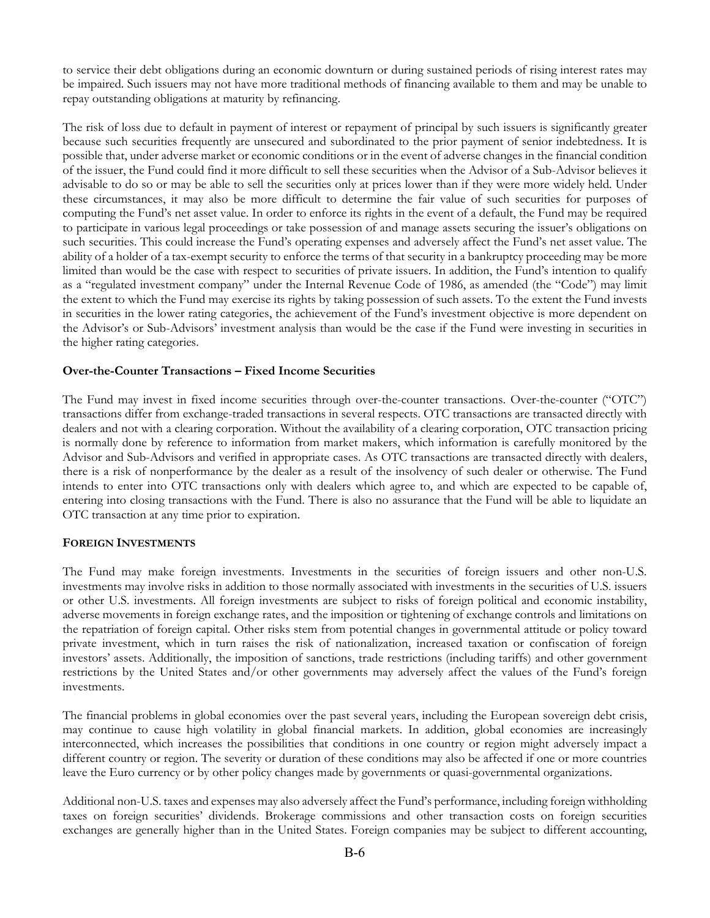to service their debt obligations during an economic downturn or during sustained periods of rising interest rates may be impaired. Such issuers may not have more traditional methods of financing available to them and may be unable to repay outstanding obligations at maturity by refinancing.

The risk of loss due to default in payment of interest or repayment of principal by such issuers is significantly greater because such securities frequently are unsecured and subordinated to the prior payment of senior indebtedness. It is possible that, under adverse market or economic conditions or in the event of adverse changes in the financial condition of the issuer, the Fund could find it more difficult to sell these securities when the Advisor of a Sub-Advisor believes it advisable to do so or may be able to sell the securities only at prices lower than if they were more widely held. Under these circumstances, it may also be more difficult to determine the fair value of such securities for purposes of computing the Fund's net asset value. In order to enforce its rights in the event of a default, the Fund may be required to participate in various legal proceedings or take possession of and manage assets securing the issuer's obligations on such securities. This could increase the Fund's operating expenses and adversely affect the Fund's net asset value. The ability of a holder of a tax-exempt security to enforce the terms of that security in a bankruptcy proceeding may be more limited than would be the case with respect to securities of private issuers. In addition, the Fund's intention to qualify as a "regulated investment company" under the Internal Revenue Code of 1986, as amended (the "Code") may limit the extent to which the Fund may exercise its rights by taking possession of such assets. To the extent the Fund invests in securities in the lower rating categories, the achievement of the Fund's investment objective is more dependent on the Advisor's or Sub-Advisors' investment analysis than would be the case if the Fund were investing in securities in the higher rating categories.

**Over-the-Counter Transactions – Fixed Income Securities**

The Fund may invest in fixed income securities through over-the-counter transactions. Over-the-counter ("OTC") transactions differ from exchange-traded transactions in several respects. OTC transactions are transacted directly with dealers and not with a clearing corporation. Without the availability of a clearing corporation, OTC transaction pricing is normally done by reference to information from market makers, which information is carefully monitored by the Advisor and Sub-Advisors and verified in appropriate cases. As OTC transactions are transacted directly with dealers, there is a risk of nonperformance by the dealer as a result of the insolvency of such dealer or otherwise. The Fund intends to enter into OTC transactions only with dealers which agree to, and which are expected to be capable of, entering into closing transactions with the Fund. There is also no assurance that the Fund will be able to liquidate an OTC transaction at any time prior to expiration.

## FOREIGN INVESTMENTS

The Fund may make foreign investments. Investments in the securities of foreign issuers and other non-U.S. investments may involve risks in addition to those normally associated with investments in the securities of U.S. issuers or other U.S. investments. All foreign investments are subject to risks of foreign political and economic instability, adverse movements in foreign exchange rates, and the imposition or tightening of exchange controls and limitations on the repatriation of foreign capital. Other risks stem from potential changes in governmental attitude or policy toward private investment, which in turn raises the risk of nationalization, increased taxation or confiscation of foreign investors' assets. Additionally, the imposition of sanctions, trade restrictions (including tariffs) and other government restrictions by the United States and/or other governments may adversely affect the values of the Fund's foreign investments.

The financial problems in global economies over the past several years, including the European sovereign debt crisis, may continue to cause high volatility in global financial markets. In addition, global economies are increasingly interconnected, which increases the possibilities that conditions in one country or region might adversely impact a different country or region. The severity or duration of these conditions may also be affected if one or more countries leave the Euro currency or by other policy changes made by governments or quasi-governmental organizations.

Additional non-U.S. taxes and expenses may also adversely affect the Fund's performance, including foreign withholding taxes on foreign securities' dividends. Brokerage commissions and other transaction costs on foreign securities exchanges are generally higher than in the United States. Foreign companies may be subject to different accounting,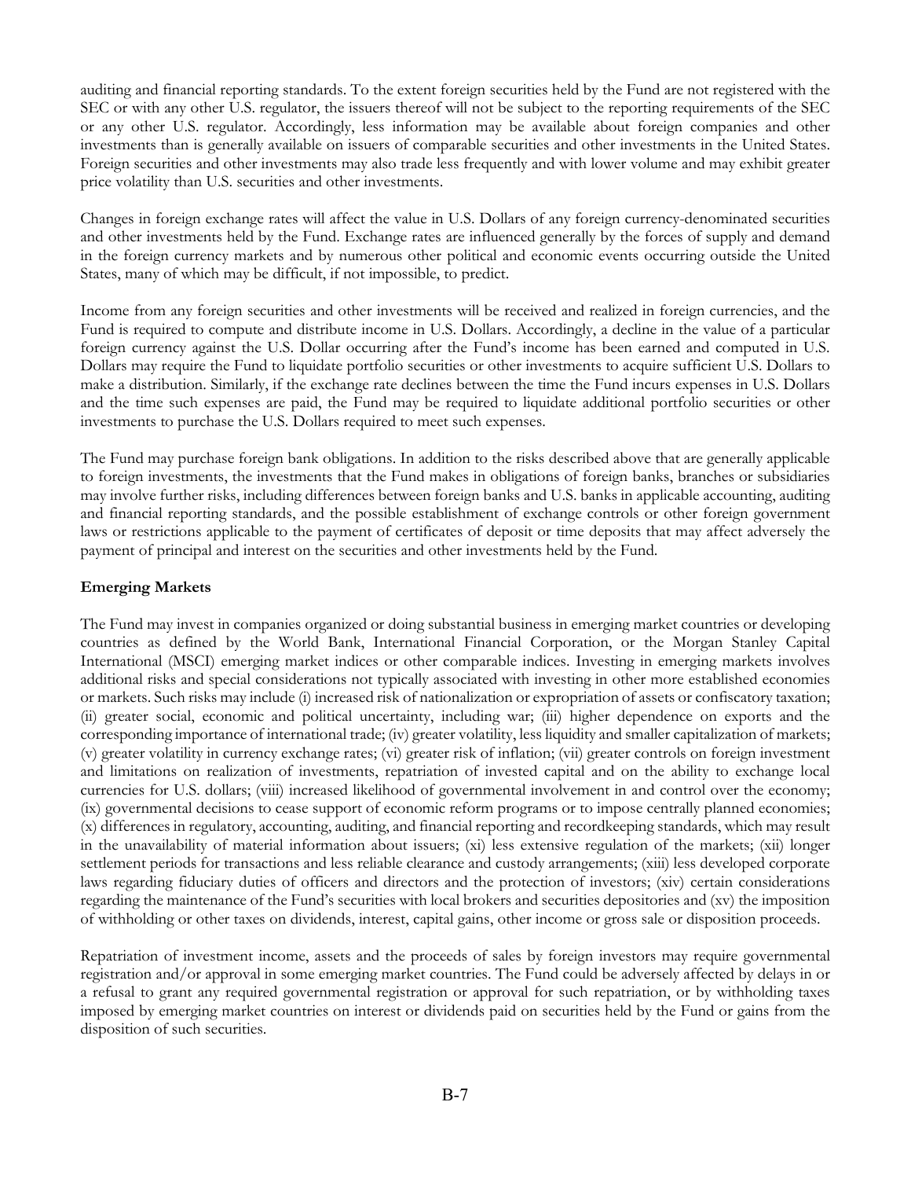auditing and financial reporting standards. To the extent foreign securities held by the Fund are not registered with the SEC or with any other U.S. regulator, the issuers thereof will not be subject to the reporting requirements of the SEC or any other U.S. regulator. Accordingly, less information may be available about foreign companies and other investments than is generally available on issuers of comparable securities and other investments in the United States. Foreign securities and other investments may also trade less frequently and with lower volume and may exhibit greater price volatility than U.S. securities and other investments.

Changes in foreign exchange rates will affect the value in U.S. Dollars of any foreign currency-denominated securities and other investments held by the Fund. Exchange rates are influenced generally by the forces of supply and demand in the foreign currency markets and by numerous other political and economic events occurring outside the United States, many of which may be difficult, if not impossible, to predict.

Income from any foreign securities and other investments will be received and realized in foreign currencies, and the Fund is required to compute and distribute income in U.S. Dollars. Accordingly, a decline in the value of a particular foreign currency against the U.S. Dollar occurring after the Fund's income has been earned and computed in U.S. Dollars may require the Fund to liquidate portfolio securities or other investments to acquire sufficient U.S. Dollars to make a distribution. Similarly, if the exchange rate declines between the time the Fund incurs expenses in U.S. Dollars and the time such expenses are paid, the Fund may be required to liquidate additional portfolio securities or other investments to purchase the U.S. Dollars required to meet such expenses.

The Fund may purchase foreign bank obligations. In addition to the risks described above that are generally applicable to foreign investments, the investments that the Fund makes in obligations of foreign banks, branches or subsidiaries may involve further risks, including differences between foreign banks and U.S. banks in applicable accounting, auditing and financial reporting standards, and the possible establishment of exchange controls or other foreign government laws or restrictions applicable to the payment of certificates of deposit or time deposits that may affect adversely the payment of principal and interest on the securities and other investments held by the Fund.

**Emerging Markets**

The Fund may invest in companies organized or doing substantial business in emerging market countries or developing countries as defined by the World Bank, International Financial Corporation, or the Morgan Stanley Capital International (MSCI) emerging market indices or other comparable indices. Investing in emerging markets involves additional risks and special considerations not typically associated with investing in other more established economies or markets. Such risks may include (i) increased risk of nationalization or expropriation of assets or confiscatory taxation; (ii) greater social, economic and political uncertainty, including war; (iii) higher dependence on exports and the corresponding importance of international trade; (iv) greater volatility, less liquidity and smaller capitalization of markets; (v) greater volatility in currency exchange rates; (vi) greater risk of inflation; (vii) greater controls on foreign investment and limitations on realization of investments, repatriation of invested capital and on the ability to exchange local currencies for U.S. dollars; (viii) increased likelihood of governmental involvement in and control over the economy; (ix) governmental decisions to cease support of economic reform programs or to impose centrally planned economies; (x) differences in regulatory, accounting, auditing, and financial reporting and recordkeeping standards, which may result in the unavailability of material information about issuers; (xi) less extensive regulation of the markets; (xii) longer settlement periods for transactions and less reliable clearance and custody arrangements; (xiii) less developed corporate laws regarding fiduciary duties of officers and directors and the protection of investors; (xiv) certain considerations regarding the maintenance of the Fund's securities with local brokers and securities depositories and (xv) the imposition of withholding or other taxes on dividends, interest, capital gains, other income or gross sale or disposition proceeds.

Repatriation of investment income, assets and the proceeds of sales by foreign investors may require governmental registration and/or approval in some emerging market countries. The Fund could be adversely affected by delays in or a refusal to grant any required governmental registration or approval for such repatriation, or by withholding taxes imposed by emerging market countries on interest or dividends paid on securities held by the Fund or gains from the disposition of such securities.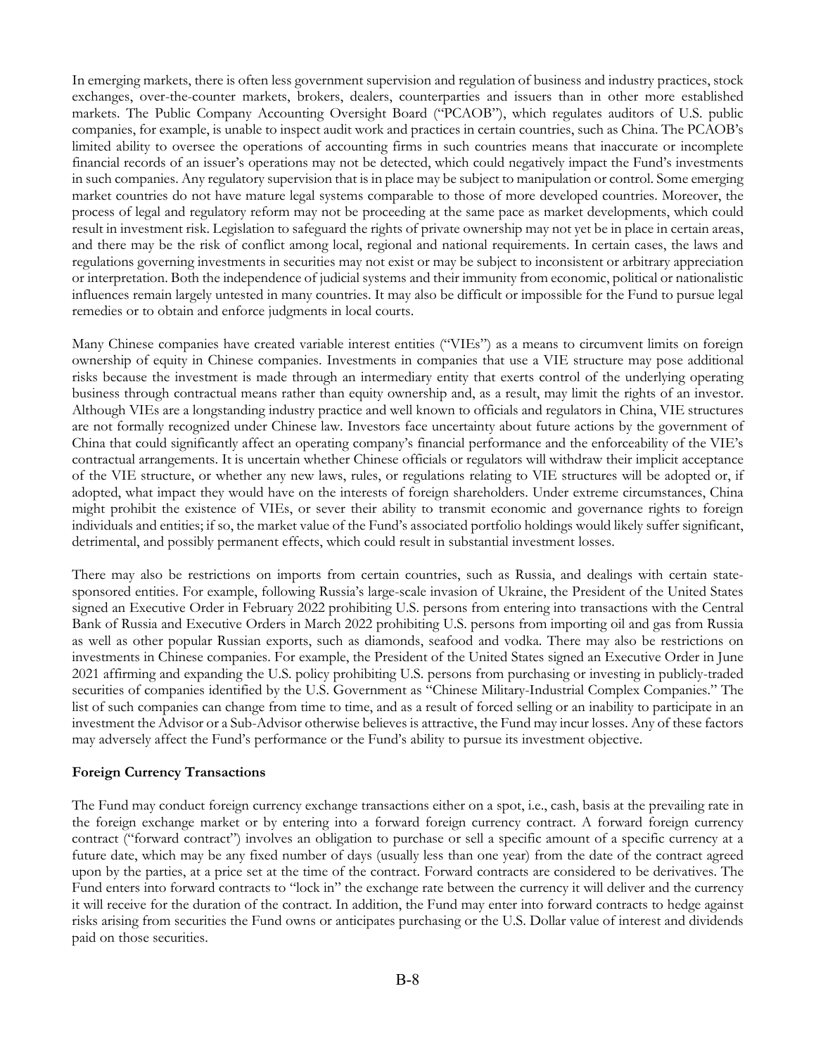In emerging markets, there is often less government supervision and regulation of business and industry practices, stock exchanges, over-the-counter markets, brokers, dealers, counterparties and issuers than in other more established markets. The Public Company Accounting Oversight Board ("PCAOB"), which regulates auditors of U.S. public companies, for example, is unable to inspect audit work and practices in certain countries, such as China. The PCAOB's limited ability to oversee the operations of accounting firms in such countries means that inaccurate or incomplete financial records of an issuer's operations may not be detected, which could negatively impact the Fund's investments in such companies. Any regulatory supervision that is in place may be subject to manipulation or control. Some emerging market countries do not have mature legal systems comparable to those of more developed countries. Moreover, the process of legal and regulatory reform may not be proceeding at the same pace as market developments, which could result in investment risk. Legislation to safeguard the rights of private ownership may not yet be in place in certain areas, and there may be the risk of conflict among local, regional and national requirements. In certain cases, the laws and regulations governing investments in securities may not exist or may be subject to inconsistent or arbitrary appreciation or interpretation. Both the independence of judicial systems and their immunity from economic, political or nationalistic influences remain largely untested in many countries. It may also be difficult or impossible for the Fund to pursue legal remedies or to obtain and enforce judgments in local courts.

Many Chinese companies have created variable interest entities ("VIEs") as a means to circumvent limits on foreign ownership of equity in Chinese companies. Investments in companies that use a VIE structure may pose additional risks because the investment is made through an intermediary entity that exerts control of the underlying operating business through contractual means rather than equity ownership and, as a result, may limit the rights of an investor. Although VIEs are a longstanding industry practice and well known to officials and regulators in China, VIE structures are not formally recognized under Chinese law. Investors face uncertainty about future actions by the government of China that could significantly affect an operating company's financial performance and the enforceability of the VIE's contractual arrangements. It is uncertain whether Chinese officials or regulators will withdraw their implicit acceptance of the VIE structure, or whether any new laws, rules, or regulations relating to VIE structures will be adopted or, if adopted, what impact they would have on the interests of foreign shareholders. Under extreme circumstances, China might prohibit the existence of VIEs, or sever their ability to transmit economic and governance rights to foreign individuals and entities; if so, the market value of the Fund's associated portfolio holdings would likely suffer significant, detrimental, and possibly permanent effects, which could result in substantial investment losses.

There may also be restrictions on imports from certain countries, such as Russia, and dealings with certain state-sponsored entities. For example, following Russia's large-scale invasion of Ukraine, the President of the United States signed an Executive Order in February 2022 prohibiting U.S. persons from entering into transactions with the Central Bank of Russia and Executive Orders in March 2022 prohibiting U.S. persons from importing oil and gas from Russia as well as other popular Russian exports, such as diamonds, seafood and vodka. There may also be restrictions on investments in Chinese companies. For example, the President of the United States signed an Executive Order in June 2021 affirming and expanding the U.S. policy prohibiting U.S. persons from purchasing or investing in publicly-traded securities of companies identified by the U.S. Government as "Chinese Military-Industrial Complex Companies." The list of such companies can change from time to time, and as a result of forced selling or an inability to participate in an investment the Advisor or a Sub-Advisor otherwise believes is attractive, the Fund may incur losses. Any of these factors may adversely affect the Fund's performance or the Fund's ability to pursue its investment objective.

**Foreign Currency Transactions**

The Fund may conduct foreign currency exchange transactions either on a spot, i.e., cash, basis at the prevailing rate in the foreign exchange market or by entering into a forward foreign currency contract. A forward foreign currency contract ("forward contract") involves an obligation to purchase or sell a specific amount of a specific currency at a future date, which may be any fixed number of days (usually less than one year) from the date of the contract agreed upon by the parties, at a price set at the time of the contract. Forward contracts are considered to be derivatives. The Fund enters into forward contracts to "lock in" the exchange rate between the currency it will deliver and the currency it will receive for the duration of the contract. In addition, the Fund may enter into forward contracts to hedge against risks arising from securities the Fund owns or anticipates purchasing or the U.S. Dollar value of interest and dividends paid on those securities.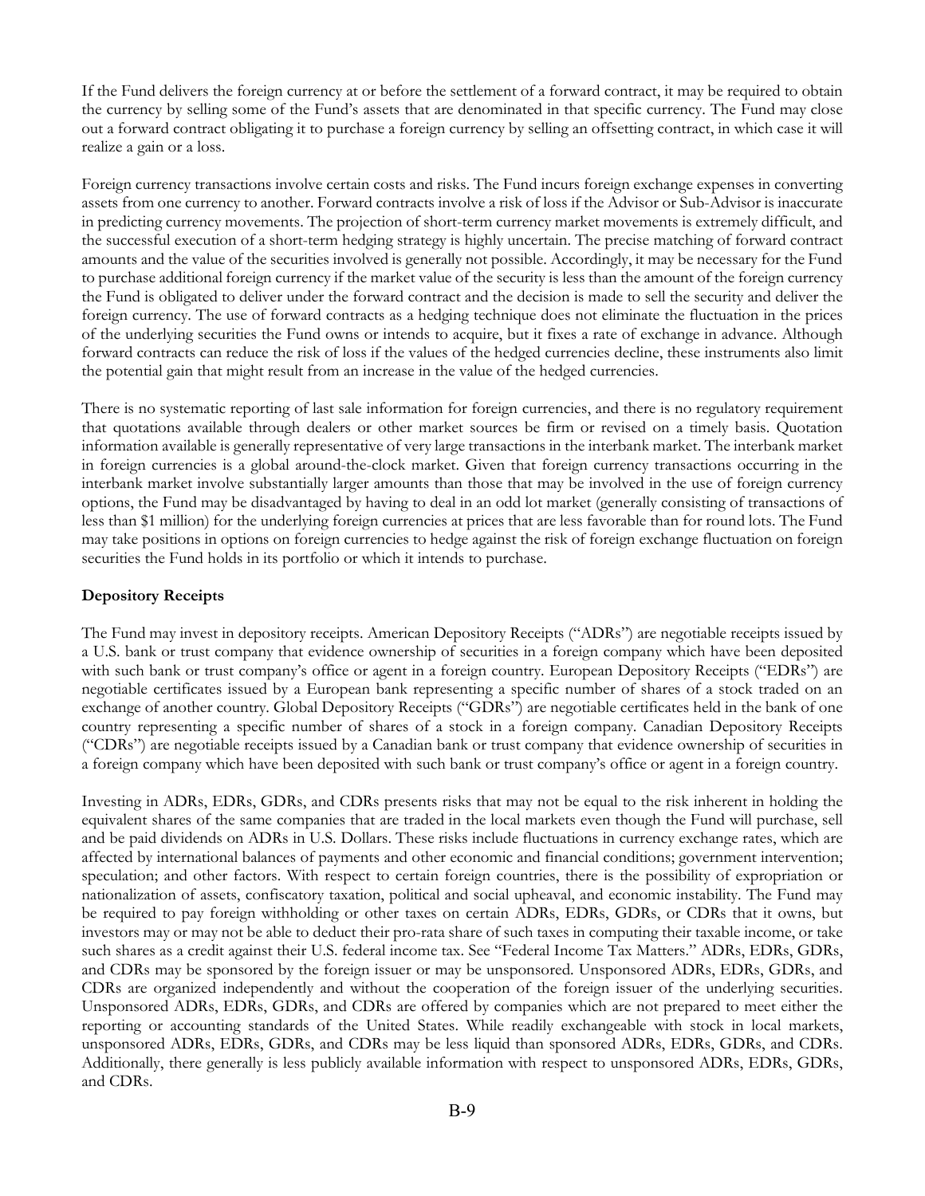If the Fund delivers the foreign currency at or before the settlement of a forward contract, it may be required to obtain the currency by selling some of the Fund's assets that are denominated in that specific currency. The Fund may close out a forward contract obligating it to purchase a foreign currency by selling an offsetting contract, in which case it will realize a gain or a loss.

Foreign currency transactions involve certain costs and risks. The Fund incurs foreign exchange expenses in converting assets from one currency to another. Forward contracts involve a risk of loss if the Advisor or Sub-Advisor is inaccurate in predicting currency movements. The projection of short-term currency market movements is extremely difficult, and the successful execution of a short-term hedging strategy is highly uncertain. The precise matching of forward contract amounts and the value of the securities involved is generally not possible. Accordingly, it may be necessary for the Fund to purchase additional foreign currency if the market value of the security is less than the amount of the foreign currency the Fund is obligated to deliver under the forward contract and the decision is made to sell the security and deliver the foreign currency. The use of forward contracts as a hedging technique does not eliminate the fluctuation in the prices of the underlying securities the Fund owns or intends to acquire, but it fixes a rate of exchange in advance. Although forward contracts can reduce the risk of loss if the values of the hedged currencies decline, these instruments also limit the potential gain that might result from an increase in the value of the hedged currencies.

There is no systematic reporting of last sale information for foreign currencies, and there is no regulatory requirement that quotations available through dealers or other market sources be firm or revised on a timely basis. Quotation information available is generally representative of very large transactions in the interbank market. The interbank market in foreign currencies is a global around-the-clock market. Given that foreign currency transactions occurring in the interbank market involve substantially larger amounts than those that may be involved in the use of foreign currency options, the Fund may be disadvantaged by having to deal in an odd lot market (generally consisting of transactions of less than $1 million) for the underlying foreign currencies at prices that are less favorable than for round lots. The Fund may take positions in options on foreign currencies to hedge against the risk of foreign exchange fluctuation on foreign securities the Fund holds in its portfolio or which it intends to purchase.

**Depository Receipts**

The Fund may invest in depository receipts. American Depository Receipts ("ADRs") are negotiable receipts issued by a U.S. bank or trust company that evidence ownership of securities in a foreign company which have been deposited with such bank or trust company's office or agent in a foreign country. European Depository Receipts ("EDRs") are negotiable certificates issued by a European bank representing a specific number of shares of a stock traded on an exchange of another country. Global Depository Receipts ("GDRs") are negotiable certificates held in the bank of one country representing a specific number of shares of a stock in a foreign company. Canadian Depository Receipts ("CDRs") are negotiable receipts issued by a Canadian bank or trust company that evidence ownership of securities in a foreign company which have been deposited with such bank or trust company's office or agent in a foreign country.

Investing in ADRs, EDRs, GDRs, and CDRs presents risks that may not be equal to the risk inherent in holding the equivalent shares of the same companies that are traded in the local markets even though the Fund will purchase, sell and be paid dividends on ADRs in U.S. Dollars. These risks include fluctuations in currency exchange rates, which are affected by international balances of payments and other economic and financial conditions; government intervention; speculation; and other factors. With respect to certain foreign countries, there is the possibility of expropriation or nationalization of assets, confiscatory taxation, political and social upheaval, and economic instability. The Fund may be required to pay foreign withholding or other taxes on certain ADRs, EDRs, GDRs, or CDRs that it owns, but investors may or may not be able to deduct their pro-rata share of such taxes in computing their taxable income, or take such shares as a credit against their U.S. federal income tax. See "Federal Income Tax Matters." ADRs, EDRs, GDRs, and CDRs may be sponsored by the foreign issuer or may be unsponsored. Unsponsored ADRs, EDRs, GDRs, and CDRs are organized independently and without the cooperation of the foreign issuer of the underlying securities. Unsponsored ADRs, EDRs, GDRs, and CDRs are offered by companies which are not prepared to meet either the reporting or accounting standards of the United States. While readily exchangeable with stock in local markets, unsponsored ADRs, EDRs, GDRs, and CDRs may be less liquid than sponsored ADRs, EDRs, GDRs, and CDRs. Additionally, there generally is less publicly available information with respect to unsponsored ADRs, EDRs, GDRs, and CDRs.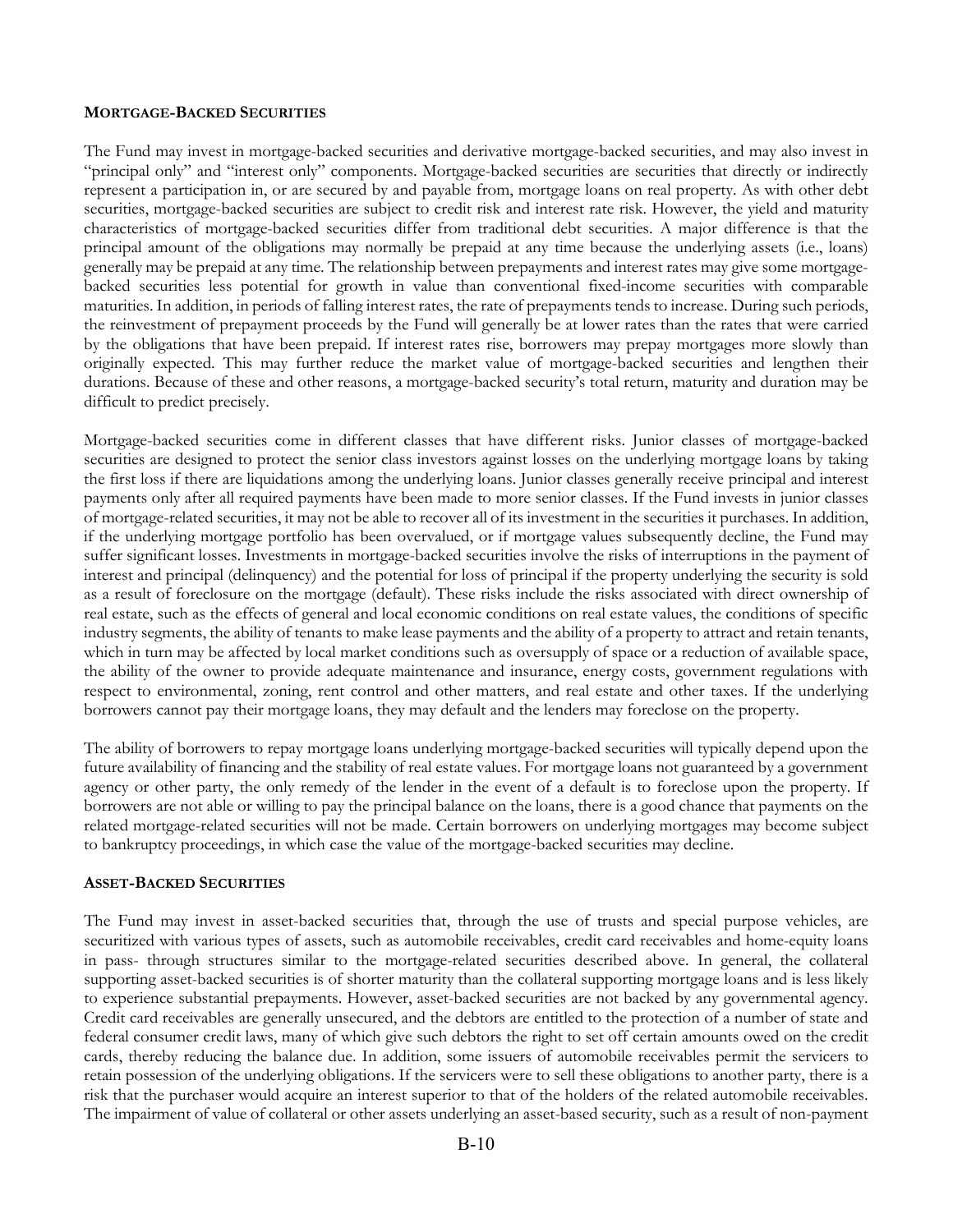**MORTGAGE-BACKED SECURITIES**

The Fund may invest in mortgage-backed securities and derivative mortgage-backed securities, and may also invest in "principal only" and "interest only" components. Mortgage-backed securities are securities that directly or indirectly represent a participation in, or are secured by and payable from, mortgage loans on real property. As with other debt securities, mortgage-backed securities are subject to credit risk and interest rate risk. However, the yield and maturity characteristics of mortgage-backed securities differ from traditional debt securities. A major difference is that the principal amount of the obligations may normally be prepaid at any time because the underlying assets (i.e., loans) generally may be prepaid at any time. The relationship between prepayments and interest rates may give some mortgage-backed securities less potential for growth in value than conventional fixed-income securities with comparable maturities. In addition, in periods of falling interest rates, the rate of prepayments tends to increase. During such periods, the reinvestment of prepayment proceeds by the Fund will generally be at lower rates than the rates that were carried by the obligations that have been prepaid. If interest rates rise, borrowers may prepay mortgages more slowly than originally expected. This may further reduce the market value of mortgage-backed securities and lengthen their durations. Because of these and other reasons, a mortgage-backed security's total return, maturity and duration may be difficult to predict precisely.

Mortgage-backed securities come in different classes that have different risks. Junior classes of mortgage-backed securities are designed to protect the senior class investors against losses on the underlying mortgage loans by taking the first loss if there are liquidations among the underlying loans. Junior classes generally receive principal and interest payments only after all required payments have been made to more senior classes. If the Fund invests in junior classes of mortgage-related securities, it may not be able to recover all of its investment in the securities it purchases. In addition, if the underlying mortgage portfolio has been overvalued, or if mortgage values subsequently decline, the Fund may suffer significant losses. Investments in mortgage-backed securities involve the risks of interruptions in the payment of interest and principal (delinquency) and the potential for loss of principal if the property underlying the security is sold as a result of foreclosure on the mortgage (default). These risks include the risks associated with direct ownership of real estate, such as the effects of general and local economic conditions on real estate values, the conditions of specific industry segments, the ability of tenants to make lease payments and the ability of a property to attract and retain tenants, which in turn may be affected by local market conditions such as oversupply of space or a reduction of available space, the ability of the owner to provide adequate maintenance and insurance, energy costs, government regulations with respect to environmental, zoning, rent control and other matters, and real estate and other taxes. If the underlying borrowers cannot pay their mortgage loans, they may default and the lenders may foreclose on the property.

The ability of borrowers to repay mortgage loans underlying mortgage-backed securities will typically depend upon the future availability of financing and the stability of real estate values. For mortgage loans not guaranteed by a government agency or other party, the only remedy of the lender in the event of a default is to foreclose upon the property. If borrowers are not able or willing to pay the principal balance on the loans, there is a good chance that payments on the related mortgage-related securities will not be made. Certain borrowers on underlying mortgages may become subject to bankruptcy proceedings, in which case the value of the mortgage-backed securities may decline.

**ASSET-BACKED SECURITIES**

The Fund may invest in asset-backed securities that, through the use of trusts and special purpose vehicles, are securitized with various types of assets, such as automobile receivables, credit card receivables and home-equity loans in pass- through structures similar to the mortgage-related securities described above. In general, the collateral supporting asset-backed securities is of shorter maturity than the collateral supporting mortgage loans and is less likely to experience substantial prepayments. However, asset-backed securities are not backed by any governmental agency. Credit card receivables are generally unsecured, and the debtors are entitled to the protection of a number of state and federal consumer credit laws, many of which give such debtors the right to set off certain amounts owed on the credit cards, thereby reducing the balance due. In addition, some issuers of automobile receivables permit the servicers to retain possession of the underlying obligations. If the servicers were to sell these obligations to another party, there is a risk that the purchaser would acquire an interest superior to that of the holders of the related automobile receivables. The impairment of value of collateral or other assets underlying an asset-based security, such as a result of non-payment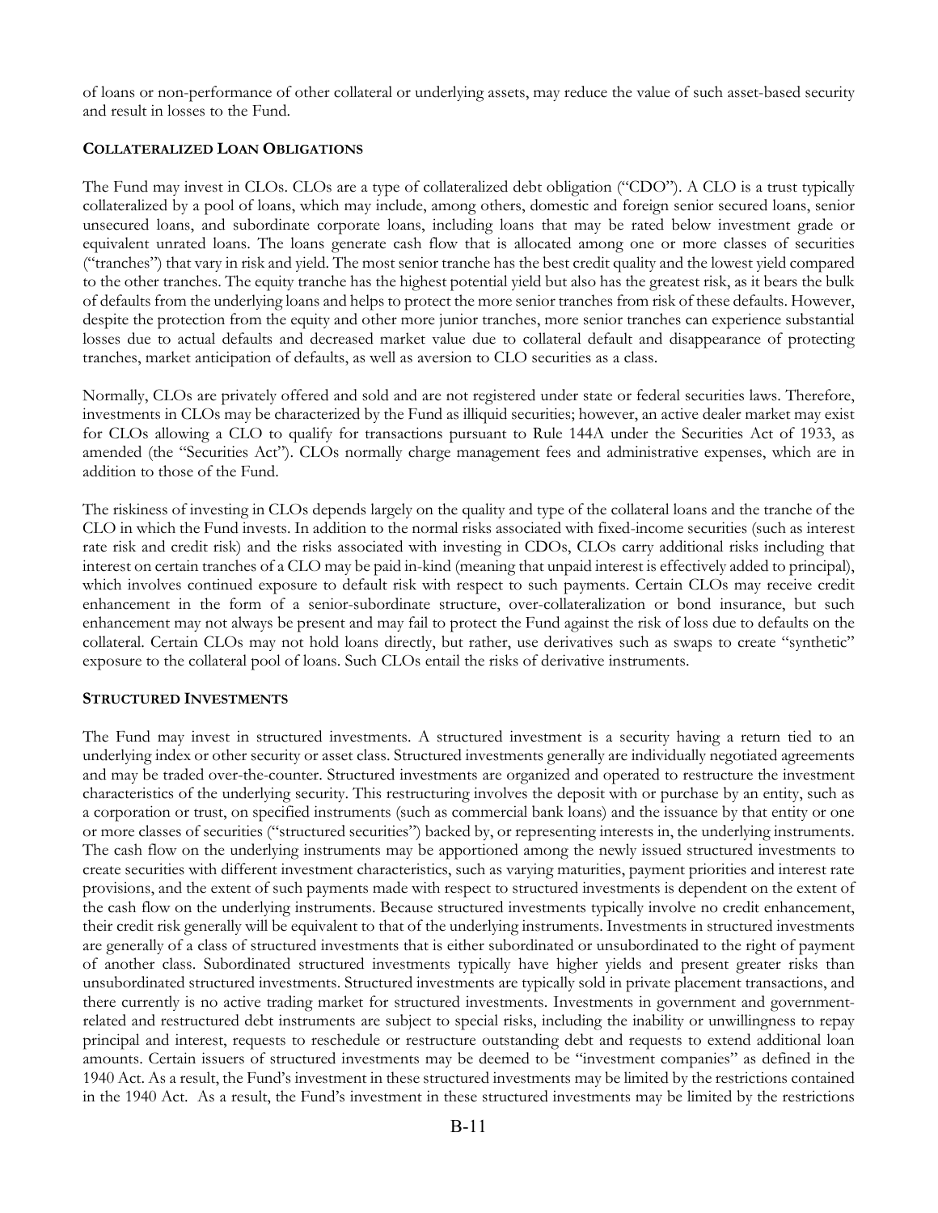of loans or non-performance of other collateral or underlying assets, may reduce the value of such asset-based security and result in losses to the Fund.

**COLLATERALIZED LOAN OBLIGATIONS**

The Fund may invest in CLOs. CLOs are a type of collateralized debt obligation ("CDO"). A CLO is a trust typically collateralized by a pool of loans, which may include, among others, domestic and foreign senior secured loans, senior unsecured loans, and subordinate corporate loans, including loans that may be rated below investment grade or equivalent unrated loans. The loans generate cash flow that is allocated among one or more classes of securities ("tranches") that vary in risk and yield. The most senior tranche has the best credit quality and the lowest yield compared to the other tranches. The equity tranche has the highest potential yield but also has the greatest risk, as it bears the bulk of defaults from the underlying loans and helps to protect the more senior tranches from risk of these defaults. However, despite the protection from the equity and other more junior tranches, more senior tranches can experience substantial losses due to actual defaults and decreased market value due to collateral default and disappearance of protecting tranches, market anticipation of defaults, as well as aversion to CLO securities as a class.

Normally, CLOs are privately offered and sold and are not registered under state or federal securities laws. Therefore, investments in CLOs may be characterized by the Fund as illiquid securities; however, an active dealer market may exist for CLOs allowing a CLO to qualify for transactions pursuant to Rule 144A under the Securities Act of 1933, as amended (the "Securities Act"). CLOs normally charge management fees and administrative expenses, which are in addition to those of the Fund.

The riskiness of investing in CLOs depends largely on the quality and type of the collateral loans and the tranche of the CLO in which the Fund invests. In addition to the normal risks associated with fixed-income securities (such as interest rate risk and credit risk) and the risks associated with investing in CDOs, CLOs carry additional risks including that interest on certain tranches of a CLO may be paid in-kind (meaning that unpaid interest is effectively added to principal), which involves continued exposure to default risk with respect to such payments. Certain CLOs may receive credit enhancement in the form of a senior-subordinate structure, over-collateralization or bond insurance, but such enhancement may not always be present and may fail to protect the Fund against the risk of loss due to defaults on the collateral. Certain CLOs may not hold loans directly, but rather, use derivatives such as swaps to create "synthetic" exposure to the collateral pool of loans. Such CLOs entail the risks of derivative instruments.

**STRUCTURED INVESTMENTS**

The Fund may invest in structured investments. A structured investment is a security having a return tied to an underlying index or other security or asset class. Structured investments generally are individually negotiated agreements and may be traded over-the-counter. Structured investments are organized and operated to restructure the investment characteristics of the underlying security. This restructuring involves the deposit with or purchase by an entity, such as a corporation or trust, on specified instruments (such as commercial bank loans) and the issuance by that entity or one or more classes of securities ("structured securities") backed by, or representing interests in, the underlying instruments. The cash flow on the underlying instruments may be apportioned among the newly issued structured investments to create securities with different investment characteristics, such as varying maturities, payment priorities and interest rate provisions, and the extent of such payments made with respect to structured investments is dependent on the extent of the cash flow on the underlying instruments. Because structured investments typically involve no credit enhancement, their credit risk generally will be equivalent to that of the underlying instruments. Investments in structured investments are generally of a class of structured investments that is either subordinated or unsubordinated to the right of payment of another class. Subordinated structured investments typically have higher yields and present greater risks than unsubordinated structured investments. Structured investments are typically sold in private placement transactions, and there currently is no active trading market for structured investments. Investments in government and government-related and restructured debt instruments are subject to special risks, including the inability or unwillingness to repay principal and interest, requests to reschedule or restructure outstanding debt and requests to extend additional loan amounts. Certain issuers of structured investments may be deemed to be "investment companies" as defined in the 1940 Act. As a result, the Fund's investment in these structured investments may be limited by the restrictions contained in the 1940 Act. As a result, the Fund's investment in these structured investments may be limited by the restrictions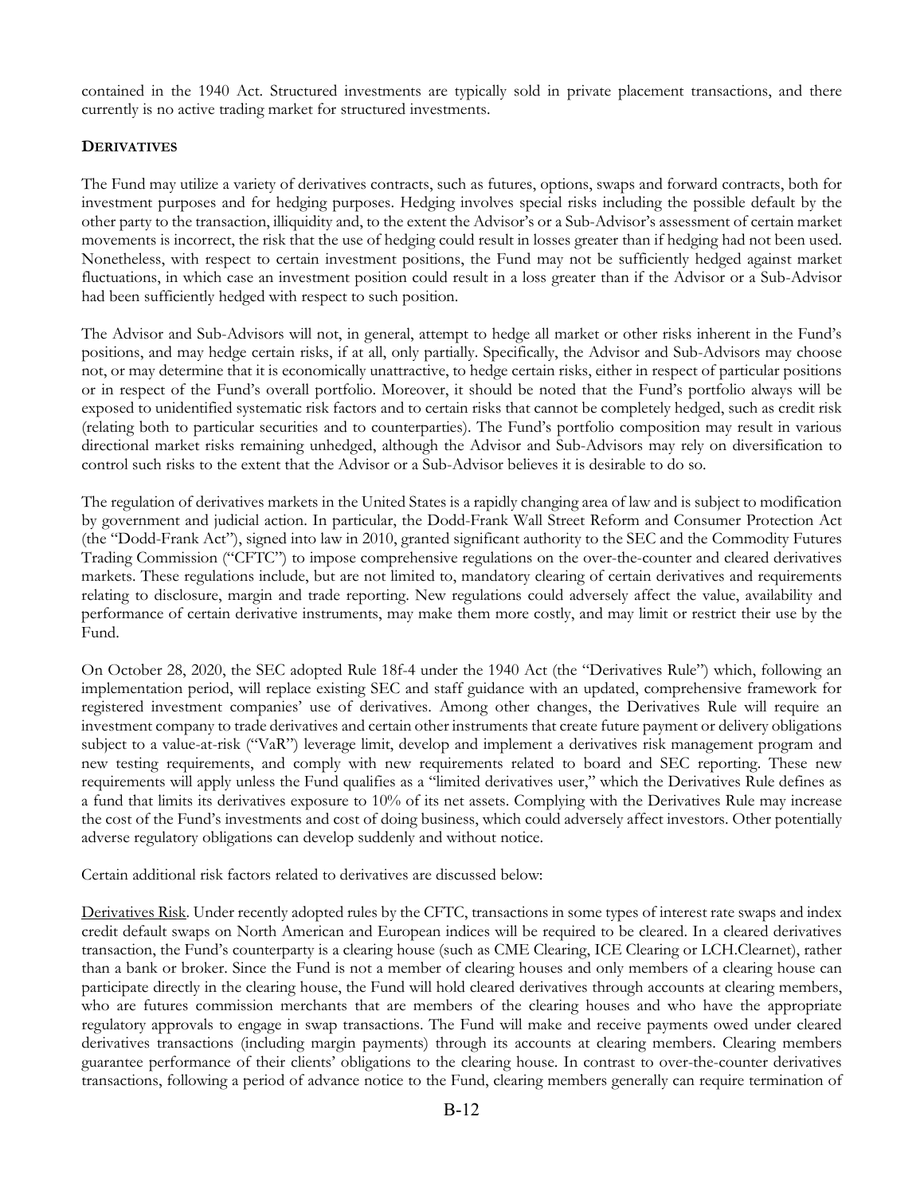contained in the 1940 Act. Structured investments are typically sold in private placement transactions, and there currently is no active trading market for structured investments.

## DERIVATIVES

The Fund may utilize a variety of derivatives contracts, such as futures, options, swaps and forward contracts, both for investment purposes and for hedging purposes. Hedging involves special risks including the possible default by the other party to the transaction, illiquidity and, to the extent the Advisor's or a Sub-Advisor's assessment of certain market movements is incorrect, the risk that the use of hedging could result in losses greater than if hedging had not been used. Nonetheless, with respect to certain investment positions, the Fund may not be sufficiently hedged against market fluctuations, in which case an investment position could result in a loss greater than if the Advisor or a Sub-Advisor had been sufficiently hedged with respect to such position.

The Advisor and Sub-Advisors will not, in general, attempt to hedge all market or other risks inherent in the Fund's positions, and may hedge certain risks, if at all, only partially. Specifically, the Advisor and Sub-Advisors may choose not, or may determine that it is economically unattractive, to hedge certain risks, either in respect of particular positions or in respect of the Fund's overall portfolio. Moreover, it should be noted that the Fund's portfolio always will be exposed to unidentified systematic risk factors and to certain risks that cannot be completely hedged, such as credit risk (relating both to particular securities and to counterparties). The Fund's portfolio composition may result in various directional market risks remaining unhedged, although the Advisor and Sub-Advisors may rely on diversification to control such risks to the extent that the Advisor or a Sub-Advisor believes it is desirable to do so.

The regulation of derivatives markets in the United States is a rapidly changing area of law and is subject to modification by government and judicial action. In particular, the Dodd-Frank Wall Street Reform and Consumer Protection Act (the "Dodd-Frank Act"), signed into law in 2010, granted significant authority to the SEC and the Commodity Futures Trading Commission ("CFTC") to impose comprehensive regulations on the over-the-counter and cleared derivatives markets. These regulations include, but are not limited to, mandatory clearing of certain derivatives and requirements relating to disclosure, margin and trade reporting. New regulations could adversely affect the value, availability and performance of certain derivative instruments, may make them more costly, and may limit or restrict their use by the Fund.

On October 28, 2020, the SEC adopted Rule 18f-4 under the 1940 Act (the "Derivatives Rule") which, following an implementation period, will replace existing SEC and staff guidance with an updated, comprehensive framework for registered investment companies' use of derivatives. Among other changes, the Derivatives Rule will require an investment company to trade derivatives and certain other instruments that create future payment or delivery obligations subject to a value-at-risk ("VaR") leverage limit, develop and implement a derivatives risk management program and new testing requirements, and comply with new requirements related to board and SEC reporting. These new requirements will apply unless the Fund qualifies as a "limited derivatives user," which the Derivatives Rule defines as a fund that limits its derivatives exposure to 10% of its net assets. Complying with the Derivatives Rule may increase the cost of the Fund's investments and cost of doing business, which could adversely affect investors. Other potentially adverse regulatory obligations can develop suddenly and without notice.

Certain additional risk factors related to derivatives are discussed below:

Derivatives Risk. Under recently adopted rules by the CFTC, transactions in some types of interest rate swaps and index credit default swaps on North American and European indices will be required to be cleared. In a cleared derivatives transaction, the Fund's counterparty is a clearing house (such as CME Clearing, ICE Clearing or LCH.Clearnet), rather than a bank or broker. Since the Fund is not a member of clearing houses and only members of a clearing house can participate directly in the clearing house, the Fund will hold cleared derivatives through accounts at clearing members, who are futures commission merchants that are members of the clearing houses and who have the appropriate regulatory approvals to engage in swap transactions. The Fund will make and receive payments owed under cleared derivatives transactions (including margin payments) through its accounts at clearing members. Clearing members guarantee performance of their clients' obligations to the clearing house. In contrast to over-the-counter derivatives transactions, following a period of advance notice to the Fund, clearing members generally can require termination of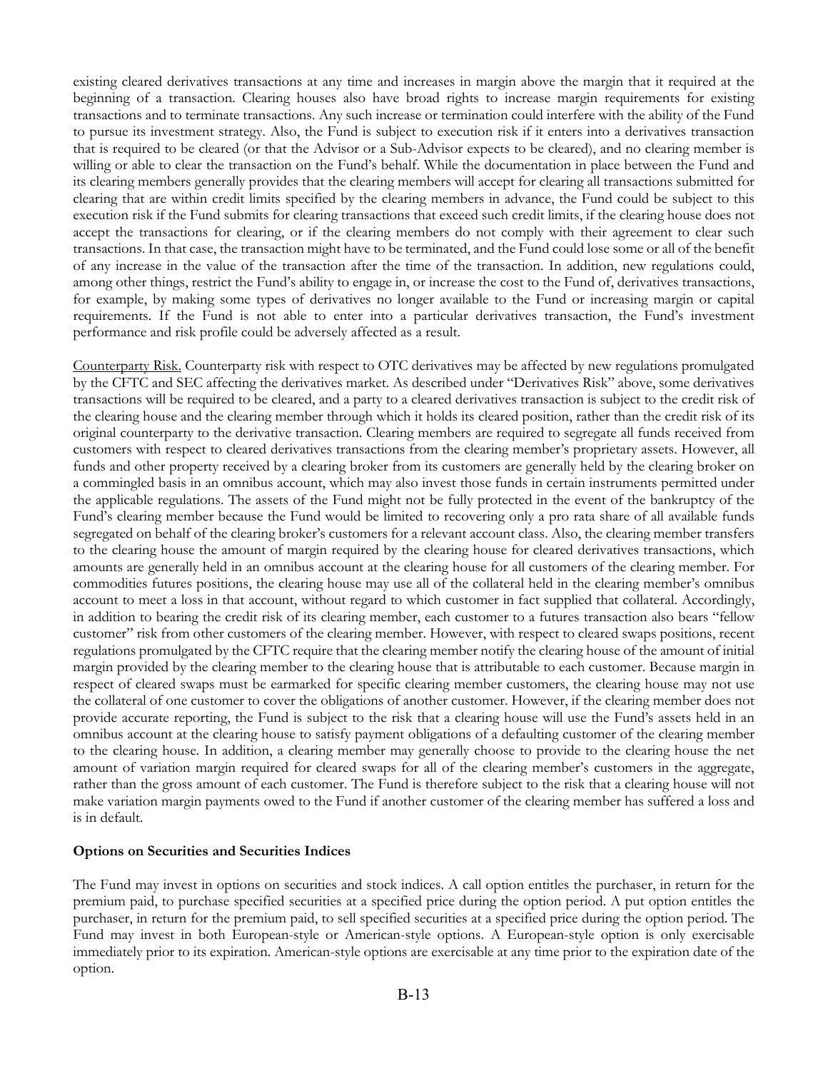existing cleared derivatives transactions at any time and increases in margin above the margin that it required at the beginning of a transaction. Clearing houses also have broad rights to increase margin requirements for existing transactions and to terminate transactions. Any such increase or termination could interfere with the ability of the Fund to pursue its investment strategy. Also, the Fund is subject to execution risk if it enters into a derivatives transaction that is required to be cleared (or that the Advisor or a Sub-Advisor expects to be cleared), and no clearing member is willing or able to clear the transaction on the Fund's behalf. While the documentation in place between the Fund and its clearing members generally provides that the clearing members will accept for clearing all transactions submitted for clearing that are within credit limits specified by the clearing members in advance, the Fund could be subject to this execution risk if the Fund submits for clearing transactions that exceed such credit limits, if the clearing house does not accept the transactions for clearing, or if the clearing members do not comply with their agreement to clear such transactions. In that case, the transaction might have to be terminated, and the Fund could lose some or all of the benefit of any increase in the value of the transaction after the time of the transaction. In addition, new regulations could, among other things, restrict the Fund's ability to engage in, or increase the cost to the Fund of, derivatives transactions, for example, by making some types of derivatives no longer available to the Fund or increasing margin or capital requirements. If the Fund is not able to enter into a particular derivatives transaction, the Fund's investment performance and risk profile could be adversely affected as a result.

Counterparty Risk. Counterparty risk with respect to OTC derivatives may be affected by new regulations promulgated by the CFTC and SEC affecting the derivatives market. As described under "Derivatives Risk" above, some derivatives transactions will be required to be cleared, and a party to a cleared derivatives transaction is subject to the credit risk of the clearing house and the clearing member through which it holds its cleared position, rather than the credit risk of its original counterparty to the derivative transaction. Clearing members are required to segregate all funds received from customers with respect to cleared derivatives transactions from the clearing member's proprietary assets. However, all funds and other property received by a clearing broker from its customers are generally held by the clearing broker on a commingled basis in an omnibus account, which may also invest those funds in certain instruments permitted under the applicable regulations. The assets of the Fund might not be fully protected in the event of the bankruptcy of the Fund's clearing member because the Fund would be limited to recovering only a pro rata share of all available funds segregated on behalf of the clearing broker's customers for a relevant account class. Also, the clearing member transfers to the clearing house the amount of margin required by the clearing house for cleared derivatives transactions, which amounts are generally held in an omnibus account at the clearing house for all customers of the clearing member. For commodities futures positions, the clearing house may use all of the collateral held in the clearing member's omnibus account to meet a loss in that account, without regard to which customer in fact supplied that collateral. Accordingly, in addition to bearing the credit risk of its clearing member, each customer to a futures transaction also bears "fellow customer" risk from other customers of the clearing member. However, with respect to cleared swaps positions, recent regulations promulgated by the CFTC require that the clearing member notify the clearing house of the amount of initial margin provided by the clearing member to the clearing house that is attributable to each customer. Because margin in respect of cleared swaps must be earmarked for specific clearing member customers, the clearing house may not use the collateral of one customer to cover the obligations of another customer. However, if the clearing member does not provide accurate reporting, the Fund is subject to the risk that a clearing house will use the Fund's assets held in an omnibus account at the clearing house to satisfy payment obligations of a defaulting customer of the clearing member to the clearing house. In addition, a clearing member may generally choose to provide to the clearing house the net amount of variation margin required for cleared swaps for all of the clearing member's customers in the aggregate, rather than the gross amount of each customer. The Fund is therefore subject to the risk that a clearing house will not make variation margin payments owed to the Fund if another customer of the clearing member has suffered a loss and is in default.

**Options on Securities and Securities Indices**

The Fund may invest in options on securities and stock indices. A call option entitles the purchaser, in return for the premium paid, to purchase specified securities at a specified price during the option period. A put option entitles the purchaser, in return for the premium paid, to sell specified securities at a specified price during the option period. The Fund may invest in both European-style or American-style options. A European-style option is only exercisable immediately prior to its expiration. American-style options are exercisable at any time prior to the expiration date of the option.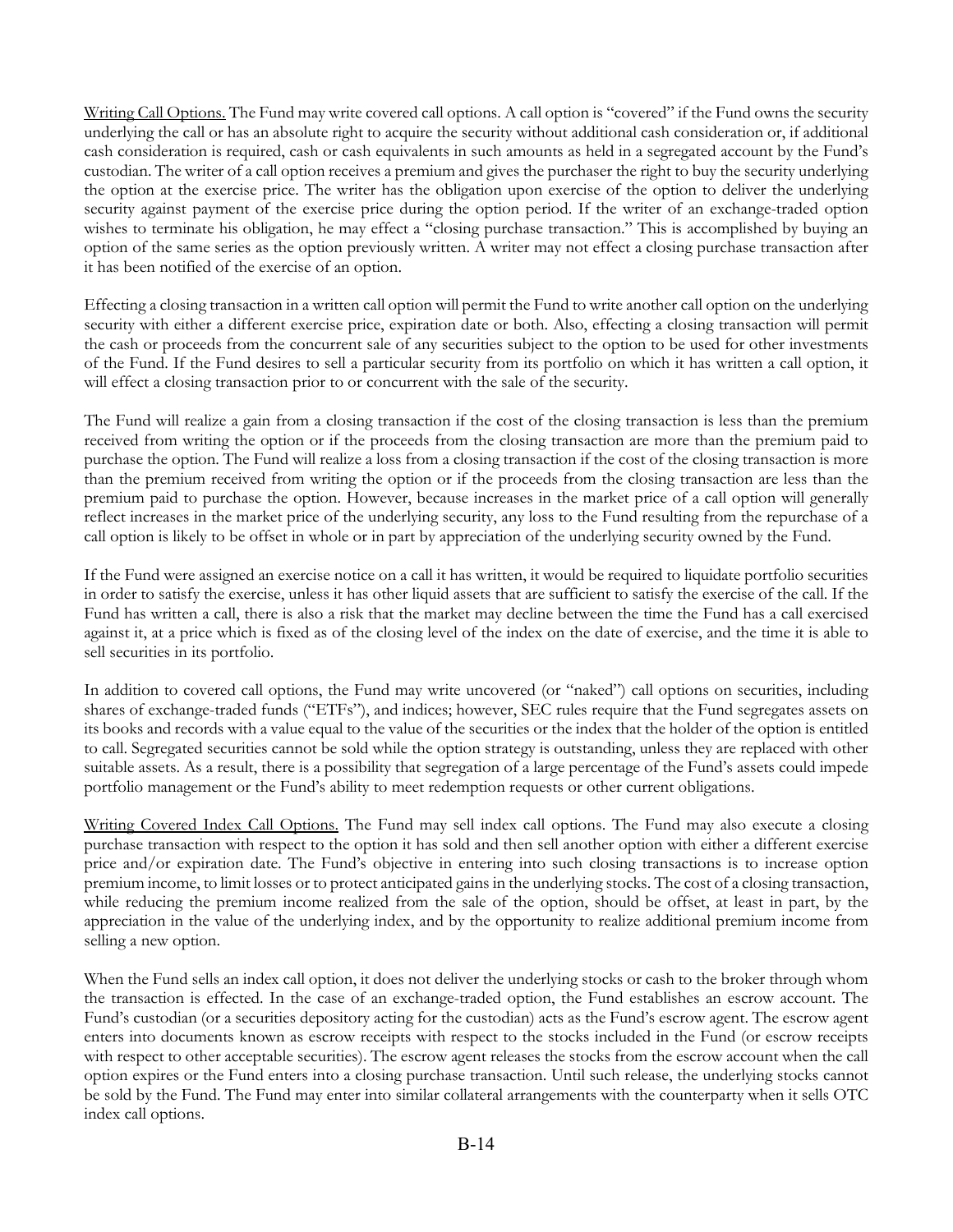Writing Call Options. The Fund may write covered call options. A call option is "covered" if the Fund owns the security underlying the call or has an absolute right to acquire the security without additional cash consideration or, if additional cash consideration is required, cash or cash equivalents in such amounts as held in a segregated account by the Fund's custodian. The writer of a call option receives a premium and gives the purchaser the right to buy the security underlying the option at the exercise price. The writer has the obligation upon exercise of the option to deliver the underlying security against payment of the exercise price during the option period. If the writer of an exchange-traded option wishes to terminate his obligation, he may effect a "closing purchase transaction." This is accomplished by buying an option of the same series as the option previously written. A writer may not effect a closing purchase transaction after it has been notified of the exercise of an option.

Effecting a closing transaction in a written call option will permit the Fund to write another call option on the underlying security with either a different exercise price, expiration date or both. Also, effecting a closing transaction will permit the cash or proceeds from the concurrent sale of any securities subject to the option to be used for other investments of the Fund. If the Fund desires to sell a particular security from its portfolio on which it has written a call option, it will effect a closing transaction prior to or concurrent with the sale of the security.

The Fund will realize a gain from a closing transaction if the cost of the closing transaction is less than the premium received from writing the option or if the proceeds from the closing transaction are more than the premium paid to purchase the option. The Fund will realize a loss from a closing transaction if the cost of the closing transaction is more than the premium received from writing the option or if the proceeds from the closing transaction are less than the premium paid to purchase the option. However, because increases in the market price of a call option will generally reflect increases in the market price of the underlying security, any loss to the Fund resulting from the repurchase of a call option is likely to be offset in whole or in part by appreciation of the underlying security owned by the Fund.

If the Fund were assigned an exercise notice on a call it has written, it would be required to liquidate portfolio securities in order to satisfy the exercise, unless it has other liquid assets that are sufficient to satisfy the exercise of the call. If the Fund has written a call, there is also a risk that the market may decline between the time the Fund has a call exercised against it, at a price which is fixed as of the closing level of the index on the date of exercise, and the time it is able to sell securities in its portfolio.

In addition to covered call options, the Fund may write uncovered (or "naked") call options on securities, including shares of exchange-traded funds ("ETFs"), and indices; however, SEC rules require that the Fund segregates assets on its books and records with a value equal to the value of the securities or the index that the holder of the option is entitled to call. Segregated securities cannot be sold while the option strategy is outstanding, unless they are replaced with other suitable assets. As a result, there is a possibility that segregation of a large percentage of the Fund's assets could impede portfolio management or the Fund's ability to meet redemption requests or other current obligations.

Writing Covered Index Call Options. The Fund may sell index call options. The Fund may also execute a closing purchase transaction with respect to the option it has sold and then sell another option with either a different exercise price and/or expiration date. The Fund's objective in entering into such closing transactions is to increase option premium income, to limit losses or to protect anticipated gains in the underlying stocks. The cost of a closing transaction, while reducing the premium income realized from the sale of the option, should be offset, at least in part, by the appreciation in the value of the underlying index, and by the opportunity to realize additional premium income from selling a new option.

When the Fund sells an index call option, it does not deliver the underlying stocks or cash to the broker through whom the transaction is effected. In the case of an exchange-traded option, the Fund establishes an escrow account. The Fund's custodian (or a securities depository acting for the custodian) acts as the Fund's escrow agent. The escrow agent enters into documents known as escrow receipts with respect to the stocks included in the Fund (or escrow receipts with respect to other acceptable securities). The escrow agent releases the stocks from the escrow account when the call option expires or the Fund enters into a closing purchase transaction. Until such release, the underlying stocks cannot be sold by the Fund. The Fund may enter into similar collateral arrangements with the counterparty when it sells OTC index call options.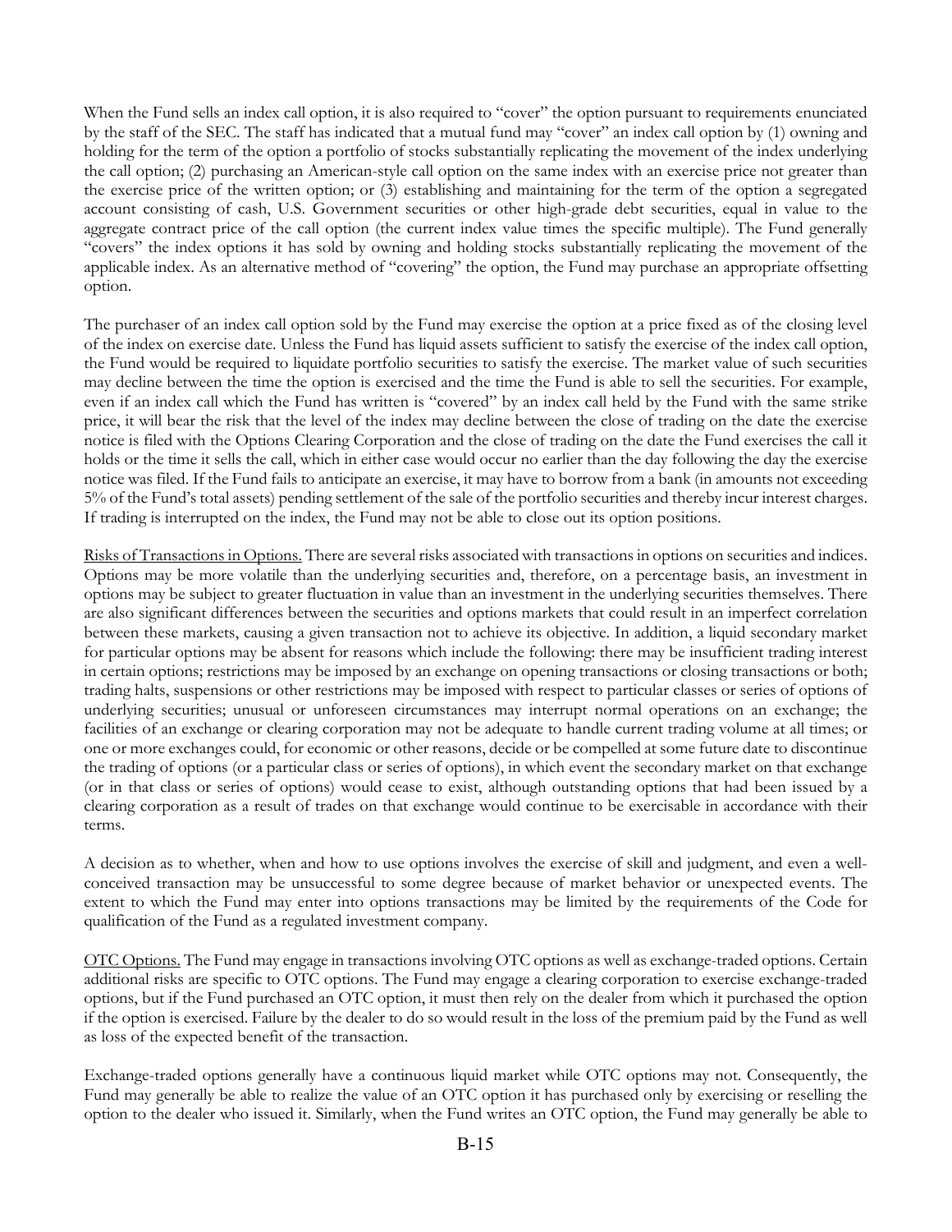When the Fund sells an index call option, it is also required to "cover" the option pursuant to requirements enunciated by the staff of the SEC. The staff has indicated that a mutual fund may "cover" an index call option by (1) owning and holding for the term of the option a portfolio of stocks substantially replicating the movement of the index underlying the call option; (2) purchasing an American-style call option on the same index with an exercise price not greater than the exercise price of the written option; or (3) establishing and maintaining for the term of the option a segregated account consisting of cash, U.S. Government securities or other high-grade debt securities, equal in value to the aggregate contract price of the call option (the current index value times the specific multiple). The Fund generally "covers" the index options it has sold by owning and holding stocks substantially replicating the movement of the applicable index. As an alternative method of "covering" the option, the Fund may purchase an appropriate offsetting option.

The purchaser of an index call option sold by the Fund may exercise the option at a price fixed as of the closing level of the index on exercise date. Unless the Fund has liquid assets sufficient to satisfy the exercise of the index call option, the Fund would be required to liquidate portfolio securities to satisfy the exercise. The market value of such securities may decline between the time the option is exercised and the time the Fund is able to sell the securities. For example, even if an index call which the Fund has written is "covered" by an index call held by the Fund with the same strike price, it will bear the risk that the level of the index may decline between the close of trading on the date the exercise notice is filed with the Options Clearing Corporation and the close of trading on the date the Fund exercises the call it holds or the time it sells the call, which in either case would occur no earlier than the day following the day the exercise notice was filed. If the Fund fails to anticipate an exercise, it may have to borrow from a bank (in amounts not exceeding 5% of the Fund's total assets) pending settlement of the sale of the portfolio securities and thereby incur interest charges. If trading is interrupted on the index, the Fund may not be able to close out its option positions.

Risks of Transactions in Options. There are several risks associated with transactions in options on securities and indices. Options may be more volatile than the underlying securities and, therefore, on a percentage basis, an investment in options may be subject to greater fluctuation in value than an investment in the underlying securities themselves. There are also significant differences between the securities and options markets that could result in an imperfect correlation between these markets, causing a given transaction not to achieve its objective. In addition, a liquid secondary market for particular options may be absent for reasons which include the following: there may be insufficient trading interest in certain options; restrictions may be imposed by an exchange on opening transactions or closing transactions or both; trading halts, suspensions or other restrictions may be imposed with respect to particular classes or series of options of underlying securities; unusual or unforeseen circumstances may interrupt normal operations on an exchange; the facilities of an exchange or clearing corporation may not be adequate to handle current trading volume at all times; or one or more exchanges could, for economic or other reasons, decide or be compelled at some future date to discontinue the trading of options (or a particular class or series of options), in which event the secondary market on that exchange (or in that class or series of options) would cease to exist, although outstanding options that had been issued by a clearing corporation as a result of trades on that exchange would continue to be exercisable in accordance with their terms.

A decision as to whether, when and how to use options involves the exercise of skill and judgment, and even a well-conceived transaction may be unsuccessful to some degree because of market behavior or unexpected events. The extent to which the Fund may enter into options transactions may be limited by the requirements of the Code for qualification of the Fund as a regulated investment company.

OTC Options. The Fund may engage in transactions involving OTC options as well as exchange-traded options. Certain additional risks are specific to OTC options. The Fund may engage a clearing corporation to exercise exchange-traded options, but if the Fund purchased an OTC option, it must then rely on the dealer from which it purchased the option if the option is exercised. Failure by the dealer to do so would result in the loss of the premium paid by the Fund as well as loss of the expected benefit of the transaction.

Exchange-traded options generally have a continuous liquid market while OTC options may not. Consequently, the Fund may generally be able to realize the value of an OTC option it has purchased only by exercising or reselling the option to the dealer who issued it. Similarly, when the Fund writes an OTC option, the Fund may generally be able to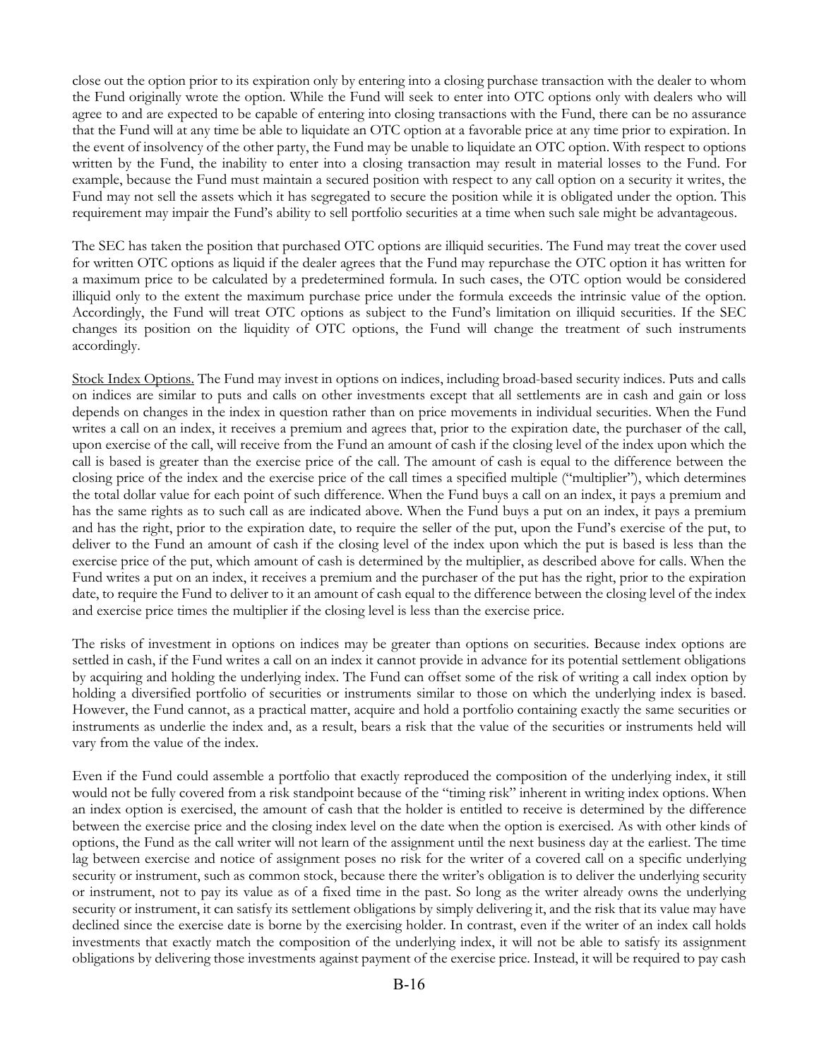close out the option prior to its expiration only by entering into a closing purchase transaction with the dealer to whom the Fund originally wrote the option. While the Fund will seek to enter into OTC options only with dealers who will agree to and are expected to be capable of entering into closing transactions with the Fund, there can be no assurance that the Fund will at any time be able to liquidate an OTC option at a favorable price at any time prior to expiration. In the event of insolvency of the other party, the Fund may be unable to liquidate an OTC option. With respect to options written by the Fund, the inability to enter into a closing transaction may result in material losses to the Fund. For example, because the Fund must maintain a secured position with respect to any call option on a security it writes, the Fund may not sell the assets which it has segregated to secure the position while it is obligated under the option. This requirement may impair the Fund's ability to sell portfolio securities at a time when such sale might be advantageous.

The SEC has taken the position that purchased OTC options are illiquid securities. The Fund may treat the cover used for written OTC options as liquid if the dealer agrees that the Fund may repurchase the OTC option it has written for a maximum price to be calculated by a predetermined formula. In such cases, the OTC option would be considered illiquid only to the extent the maximum purchase price under the formula exceeds the intrinsic value of the option. Accordingly, the Fund will treat OTC options as subject to the Fund's limitation on illiquid securities. If the SEC changes its position on the liquidity of OTC options, the Fund will change the treatment of such instruments accordingly.

Stock Index Options. The Fund may invest in options on indices, including broad-based security indices. Puts and calls on indices are similar to puts and calls on other investments except that all settlements are in cash and gain or loss depends on changes in the index in question rather than on price movements in individual securities. When the Fund writes a call on an index, it receives a premium and agrees that, prior to the expiration date, the purchaser of the call, upon exercise of the call, will receive from the Fund an amount of cash if the closing level of the index upon which the call is based is greater than the exercise price of the call. The amount of cash is equal to the difference between the closing price of the index and the exercise price of the call times a specified multiple ("multiplier"), which determines the total dollar value for each point of such difference. When the Fund buys a call on an index, it pays a premium and has the same rights as to such call as are indicated above. When the Fund buys a put on an index, it pays a premium and has the right, prior to the expiration date, to require the seller of the put, upon the Fund's exercise of the put, to deliver to the Fund an amount of cash if the closing level of the index upon which the put is based is less than the exercise price of the put, which amount of cash is determined by the multiplier, as described above for calls. When the Fund writes a put on an index, it receives a premium and the purchaser of the put has the right, prior to the expiration date, to require the Fund to deliver to it an amount of cash equal to the difference between the closing level of the index and exercise price times the multiplier if the closing level is less than the exercise price.

The risks of investment in options on indices may be greater than options on securities. Because index options are settled in cash, if the Fund writes a call on an index it cannot provide in advance for its potential settlement obligations by acquiring and holding the underlying index. The Fund can offset some of the risk of writing a call index option by holding a diversified portfolio of securities or instruments similar to those on which the underlying index is based. However, the Fund cannot, as a practical matter, acquire and hold a portfolio containing exactly the same securities or instruments as underlie the index and, as a result, bears a risk that the value of the securities or instruments held will vary from the value of the index.

Even if the Fund could assemble a portfolio that exactly reproduced the composition of the underlying index, it still would not be fully covered from a risk standpoint because of the "timing risk" inherent in writing index options. When an index option is exercised, the amount of cash that the holder is entitled to receive is determined by the difference between the exercise price and the closing index level on the date when the option is exercised. As with other kinds of options, the Fund as the call writer will not learn of the assignment until the next business day at the earliest. The time lag between exercise and notice of assignment poses no risk for the writer of a covered call on a specific underlying security or instrument, such as common stock, because there the writer's obligation is to deliver the underlying security or instrument, not to pay its value as of a fixed time in the past. So long as the writer already owns the underlying security or instrument, it can satisfy its settlement obligations by simply delivering it, and the risk that its value may have declined since the exercise date is borne by the exercising holder. In contrast, even if the writer of an index call holds investments that exactly match the composition of the underlying index, it will not be able to satisfy its assignment obligations by delivering those investments against payment of the exercise price. Instead, it will be required to pay cash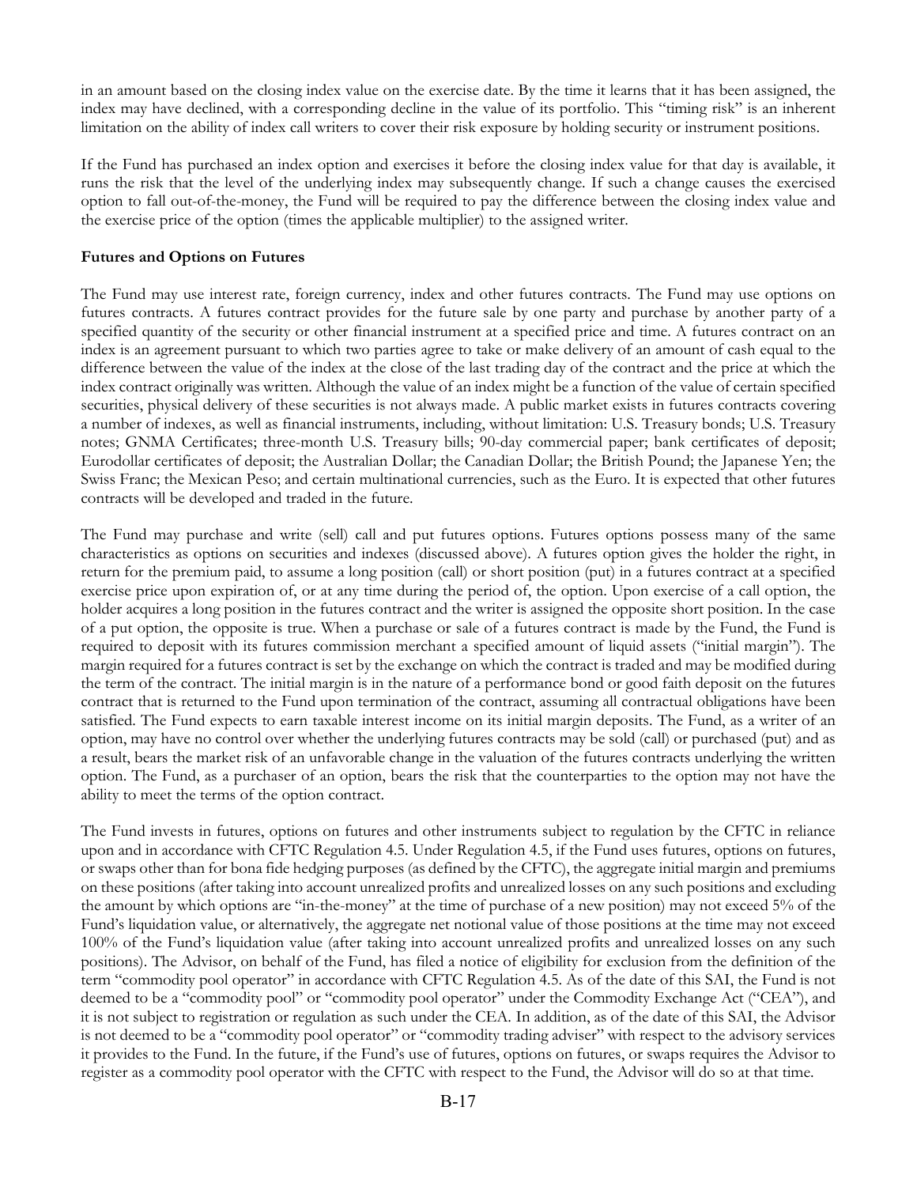in an amount based on the closing index value on the exercise date. By the time it learns that it has been assigned, the index may have declined, with a corresponding decline in the value of its portfolio. This "timing risk" is an inherent limitation on the ability of index call writers to cover their risk exposure by holding security or instrument positions.

If the Fund has purchased an index option and exercises it before the closing index value for that day is available, it runs the risk that the level of the underlying index may subsequently change. If such a change causes the exercised option to fall out-of-the-money, the Fund will be required to pay the difference between the closing index value and the exercise price of the option (times the applicable multiplier) to the assigned writer.

**Futures and Options on Futures**

The Fund may use interest rate, foreign currency, index and other futures contracts. The Fund may use options on futures contracts. A futures contract provides for the future sale by one party and purchase by another party of a specified quantity of the security or other financial instrument at a specified price and time. A futures contract on an index is an agreement pursuant to which two parties agree to take or make delivery of an amount of cash equal to the difference between the value of the index at the close of the last trading day of the contract and the price at which the index contract originally was written. Although the value of an index might be a function of the value of certain specified securities, physical delivery of these securities is not always made. A public market exists in futures contracts covering a number of indexes, as well as financial instruments, including, without limitation: U.S. Treasury bonds; U.S. Treasury notes; GNMA Certificates; three-month U.S. Treasury bills; 90-day commercial paper; bank certificates of deposit; Eurodollar certificates of deposit; the Australian Dollar; the Canadian Dollar; the British Pound; the Japanese Yen; the Swiss Franc; the Mexican Peso; and certain multinational currencies, such as the Euro. It is expected that other futures contracts will be developed and traded in the future.

The Fund may purchase and write (sell) call and put futures options. Futures options possess many of the same characteristics as options on securities and indexes (discussed above). A futures option gives the holder the right, in return for the premium paid, to assume a long position (call) or short position (put) in a futures contract at a specified exercise price upon expiration of, or at any time during the period of, the option. Upon exercise of a call option, the holder acquires a long position in the futures contract and the writer is assigned the opposite short position. In the case of a put option, the opposite is true. When a purchase or sale of a futures contract is made by the Fund, the Fund is required to deposit with its futures commission merchant a specified amount of liquid assets ("initial margin"). The margin required for a futures contract is set by the exchange on which the contract is traded and may be modified during the term of the contract. The initial margin is in the nature of a performance bond or good faith deposit on the futures contract that is returned to the Fund upon termination of the contract, assuming all contractual obligations have been satisfied. The Fund expects to earn taxable interest income on its initial margin deposits. The Fund, as a writer of an option, may have no control over whether the underlying futures contracts may be sold (call) or purchased (put) and as a result, bears the market risk of an unfavorable change in the valuation of the futures contracts underlying the written option. The Fund, as a purchaser of an option, bears the risk that the counterparties to the option may not have the ability to meet the terms of the option contract.

The Fund invests in futures, options on futures and other instruments subject to regulation by the CFTC in reliance upon and in accordance with CFTC Regulation 4.5. Under Regulation 4.5, if the Fund uses futures, options on futures, or swaps other than for bona fide hedging purposes (as defined by the CFTC), the aggregate initial margin and premiums on these positions (after taking into account unrealized profits and unrealized losses on any such positions and excluding the amount by which options are "in-the-money" at the time of purchase of a new position) may not exceed 5% of the Fund's liquidation value, or alternatively, the aggregate net notional value of those positions at the time may not exceed 100% of the Fund's liquidation value (after taking into account unrealized profits and unrealized losses on any such positions). The Advisor, on behalf of the Fund, has filed a notice of eligibility for exclusion from the definition of the term "commodity pool operator" in accordance with CFTC Regulation 4.5. As of the date of this SAI, the Fund is not deemed to be a "commodity pool" or "commodity pool operator" under the Commodity Exchange Act ("CEA"), and it is not subject to registration or regulation as such under the CEA. In addition, as of the date of this SAI, the Advisor is not deemed to be a "commodity pool operator" or "commodity trading adviser" with respect to the advisory services it provides to the Fund. In the future, if the Fund's use of futures, options on futures, or swaps requires the Advisor to register as a commodity pool operator with the CFTC with respect to the Fund, the Advisor will do so at that time.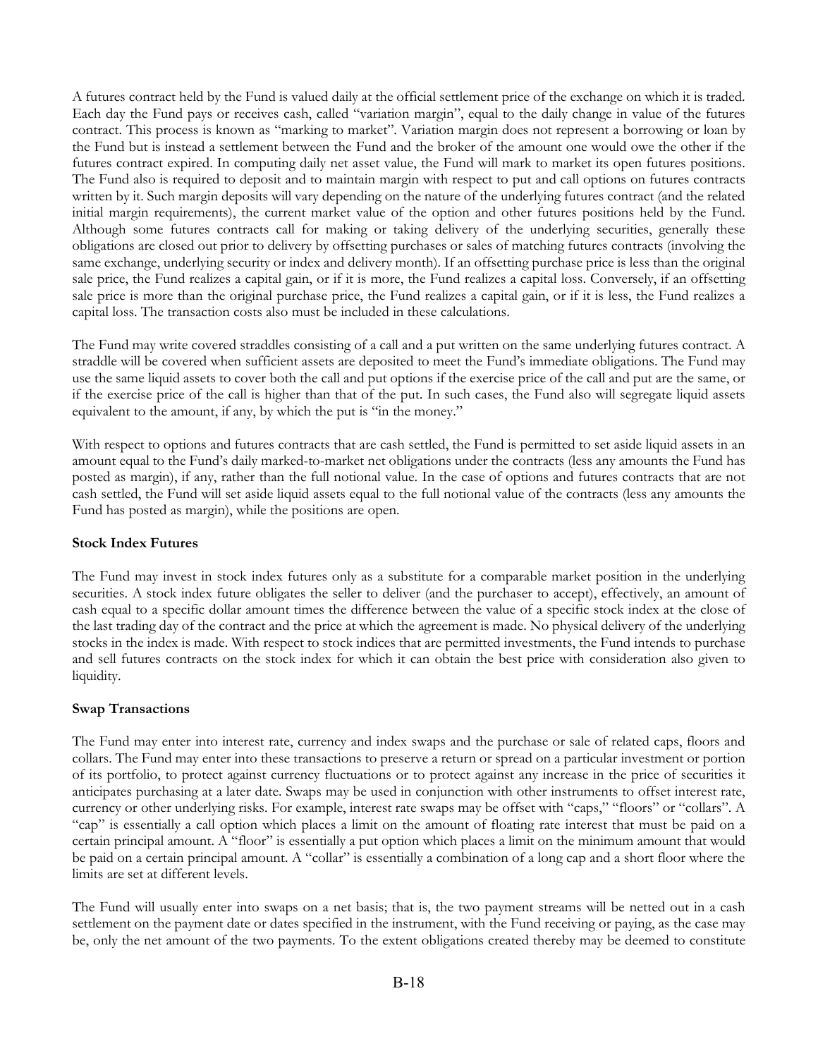A futures contract held by the Fund is valued daily at the official settlement price of the exchange on which it is traded. Each day the Fund pays or receives cash, called "variation margin", equal to the daily change in value of the futures contract. This process is known as "marking to market". Variation margin does not represent a borrowing or loan by the Fund but is instead a settlement between the Fund and the broker of the amount one would owe the other if the futures contract expired. In computing daily net asset value, the Fund will mark to market its open futures positions. The Fund also is required to deposit and to maintain margin with respect to put and call options on futures contracts written by it. Such margin deposits will vary depending on the nature of the underlying futures contract (and the related initial margin requirements), the current market value of the option and other futures positions held by the Fund. Although some futures contracts call for making or taking delivery of the underlying securities, generally these obligations are closed out prior to delivery by offsetting purchases or sales of matching futures contracts (involving the same exchange, underlying security or index and delivery month). If an offsetting purchase price is less than the original sale price, the Fund realizes a capital gain, or if it is more, the Fund realizes a capital loss. Conversely, if an offsetting sale price is more than the original purchase price, the Fund realizes a capital gain, or if it is less, the Fund realizes a capital loss. The transaction costs also must be included in these calculations.

The Fund may write covered straddles consisting of a call and a put written on the same underlying futures contract. A straddle will be covered when sufficient assets are deposited to meet the Fund's immediate obligations. The Fund may use the same liquid assets to cover both the call and put options if the exercise price of the call and put are the same, or if the exercise price of the call is higher than that of the put. In such cases, the Fund also will segregate liquid assets equivalent to the amount, if any, by which the put is "in the money."

With respect to options and futures contracts that are cash settled, the Fund is permitted to set aside liquid assets in an amount equal to the Fund's daily marked-to-market net obligations under the contracts (less any amounts the Fund has posted as margin), if any, rather than the full notional value. In the case of options and futures contracts that are not cash settled, the Fund will set aside liquid assets equal to the full notional value of the contracts (less any amounts the Fund has posted as margin), while the positions are open.

**Stock Index Futures**

The Fund may invest in stock index futures only as a substitute for a comparable market position in the underlying securities. A stock index future obligates the seller to deliver (and the purchaser to accept), effectively, an amount of cash equal to a specific dollar amount times the difference between the value of a specific stock index at the close of the last trading day of the contract and the price at which the agreement is made. No physical delivery of the underlying stocks in the index is made. With respect to stock indices that are permitted investments, the Fund intends to purchase and sell futures contracts on the stock index for which it can obtain the best price with consideration also given to liquidity.

**Swap Transactions**

The Fund may enter into interest rate, currency and index swaps and the purchase or sale of related caps, floors and collars. The Fund may enter into these transactions to preserve a return or spread on a particular investment or portion of its portfolio, to protect against currency fluctuations or to protect against any increase in the price of securities it anticipates purchasing at a later date. Swaps may be used in conjunction with other instruments to offset interest rate, currency or other underlying risks. For example, interest rate swaps may be offset with "caps," "floors" or "collars". A "cap" is essentially a call option which places a limit on the amount of floating rate interest that must be paid on a certain principal amount. A "floor" is essentially a put option which places a limit on the minimum amount that would be paid on a certain principal amount. A "collar" is essentially a combination of a long cap and a short floor where the limits are set at different levels.

The Fund will usually enter into swaps on a net basis; that is, the two payment streams will be netted out in a cash settlement on the payment date or dates specified in the instrument, with the Fund receiving or paying, as the case may be, only the net amount of the two payments. To the extent obligations created thereby may be deemed to constitute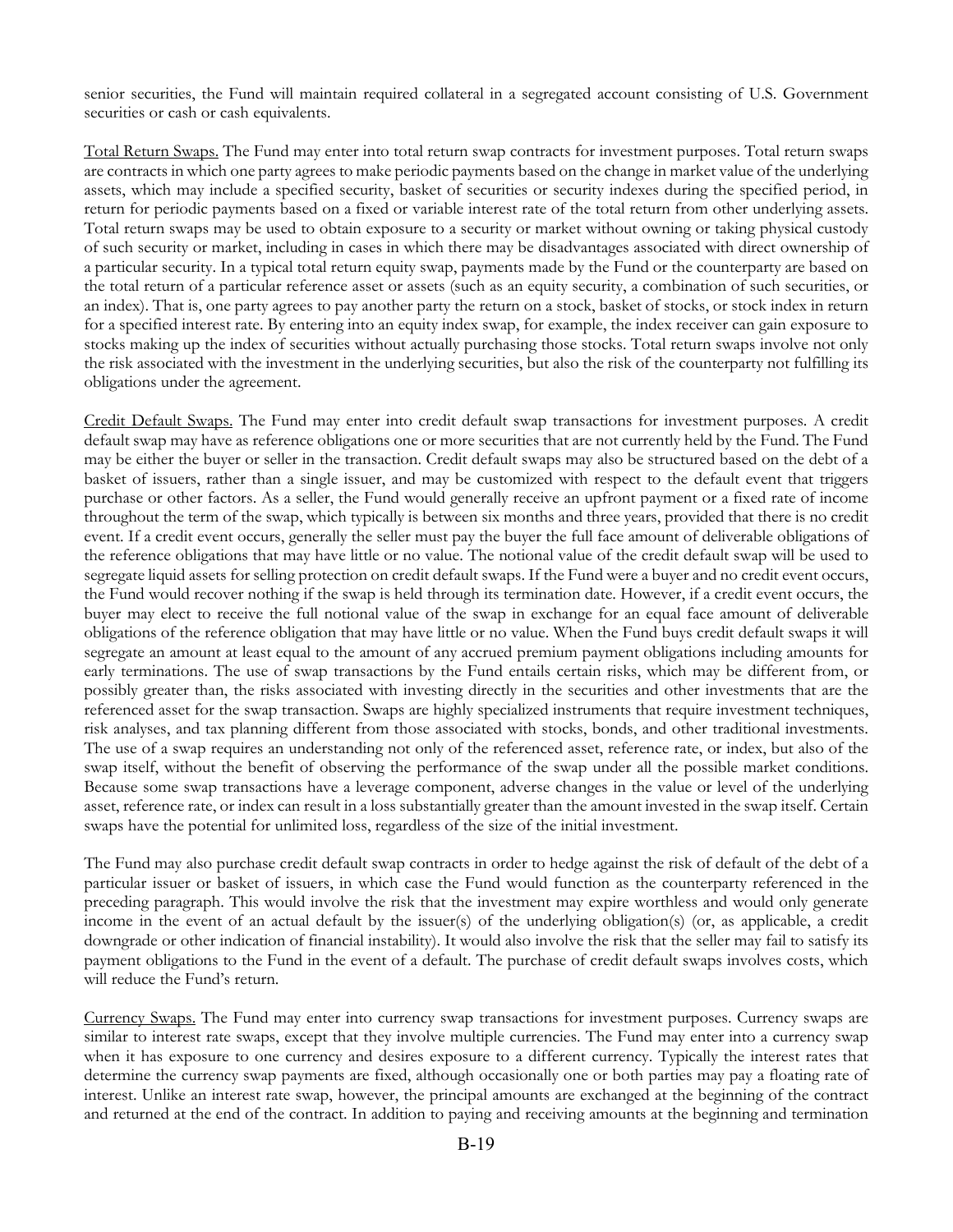senior securities, the Fund will maintain required collateral in a segregated account consisting of U.S. Government securities or cash or cash equivalents.

Total Return Swaps. The Fund may enter into total return swap contracts for investment purposes. Total return swaps are contracts in which one party agrees to make periodic payments based on the change in market value of the underlying assets, which may include a specified security, basket of securities or security indexes during the specified period, in return for periodic payments based on a fixed or variable interest rate of the total return from other underlying assets. Total return swaps may be used to obtain exposure to a security or market without owning or taking physical custody of such security or market, including in cases in which there may be disadvantages associated with direct ownership of a particular security. In a typical total return equity swap, payments made by the Fund or the counterparty are based on the total return of a particular reference asset or assets (such as an equity security, a combination of such securities, or an index). That is, one party agrees to pay another party the return on a stock, basket of stocks, or stock index in return for a specified interest rate. By entering into an equity index swap, for example, the index receiver can gain exposure to stocks making up the index of securities without actually purchasing those stocks. Total return swaps involve not only the risk associated with the investment in the underlying securities, but also the risk of the counterparty not fulfilling its obligations under the agreement.

Credit Default Swaps. The Fund may enter into credit default swap transactions for investment purposes. A credit default swap may have as reference obligations one or more securities that are not currently held by the Fund. The Fund may be either the buyer or seller in the transaction. Credit default swaps may also be structured based on the debt of a basket of issuers, rather than a single issuer, and may be customized with respect to the default event that triggers purchase or other factors. As a seller, the Fund would generally receive an upfront payment or a fixed rate of income throughout the term of the swap, which typically is between six months and three years, provided that there is no credit event. If a credit event occurs, generally the seller must pay the buyer the full face amount of deliverable obligations of the reference obligations that may have little or no value. The notional value of the credit default swap will be used to segregate liquid assets for selling protection on credit default swaps. If the Fund were a buyer and no credit event occurs, the Fund would recover nothing if the swap is held through its termination date. However, if a credit event occurs, the buyer may elect to receive the full notional value of the swap in exchange for an equal face amount of deliverable obligations of the reference obligation that may have little or no value. When the Fund buys credit default swaps it will segregate an amount at least equal to the amount of any accrued premium payment obligations including amounts for early terminations. The use of swap transactions by the Fund entails certain risks, which may be different from, or possibly greater than, the risks associated with investing directly in the securities and other investments that are the referenced asset for the swap transaction. Swaps are highly specialized instruments that require investment techniques, risk analyses, and tax planning different from those associated with stocks, bonds, and other traditional investments. The use of a swap requires an understanding not only of the referenced asset, reference rate, or index, but also of the swap itself, without the benefit of observing the performance of the swap under all the possible market conditions. Because some swap transactions have a leverage component, adverse changes in the value or level of the underlying asset, reference rate, or index can result in a loss substantially greater than the amount invested in the swap itself. Certain swaps have the potential for unlimited loss, regardless of the size of the initial investment.

The Fund may also purchase credit default swap contracts in order to hedge against the risk of default of the debt of a particular issuer or basket of issuers, in which case the Fund would function as the counterparty referenced in the preceding paragraph. This would involve the risk that the investment may expire worthless and would only generate income in the event of an actual default by the issuer(s) of the underlying obligation(s) (or, as applicable, a credit downgrade or other indication of financial instability). It would also involve the risk that the seller may fail to satisfy its payment obligations to the Fund in the event of a default. The purchase of credit default swaps involves costs, which will reduce the Fund's return.

Currency Swaps. The Fund may enter into currency swap transactions for investment purposes. Currency swaps are similar to interest rate swaps, except that they involve multiple currencies. The Fund may enter into a currency swap when it has exposure to one currency and desires exposure to a different currency. Typically the interest rates that determine the currency swap payments are fixed, although occasionally one or both parties may pay a floating rate of interest. Unlike an interest rate swap, however, the principal amounts are exchanged at the beginning of the contract and returned at the end of the contract. In addition to paying and receiving amounts at the beginning and termination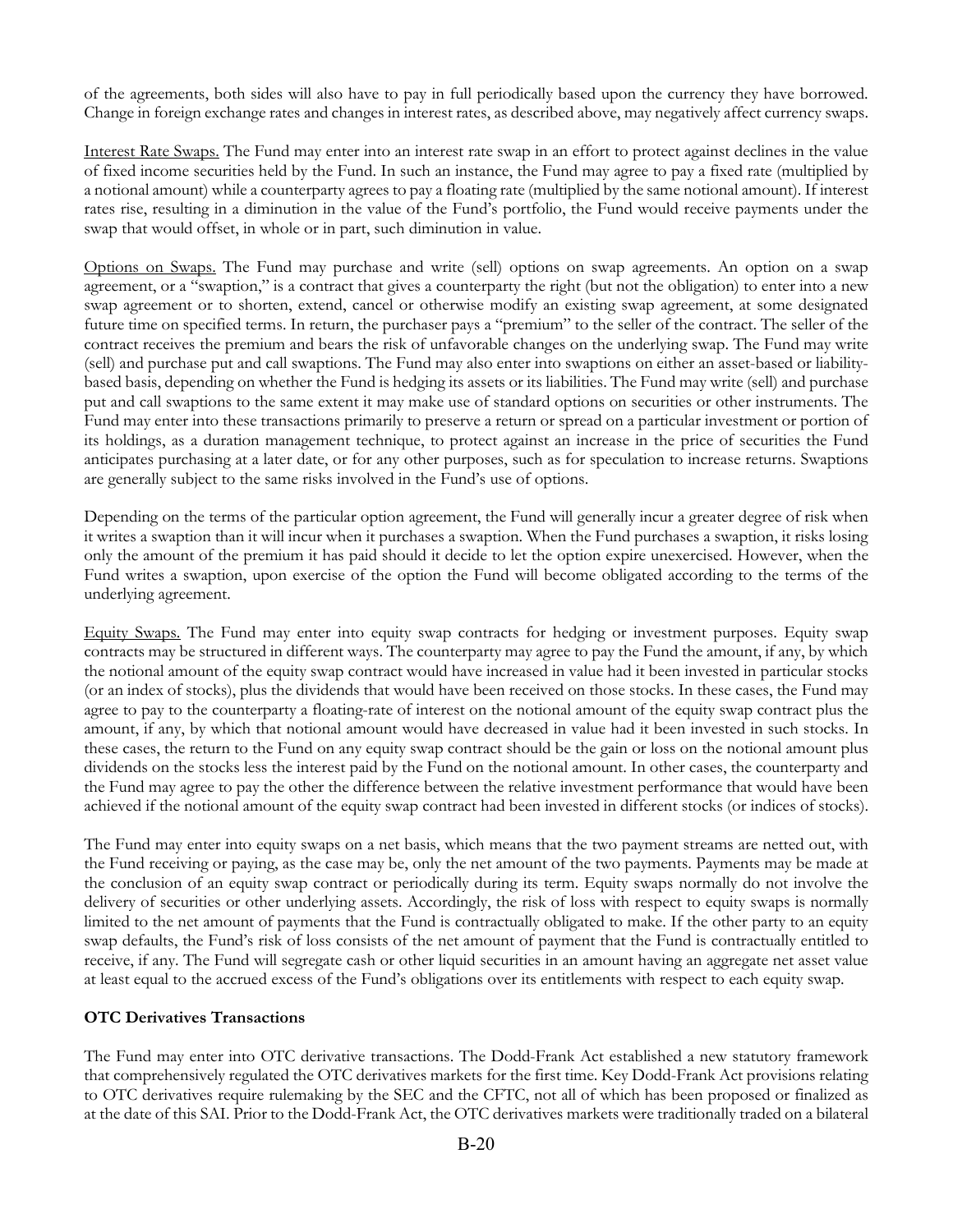of the agreements, both sides will also have to pay in full periodically based upon the currency they have borrowed. Change in foreign exchange rates and changes in interest rates, as described above, may negatively affect currency swaps.

Interest Rate Swaps. The Fund may enter into an interest rate swap in an effort to protect against declines in the value of fixed income securities held by the Fund. In such an instance, the Fund may agree to pay a fixed rate (multiplied by a notional amount) while a counterparty agrees to pay a floating rate (multiplied by the same notional amount). If interest rates rise, resulting in a diminution in the value of the Fund's portfolio, the Fund would receive payments under the swap that would offset, in whole or in part, such diminution in value.

Options on Swaps. The Fund may purchase and write (sell) options on swap agreements. An option on a swap agreement, or a "swaption," is a contract that gives a counterparty the right (but not the obligation) to enter into a new swap agreement or to shorten, extend, cancel or otherwise modify an existing swap agreement, at some designated future time on specified terms. In return, the purchaser pays a "premium" to the seller of the contract. The seller of the contract receives the premium and bears the risk of unfavorable changes on the underlying swap. The Fund may write (sell) and purchase put and call swaptions. The Fund may also enter into swaptions on either an asset-based or liability-based basis, depending on whether the Fund is hedging its assets or its liabilities. The Fund may write (sell) and purchase put and call swaptions to the same extent it may make use of standard options on securities or other instruments. The Fund may enter into these transactions primarily to preserve a return or spread on a particular investment or portion of its holdings, as a duration management technique, to protect against an increase in the price of securities the Fund anticipates purchasing at a later date, or for any other purposes, such as for speculation to increase returns. Swaptions are generally subject to the same risks involved in the Fund's use of options.

Depending on the terms of the particular option agreement, the Fund will generally incur a greater degree of risk when it writes a swaption than it will incur when it purchases a swaption. When the Fund purchases a swaption, it risks losing only the amount of the premium it has paid should it decide to let the option expire unexercised. However, when the Fund writes a swaption, upon exercise of the option the Fund will become obligated according to the terms of the underlying agreement.

Equity Swaps. The Fund may enter into equity swap contracts for hedging or investment purposes. Equity swap contracts may be structured in different ways. The counterparty may agree to pay the Fund the amount, if any, by which the notional amount of the equity swap contract would have increased in value had it been invested in particular stocks (or an index of stocks), plus the dividends that would have been received on those stocks. In these cases, the Fund may agree to pay to the counterparty a floating-rate of interest on the notional amount of the equity swap contract plus the amount, if any, by which that notional amount would have decreased in value had it been invested in such stocks. In these cases, the return to the Fund on any equity swap contract should be the gain or loss on the notional amount plus dividends on the stocks less the interest paid by the Fund on the notional amount. In other cases, the counterparty and the Fund may agree to pay the other the difference between the relative investment performance that would have been achieved if the notional amount of the equity swap contract had been invested in different stocks (or indices of stocks).

The Fund may enter into equity swaps on a net basis, which means that the two payment streams are netted out, with the Fund receiving or paying, as the case may be, only the net amount of the two payments. Payments may be made at the conclusion of an equity swap contract or periodically during its term. Equity swaps normally do not involve the delivery of securities or other underlying assets. Accordingly, the risk of loss with respect to equity swaps is normally limited to the net amount of payments that the Fund is contractually obligated to make. If the other party to an equity swap defaults, the Fund's risk of loss consists of the net amount of payment that the Fund is contractually entitled to receive, if any. The Fund will segregate cash or other liquid securities in an amount having an aggregate net asset value at least equal to the accrued excess of the Fund's obligations over its entitlements with respect to each equity swap.

**OTC Derivatives Transactions**

The Fund may enter into OTC derivative transactions. The Dodd-Frank Act established a new statutory framework that comprehensively regulated the OTC derivatives markets for the first time. Key Dodd-Frank Act provisions relating to OTC derivatives require rulemaking by the SEC and the CFTC, not all of which has been proposed or finalized as at the date of this SAI. Prior to the Dodd-Frank Act, the OTC derivatives markets were traditionally traded on a bilateral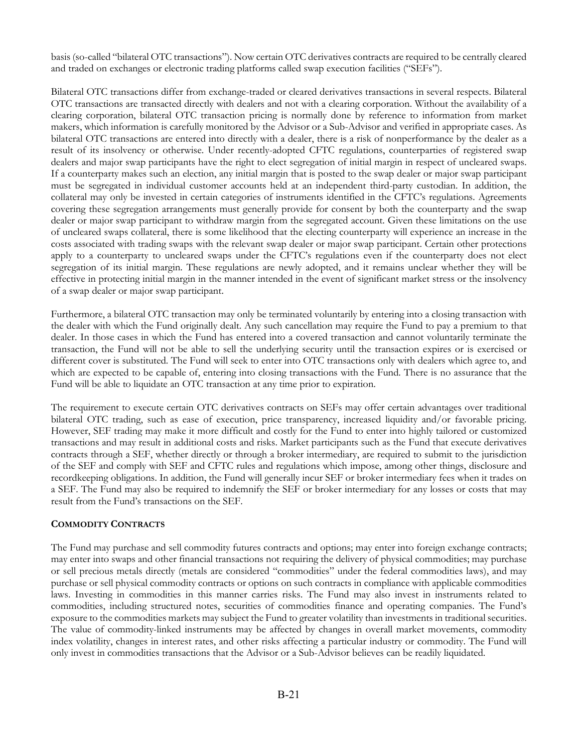basis (so-called "bilateral OTC transactions"). Now certain OTC derivatives contracts are required to be centrally cleared and traded on exchanges or electronic trading platforms called swap execution facilities ("SEFs").

Bilateral OTC transactions differ from exchange-traded or cleared derivatives transactions in several respects. Bilateral OTC transactions are transacted directly with dealers and not with a clearing corporation. Without the availability of a clearing corporation, bilateral OTC transaction pricing is normally done by reference to information from market makers, which information is carefully monitored by the Advisor or a Sub-Advisor and verified in appropriate cases. As bilateral OTC transactions are entered into directly with a dealer, there is a risk of nonperformance by the dealer as a result of its insolvency or otherwise. Under recently-adopted CFTC regulations, counterparties of registered swap dealers and major swap participants have the right to elect segregation of initial margin in respect of uncleared swaps. If a counterparty makes such an election, any initial margin that is posted to the swap dealer or major swap participant must be segregated in individual customer accounts held at an independent third-party custodian. In addition, the collateral may only be invested in certain categories of instruments identified in the CFTC's regulations. Agreements covering these segregation arrangements must generally provide for consent by both the counterparty and the swap dealer or major swap participant to withdraw margin from the segregated account. Given these limitations on the use of uncleared swaps collateral, there is some likelihood that the electing counterparty will experience an increase in the costs associated with trading swaps with the relevant swap dealer or major swap participant. Certain other protections apply to a counterparty to uncleared swaps under the CFTC's regulations even if the counterparty does not elect segregation of its initial margin. These regulations are newly adopted, and it remains unclear whether they will be effective in protecting initial margin in the manner intended in the event of significant market stress or the insolvency of a swap dealer or major swap participant.

Furthermore, a bilateral OTC transaction may only be terminated voluntarily by entering into a closing transaction with the dealer with which the Fund originally dealt. Any such cancellation may require the Fund to pay a premium to that dealer. In those cases in which the Fund has entered into a covered transaction and cannot voluntarily terminate the transaction, the Fund will not be able to sell the underlying security until the transaction expires or is exercised or different cover is substituted. The Fund will seek to enter into OTC transactions only with dealers which agree to, and which are expected to be capable of, entering into closing transactions with the Fund. There is no assurance that the Fund will be able to liquidate an OTC transaction at any time prior to expiration.

The requirement to execute certain OTC derivatives contracts on SEFs may offer certain advantages over traditional bilateral OTC trading, such as ease of execution, price transparency, increased liquidity and/or favorable pricing. However, SEF trading may make it more difficult and costly for the Fund to enter into highly tailored or customized transactions and may result in additional costs and risks. Market participants such as the Fund that execute derivatives contracts through a SEF, whether directly or through a broker intermediary, are required to submit to the jurisdiction of the SEF and comply with SEF and CFTC rules and regulations which impose, among other things, disclosure and recordkeeping obligations. In addition, the Fund will generally incur SEF or broker intermediary fees when it trades on a SEF. The Fund may also be required to indemnify the SEF or broker intermediary for any losses or costs that may result from the Fund's transactions on the SEF.

## COMMODITY CONTRACTS

The Fund may purchase and sell commodity futures contracts and options; may enter into foreign exchange contracts; may enter into swaps and other financial transactions not requiring the delivery of physical commodities; may purchase or sell precious metals directly (metals are considered "commodities" under the federal commodities laws), and may purchase or sell physical commodity contracts or options on such contracts in compliance with applicable commodities laws. Investing in commodities in this manner carries risks. The Fund may also invest in instruments related to commodities, including structured notes, securities of commodities finance and operating companies. The Fund's exposure to the commodities markets may subject the Fund to greater volatility than investments in traditional securities. The value of commodity-linked instruments may be affected by changes in overall market movements, commodity index volatility, changes in interest rates, and other risks affecting a particular industry or commodity. The Fund will only invest in commodities transactions that the Advisor or a Sub-Advisor believes can be readily liquidated.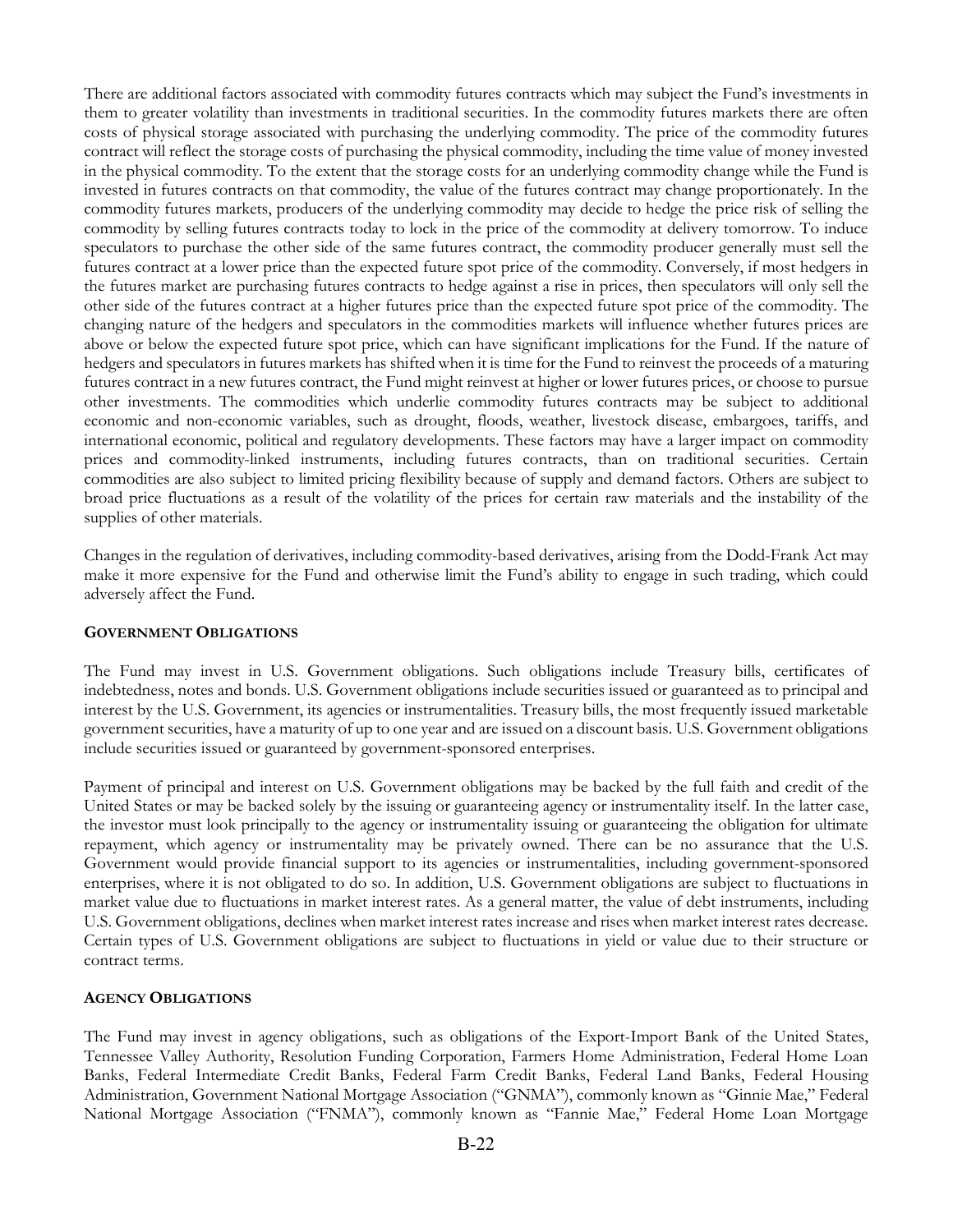There are additional factors associated with commodity futures contracts which may subject the Fund's investments in them to greater volatility than investments in traditional securities. In the commodity futures markets there are often costs of physical storage associated with purchasing the underlying commodity. The price of the commodity futures contract will reflect the storage costs of purchasing the physical commodity, including the time value of money invested in the physical commodity. To the extent that the storage costs for an underlying commodity change while the Fund is invested in futures contracts on that commodity, the value of the futures contract may change proportionately. In the commodity futures markets, producers of the underlying commodity may decide to hedge the price risk of selling the commodity by selling futures contracts today to lock in the price of the commodity at delivery tomorrow. To induce speculators to purchase the other side of the same futures contract, the commodity producer generally must sell the futures contract at a lower price than the expected future spot price of the commodity. Conversely, if most hedgers in the futures market are purchasing futures contracts to hedge against a rise in prices, then speculators will only sell the other side of the futures contract at a higher futures price than the expected future spot price of the commodity. The changing nature of the hedgers and speculators in the commodities markets will influence whether futures prices are above or below the expected future spot price, which can have significant implications for the Fund. If the nature of hedgers and speculators in futures markets has shifted when it is time for the Fund to reinvest the proceeds of a maturing futures contract in a new futures contract, the Fund might reinvest at higher or lower futures prices, or choose to pursue other investments. The commodities which underlie commodity futures contracts may be subject to additional economic and non-economic variables, such as drought, floods, weather, livestock disease, embargoes, tariffs, and international economic, political and regulatory developments. These factors may have a larger impact on commodity prices and commodity-linked instruments, including futures contracts, than on traditional securities. Certain commodities are also subject to limited pricing flexibility because of supply and demand factors. Others are subject to broad price fluctuations as a result of the volatility of the prices for certain raw materials and the instability of the supplies of other materials.

Changes in the regulation of derivatives, including commodity-based derivatives, arising from the Dodd-Frank Act may make it more expensive for the Fund and otherwise limit the Fund's ability to engage in such trading, which could adversely affect the Fund.

**GOVERNMENT OBLIGATIONS**

The Fund may invest in U.S. Government obligations. Such obligations include Treasury bills, certificates of indebtedness, notes and bonds. U.S. Government obligations include securities issued or guaranteed as to principal and interest by the U.S. Government, its agencies or instrumentalities. Treasury bills, the most frequently issued marketable government securities, have a maturity of up to one year and are issued on a discount basis. U.S. Government obligations include securities issued or guaranteed by government-sponsored enterprises.

Payment of principal and interest on U.S. Government obligations may be backed by the full faith and credit of the United States or may be backed solely by the issuing or guaranteeing agency or instrumentality itself. In the latter case, the investor must look principally to the agency or instrumentality issuing or guaranteeing the obligation for ultimate repayment, which agency or instrumentality may be privately owned. There can be no assurance that the U.S. Government would provide financial support to its agencies or instrumentalities, including government-sponsored enterprises, where it is not obligated to do so. In addition, U.S. Government obligations are subject to fluctuations in market value due to fluctuations in market interest rates. As a general matter, the value of debt instruments, including U.S. Government obligations, declines when market interest rates increase and rises when market interest rates decrease. Certain types of U.S. Government obligations are subject to fluctuations in yield or value due to their structure or contract terms.

**AGENCY OBLIGATIONS**

The Fund may invest in agency obligations, such as obligations of the Export-Import Bank of the United States, Tennessee Valley Authority, Resolution Funding Corporation, Farmers Home Administration, Federal Home Loan Banks, Federal Intermediate Credit Banks, Federal Farm Credit Banks, Federal Land Banks, Federal Housing Administration, Government National Mortgage Association ("GNMA"), commonly known as "Ginnie Mae," Federal National Mortgage Association ("FNMA"), commonly known as "Fannie Mae," Federal Home Loan Mortgage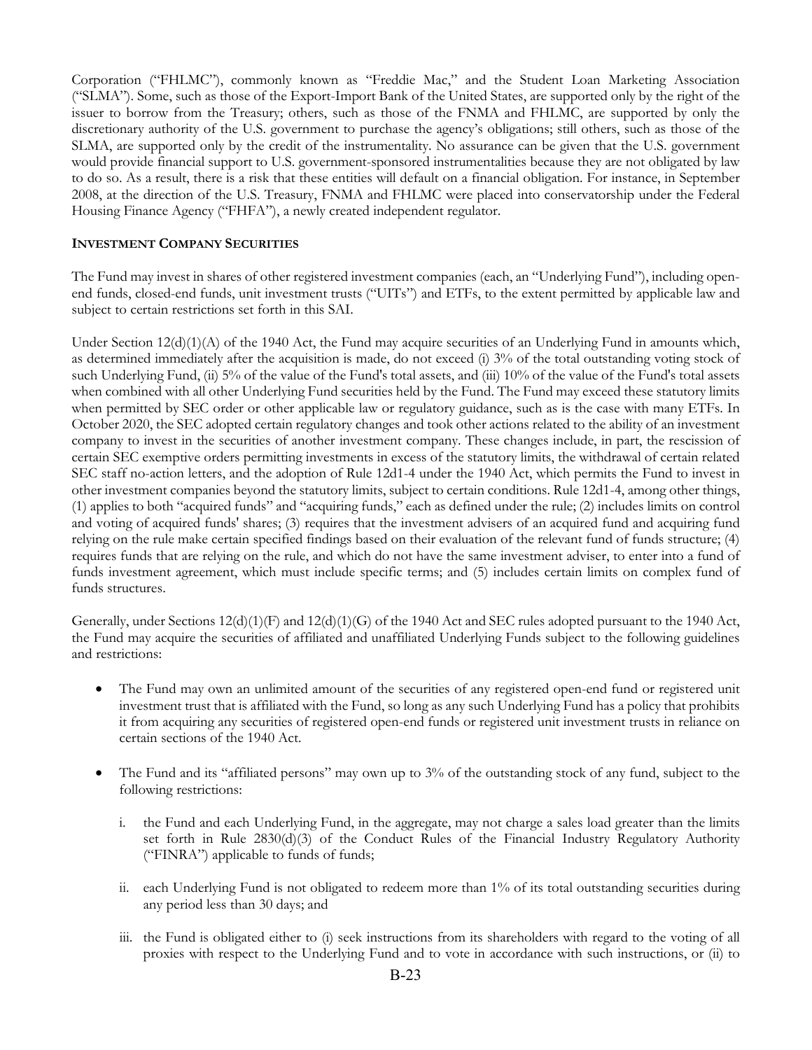Corporation ("FHLMC"), commonly known as "Freddie Mac," and the Student Loan Marketing Association ("SLMA"). Some, such as those of the Export-Import Bank of the United States, are supported only by the right of the issuer to borrow from the Treasury; others, such as those of the FNMA and FHLMC, are supported by only the discretionary authority of the U.S. government to purchase the agency's obligations; still others, such as those of the SLMA, are supported only by the credit of the instrumentality. No assurance can be given that the U.S. government would provide financial support to U.S. government-sponsored instrumentalities because they are not obligated by law to do so. As a result, there is a risk that these entities will default on a financial obligation. For instance, in September 2008, at the direction of the U.S. Treasury, FNMA and FHLMC were placed into conservatorship under the Federal Housing Finance Agency ("FHFA"), a newly created independent regulator.

**INVESTMENT COMPANY SECURITIES**

The Fund may invest in shares of other registered investment companies (each, an "Underlying Fund"), including open-end funds, closed-end funds, unit investment trusts ("UITs") and ETFs, to the extent permitted by applicable law and subject to certain restrictions set forth in this SAI.

Under Section 12(d)(1)(A) of the 1940 Act, the Fund may acquire securities of an Underlying Fund in amounts which, as determined immediately after the acquisition is made, do not exceed (i) 3% of the total outstanding voting stock of such Underlying Fund, (ii) 5% of the value of the Fund's total assets, and (iii) 10% of the value of the Fund's total assets when combined with all other Underlying Fund securities held by the Fund. The Fund may exceed these statutory limits when permitted by SEC order or other applicable law or regulatory guidance, such as is the case with many ETFs. In October 2020, the SEC adopted certain regulatory changes and took other actions related to the ability of an investment company to invest in the securities of another investment company. These changes include, in part, the rescission of certain SEC exemptive orders permitting investments in excess of the statutory limits, the withdrawal of certain related SEC staff no-action letters, and the adoption of Rule 12d1-4 under the 1940 Act, which permits the Fund to invest in other investment companies beyond the statutory limits, subject to certain conditions. Rule 12d1-4, among other things, (1) applies to both "acquired funds" and "acquiring funds," each as defined under the rule; (2) includes limits on control and voting of acquired funds' shares; (3) requires that the investment advisers of an acquired fund and acquiring fund relying on the rule make certain specified findings based on their evaluation of the relevant fund of funds structure; (4) requires funds that are relying on the rule, and which do not have the same investment adviser, to enter into a fund of funds investment agreement, which must include specific terms; and (5) includes certain limits on complex fund of funds structures.

Generally, under Sections 12(d)(1)(F) and 12(d)(1)(G) of the 1940 Act and SEC rules adopted pursuant to the 1940 Act, the Fund may acquire the securities of affiliated and unaffiliated Underlying Funds subject to the following guidelines and restrictions:

- The Fund may own an unlimited amount of the securities of any registered open-end fund or registered unit investment trust that is affiliated with the Fund, so long as any such Underlying Fund has a policy that prohibits it from acquiring any securities of registered open-end funds or registered unit investment trusts in reliance on certain sections of the 1940 Act.

- The Fund and its "affiliated persons" may own up to 3% of the outstanding stock of any fund, subject to the following restrictions:

  i. the Fund and each Underlying Fund, in the aggregate, may not charge a sales load greater than the limits set forth in Rule 2830(d)(3) of the Conduct Rules of the Financial Industry Regulatory Authority ("FINRA") applicable to funds of funds;

  ii. each Underlying Fund is not obligated to redeem more than 1% of its total outstanding securities during any period less than 30 days; and

  iii. the Fund is obligated either to (i) seek instructions from its shareholders with regard to the voting of all proxies with respect to the Underlying Fund and to vote in accordance with such instructions, or (ii) to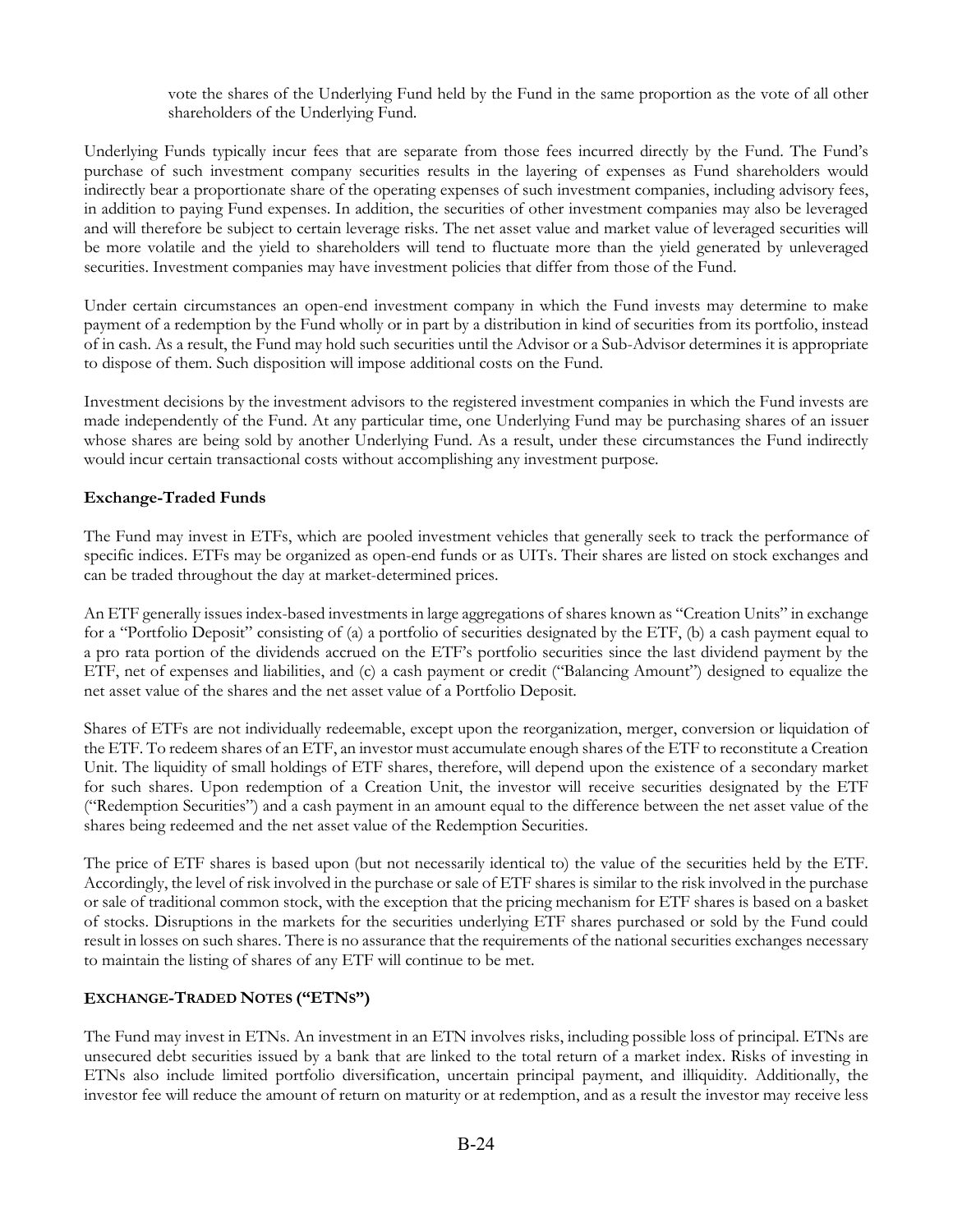vote the shares of the Underlying Fund held by the Fund in the same proportion as the vote of all other shareholders of the Underlying Fund.

Underlying Funds typically incur fees that are separate from those fees incurred directly by the Fund. The Fund's purchase of such investment company securities results in the layering of expenses as Fund shareholders would indirectly bear a proportionate share of the operating expenses of such investment companies, including advisory fees, in addition to paying Fund expenses. In addition, the securities of other investment companies may also be leveraged and will therefore be subject to certain leverage risks. The net asset value and market value of leveraged securities will be more volatile and the yield to shareholders will tend to fluctuate more than the yield generated by unleveraged securities. Investment companies may have investment policies that differ from those of the Fund.

Under certain circumstances an open-end investment company in which the Fund invests may determine to make payment of a redemption by the Fund wholly or in part by a distribution in kind of securities from its portfolio, instead of in cash. As a result, the Fund may hold such securities until the Advisor or a Sub-Advisor determines it is appropriate to dispose of them. Such disposition will impose additional costs on the Fund.

Investment decisions by the investment advisors to the registered investment companies in which the Fund invests are made independently of the Fund. At any particular time, one Underlying Fund may be purchasing shares of an issuer whose shares are being sold by another Underlying Fund. As a result, under these circumstances the Fund indirectly would incur certain transactional costs without accomplishing any investment purpose.

**Exchange-Traded Funds**

The Fund may invest in ETFs, which are pooled investment vehicles that generally seek to track the performance of specific indices. ETFs may be organized as open-end funds or as UITs. Their shares are listed on stock exchanges and can be traded throughout the day at market-determined prices.

An ETF generally issues index-based investments in large aggregations of shares known as "Creation Units" in exchange for a "Portfolio Deposit" consisting of (a) a portfolio of securities designated by the ETF, (b) a cash payment equal to a pro rata portion of the dividends accrued on the ETF's portfolio securities since the last dividend payment by the ETF, net of expenses and liabilities, and (c) a cash payment or credit ("Balancing Amount") designed to equalize the net asset value of the shares and the net asset value of a Portfolio Deposit.

Shares of ETFs are not individually redeemable, except upon the reorganization, merger, conversion or liquidation of the ETF. To redeem shares of an ETF, an investor must accumulate enough shares of the ETF to reconstitute a Creation Unit. The liquidity of small holdings of ETF shares, therefore, will depend upon the existence of a secondary market for such shares. Upon redemption of a Creation Unit, the investor will receive securities designated by the ETF ("Redemption Securities") and a cash payment in an amount equal to the difference between the net asset value of the shares being redeemed and the net asset value of the Redemption Securities.

The price of ETF shares is based upon (but not necessarily identical to) the value of the securities held by the ETF. Accordingly, the level of risk involved in the purchase or sale of ETF shares is similar to the risk involved in the purchase or sale of traditional common stock, with the exception that the pricing mechanism for ETF shares is based on a basket of stocks. Disruptions in the markets for the securities underlying ETF shares purchased or sold by the Fund could result in losses on such shares. There is no assurance that the requirements of the national securities exchanges necessary to maintain the listing of shares of any ETF will continue to be met.

## EXCHANGE-TRADED NOTES ("ETNS")

The Fund may invest in ETNs. An investment in an ETN involves risks, including possible loss of principal. ETNs are unsecured debt securities issued by a bank that are linked to the total return of a market index. Risks of investing in ETNs also include limited portfolio diversification, uncertain principal payment, and illiquidity. Additionally, the investor fee will reduce the amount of return on maturity or at redemption, and as a result the investor may receive less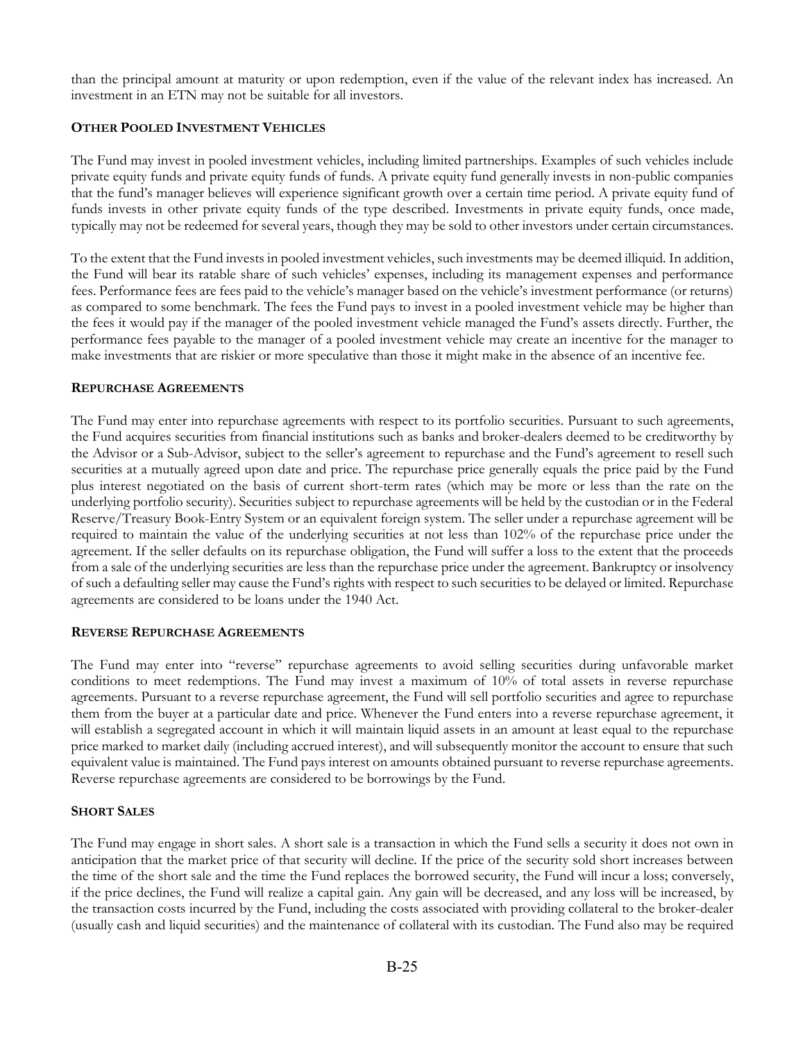than the principal amount at maturity or upon redemption, even if the value of the relevant index has increased. An investment in an ETN may not be suitable for all investors.

### OTHER POOLED INVESTMENT VEHICLES

The Fund may invest in pooled investment vehicles, including limited partnerships. Examples of such vehicles include private equity funds and private equity funds of funds. A private equity fund generally invests in non-public companies that the fund's manager believes will experience significant growth over a certain time period. A private equity fund of funds invests in other private equity funds of the type described. Investments in private equity funds, once made, typically may not be redeemed for several years, though they may be sold to other investors under certain circumstances.

To the extent that the Fund invests in pooled investment vehicles, such investments may be deemed illiquid. In addition, the Fund will bear its ratable share of such vehicles' expenses, including its management expenses and performance fees. Performance fees are fees paid to the vehicle's manager based on the vehicle's investment performance (or returns) as compared to some benchmark. The fees the Fund pays to invest in a pooled investment vehicle may be higher than the fees it would pay if the manager of the pooled investment vehicle managed the Fund's assets directly. Further, the performance fees payable to the manager of a pooled investment vehicle may create an incentive for the manager to make investments that are riskier or more speculative than those it might make in the absence of an incentive fee.

### REPURCHASE AGREEMENTS

The Fund may enter into repurchase agreements with respect to its portfolio securities. Pursuant to such agreements, the Fund acquires securities from financial institutions such as banks and broker-dealers deemed to be creditworthy by the Advisor or a Sub-Advisor, subject to the seller's agreement to repurchase and the Fund's agreement to resell such securities at a mutually agreed upon date and price. The repurchase price generally equals the price paid by the Fund plus interest negotiated on the basis of current short-term rates (which may be more or less than the rate on the underlying portfolio security). Securities subject to repurchase agreements will be held by the custodian or in the Federal Reserve/Treasury Book-Entry System or an equivalent foreign system. The seller under a repurchase agreement will be required to maintain the value of the underlying securities at not less than 102% of the repurchase price under the agreement. If the seller defaults on its repurchase obligation, the Fund will suffer a loss to the extent that the proceeds from a sale of the underlying securities are less than the repurchase price under the agreement. Bankruptcy or insolvency of such a defaulting seller may cause the Fund's rights with respect to such securities to be delayed or limited. Repurchase agreements are considered to be loans under the 1940 Act.

### REVERSE REPURCHASE AGREEMENTS

The Fund may enter into "reverse" repurchase agreements to avoid selling securities during unfavorable market conditions to meet redemptions. The Fund may invest a maximum of 10% of total assets in reverse repurchase agreements. Pursuant to a reverse repurchase agreement, the Fund will sell portfolio securities and agree to repurchase them from the buyer at a particular date and price. Whenever the Fund enters into a reverse repurchase agreement, it will establish a segregated account in which it will maintain liquid assets in an amount at least equal to the repurchase price marked to market daily (including accrued interest), and will subsequently monitor the account to ensure that such equivalent value is maintained. The Fund pays interest on amounts obtained pursuant to reverse repurchase agreements. Reverse repurchase agreements are considered to be borrowings by the Fund.

### SHORT SALES

The Fund may engage in short sales. A short sale is a transaction in which the Fund sells a security it does not own in anticipation that the market price of that security will decline. If the price of the security sold short increases between the time of the short sale and the time the Fund replaces the borrowed security, the Fund will incur a loss; conversely, if the price declines, the Fund will realize a capital gain. Any gain will be decreased, and any loss will be increased, by the transaction costs incurred by the Fund, including the costs associated with providing collateral to the broker-dealer (usually cash and liquid securities) and the maintenance of collateral with its custodian. The Fund also may be required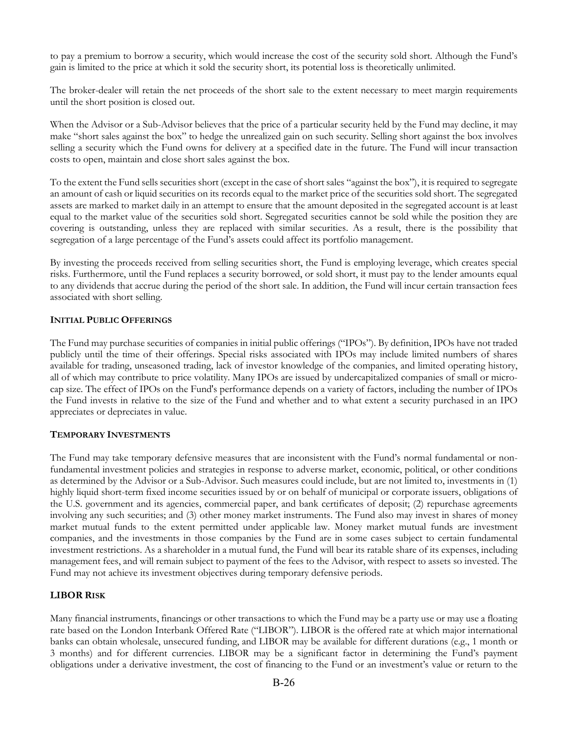to pay a premium to borrow a security, which would increase the cost of the security sold short. Although the Fund's gain is limited to the price at which it sold the security short, its potential loss is theoretically unlimited.

The broker-dealer will retain the net proceeds of the short sale to the extent necessary to meet margin requirements until the short position is closed out.

When the Advisor or a Sub-Advisor believes that the price of a particular security held by the Fund may decline, it may make "short sales against the box" to hedge the unrealized gain on such security. Selling short against the box involves selling a security which the Fund owns for delivery at a specified date in the future. The Fund will incur transaction costs to open, maintain and close short sales against the box.

To the extent the Fund sells securities short (except in the case of short sales "against the box"), it is required to segregate an amount of cash or liquid securities on its records equal to the market price of the securities sold short. The segregated assets are marked to market daily in an attempt to ensure that the amount deposited in the segregated account is at least equal to the market value of the securities sold short. Segregated securities cannot be sold while the position they are covering is outstanding, unless they are replaced with similar securities. As a result, there is the possibility that segregation of a large percentage of the Fund's assets could affect its portfolio management.

By investing the proceeds received from selling securities short, the Fund is employing leverage, which creates special risks. Furthermore, until the Fund replaces a security borrowed, or sold short, it must pay to the lender amounts equal to any dividends that accrue during the period of the short sale. In addition, the Fund will incur certain transaction fees associated with short selling.

**INITIAL PUBLIC OFFERINGS**

The Fund may purchase securities of companies in initial public offerings ("IPOs"). By definition, IPOs have not traded publicly until the time of their offerings. Special risks associated with IPOs may include limited numbers of shares available for trading, unseasoned trading, lack of investor knowledge of the companies, and limited operating history, all of which may contribute to price volatility. Many IPOs are issued by undercapitalized companies of small or micro-cap size. The effect of IPOs on the Fund's performance depends on a variety of factors, including the number of IPOs the Fund invests in relative to the size of the Fund and whether and to what extent a security purchased in an IPO appreciates or depreciates in value.

**TEMPORARY INVESTMENTS**

The Fund may take temporary defensive measures that are inconsistent with the Fund's normal fundamental or non-fundamental investment policies and strategies in response to adverse market, economic, political, or other conditions as determined by the Advisor or a Sub-Advisor. Such measures could include, but are not limited to, investments in (1) highly liquid short-term fixed income securities issued by or on behalf of municipal or corporate issuers, obligations of the U.S. government and its agencies, commercial paper, and bank certificates of deposit; (2) repurchase agreements involving any such securities; and (3) other money market instruments. The Fund also may invest in shares of money market mutual funds to the extent permitted under applicable law. Money market mutual funds are investment companies, and the investments in those companies by the Fund are in some cases subject to certain fundamental investment restrictions. As a shareholder in a mutual fund, the Fund will bear its ratable share of its expenses, including management fees, and will remain subject to payment of the fees to the Advisor, with respect to assets so invested. The Fund may not achieve its investment objectives during temporary defensive periods.

**LIBOR RISK**

Many financial instruments, financings or other transactions to which the Fund may be a party use or may use a floating rate based on the London Interbank Offered Rate ("LIBOR"). LIBOR is the offered rate at which major international banks can obtain wholesale, unsecured funding, and LIBOR may be available for different durations (e.g., 1 month or 3 months) and for different currencies. LIBOR may be a significant factor in determining the Fund's payment obligations under a derivative investment, the cost of financing to the Fund or an investment's value or return to the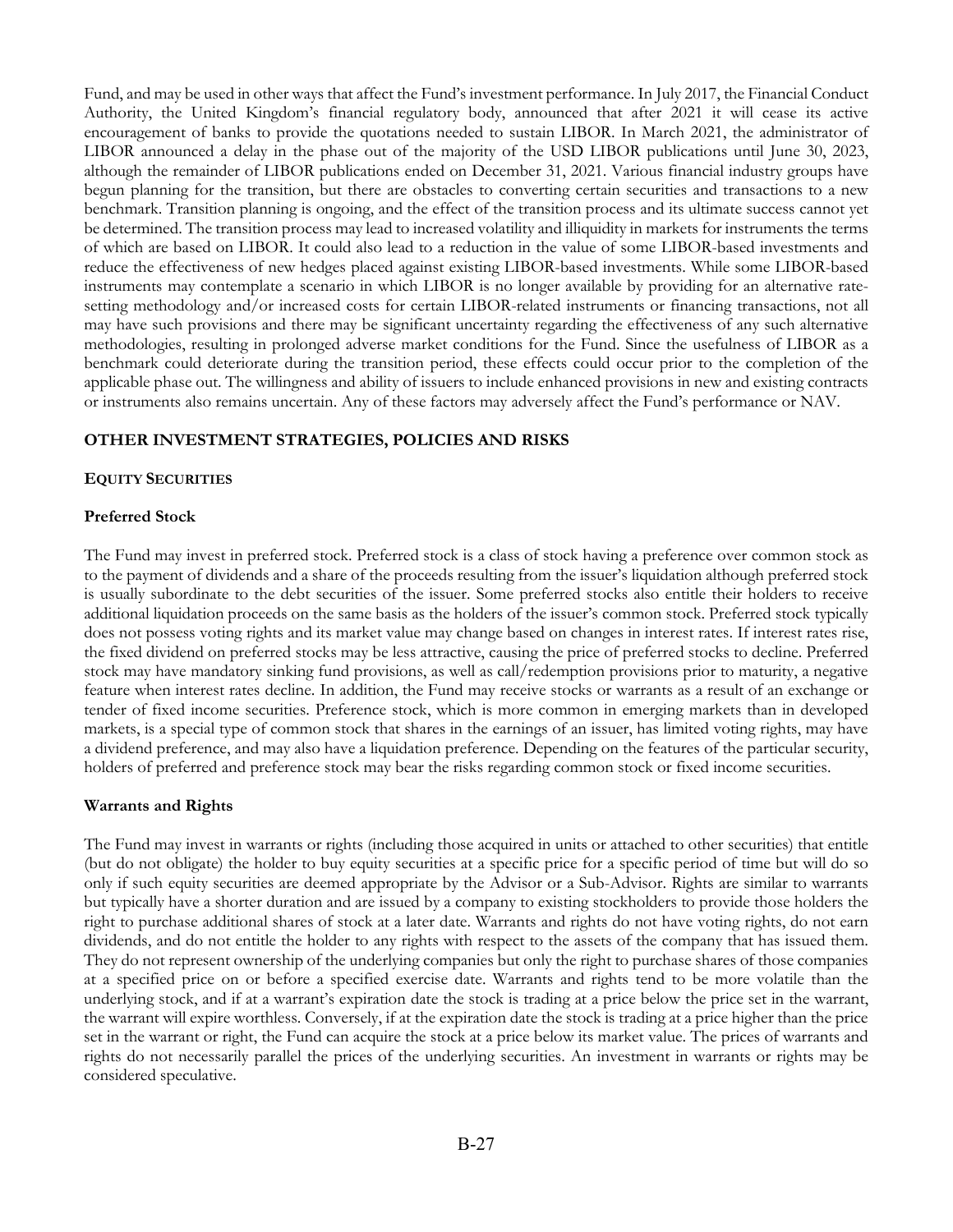Fund, and may be used in other ways that affect the Fund's investment performance. In July 2017, the Financial Conduct Authority, the United Kingdom's financial regulatory body, announced that after 2021 it will cease its active encouragement of banks to provide the quotations needed to sustain LIBOR. In March 2021, the administrator of LIBOR announced a delay in the phase out of the majority of the USD LIBOR publications until June 30, 2023, although the remainder of LIBOR publications ended on December 31, 2021. Various financial industry groups have begun planning for the transition, but there are obstacles to converting certain securities and transactions to a new benchmark. Transition planning is ongoing, and the effect of the transition process and its ultimate success cannot yet be determined. The transition process may lead to increased volatility and illiquidity in markets for instruments the terms of which are based on LIBOR. It could also lead to a reduction in the value of some LIBOR-based investments and reduce the effectiveness of new hedges placed against existing LIBOR-based investments. While some LIBOR-based instruments may contemplate a scenario in which LIBOR is no longer available by providing for an alternative rate-setting methodology and/or increased costs for certain LIBOR-related instruments or financing transactions, not all may have such provisions and there may be significant uncertainty regarding the effectiveness of any such alternative methodologies, resulting in prolonged adverse market conditions for the Fund. Since the usefulness of LIBOR as a benchmark could deteriorate during the transition period, these effects could occur prior to the completion of the applicable phase out. The willingness and ability of issuers to include enhanced provisions in new and existing contracts or instruments also remains uncertain. Any of these factors may adversely affect the Fund's performance or NAV.

## OTHER INVESTMENT STRATEGIES, POLICIES AND RISKS

### EQUITY SECURITIES

#### Preferred Stock

The Fund may invest in preferred stock. Preferred stock is a class of stock having a preference over common stock as to the payment of dividends and a share of the proceeds resulting from the issuer's liquidation although preferred stock is usually subordinate to the debt securities of the issuer. Some preferred stocks also entitle their holders to receive additional liquidation proceeds on the same basis as the holders of the issuer's common stock. Preferred stock typically does not possess voting rights and its market value may change based on changes in interest rates. If interest rates rise, the fixed dividend on preferred stocks may be less attractive, causing the price of preferred stocks to decline. Preferred stock may have mandatory sinking fund provisions, as well as call/redemption provisions prior to maturity, a negative feature when interest rates decline. In addition, the Fund may receive stocks or warrants as a result of an exchange or tender of fixed income securities. Preference stock, which is more common in emerging markets than in developed markets, is a special type of common stock that shares in the earnings of an issuer, has limited voting rights, may have a dividend preference, and may also have a liquidation preference. Depending on the features of the particular security, holders of preferred and preference stock may bear the risks regarding common stock or fixed income securities.

#### Warrants and Rights

The Fund may invest in warrants or rights (including those acquired in units or attached to other securities) that entitle (but do not obligate) the holder to buy equity securities at a specific price for a specific period of time but will do so only if such equity securities are deemed appropriate by the Advisor or a Sub-Advisor. Rights are similar to warrants but typically have a shorter duration and are issued by a company to existing stockholders to provide those holders the right to purchase additional shares of stock at a later date. Warrants and rights do not have voting rights, do not earn dividends, and do not entitle the holder to any rights with respect to the assets of the company that has issued them. They do not represent ownership of the underlying companies but only the right to purchase shares of those companies at a specified price on or before a specified exercise date. Warrants and rights tend to be more volatile than the underlying stock, and if at a warrant's expiration date the stock is trading at a price below the price set in the warrant, the warrant will expire worthless. Conversely, if at the expiration date the stock is trading at a price higher than the price set in the warrant or right, the Fund can acquire the stock at a price below its market value. The prices of warrants and rights do not necessarily parallel the prices of the underlying securities. An investment in warrants or rights may be considered speculative.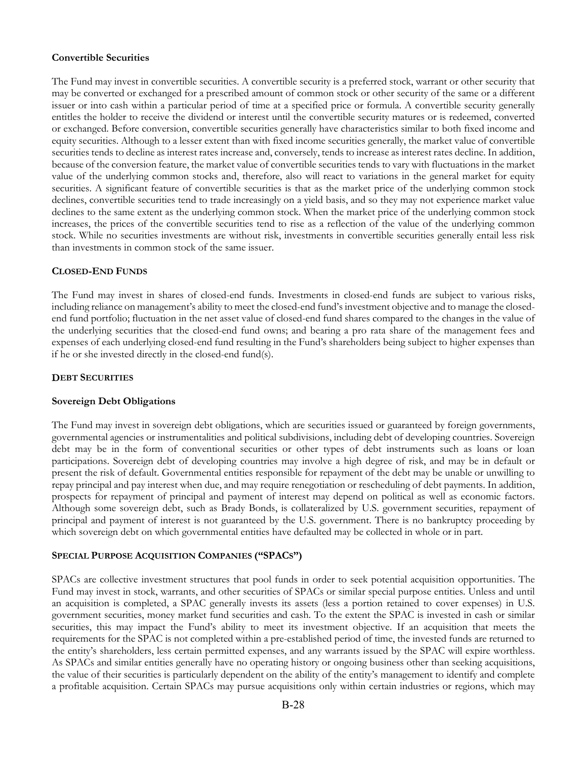### Convertible Securities

The Fund may invest in convertible securities. A convertible security is a preferred stock, warrant or other security that may be converted or exchanged for a prescribed amount of common stock or other security of the same or a different issuer or into cash within a particular period of time at a specified price or formula. A convertible security generally entitles the holder to receive the dividend or interest until the convertible security matures or is redeemed, converted or exchanged. Before conversion, convertible securities generally have characteristics similar to both fixed income and equity securities. Although to a lesser extent than with fixed income securities generally, the market value of convertible securities tends to decline as interest rates increase and, conversely, tends to increase as interest rates decline. In addition, because of the conversion feature, the market value of convertible securities tends to vary with fluctuations in the market value of the underlying common stocks and, therefore, also will react to variations in the general market for equity securities. A significant feature of convertible securities is that as the market price of the underlying common stock declines, convertible securities tend to trade increasingly on a yield basis, and so they may not experience market value declines to the same extent as the underlying common stock. When the market price of the underlying common stock increases, the prices of the convertible securities tend to rise as a reflection of the value of the underlying common stock. While no securities investments are without risk, investments in convertible securities generally entail less risk than investments in common stock of the same issuer.

## CLOSED-END FUNDS

The Fund may invest in shares of closed-end funds. Investments in closed-end funds are subject to various risks, including reliance on management's ability to meet the closed-end fund's investment objective and to manage the closed-end fund portfolio; fluctuation in the net asset value of closed-end fund shares compared to the changes in the value of the underlying securities that the closed-end fund owns; and bearing a pro rata share of the management fees and expenses of each underlying closed-end fund resulting in the Fund's shareholders being subject to higher expenses than if he or she invested directly in the closed-end fund(s).

## DEBT SECURITIES

### Sovereign Debt Obligations

The Fund may invest in sovereign debt obligations, which are securities issued or guaranteed by foreign governments, governmental agencies or instrumentalities and political subdivisions, including debt of developing countries. Sovereign debt may be in the form of conventional securities or other types of debt instruments such as loans or loan participations. Sovereign debt of developing countries may involve a high degree of risk, and may be in default or present the risk of default. Governmental entities responsible for repayment of the debt may be unable or unwilling to repay principal and pay interest when due, and may require renegotiation or rescheduling of debt payments. In addition, prospects for repayment of principal and payment of interest may depend on political as well as economic factors. Although some sovereign debt, such as Brady Bonds, is collateralized by U.S. government securities, repayment of principal and payment of interest is not guaranteed by the U.S. government. There is no bankruptcy proceeding by which sovereign debt on which governmental entities have defaulted may be collected in whole or in part.

## SPECIAL PURPOSE ACQUISITION COMPANIES ("SPACS")

SPACs are collective investment structures that pool funds in order to seek potential acquisition opportunities. The Fund may invest in stock, warrants, and other securities of SPACs or similar special purpose entities. Unless and until an acquisition is completed, a SPAC generally invests its assets (less a portion retained to cover expenses) in U.S. government securities, money market fund securities and cash. To the extent the SPAC is invested in cash or similar securities, this may impact the Fund's ability to meet its investment objective. If an acquisition that meets the requirements for the SPAC is not completed within a pre-established period of time, the invested funds are returned to the entity's shareholders, less certain permitted expenses, and any warrants issued by the SPAC will expire worthless. As SPACs and similar entities generally have no operating history or ongoing business other than seeking acquisitions, the value of their securities is particularly dependent on the ability of the entity's management to identify and complete a profitable acquisition. Certain SPACs may pursue acquisitions only within certain industries or regions, which may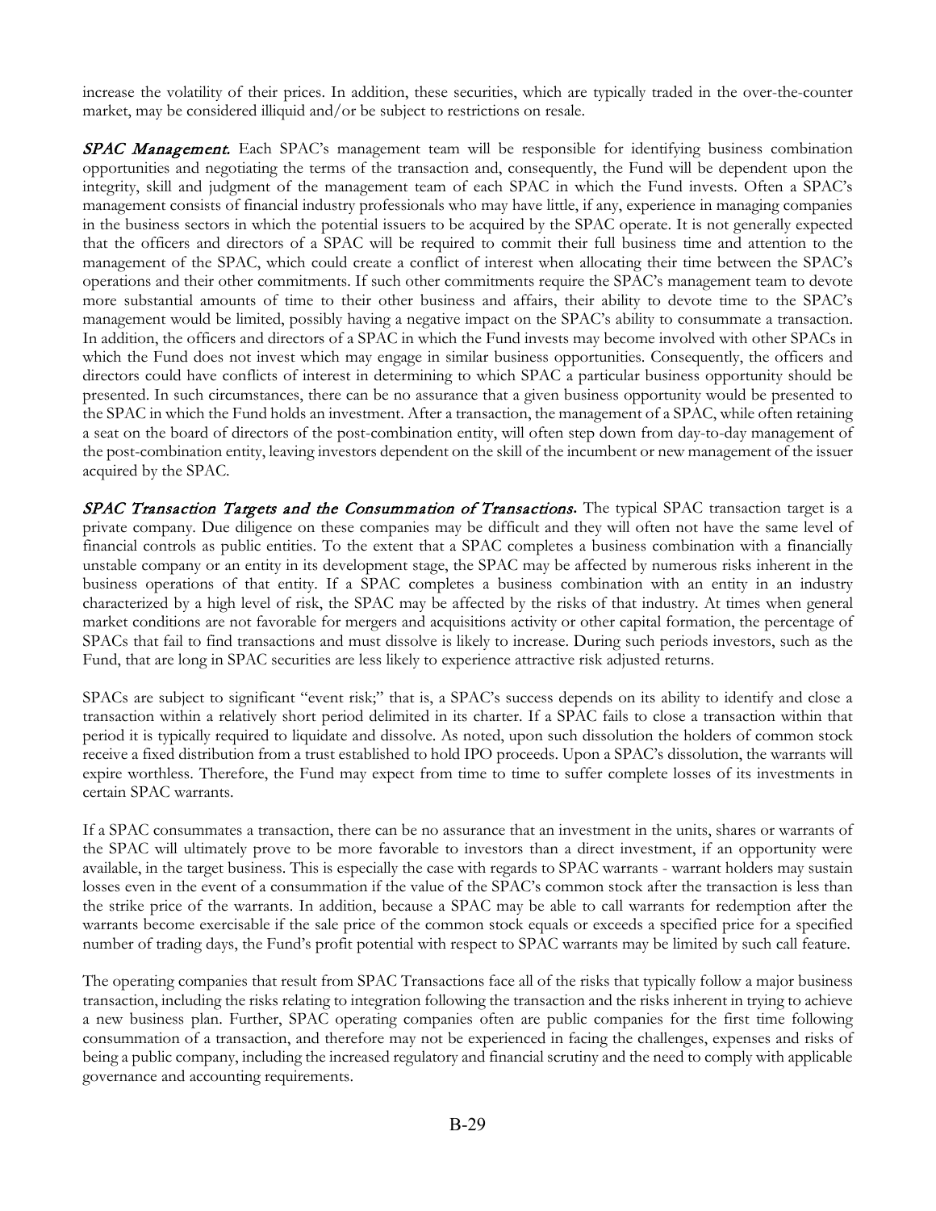increase the volatility of their prices. In addition, these securities, which are typically traded in the over-the-counter market, may be considered illiquid and/or be subject to restrictions on resale.

***SPAC Management.*** Each SPAC's management team will be responsible for identifying business combination opportunities and negotiating the terms of the transaction and, consequently, the Fund will be dependent upon the integrity, skill and judgment of the management team of each SPAC in which the Fund invests. Often a SPAC's management consists of financial industry professionals who may have little, if any, experience in managing companies in the business sectors in which the potential issuers to be acquired by the SPAC operate. It is not generally expected that the officers and directors of a SPAC will be required to commit their full business time and attention to the management of the SPAC, which could create a conflict of interest when allocating their time between the SPAC's operations and their other commitments. If such other commitments require the SPAC's management team to devote more substantial amounts of time to their other business and affairs, their ability to devote time to the SPAC's management would be limited, possibly having a negative impact on the SPAC's ability to consummate a transaction. In addition, the officers and directors of a SPAC in which the Fund invests may become involved with other SPACs in which the Fund does not invest which may engage in similar business opportunities. Consequently, the officers and directors could have conflicts of interest in determining to which SPAC a particular business opportunity should be presented. In such circumstances, there can be no assurance that a given business opportunity would be presented to the SPAC in which the Fund holds an investment. After a transaction, the management of a SPAC, while often retaining a seat on the board of directors of the post-combination entity, will often step down from day-to-day management of the post-combination entity, leaving investors dependent on the skill of the incumbent or new management of the issuer acquired by the SPAC.

***SPAC Transaction Targets and the Consummation of Transactions.*** The typical SPAC transaction target is a private company. Due diligence on these companies may be difficult and they will often not have the same level of financial controls as public entities. To the extent that a SPAC completes a business combination with a financially unstable company or an entity in its development stage, the SPAC may be affected by numerous risks inherent in the business operations of that entity. If a SPAC completes a business combination with an entity in an industry characterized by a high level of risk, the SPAC may be affected by the risks of that industry. At times when general market conditions are not favorable for mergers and acquisitions activity or other capital formation, the percentage of SPACs that fail to find transactions and must dissolve is likely to increase. During such periods investors, such as the Fund, that are long in SPAC securities are less likely to experience attractive risk adjusted returns.

SPACs are subject to significant "event risk;" that is, a SPAC's success depends on its ability to identify and close a transaction within a relatively short period delimited in its charter. If a SPAC fails to close a transaction within that period it is typically required to liquidate and dissolve. As noted, upon such dissolution the holders of common stock receive a fixed distribution from a trust established to hold IPO proceeds. Upon a SPAC's dissolution, the warrants will expire worthless. Therefore, the Fund may expect from time to time to suffer complete losses of its investments in certain SPAC warrants.

If a SPAC consummates a transaction, there can be no assurance that an investment in the units, shares or warrants of the SPAC will ultimately prove to be more favorable to investors than a direct investment, if an opportunity were available, in the target business. This is especially the case with regards to SPAC warrants - warrant holders may sustain losses even in the event of a consummation if the value of the SPAC's common stock after the transaction is less than the strike price of the warrants. In addition, because a SPAC may be able to call warrants for redemption after the warrants become exercisable if the sale price of the common stock equals or exceeds a specified price for a specified number of trading days, the Fund's profit potential with respect to SPAC warrants may be limited by such call feature.

The operating companies that result from SPAC Transactions face all of the risks that typically follow a major business transaction, including the risks relating to integration following the transaction and the risks inherent in trying to achieve a new business plan. Further, SPAC operating companies often are public companies for the first time following consummation of a transaction, and therefore may not be experienced in facing the challenges, expenses and risks of being a public company, including the increased regulatory and financial scrutiny and the need to comply with applicable governance and accounting requirements.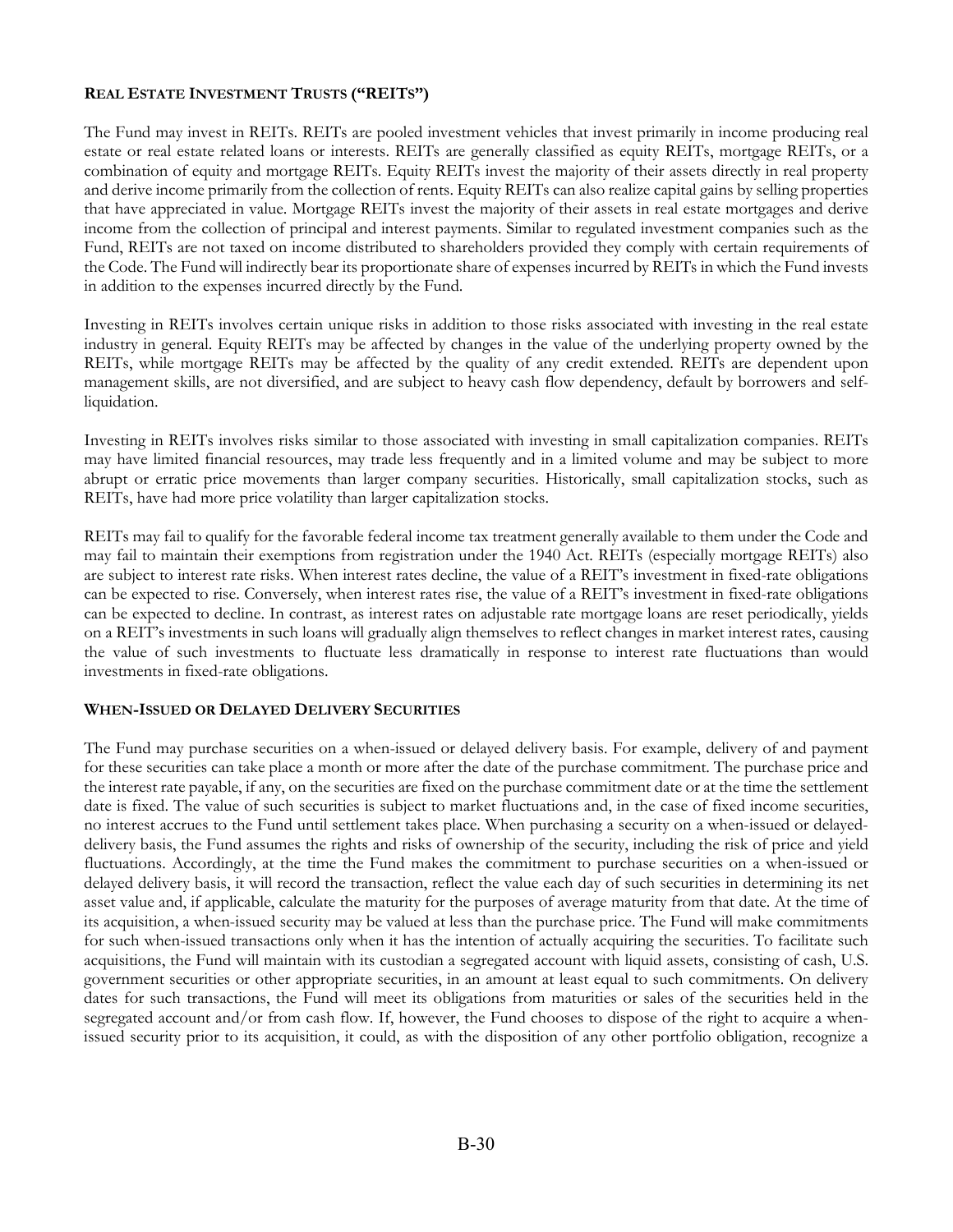### REAL ESTATE INVESTMENT TRUSTS ("REITS")

The Fund may invest in REITs. REITs are pooled investment vehicles that invest primarily in income producing real estate or real estate related loans or interests. REITs are generally classified as equity REITs, mortgage REITs, or a combination of equity and mortgage REITs. Equity REITs invest the majority of their assets directly in real property and derive income primarily from the collection of rents. Equity REITs can also realize capital gains by selling properties that have appreciated in value. Mortgage REITs invest the majority of their assets in real estate mortgages and derive income from the collection of principal and interest payments. Similar to regulated investment companies such as the Fund, REITs are not taxed on income distributed to shareholders provided they comply with certain requirements of the Code. The Fund will indirectly bear its proportionate share of expenses incurred by REITs in which the Fund invests in addition to the expenses incurred directly by the Fund.

Investing in REITs involves certain unique risks in addition to those risks associated with investing in the real estate industry in general. Equity REITs may be affected by changes in the value of the underlying property owned by the REITs, while mortgage REITs may be affected by the quality of any credit extended. REITs are dependent upon management skills, are not diversified, and are subject to heavy cash flow dependency, default by borrowers and self-liquidation.

Investing in REITs involves risks similar to those associated with investing in small capitalization companies. REITs may have limited financial resources, may trade less frequently and in a limited volume and may be subject to more abrupt or erratic price movements than larger company securities. Historically, small capitalization stocks, such as REITs, have had more price volatility than larger capitalization stocks.

REITs may fail to qualify for the favorable federal income tax treatment generally available to them under the Code and may fail to maintain their exemptions from registration under the 1940 Act. REITs (especially mortgage REITs) also are subject to interest rate risks. When interest rates decline, the value of a REIT's investment in fixed-rate obligations can be expected to rise. Conversely, when interest rates rise, the value of a REIT's investment in fixed-rate obligations can be expected to decline. In contrast, as interest rates on adjustable rate mortgage loans are reset periodically, yields on a REIT's investments in such loans will gradually align themselves to reflect changes in market interest rates, causing the value of such investments to fluctuate less dramatically in response to interest rate fluctuations than would investments in fixed-rate obligations.

### WHEN-ISSUED OR DELAYED DELIVERY SECURITIES

The Fund may purchase securities on a when-issued or delayed delivery basis. For example, delivery of and payment for these securities can take place a month or more after the date of the purchase commitment. The purchase price and the interest rate payable, if any, on the securities are fixed on the purchase commitment date or at the time the settlement date is fixed. The value of such securities is subject to market fluctuations and, in the case of fixed income securities, no interest accrues to the Fund until settlement takes place. When purchasing a security on a when-issued or delayed-delivery basis, the Fund assumes the rights and risks of ownership of the security, including the risk of price and yield fluctuations. Accordingly, at the time the Fund makes the commitment to purchase securities on a when-issued or delayed delivery basis, it will record the transaction, reflect the value each day of such securities in determining its net asset value and, if applicable, calculate the maturity for the purposes of average maturity from that date. At the time of its acquisition, a when-issued security may be valued at less than the purchase price. The Fund will make commitments for such when-issued transactions only when it has the intention of actually acquiring the securities. To facilitate such acquisitions, the Fund will maintain with its custodian a segregated account with liquid assets, consisting of cash, U.S. government securities or other appropriate securities, in an amount at least equal to such commitments. On delivery dates for such transactions, the Fund will meet its obligations from maturities or sales of the securities held in the segregated account and/or from cash flow. If, however, the Fund chooses to dispose of the right to acquire a when-issued security prior to its acquisition, it could, as with the disposition of any other portfolio obligation, recognize a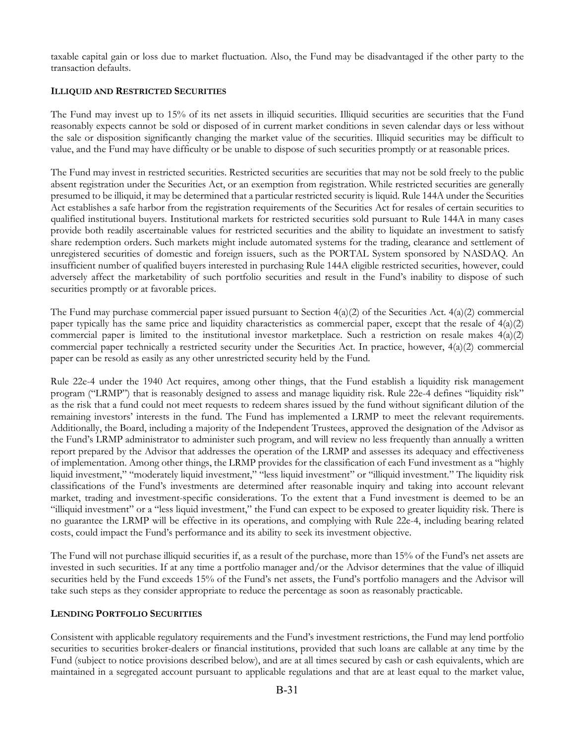taxable capital gain or loss due to market fluctuation. Also, the Fund may be disadvantaged if the other party to the transaction defaults.

### ILLIQUID AND RESTRICTED SECURITIES

The Fund may invest up to 15% of its net assets in illiquid securities. Illiquid securities are securities that the Fund reasonably expects cannot be sold or disposed of in current market conditions in seven calendar days or less without the sale or disposition significantly changing the market value of the securities. Illiquid securities may be difficult to value, and the Fund may have difficulty or be unable to dispose of such securities promptly or at reasonable prices.

The Fund may invest in restricted securities. Restricted securities are securities that may not be sold freely to the public absent registration under the Securities Act, or an exemption from registration. While restricted securities are generally presumed to be illiquid, it may be determined that a particular restricted security is liquid. Rule 144A under the Securities Act establishes a safe harbor from the registration requirements of the Securities Act for resales of certain securities to qualified institutional buyers. Institutional markets for restricted securities sold pursuant to Rule 144A in many cases provide both readily ascertainable values for restricted securities and the ability to liquidate an investment to satisfy share redemption orders. Such markets might include automated systems for the trading, clearance and settlement of unregistered securities of domestic and foreign issuers, such as the PORTAL System sponsored by NASDAQ. An insufficient number of qualified buyers interested in purchasing Rule 144A eligible restricted securities, however, could adversely affect the marketability of such portfolio securities and result in the Fund's inability to dispose of such securities promptly or at favorable prices.

The Fund may purchase commercial paper issued pursuant to Section 4(a)(2) of the Securities Act. 4(a)(2) commercial paper typically has the same price and liquidity characteristics as commercial paper, except that the resale of 4(a)(2) commercial paper is limited to the institutional investor marketplace. Such a restriction on resale makes 4(a)(2) commercial paper technically a restricted security under the Securities Act. In practice, however, 4(a)(2) commercial paper can be resold as easily as any other unrestricted security held by the Fund.

Rule 22e-4 under the 1940 Act requires, among other things, that the Fund establish a liquidity risk management program ("LRMP") that is reasonably designed to assess and manage liquidity risk. Rule 22e-4 defines "liquidity risk" as the risk that a fund could not meet requests to redeem shares issued by the fund without significant dilution of the remaining investors' interests in the fund. The Fund has implemented a LRMP to meet the relevant requirements. Additionally, the Board, including a majority of the Independent Trustees, approved the designation of the Advisor as the Fund's LRMP administrator to administer such program, and will review no less frequently than annually a written report prepared by the Advisor that addresses the operation of the LRMP and assesses its adequacy and effectiveness of implementation. Among other things, the LRMP provides for the classification of each Fund investment as a "highly liquid investment," "moderately liquid investment," "less liquid investment" or "illiquid investment." The liquidity risk classifications of the Fund's investments are determined after reasonable inquiry and taking into account relevant market, trading and investment-specific considerations. To the extent that a Fund investment is deemed to be an "illiquid investment" or a "less liquid investment," the Fund can expect to be exposed to greater liquidity risk. There is no guarantee the LRMP will be effective in its operations, and complying with Rule 22e-4, including bearing related costs, could impact the Fund's performance and its ability to seek its investment objective.

The Fund will not purchase illiquid securities if, as a result of the purchase, more than 15% of the Fund's net assets are invested in such securities. If at any time a portfolio manager and/or the Advisor determines that the value of illiquid securities held by the Fund exceeds 15% of the Fund's net assets, the Fund's portfolio managers and the Advisor will take such steps as they consider appropriate to reduce the percentage as soon as reasonably practicable.

### LENDING PORTFOLIO SECURITIES

Consistent with applicable regulatory requirements and the Fund's investment restrictions, the Fund may lend portfolio securities to securities broker-dealers or financial institutions, provided that such loans are callable at any time by the Fund (subject to notice provisions described below), and are at all times secured by cash or cash equivalents, which are maintained in a segregated account pursuant to applicable regulations and that are at least equal to the market value,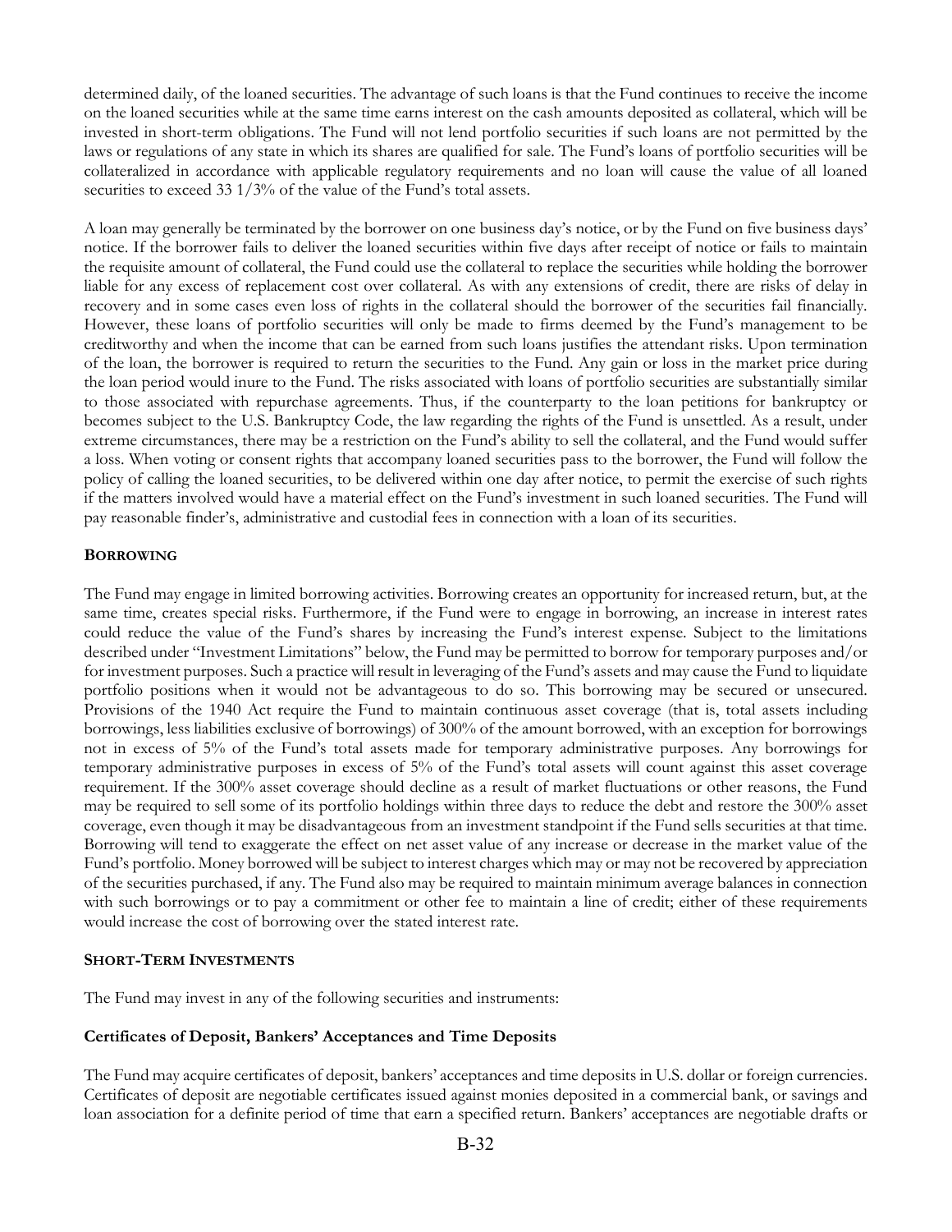determined daily, of the loaned securities. The advantage of such loans is that the Fund continues to receive the income on the loaned securities while at the same time earns interest on the cash amounts deposited as collateral, which will be invested in short-term obligations. The Fund will not lend portfolio securities if such loans are not permitted by the laws or regulations of any state in which its shares are qualified for sale. The Fund's loans of portfolio securities will be collateralized in accordance with applicable regulatory requirements and no loan will cause the value of all loaned securities to exceed 33 1/3% of the value of the Fund's total assets.

A loan may generally be terminated by the borrower on one business day's notice, or by the Fund on five business days' notice. If the borrower fails to deliver the loaned securities within five days after receipt of notice or fails to maintain the requisite amount of collateral, the Fund could use the collateral to replace the securities while holding the borrower liable for any excess of replacement cost over collateral. As with any extensions of credit, there are risks of delay in recovery and in some cases even loss of rights in the collateral should the borrower of the securities fail financially. However, these loans of portfolio securities will only be made to firms deemed by the Fund's management to be creditworthy and when the income that can be earned from such loans justifies the attendant risks. Upon termination of the loan, the borrower is required to return the securities to the Fund. Any gain or loss in the market price during the loan period would inure to the Fund. The risks associated with loans of portfolio securities are substantially similar to those associated with repurchase agreements. Thus, if the counterparty to the loan petitions for bankruptcy or becomes subject to the U.S. Bankruptcy Code, the law regarding the rights of the Fund is unsettled. As a result, under extreme circumstances, there may be a restriction on the Fund's ability to sell the collateral, and the Fund would suffer a loss. When voting or consent rights that accompany loaned securities pass to the borrower, the Fund will follow the policy of calling the loaned securities, to be delivered within one day after notice, to permit the exercise of such rights if the matters involved would have a material effect on the Fund's investment in such loaned securities. The Fund will pay reasonable finder's, administrative and custodial fees in connection with a loan of its securities.

## BORROWING

The Fund may engage in limited borrowing activities. Borrowing creates an opportunity for increased return, but, at the same time, creates special risks. Furthermore, if the Fund were to engage in borrowing, an increase in interest rates could reduce the value of the Fund's shares by increasing the Fund's interest expense. Subject to the limitations described under "Investment Limitations" below, the Fund may be permitted to borrow for temporary purposes and/or for investment purposes. Such a practice will result in leveraging of the Fund's assets and may cause the Fund to liquidate portfolio positions when it would not be advantageous to do so. This borrowing may be secured or unsecured. Provisions of the 1940 Act require the Fund to maintain continuous asset coverage (that is, total assets including borrowings, less liabilities exclusive of borrowings) of 300% of the amount borrowed, with an exception for borrowings not in excess of 5% of the Fund's total assets made for temporary administrative purposes. Any borrowings for temporary administrative purposes in excess of 5% of the Fund's total assets will count against this asset coverage requirement. If the 300% asset coverage should decline as a result of market fluctuations or other reasons, the Fund may be required to sell some of its portfolio holdings within three days to reduce the debt and restore the 300% asset coverage, even though it may be disadvantageous from an investment standpoint if the Fund sells securities at that time. Borrowing will tend to exaggerate the effect on net asset value of any increase or decrease in the market value of the Fund's portfolio. Money borrowed will be subject to interest charges which may or may not be recovered by appreciation of the securities purchased, if any. The Fund also may be required to maintain minimum average balances in connection with such borrowings or to pay a commitment or other fee to maintain a line of credit; either of these requirements would increase the cost of borrowing over the stated interest rate.

## SHORT-TERM INVESTMENTS

The Fund may invest in any of the following securities and instruments:

### Certificates of Deposit, Bankers' Acceptances and Time Deposits

The Fund may acquire certificates of deposit, bankers' acceptances and time deposits in U.S. dollar or foreign currencies. Certificates of deposit are negotiable certificates issued against monies deposited in a commercial bank, or savings and loan association for a definite period of time that earn a specified return. Bankers' acceptances are negotiable drafts or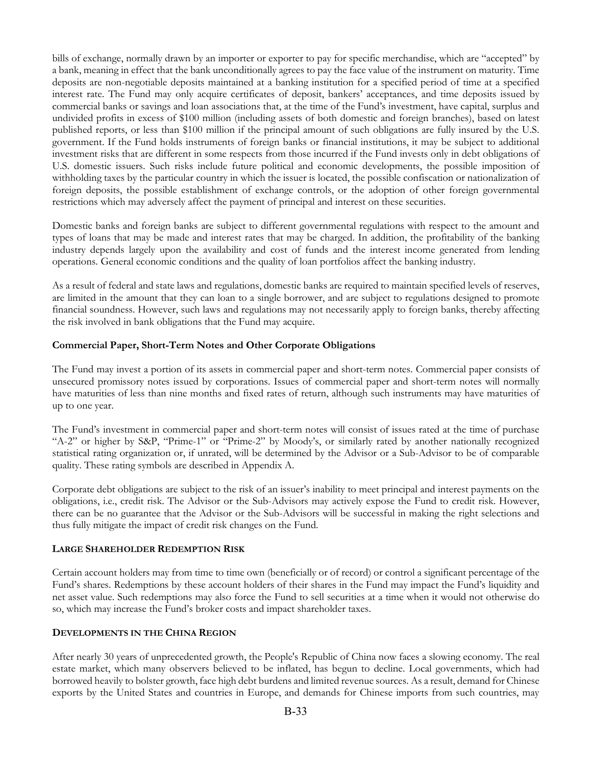bills of exchange, normally drawn by an importer or exporter to pay for specific merchandise, which are "accepted" by a bank, meaning in effect that the bank unconditionally agrees to pay the face value of the instrument on maturity. Time deposits are non-negotiable deposits maintained at a banking institution for a specified period of time at a specified interest rate. The Fund may only acquire certificates of deposit, bankers' acceptances, and time deposits issued by commercial banks or savings and loan associations that, at the time of the Fund's investment, have capital, surplus and undivided profits in excess of $100 million (including assets of both domestic and foreign branches), based on latest published reports, or less than $100 million if the principal amount of such obligations are fully insured by the U.S. government. If the Fund holds instruments of foreign banks or financial institutions, it may be subject to additional investment risks that are different in some respects from those incurred if the Fund invests only in debt obligations of U.S. domestic issuers. Such risks include future political and economic developments, the possible imposition of withholding taxes by the particular country in which the issuer is located, the possible confiscation or nationalization of foreign deposits, the possible establishment of exchange controls, or the adoption of other foreign governmental restrictions which may adversely affect the payment of principal and interest on these securities.

Domestic banks and foreign banks are subject to different governmental regulations with respect to the amount and types of loans that may be made and interest rates that may be charged. In addition, the profitability of the banking industry depends largely upon the availability and cost of funds and the interest income generated from lending operations. General economic conditions and the quality of loan portfolios affect the banking industry.

As a result of federal and state laws and regulations, domestic banks are required to maintain specified levels of reserves, are limited in the amount that they can loan to a single borrower, and are subject to regulations designed to promote financial soundness. However, such laws and regulations may not necessarily apply to foreign banks, thereby affecting the risk involved in bank obligations that the Fund may acquire.

**Commercial Paper, Short-Term Notes and Other Corporate Obligations**

The Fund may invest a portion of its assets in commercial paper and short-term notes. Commercial paper consists of unsecured promissory notes issued by corporations. Issues of commercial paper and short-term notes will normally have maturities of less than nine months and fixed rates of return, although such instruments may have maturities of up to one year.

The Fund's investment in commercial paper and short-term notes will consist of issues rated at the time of purchase "A-2" or higher by S&P, "Prime-1" or "Prime-2" by Moody's, or similarly rated by another nationally recognized statistical rating organization or, if unrated, will be determined by the Advisor or a Sub-Advisor to be of comparable quality. These rating symbols are described in Appendix A.

Corporate debt obligations are subject to the risk of an issuer's inability to meet principal and interest payments on the obligations, i.e., credit risk. The Advisor or the Sub-Advisors may actively expose the Fund to credit risk. However, there can be no guarantee that the Advisor or the Sub-Advisors will be successful in making the right selections and thus fully mitigate the impact of credit risk changes on the Fund.

**LARGE SHAREHOLDER REDEMPTION RISK**

Certain account holders may from time to time own (beneficially or of record) or control a significant percentage of the Fund's shares. Redemptions by these account holders of their shares in the Fund may impact the Fund's liquidity and net asset value. Such redemptions may also force the Fund to sell securities at a time when it would not otherwise do so, which may increase the Fund's broker costs and impact shareholder taxes.

**DEVELOPMENTS IN THE CHINA REGION**

After nearly 30 years of unprecedented growth, the People's Republic of China now faces a slowing economy. The real estate market, which many observers believed to be inflated, has begun to decline. Local governments, which had borrowed heavily to bolster growth, face high debt burdens and limited revenue sources. As a result, demand for Chinese exports by the United States and countries in Europe, and demands for Chinese imports from such countries, may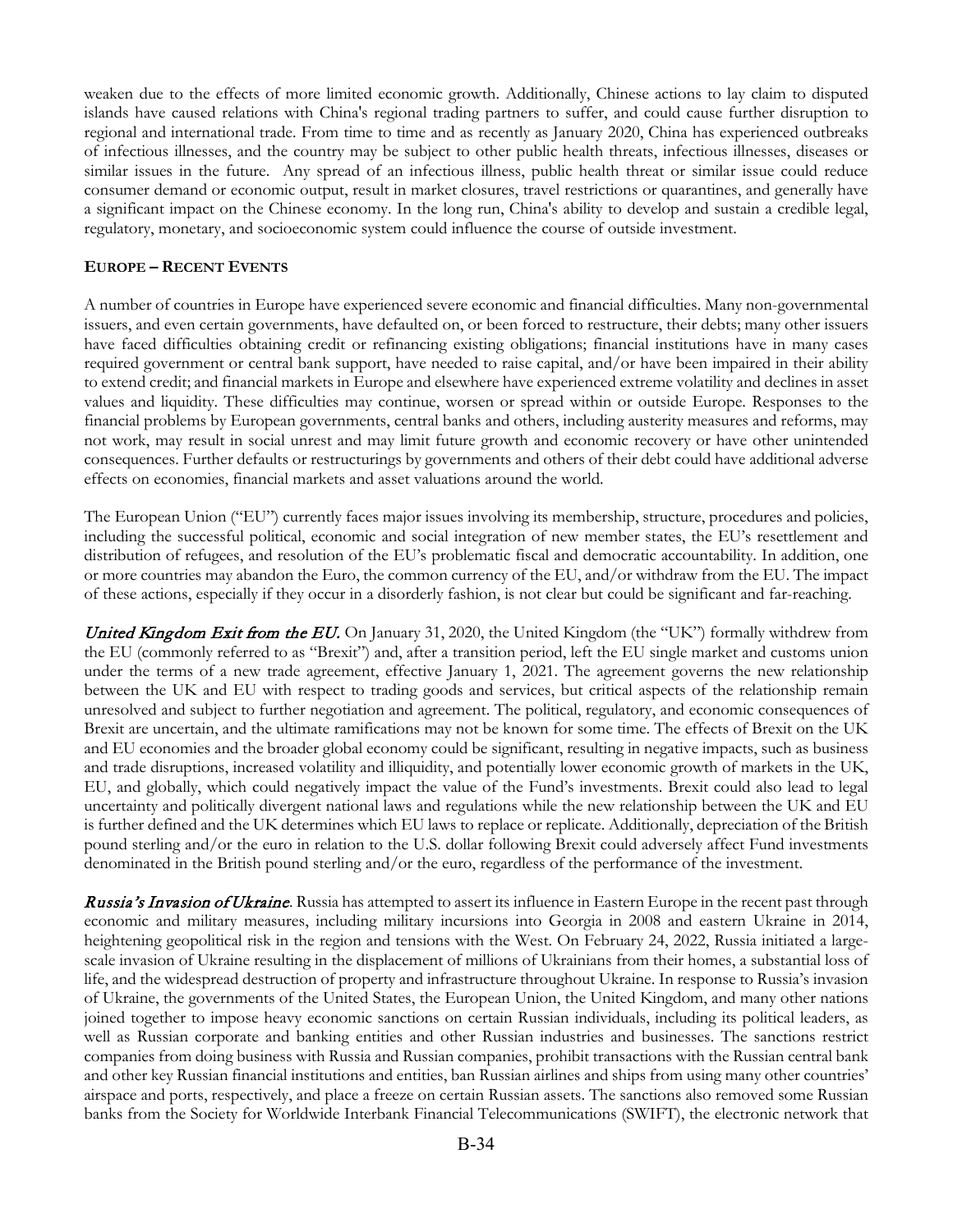weaken due to the effects of more limited economic growth. Additionally, Chinese actions to lay claim to disputed islands have caused relations with China's regional trading partners to suffer, and could cause further disruption to regional and international trade. From time to time and as recently as January 2020, China has experienced outbreaks of infectious illnesses, and the country may be subject to other public health threats, infectious illnesses, diseases or similar issues in the future. Any spread of an infectious illness, public health threat or similar issue could reduce consumer demand or economic output, result in market closures, travel restrictions or quarantines, and generally have a significant impact on the Chinese economy. In the long run, China's ability to develop and sustain a credible legal, regulatory, monetary, and socioeconomic system could influence the course of outside investment.

**EUROPE – RECENT EVENTS**

A number of countries in Europe have experienced severe economic and financial difficulties. Many non-governmental issuers, and even certain governments, have defaulted on, or been forced to restructure, their debts; many other issuers have faced difficulties obtaining credit or refinancing existing obligations; financial institutions have in many cases required government or central bank support, have needed to raise capital, and/or have been impaired in their ability to extend credit; and financial markets in Europe and elsewhere have experienced extreme volatility and declines in asset values and liquidity. These difficulties may continue, worsen or spread within or outside Europe. Responses to the financial problems by European governments, central banks and others, including austerity measures and reforms, may not work, may result in social unrest and may limit future growth and economic recovery or have other unintended consequences. Further defaults or restructurings by governments and others of their debt could have additional adverse effects on economies, financial markets and asset valuations around the world.

The European Union ("EU") currently faces major issues involving its membership, structure, procedures and policies, including the successful political, economic and social integration of new member states, the EU's resettlement and distribution of refugees, and resolution of the EU's problematic fiscal and democratic accountability. In addition, one or more countries may abandon the Euro, the common currency of the EU, and/or withdraw from the EU. The impact of these actions, especially if they occur in a disorderly fashion, is not clear but could be significant and far-reaching.

***United Kingdom Exit from the EU.*** On January 31, 2020, the United Kingdom (the "UK") formally withdrew from the EU (commonly referred to as "Brexit") and, after a transition period, left the EU single market and customs union under the terms of a new trade agreement, effective January 1, 2021. The agreement governs the new relationship between the UK and EU with respect to trading goods and services, but critical aspects of the relationship remain unresolved and subject to further negotiation and agreement. The political, regulatory, and economic consequences of Brexit are uncertain, and the ultimate ramifications may not be known for some time. The effects of Brexit on the UK and EU economies and the broader global economy could be significant, resulting in negative impacts, such as business and trade disruptions, increased volatility and illiquidity, and potentially lower economic growth of markets in the UK, EU, and globally, which could negatively impact the value of the Fund's investments. Brexit could also lead to legal uncertainty and politically divergent national laws and regulations while the new relationship between the UK and EU is further defined and the UK determines which EU laws to replace or replicate. Additionally, depreciation of the British pound sterling and/or the euro in relation to the U.S. dollar following Brexit could adversely affect Fund investments denominated in the British pound sterling and/or the euro, regardless of the performance of the investment.

***Russia's Invasion of Ukraine.*** Russia has attempted to assert its influence in Eastern Europe in the recent past through economic and military measures, including military incursions into Georgia in 2008 and eastern Ukraine in 2014, heightening geopolitical risk in the region and tensions with the West. On February 24, 2022, Russia initiated a large-scale invasion of Ukraine resulting in the displacement of millions of Ukrainians from their homes, a substantial loss of life, and the widespread destruction of property and infrastructure throughout Ukraine. In response to Russia's invasion of Ukraine, the governments of the United States, the European Union, the United Kingdom, and many other nations joined together to impose heavy economic sanctions on certain Russian individuals, including its political leaders, as well as Russian corporate and banking entities and other Russian industries and businesses. The sanctions restrict companies from doing business with Russia and Russian companies, prohibit transactions with the Russian central bank and other key Russian financial institutions and entities, ban Russian airlines and ships from using many other countries' airspace and ports, respectively, and place a freeze on certain Russian assets. The sanctions also removed some Russian banks from the Society for Worldwide Interbank Financial Telecommunications (SWIFT), the electronic network that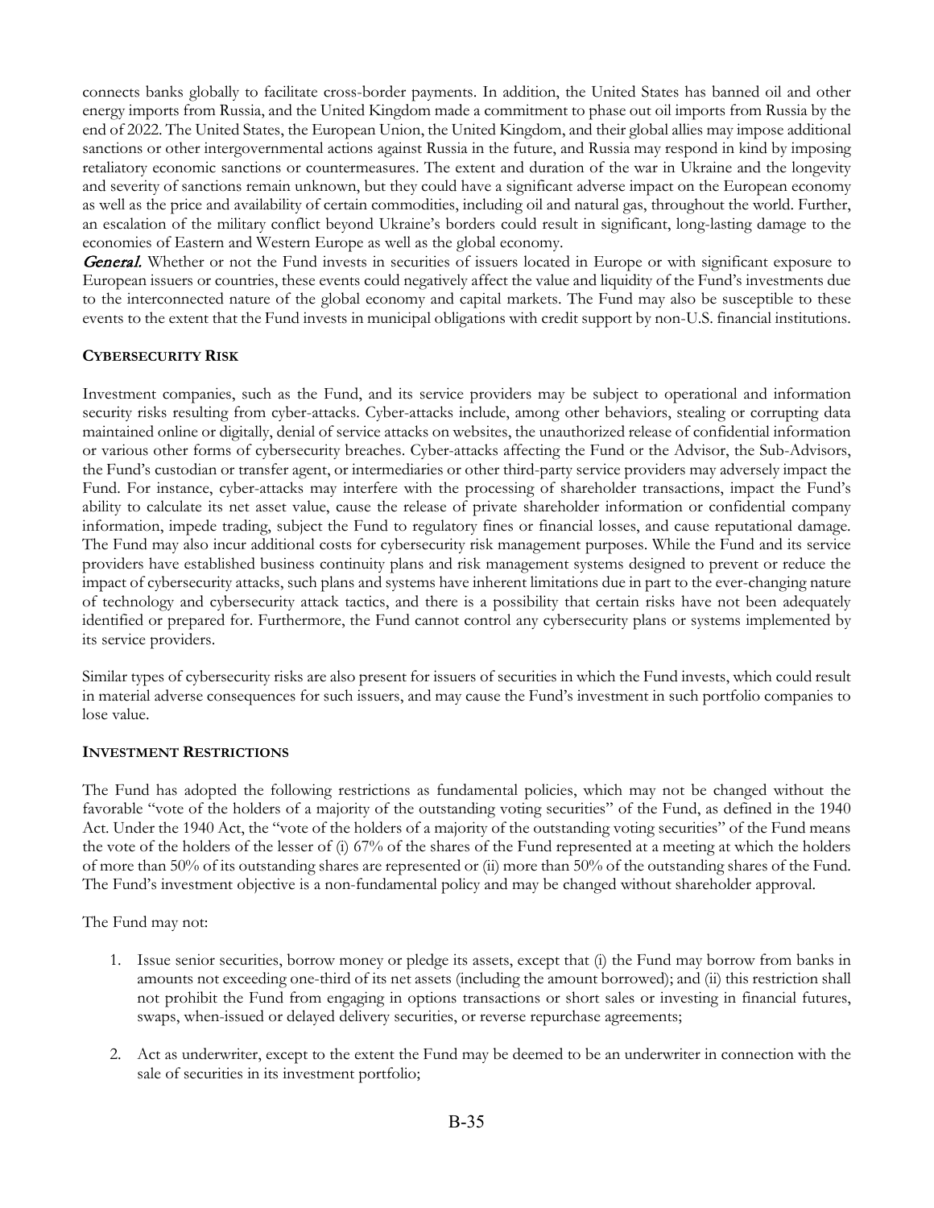connects banks globally to facilitate cross-border payments. In addition, the United States has banned oil and other energy imports from Russia, and the United Kingdom made a commitment to phase out oil imports from Russia by the end of 2022. The United States, the European Union, the United Kingdom, and their global allies may impose additional sanctions or other intergovernmental actions against Russia in the future, and Russia may respond in kind by imposing retaliatory economic sanctions or countermeasures. The extent and duration of the war in Ukraine and the longevity and severity of sanctions remain unknown, but they could have a significant adverse impact on the European economy as well as the price and availability of certain commodities, including oil and natural gas, throughout the world. Further, an escalation of the military conflict beyond Ukraine's borders could result in significant, long-lasting damage to the economies of Eastern and Western Europe as well as the global economy.

***General.*** Whether or not the Fund invests in securities of issuers located in Europe or with significant exposure to European issuers or countries, these events could negatively affect the value and liquidity of the Fund's investments due to the interconnected nature of the global economy and capital markets. The Fund may also be susceptible to these events to the extent that the Fund invests in municipal obligations with credit support by non-U.S. financial institutions.

**CYBERSECURITY RISK**

Investment companies, such as the Fund, and its service providers may be subject to operational and information security risks resulting from cyber-attacks. Cyber-attacks include, among other behaviors, stealing or corrupting data maintained online or digitally, denial of service attacks on websites, the unauthorized release of confidential information or various other forms of cybersecurity breaches. Cyber-attacks affecting the Fund or the Advisor, the Sub-Advisors, the Fund's custodian or transfer agent, or intermediaries or other third-party service providers may adversely impact the Fund. For instance, cyber-attacks may interfere with the processing of shareholder transactions, impact the Fund's ability to calculate its net asset value, cause the release of private shareholder information or confidential company information, impede trading, subject the Fund to regulatory fines or financial losses, and cause reputational damage. The Fund may also incur additional costs for cybersecurity risk management purposes. While the Fund and its service providers have established business continuity plans and risk management systems designed to prevent or reduce the impact of cybersecurity attacks, such plans and systems have inherent limitations due in part to the ever-changing nature of technology and cybersecurity attack tactics, and there is a possibility that certain risks have not been adequately identified or prepared for. Furthermore, the Fund cannot control any cybersecurity plans or systems implemented by its service providers.

Similar types of cybersecurity risks are also present for issuers of securities in which the Fund invests, which could result in material adverse consequences for such issuers, and may cause the Fund's investment in such portfolio companies to lose value.

**INVESTMENT RESTRICTIONS**

The Fund has adopted the following restrictions as fundamental policies, which may not be changed without the favorable "vote of the holders of a majority of the outstanding voting securities" of the Fund, as defined in the 1940 Act. Under the 1940 Act, the "vote of the holders of a majority of the outstanding voting securities" of the Fund means the vote of the holders of the lesser of (i) 67% of the shares of the Fund represented at a meeting at which the holders of more than 50% of its outstanding shares are represented or (ii) more than 50% of the outstanding shares of the Fund. The Fund's investment objective is a non-fundamental policy and may be changed without shareholder approval.

The Fund may not:

1. Issue senior securities, borrow money or pledge its assets, except that (i) the Fund may borrow from banks in amounts not exceeding one-third of its net assets (including the amount borrowed); and (ii) this restriction shall not prohibit the Fund from engaging in options transactions or short sales or investing in financial futures, swaps, when-issued or delayed delivery securities, or reverse repurchase agreements;

2. Act as underwriter, except to the extent the Fund may be deemed to be an underwriter in connection with the sale of securities in its investment portfolio;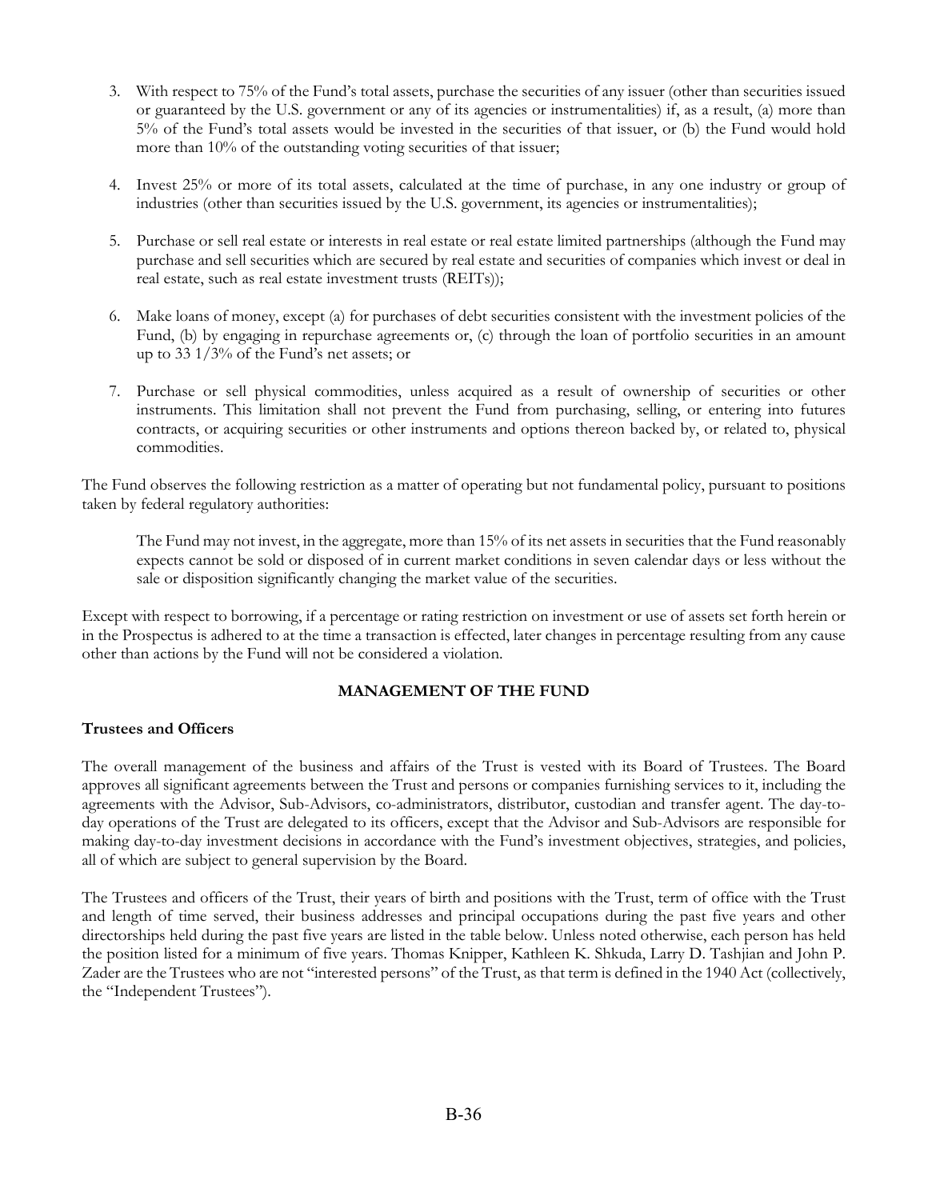3. With respect to 75% of the Fund's total assets, purchase the securities of any issuer (other than securities issued or guaranteed by the U.S. government or any of its agencies or instrumentalities) if, as a result, (a) more than 5% of the Fund's total assets would be invested in the securities of that issuer, or (b) the Fund would hold more than 10% of the outstanding voting securities of that issuer;

4. Invest 25% or more of its total assets, calculated at the time of purchase, in any one industry or group of industries (other than securities issued by the U.S. government, its agencies or instrumentalities);

5. Purchase or sell real estate or interests in real estate or real estate limited partnerships (although the Fund may purchase and sell securities which are secured by real estate and securities of companies which invest or deal in real estate, such as real estate investment trusts (REITs));

6. Make loans of money, except (a) for purchases of debt securities consistent with the investment policies of the Fund, (b) by engaging in repurchase agreements or, (c) through the loan of portfolio securities in an amount up to 33 1/3% of the Fund's net assets; or

7. Purchase or sell physical commodities, unless acquired as a result of ownership of securities or other instruments. This limitation shall not prevent the Fund from purchasing, selling, or entering into futures contracts, or acquiring securities or other instruments and options thereon backed by, or related to, physical commodities.

The Fund observes the following restriction as a matter of operating but not fundamental policy, pursuant to positions taken by federal regulatory authorities:

> The Fund may not invest, in the aggregate, more than 15% of its net assets in securities that the Fund reasonably expects cannot be sold or disposed of in current market conditions in seven calendar days or less without the sale or disposition significantly changing the market value of the securities.

Except with respect to borrowing, if a percentage or rating restriction on investment or use of assets set forth herein or in the Prospectus is adhered to at the time a transaction is effected, later changes in percentage resulting from any cause other than actions by the Fund will not be considered a violation.

## MANAGEMENT OF THE FUND

### Trustees and Officers

The overall management of the business and affairs of the Trust is vested with its Board of Trustees. The Board approves all significant agreements between the Trust and persons or companies furnishing services to it, including the agreements with the Advisor, Sub-Advisors, co-administrators, distributor, custodian and transfer agent. The day-to-day operations of the Trust are delegated to its officers, except that the Advisor and Sub-Advisors are responsible for making day-to-day investment decisions in accordance with the Fund's investment objectives, strategies, and policies, all of which are subject to general supervision by the Board.

The Trustees and officers of the Trust, their years of birth and positions with the Trust, term of office with the Trust and length of time served, their business addresses and principal occupations during the past five years and other directorships held during the past five years are listed in the table below. Unless noted otherwise, each person has held the position listed for a minimum of five years. Thomas Knipper, Kathleen K. Shkuda, Larry D. Tashjian and John P. Zader are the Trustees who are not "interested persons" of the Trust, as that term is defined in the 1940 Act (collectively, the "Independent Trustees").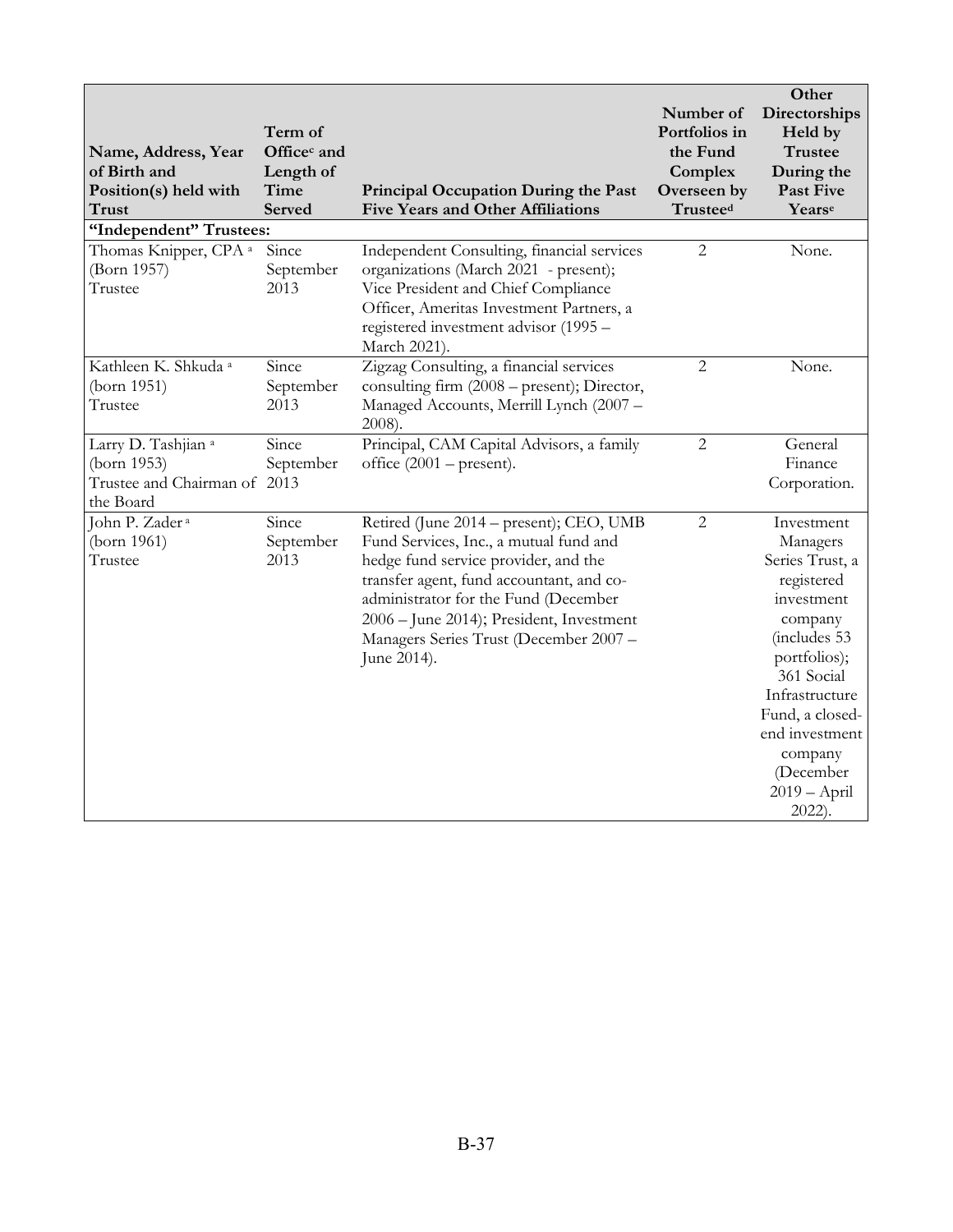| Name, Address, Year of Birth and Position(s) held with Trust | Term of Office[c] and Length of Time Served | Principal Occupation During the Past Five Years and Other Affiliations | Number of Portfolios in the Fund Complex Overseen by Trustee[d] | Other Directorships Held by Trustee During the Past Five Years[e] |
|---|---|---|---|---|
| **"Independent" Trustees:** | | | | |
| Thomas Knipper, CPA [a] (Born 1957) Trustee | Since September 2013 | Independent Consulting, financial services organizations (March 2021 - present); Vice President and Chief Compliance Officer, Ameritas Investment Partners, a registered investment advisor (1995 – March 2021). | 2 | None. |
| Kathleen K. Shkuda [a] (born 1951) Trustee | Since September 2013 | Zigzag Consulting, a financial services consulting firm (2008 – present); Director, Managed Accounts, Merrill Lynch (2007 – 2008). | 2 | None. |
| Larry D. Tashjian [a] (born 1953) Trustee and Chairman of the Board | Since September 2013 | Principal, CAM Capital Advisors, a family office (2001 – present). | 2 | General Finance Corporation. |
| John P. Zader [a] (born 1961) Trustee | Since September 2013 | Retired (June 2014 – present); CEO, UMB Fund Services, Inc., a mutual fund and hedge fund service provider, and the transfer agent, fund accountant, and co-administrator for the Fund (December 2006 – June 2014); President, Investment Managers Series Trust (December 2007 – June 2014). | 2 | Investment Managers Series Trust, a registered investment company (includes 53 portfolios); 361 Social Infrastructure Fund, a closed-end investment company (December 2019 – April 2022). |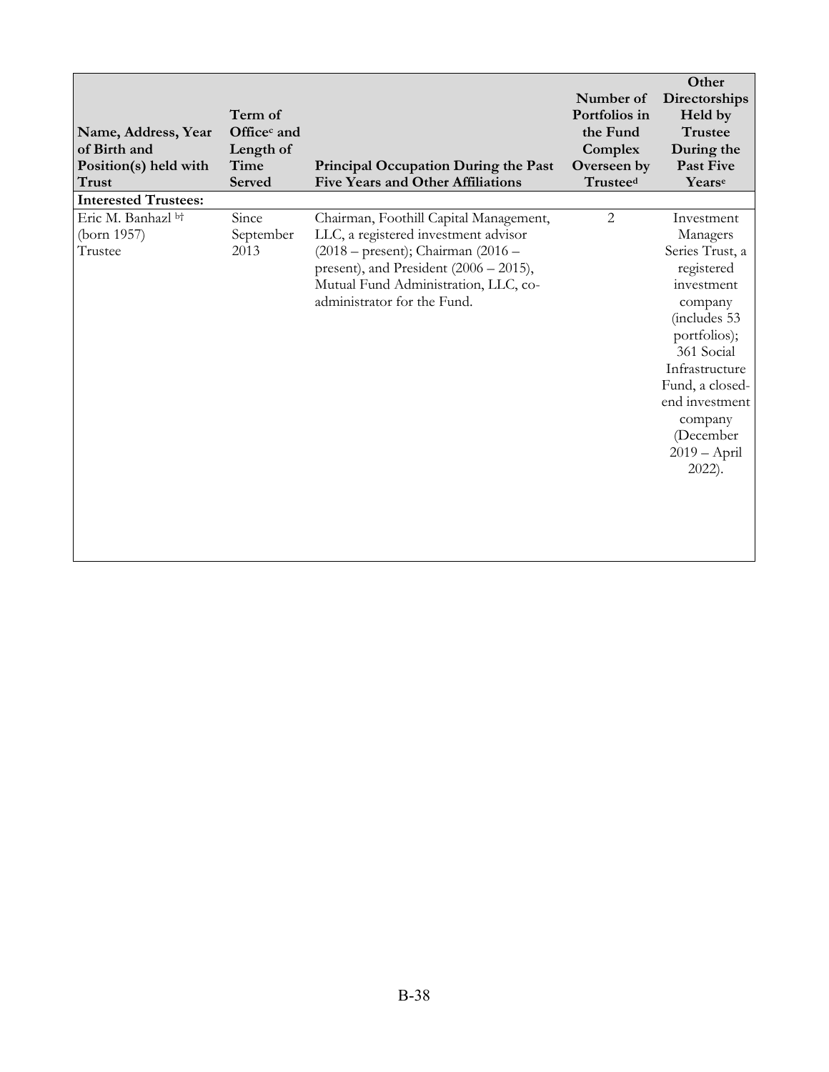| Name, Address, Year of Birth and Position(s) held with Trust | Term of Office[c] and Length of Time Served | Principal Occupation During the Past Five Years and Other Affiliations | Number of Portfolios in the Fund Complex Overseen by Trustee[d] | Other Directorships Held by Trustee During the Past Five Years[e] |
|---|---|---|---|---|
| **Interested Trustees:** | | | | |
| Eric M. Banhazl [b†] (born 1957) Trustee | Since September 2013 | Chairman, Foothill Capital Management, LLC, a registered investment advisor (2018 – present); Chairman (2016 – present), and President (2006 – 2015), Mutual Fund Administration, LLC, co-administrator for the Fund. | 2 | Investment Managers Series Trust, a registered investment company (includes 53 portfolios); 361 Social Infrastructure Fund, a closed-end investment company (December 2019 – April 2022). |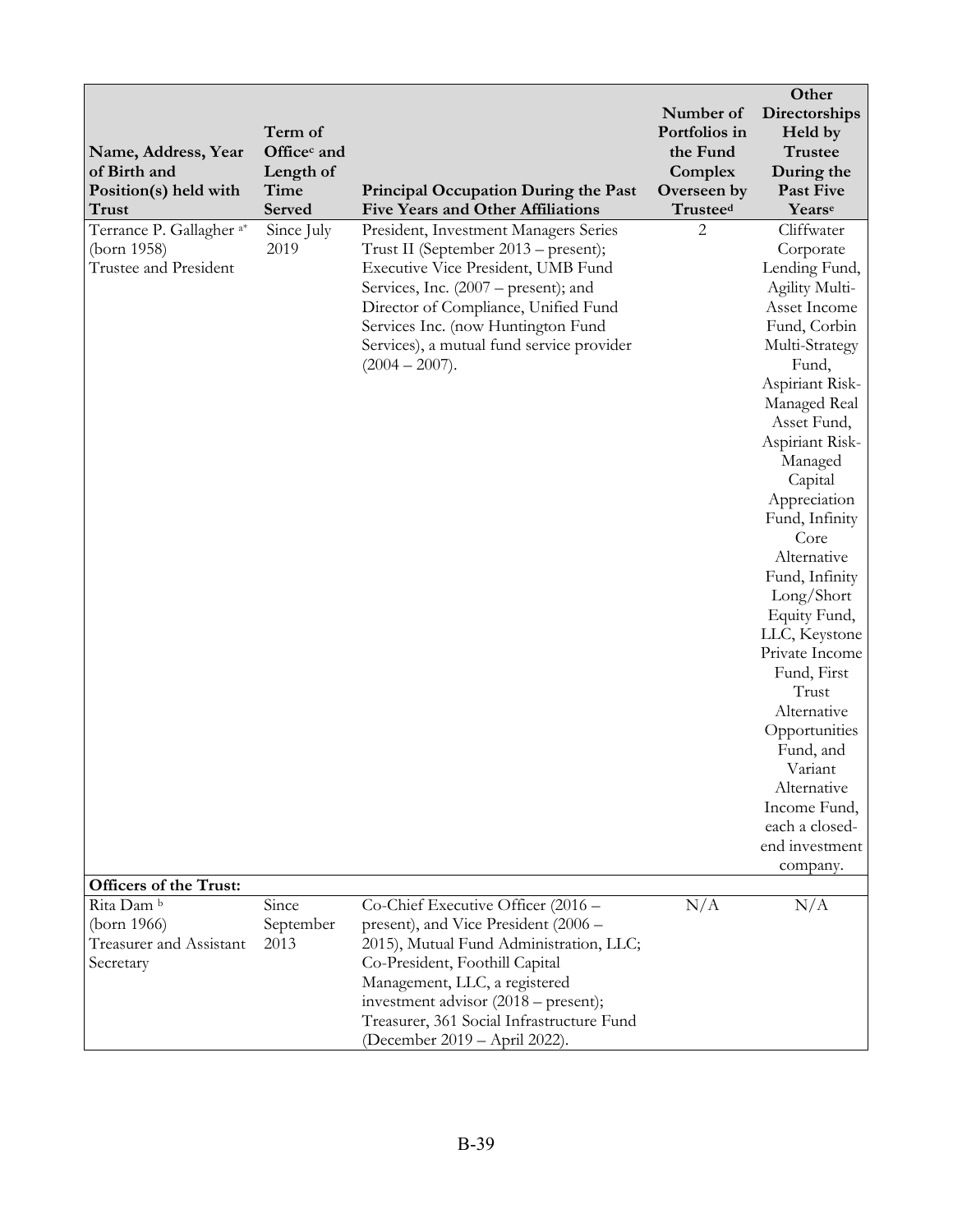| Name, Address, Year of Birth and Position(s) held with Trust | Term of Office[c] and Length of Time Served | Principal Occupation During the Past Five Years and Other Affiliations | Number of Portfolios in the Fund Complex Overseen by Trustee[d] | Other Directorships Held by Trustee During the Past Five Years[e] |
|---|---|---|---|---|
| Terrance P. Gallagher [a*] (born 1958) Trustee and President | Since July 2019 | President, Investment Managers Series Trust II (September 2013 – present); Executive Vice President, UMB Fund Services, Inc. (2007 – present); and Director of Compliance, Unified Fund Services Inc. (now Huntington Fund Services), a mutual fund service provider (2004 – 2007). | 2 | Cliffwater Corporate Lending Fund, Agility Multi-Asset Income Fund, Corbin Multi-Strategy Fund, Aspiriant Risk-Managed Real Asset Fund, Aspiriant Risk-Managed Capital Appreciation Fund, Infinity Core Alternative Fund, Infinity Long/Short Equity Fund, LLC, Keystone Private Income Fund, First Trust Alternative Opportunities Fund, and Variant Alternative Income Fund, each a closed-end investment company. |
| **Officers of the Trust:** | | | | |
| Rita Dam [b] (born 1966) Treasurer and Assistant Secretary | Since September 2013 | Co-Chief Executive Officer (2016 – present), and Vice President (2006 – 2015), Mutual Fund Administration, LLC; Co-President, Foothill Capital Management, LLC, a registered investment advisor (2018 – present); Treasurer, 361 Social Infrastructure Fund (December 2019 – April 2022). | N/A | N/A |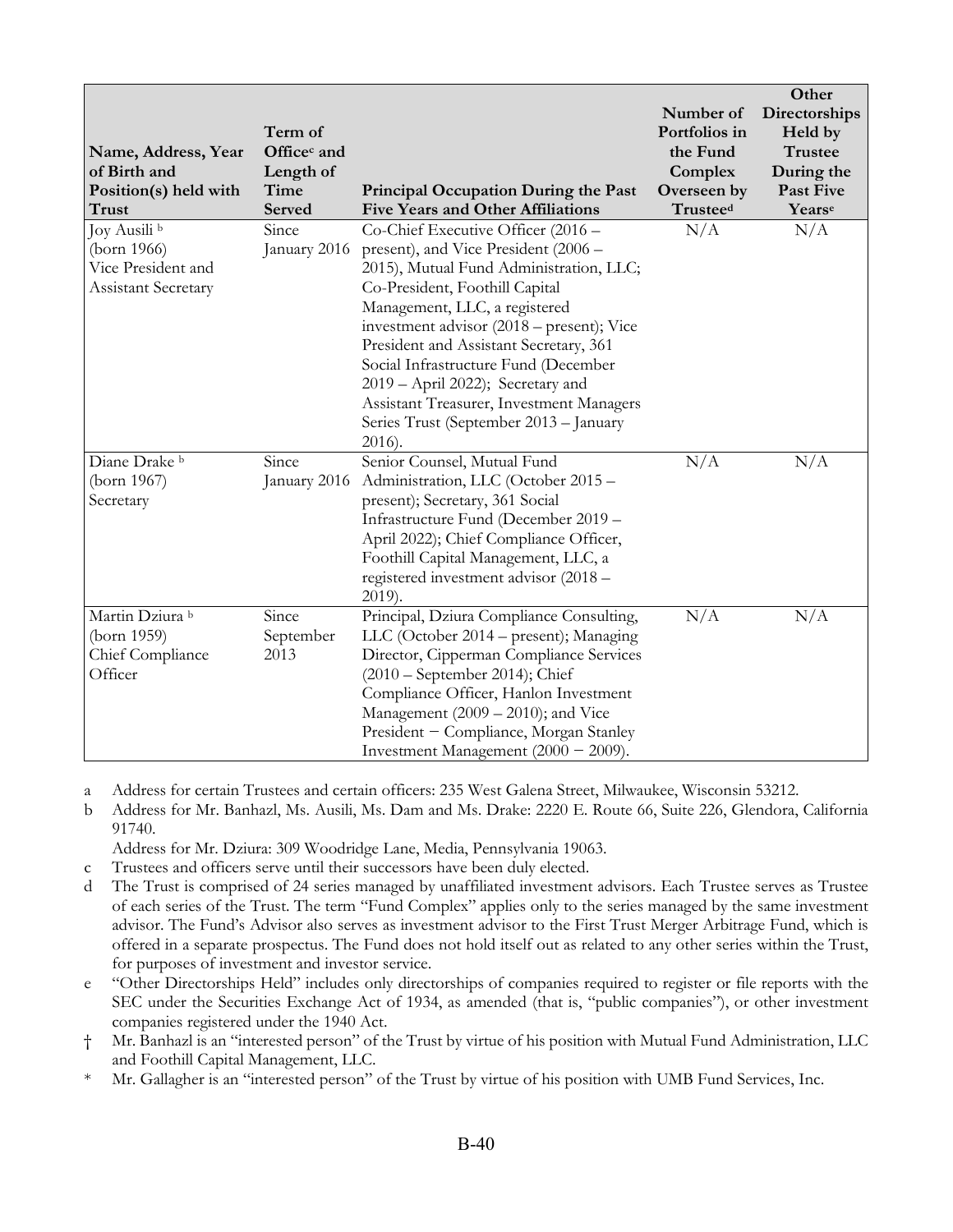| Name, Address, Year of Birth and Position(s) held with Trust | Term of Office[c] and Length of Time Served | Principal Occupation During the Past Five Years and Other Affiliations | Number of Portfolios in the Fund Complex Overseen by Trustee[d] | Other Directorships Held by Trustee During the Past Five Years[e] |
|---|---|---|---|---|
| Joy Ausili [b]<br>(born 1966)<br>Vice President and Assistant Secretary | Since January 2016 | Co-Chief Executive Officer (2016 – present), and Vice President (2006 – 2015), Mutual Fund Administration, LLC; Co-President, Foothill Capital Management, LLC, a registered investment advisor (2018 – present); Vice President and Assistant Secretary, 361 Social Infrastructure Fund (December 2019 – April 2022); Secretary and Assistant Treasurer, Investment Managers Series Trust (September 2013 – January 2016). | N/A | N/A |
| Diane Drake [b]<br>(born 1967)<br>Secretary | Since January 2016 | Senior Counsel, Mutual Fund Administration, LLC (October 2015 – present); Secretary, 361 Social Infrastructure Fund (December 2019 – April 2022); Chief Compliance Officer, Foothill Capital Management, LLC, a registered investment advisor (2018 – 2019). | N/A | N/A |
| Martin Dziura [b]<br>(born 1959)<br>Chief Compliance Officer | Since September 2013 | Principal, Dziura Compliance Consulting, LLC (October 2014 – present); Managing Director, Cipperman Compliance Services (2010 – September 2014); Chief Compliance Officer, Hanlon Investment Management (2009 – 2010); and Vice President − Compliance, Morgan Stanley Investment Management (2000 − 2009). | N/A | N/A |

a Address for certain Trustees and certain officers: 235 West Galena Street, Milwaukee, Wisconsin 53212.

b Address for Mr. Banhazl, Ms. Ausili, Ms. Dam and Ms. Drake: 2220 E. Route 66, Suite 226, Glendora, California 91740.
Address for Mr. Dziura: 309 Woodridge Lane, Media, Pennsylvania 19063.

c Trustees and officers serve until their successors have been duly elected.

d The Trust is comprised of 24 series managed by unaffiliated investment advisors. Each Trustee serves as Trustee of each series of the Trust. The term "Fund Complex" applies only to the series managed by the same investment advisor. The Fund's Advisor also serves as investment advisor to the First Trust Merger Arbitrage Fund, which is offered in a separate prospectus. The Fund does not hold itself out as related to any other series within the Trust, for purposes of investment and investor service.

e "Other Directorships Held" includes only directorships of companies required to register or file reports with the SEC under the Securities Exchange Act of 1934, as amended (that is, "public companies"), or other investment companies registered under the 1940 Act.

† Mr. Banhazl is an "interested person" of the Trust by virtue of his position with Mutual Fund Administration, LLC and Foothill Capital Management, LLC.

* Mr. Gallagher is an "interested person" of the Trust by virtue of his position with UMB Fund Services, Inc.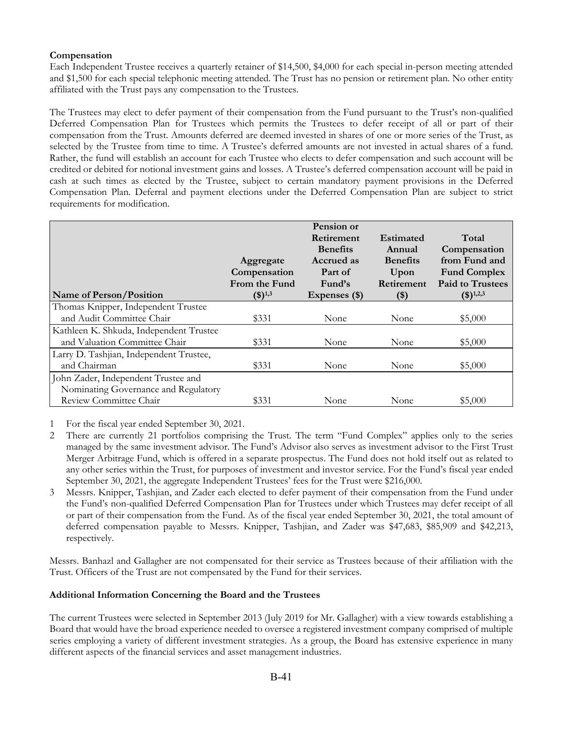**Compensation**

Each Independent Trustee receives a quarterly retainer of $14,500, $4,000 for each special in-person meeting attended and $1,500 for each special telephonic meeting attended. The Trust has no pension or retirement plan. No other entity affiliated with the Trust pays any compensation to the Trustees.

The Trustees may elect to defer payment of their compensation from the Fund pursuant to the Trust's non-qualified Deferred Compensation Plan for Trustees which permits the Trustees to defer receipt of all or part of their compensation from the Trust. Amounts deferred are deemed invested in shares of one or more series of the Trust, as selected by the Trustee from time to time. A Trustee's deferred amounts are not invested in actual shares of a fund. Rather, the fund will establish an account for each Trustee who elects to defer compensation and such account will be credited or debited for notional investment gains and losses. A Trustee's deferred compensation account will be paid in cash at such times as elected by the Trustee, subject to certain mandatory payment provisions in the Deferred Compensation Plan. Deferral and payment elections under the Deferred Compensation Plan are subject to strict requirements for modification.

| Name of Person/Position | Aggregate Compensation From the Fund ($)[1,3] | Pension or Retirement Benefits Accrued as Part of Fund's Expenses ($) | Estimated Annual Benefits Upon Retirement ($) | Total Compensation from Fund and Fund Complex Paid to Trustees ($)[1,2,3] |
|---|---|---|---|---|
| Thomas Knipper, Independent Trustee and Audit Committee Chair | $331 | None | None | $5,000 |
| Kathleen K. Shkuda, Independent Trustee and Valuation Committee Chair | $331 | None | None | $5,000 |
| Larry D. Tashjian, Independent Trustee, and Chairman | $331 | None | None | $5,000 |
| John Zader, Independent Trustee and Nominating Governance and Regulatory Review Committee Chair | $331 | None | None | $5,000 |

1 For the fiscal year ended September 30, 2021.

2 There are currently 21 portfolios comprising the Trust. The term "Fund Complex" applies only to the series managed by the same investment advisor. The Fund's Advisor also serves as investment advisor to the First Trust Merger Arbitrage Fund, which is offered in a separate prospectus. The Fund does not hold itself out as related to any other series within the Trust, for purposes of investment and investor service. For the Fund's fiscal year ended September 30, 2021, the aggregate Independent Trustees' fees for the Trust were $216,000.

3 Messrs. Knipper, Tashjian, and Zader each elected to defer payment of their compensation from the Fund under the Fund's non-qualified Deferred Compensation Plan for Trustees under which Trustees may defer receipt of all or part of their compensation from the Fund. As of the fiscal year ended September 30, 2021, the total amount of deferred compensation payable to Messrs. Knipper, Tashjian, and Zader was $47,683, $85,909 and $42,213, respectively.

Messrs. Banhazl and Gallagher are not compensated for their service as Trustees because of their affiliation with the Trust. Officers of the Trust are not compensated by the Fund for their services.

**Additional Information Concerning the Board and the Trustees**

The current Trustees were selected in September 2013 (July 2019 for Mr. Gallagher) with a view towards establishing a Board that would have the broad experience needed to oversee a registered investment company comprised of multiple series employing a variety of different investment strategies. As a group, the Board has extensive experience in many different aspects of the financial services and asset management industries.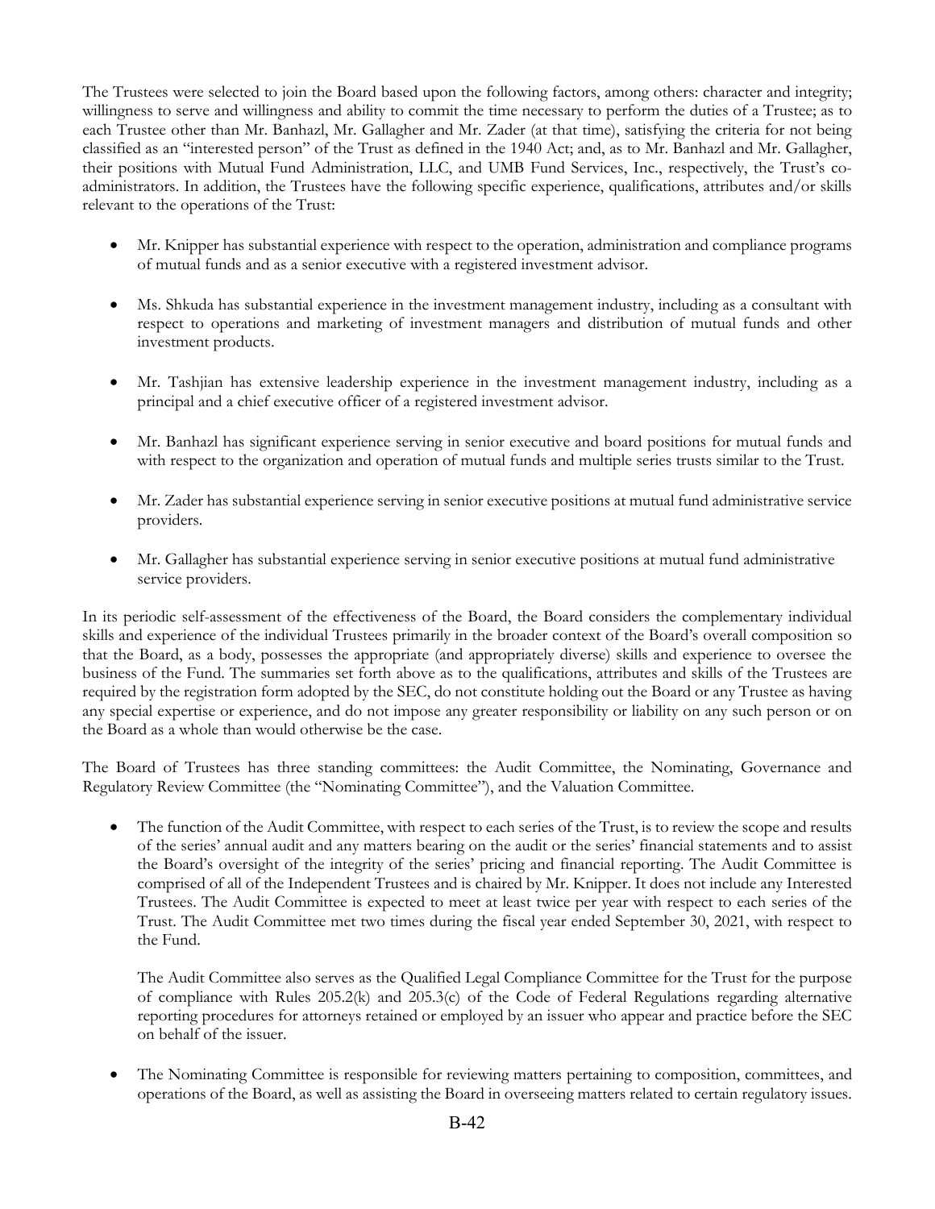The Trustees were selected to join the Board based upon the following factors, among others: character and integrity; willingness to serve and willingness and ability to commit the time necessary to perform the duties of a Trustee; as to each Trustee other than Mr. Banhazl, Mr. Gallagher and Mr. Zader (at that time), satisfying the criteria for not being classified as an "interested person" of the Trust as defined in the 1940 Act; and, as to Mr. Banhazl and Mr. Gallagher, their positions with Mutual Fund Administration, LLC, and UMB Fund Services, Inc., respectively, the Trust's co-administrators. In addition, the Trustees have the following specific experience, qualifications, attributes and/or skills relevant to the operations of the Trust:

- Mr. Knipper has substantial experience with respect to the operation, administration and compliance programs of mutual funds and as a senior executive with a registered investment advisor.
- Ms. Shkuda has substantial experience in the investment management industry, including as a consultant with respect to operations and marketing of investment managers and distribution of mutual funds and other investment products.
- Mr. Tashjian has extensive leadership experience in the investment management industry, including as a principal and a chief executive officer of a registered investment advisor.
- Mr. Banhazl has significant experience serving in senior executive and board positions for mutual funds and with respect to the organization and operation of mutual funds and multiple series trusts similar to the Trust.
- Mr. Zader has substantial experience serving in senior executive positions at mutual fund administrative service providers.
- Mr. Gallagher has substantial experience serving in senior executive positions at mutual fund administrative service providers.

In its periodic self-assessment of the effectiveness of the Board, the Board considers the complementary individual skills and experience of the individual Trustees primarily in the broader context of the Board's overall composition so that the Board, as a body, possesses the appropriate (and appropriately diverse) skills and experience to oversee the business of the Fund. The summaries set forth above as to the qualifications, attributes and skills of the Trustees are required by the registration form adopted by the SEC, do not constitute holding out the Board or any Trustee as having any special expertise or experience, and do not impose any greater responsibility or liability on any such person or on the Board as a whole than would otherwise be the case.

The Board of Trustees has three standing committees: the Audit Committee, the Nominating, Governance and Regulatory Review Committee (the "Nominating Committee"), and the Valuation Committee.

- The function of the Audit Committee, with respect to each series of the Trust, is to review the scope and results of the series' annual audit and any matters bearing on the audit or the series' financial statements and to assist the Board's oversight of the integrity of the series' pricing and financial reporting. The Audit Committee is comprised of all of the Independent Trustees and is chaired by Mr. Knipper. It does not include any Interested Trustees. The Audit Committee is expected to meet at least twice per year with respect to each series of the Trust. The Audit Committee met two times during the fiscal year ended September 30, 2021, with respect to the Fund.

  The Audit Committee also serves as the Qualified Legal Compliance Committee for the Trust for the purpose of compliance with Rules 205.2(k) and 205.3(c) of the Code of Federal Regulations regarding alternative reporting procedures for attorneys retained or employed by an issuer who appear and practice before the SEC on behalf of the issuer.

- The Nominating Committee is responsible for reviewing matters pertaining to composition, committees, and operations of the Board, as well as assisting the Board in overseeing matters related to certain regulatory issues.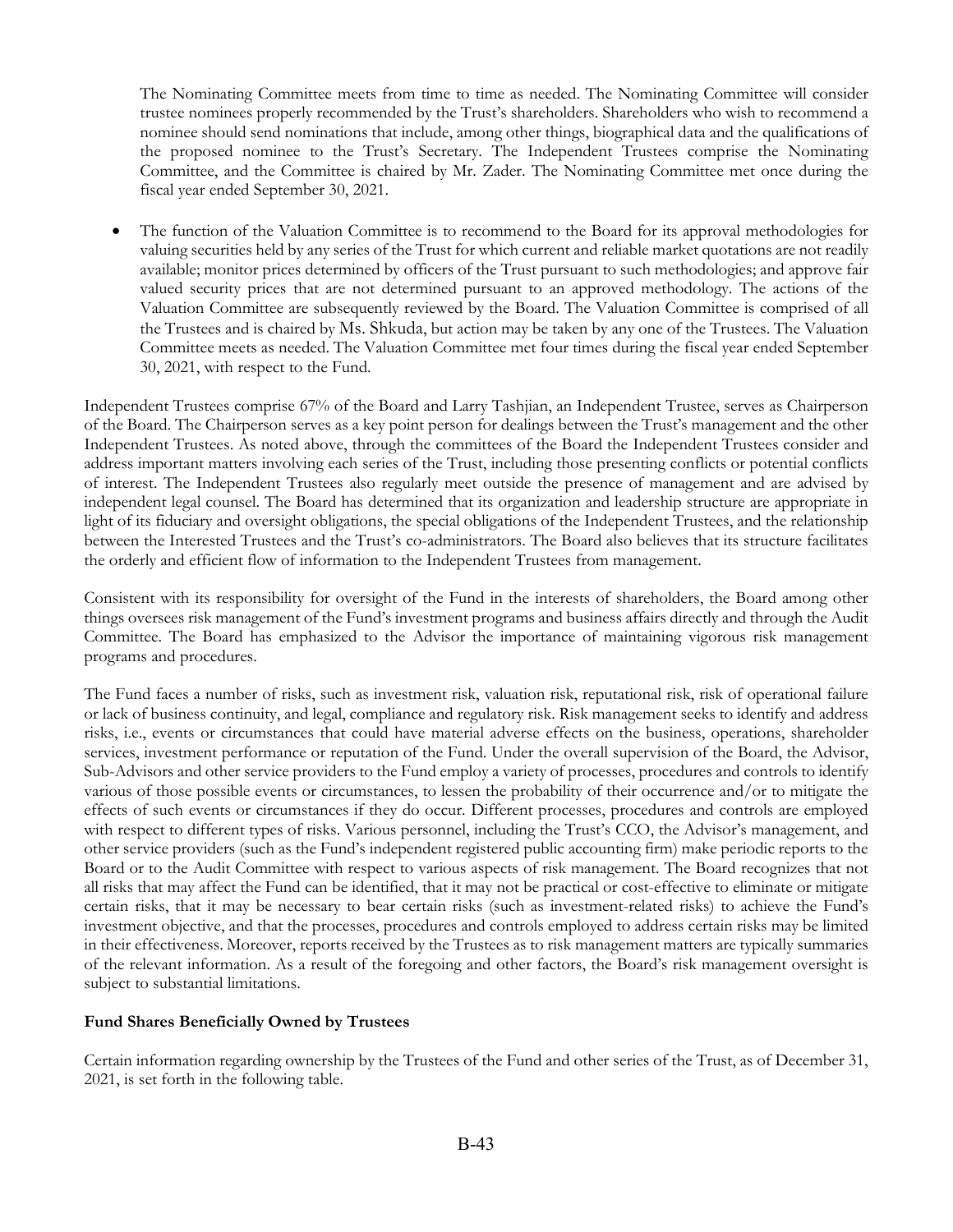The Nominating Committee meets from time to time as needed. The Nominating Committee will consider trustee nominees properly recommended by the Trust's shareholders. Shareholders who wish to recommend a nominee should send nominations that include, among other things, biographical data and the qualifications of the proposed nominee to the Trust's Secretary. The Independent Trustees comprise the Nominating Committee, and the Committee is chaired by Mr. Zader. The Nominating Committee met once during the fiscal year ended September 30, 2021.

- The function of the Valuation Committee is to recommend to the Board for its approval methodologies for valuing securities held by any series of the Trust for which current and reliable market quotations are not readily available; monitor prices determined by officers of the Trust pursuant to such methodologies; and approve fair valued security prices that are not determined pursuant to an approved methodology. The actions of the Valuation Committee are subsequently reviewed by the Board. The Valuation Committee is comprised of all the Trustees and is chaired by Ms. Shkuda, but action may be taken by any one of the Trustees. The Valuation Committee meets as needed. The Valuation Committee met four times during the fiscal year ended September 30, 2021, with respect to the Fund.

Independent Trustees comprise 67% of the Board and Larry Tashjian, an Independent Trustee, serves as Chairperson of the Board. The Chairperson serves as a key point person for dealings between the Trust's management and the other Independent Trustees. As noted above, through the committees of the Board the Independent Trustees consider and address important matters involving each series of the Trust, including those presenting conflicts or potential conflicts of interest. The Independent Trustees also regularly meet outside the presence of management and are advised by independent legal counsel. The Board has determined that its organization and leadership structure are appropriate in light of its fiduciary and oversight obligations, the special obligations of the Independent Trustees, and the relationship between the Interested Trustees and the Trust's co-administrators. The Board also believes that its structure facilitates the orderly and efficient flow of information to the Independent Trustees from management.

Consistent with its responsibility for oversight of the Fund in the interests of shareholders, the Board among other things oversees risk management of the Fund's investment programs and business affairs directly and through the Audit Committee. The Board has emphasized to the Advisor the importance of maintaining vigorous risk management programs and procedures.

The Fund faces a number of risks, such as investment risk, valuation risk, reputational risk, risk of operational failure or lack of business continuity, and legal, compliance and regulatory risk. Risk management seeks to identify and address risks, i.e., events or circumstances that could have material adverse effects on the business, operations, shareholder services, investment performance or reputation of the Fund. Under the overall supervision of the Board, the Advisor, Sub-Advisors and other service providers to the Fund employ a variety of processes, procedures and controls to identify various of those possible events or circumstances, to lessen the probability of their occurrence and/or to mitigate the effects of such events or circumstances if they do occur. Different processes, procedures and controls are employed with respect to different types of risks. Various personnel, including the Trust's CCO, the Advisor's management, and other service providers (such as the Fund's independent registered public accounting firm) make periodic reports to the Board or to the Audit Committee with respect to various aspects of risk management. The Board recognizes that not all risks that may affect the Fund can be identified, that it may not be practical or cost-effective to eliminate or mitigate certain risks, that it may be necessary to bear certain risks (such as investment-related risks) to achieve the Fund's investment objective, and that the processes, procedures and controls employed to address certain risks may be limited in their effectiveness. Moreover, reports received by the Trustees as to risk management matters are typically summaries of the relevant information. As a result of the foregoing and other factors, the Board's risk management oversight is subject to substantial limitations.

**Fund Shares Beneficially Owned by Trustees**

Certain information regarding ownership by the Trustees of the Fund and other series of the Trust, as of December 31, 2021, is set forth in the following table.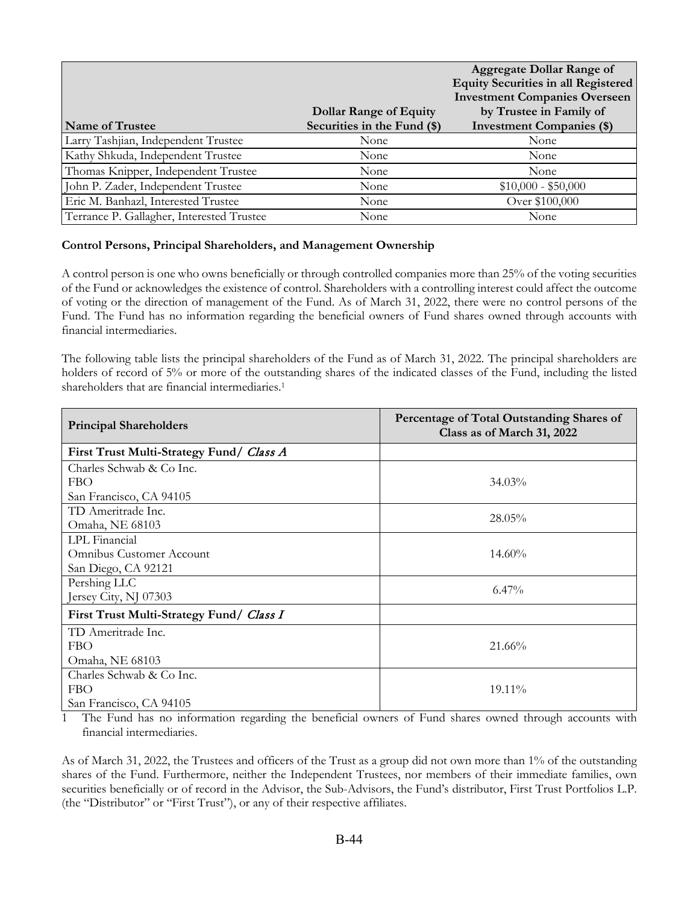| Name of Trustee | Dollar Range of Equity Securities in the Fund ($) | Aggregate Dollar Range of Equity Securities in all Registered Investment Companies Overseen by Trustee in Family of Investment Companies ($) |
|---|---|---|
| Larry Tashjian, Independent Trustee | None | None |
| Kathy Shkuda, Independent Trustee | None | None |
| Thomas Knipper, Independent Trustee | None | None |
| John P. Zader, Independent Trustee | None | $10,000 - $50,000 |
| Eric M. Banhazl, Interested Trustee | None | Over $100,000 |
| Terrance P. Gallagher, Interested Trustee | None | None |

**Control Persons, Principal Shareholders, and Management Ownership**

A control person is one who owns beneficially or through controlled companies more than 25% of the voting securities of the Fund or acknowledges the existence of control. Shareholders with a controlling interest could affect the outcome of voting or the direction of management of the Fund. As of March 31, 2022, there were no control persons of the Fund. The Fund has no information regarding the beneficial owners of Fund shares owned through accounts with financial intermediaries.

The following table lists the principal shareholders of the Fund as of March 31, 2022. The principal shareholders are holders of record of 5% or more of the outstanding shares of the indicated classes of the Fund, including the listed shareholders that are financial intermediaries.[1]

| Principal Shareholders | Percentage of Total Outstanding Shares of Class as of March 31, 2022 |
|---|---|
| **First Trust Multi-Strategy Fund/ *Class A*** | |
| Charles Schwab & Co Inc.<br>FBO<br>San Francisco, CA 94105 | 34.03% |
| TD Ameritrade Inc.<br>Omaha, NE 68103 | 28.05% |
| LPL Financial<br>Omnibus Customer Account<br>San Diego, CA 92121 | 14.60% |
| Pershing LLC<br>Jersey City, NJ 07303 | 6.47% |
| **First Trust Multi-Strategy Fund/ *Class I*** | |
| TD Ameritrade Inc.<br>FBO<br>Omaha, NE 68103 | 21.66% |
| Charles Schwab & Co Inc.<br>FBO<br>San Francisco, CA 94105 | 19.11% |

1 The Fund has no information regarding the beneficial owners of Fund shares owned through accounts with financial intermediaries.

As of March 31, 2022, the Trustees and officers of the Trust as a group did not own more than 1% of the outstanding shares of the Fund. Furthermore, neither the Independent Trustees, nor members of their immediate families, own securities beneficially or of record in the Advisor, the Sub-Advisors, the Fund's distributor, First Trust Portfolios L.P. (the "Distributor" or "First Trust"), or any of their respective affiliates.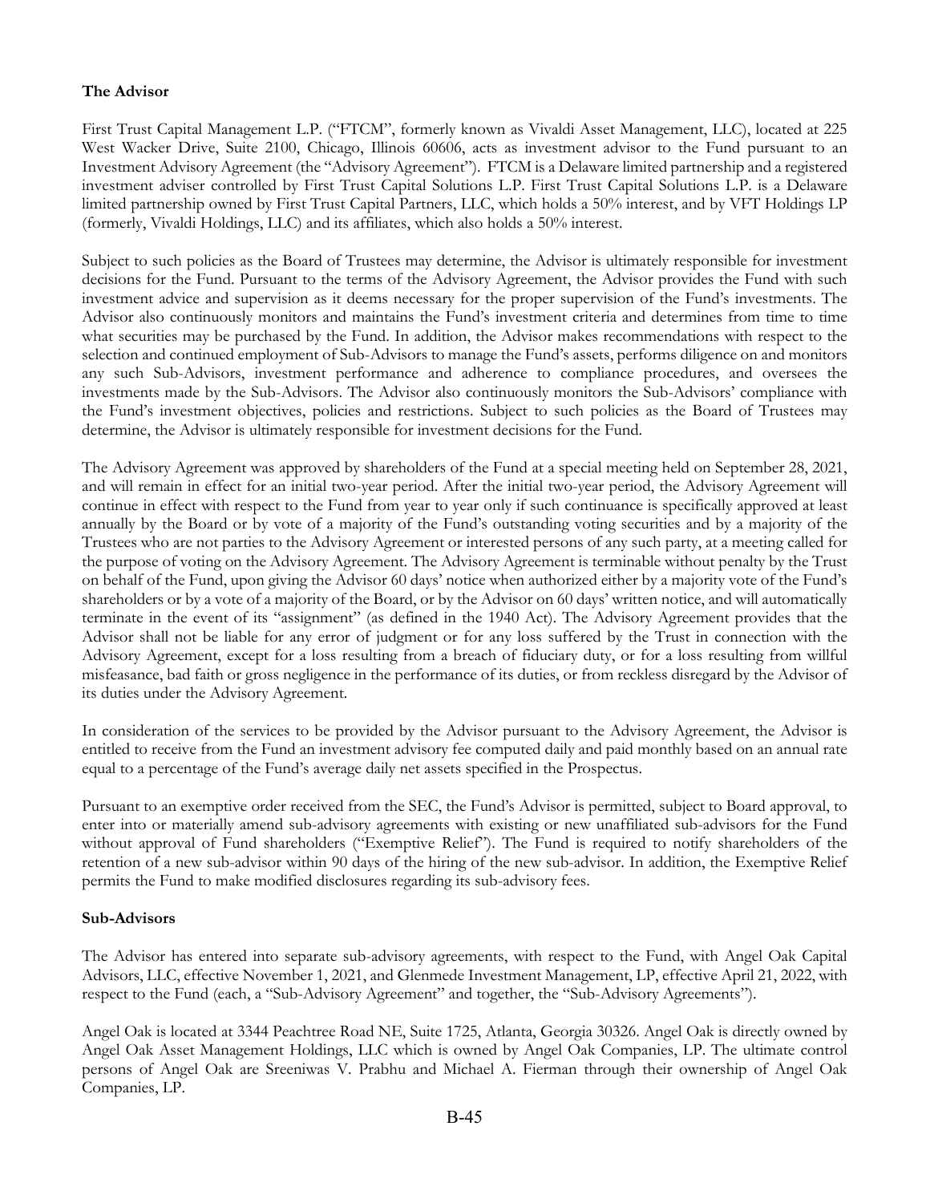**The Advisor**

First Trust Capital Management L.P. ("FTCM", formerly known as Vivaldi Asset Management, LLC), located at 225 West Wacker Drive, Suite 2100, Chicago, Illinois 60606, acts as investment advisor to the Fund pursuant to an Investment Advisory Agreement (the "Advisory Agreement"). FTCM is a Delaware limited partnership and a registered investment adviser controlled by First Trust Capital Solutions L.P. First Trust Capital Solutions L.P. is a Delaware limited partnership owned by First Trust Capital Partners, LLC, which holds a 50% interest, and by VFT Holdings LP (formerly, Vivaldi Holdings, LLC) and its affiliates, which also holds a 50% interest.

Subject to such policies as the Board of Trustees may determine, the Advisor is ultimately responsible for investment decisions for the Fund. Pursuant to the terms of the Advisory Agreement, the Advisor provides the Fund with such investment advice and supervision as it deems necessary for the proper supervision of the Fund's investments. The Advisor also continuously monitors and maintains the Fund's investment criteria and determines from time to time what securities may be purchased by the Fund. In addition, the Advisor makes recommendations with respect to the selection and continued employment of Sub-Advisors to manage the Fund's assets, performs diligence on and monitors any such Sub-Advisors, investment performance and adherence to compliance procedures, and oversees the investments made by the Sub-Advisors. The Advisor also continuously monitors the Sub-Advisors' compliance with the Fund's investment objectives, policies and restrictions. Subject to such policies as the Board of Trustees may determine, the Advisor is ultimately responsible for investment decisions for the Fund.

The Advisory Agreement was approved by shareholders of the Fund at a special meeting held on September 28, 2021, and will remain in effect for an initial two-year period. After the initial two-year period, the Advisory Agreement will continue in effect with respect to the Fund from year to year only if such continuance is specifically approved at least annually by the Board or by vote of a majority of the Fund's outstanding voting securities and by a majority of the Trustees who are not parties to the Advisory Agreement or interested persons of any such party, at a meeting called for the purpose of voting on the Advisory Agreement. The Advisory Agreement is terminable without penalty by the Trust on behalf of the Fund, upon giving the Advisor 60 days' notice when authorized either by a majority vote of the Fund's shareholders or by a vote of a majority of the Board, or by the Advisor on 60 days' written notice, and will automatically terminate in the event of its "assignment" (as defined in the 1940 Act). The Advisory Agreement provides that the Advisor shall not be liable for any error of judgment or for any loss suffered by the Trust in connection with the Advisory Agreement, except for a loss resulting from a breach of fiduciary duty, or for a loss resulting from willful misfeasance, bad faith or gross negligence in the performance of its duties, or from reckless disregard by the Advisor of its duties under the Advisory Agreement.

In consideration of the services to be provided by the Advisor pursuant to the Advisory Agreement, the Advisor is entitled to receive from the Fund an investment advisory fee computed daily and paid monthly based on an annual rate equal to a percentage of the Fund's average daily net assets specified in the Prospectus.

Pursuant to an exemptive order received from the SEC, the Fund's Advisor is permitted, subject to Board approval, to enter into or materially amend sub-advisory agreements with existing or new unaffiliated sub-advisors for the Fund without approval of Fund shareholders ("Exemptive Relief"). The Fund is required to notify shareholders of the retention of a new sub-advisor within 90 days of the hiring of the new sub-advisor. In addition, the Exemptive Relief permits the Fund to make modified disclosures regarding its sub-advisory fees.

**Sub-Advisors**

The Advisor has entered into separate sub-advisory agreements, with respect to the Fund, with Angel Oak Capital Advisors, LLC, effective November 1, 2021, and Glenmede Investment Management, LP, effective April 21, 2022, with respect to the Fund (each, a "Sub-Advisory Agreement" and together, the "Sub-Advisory Agreements").

Angel Oak is located at 3344 Peachtree Road NE, Suite 1725, Atlanta, Georgia 30326. Angel Oak is directly owned by Angel Oak Asset Management Holdings, LLC which is owned by Angel Oak Companies, LP. The ultimate control persons of Angel Oak are Sreeniwas V. Prabhu and Michael A. Fierman through their ownership of Angel Oak Companies, LP.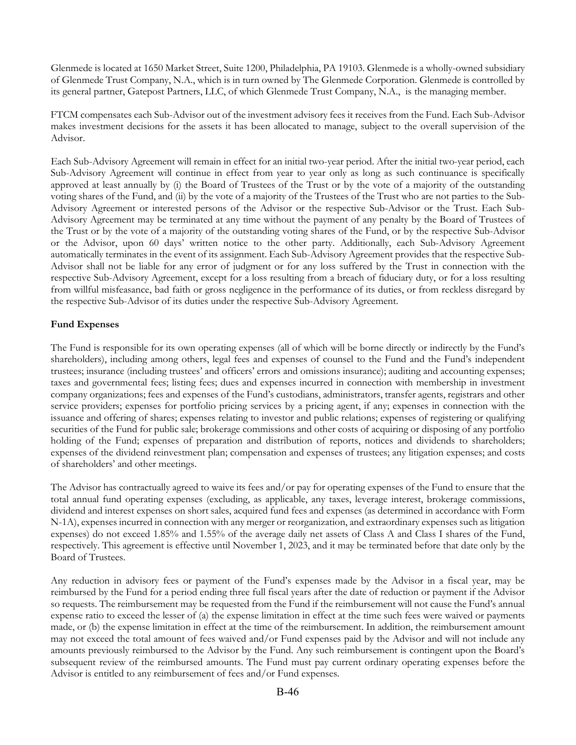Glenmede is located at 1650 Market Street, Suite 1200, Philadelphia, PA 19103. Glenmede is a wholly-owned subsidiary of Glenmede Trust Company, N.A., which is in turn owned by The Glenmede Corporation. Glenmede is controlled by its general partner, Gatepost Partners, LLC, of which Glenmede Trust Company, N.A., is the managing member.

FTCM compensates each Sub-Advisor out of the investment advisory fees it receives from the Fund. Each Sub-Advisor makes investment decisions for the assets it has been allocated to manage, subject to the overall supervision of the Advisor.

Each Sub-Advisory Agreement will remain in effect for an initial two-year period. After the initial two-year period, each Sub-Advisory Agreement will continue in effect from year to year only as long as such continuance is specifically approved at least annually by (i) the Board of Trustees of the Trust or by the vote of a majority of the outstanding voting shares of the Fund, and (ii) by the vote of a majority of the Trustees of the Trust who are not parties to the Sub-Advisory Agreement or interested persons of the Advisor or the respective Sub-Advisor or the Trust. Each Sub-Advisory Agreement may be terminated at any time without the payment of any penalty by the Board of Trustees of the Trust or by the vote of a majority of the outstanding voting shares of the Fund, or by the respective Sub-Advisor or the Advisor, upon 60 days' written notice to the other party. Additionally, each Sub-Advisory Agreement automatically terminates in the event of its assignment. Each Sub-Advisory Agreement provides that the respective Sub-Advisor shall not be liable for any error of judgment or for any loss suffered by the Trust in connection with the respective Sub-Advisory Agreement, except for a loss resulting from a breach of fiduciary duty, or for a loss resulting from willful misfeasance, bad faith or gross negligence in the performance of its duties, or from reckless disregard by the respective Sub-Advisor of its duties under the respective Sub-Advisory Agreement.

**Fund Expenses**

The Fund is responsible for its own operating expenses (all of which will be borne directly or indirectly by the Fund's shareholders), including among others, legal fees and expenses of counsel to the Fund and the Fund's independent trustees; insurance (including trustees' and officers' errors and omissions insurance); auditing and accounting expenses; taxes and governmental fees; listing fees; dues and expenses incurred in connection with membership in investment company organizations; fees and expenses of the Fund's custodians, administrators, transfer agents, registrars and other service providers; expenses for portfolio pricing services by a pricing agent, if any; expenses in connection with the issuance and offering of shares; expenses relating to investor and public relations; expenses of registering or qualifying securities of the Fund for public sale; brokerage commissions and other costs of acquiring or disposing of any portfolio holding of the Fund; expenses of preparation and distribution of reports, notices and dividends to shareholders; expenses of the dividend reinvestment plan; compensation and expenses of trustees; any litigation expenses; and costs of shareholders' and other meetings.

The Advisor has contractually agreed to waive its fees and/or pay for operating expenses of the Fund to ensure that the total annual fund operating expenses (excluding, as applicable, any taxes, leverage interest, brokerage commissions, dividend and interest expenses on short sales, acquired fund fees and expenses (as determined in accordance with Form N-1A), expenses incurred in connection with any merger or reorganization, and extraordinary expenses such as litigation expenses) do not exceed 1.85% and 1.55% of the average daily net assets of Class A and Class I shares of the Fund, respectively. This agreement is effective until November 1, 2023, and it may be terminated before that date only by the Board of Trustees.

Any reduction in advisory fees or payment of the Fund's expenses made by the Advisor in a fiscal year, may be reimbursed by the Fund for a period ending three full fiscal years after the date of reduction or payment if the Advisor so requests. The reimbursement may be requested from the Fund if the reimbursement will not cause the Fund's annual expense ratio to exceed the lesser of (a) the expense limitation in effect at the time such fees were waived or payments made, or (b) the expense limitation in effect at the time of the reimbursement. In addition, the reimbursement amount may not exceed the total amount of fees waived and/or Fund expenses paid by the Advisor and will not include any amounts previously reimbursed to the Advisor by the Fund. Any such reimbursement is contingent upon the Board's subsequent review of the reimbursed amounts. The Fund must pay current ordinary operating expenses before the Advisor is entitled to any reimbursement of fees and/or Fund expenses.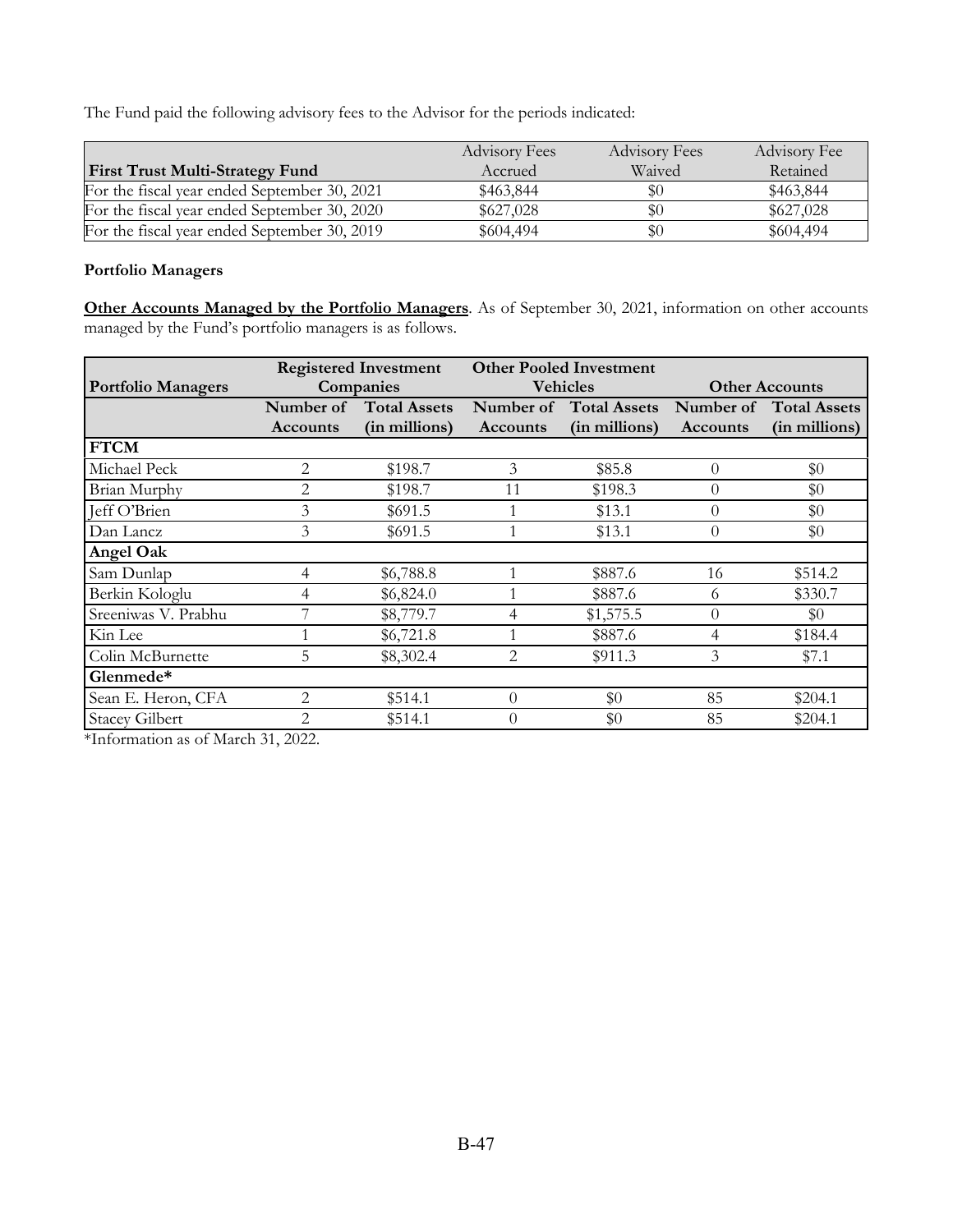The Fund paid the following advisory fees to the Advisor for the periods indicated:

| First Trust Multi-Strategy Fund | Advisory Fees Accrued | Advisory Fees Waived | Advisory Fee Retained |
|---|---|---|---|
| For the fiscal year ended September 30, 2021 | $463,844 | $0 | $463,844 |
| For the fiscal year ended September 30, 2020 | $627,028 | $0 | $627,028 |
| For the fiscal year ended September 30, 2019 | $604,494 | $0 | $604,494 |

**Portfolio Managers**

**Other Accounts Managed by the Portfolio Managers**. As of September 30, 2021, information on other accounts managed by the Fund's portfolio managers is as follows.

| Portfolio Managers | Registered Investment Companies | | Other Pooled Investment Vehicles | | Other Accounts | |
|---|---|---|---|---|---|---|
| | Number of Accounts | Total Assets (in millions) | Number of Accounts | Total Assets (in millions) | Number of Accounts | Total Assets (in millions) |
| **FTCM** | | | | | | |
| Michael Peck | 2 | $198.7 | 3 | $85.8 | 0 | $0 |
| Brian Murphy | 2 | $198.7 | 11 | $198.3 | 0 | $0 |
| Jeff O'Brien | 3 | $691.5 | 1 | $13.1 | 0 | $0 |
| Dan Lancz | 3 | $691.5 | 1 | $13.1 | 0 | $0 |
| **Angel Oak** | | | | | | |
| Sam Dunlap | 4 | $6,788.8 | 1 | $887.6 | 16 | $514.2 |
| Berkin Kologlu | 4 | $6,824.0 | 1 | $887.6 | 6 | $330.7 |
| Sreeniwas V. Prabhu | 7 | $8,779.7 | 4 | $1,575.5 | 0 | $0 |
| Kin Lee | 1 | $6,721.8 | 1 | $887.6 | 4 | $184.4 |
| Colin McBurnette | 5 | $8,302.4 | 2 | $911.3 | 3 | $7.1 |
| **Glenmede*** | | | | | | |
| Sean E. Heron, CFA | 2 | $514.1 | 0 | $0 | 85 | $204.1 |
| Stacey Gilbert | 2 | $514.1 | 0 | $0 | 85 | $204.1 |

*Information as of March 31, 2022.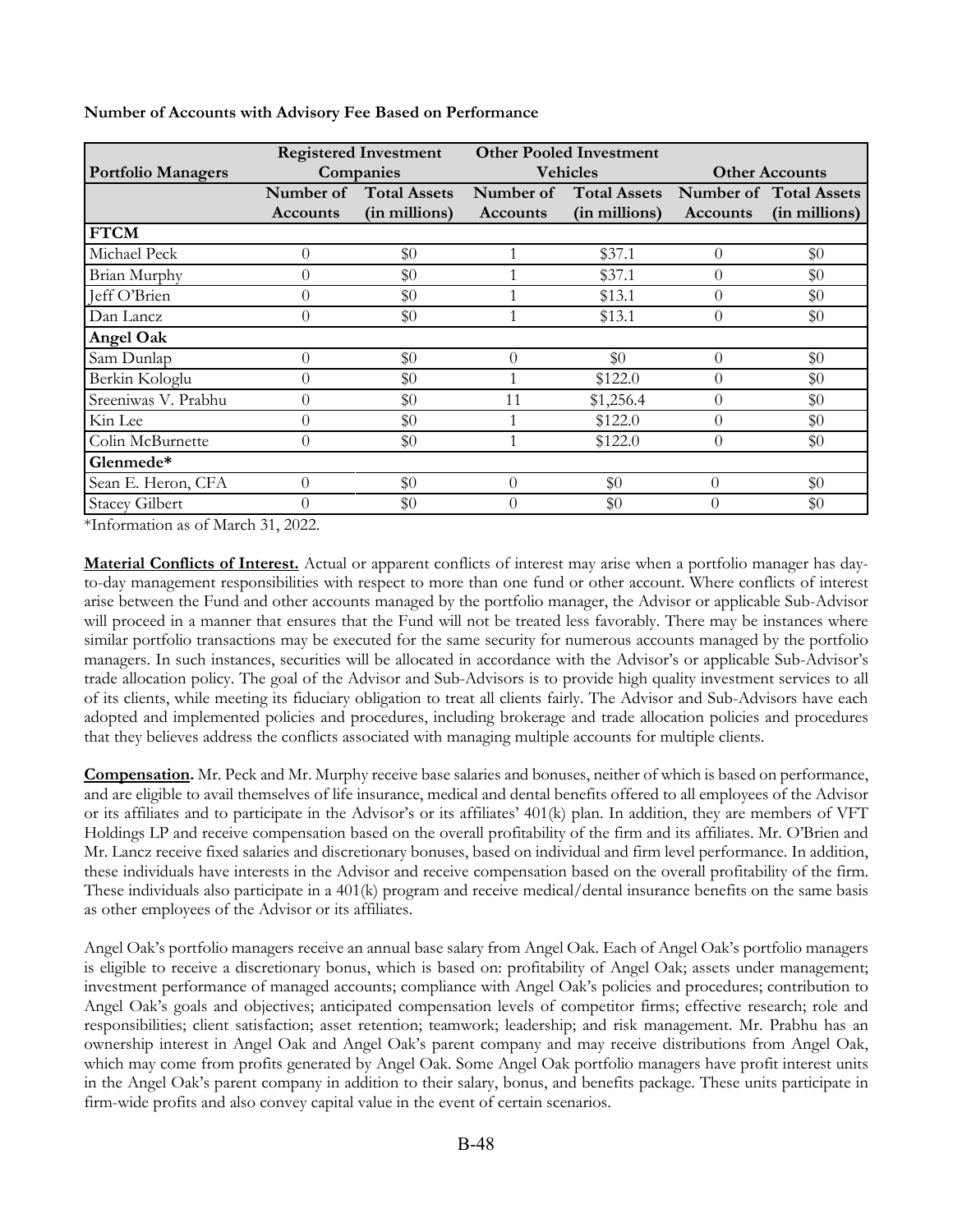**Number of Accounts with Advisory Fee Based on Performance**

| Portfolio Managers | Registered Investment Companies | | Other Pooled Investment Vehicles | | Other Accounts | |
|---|---|---|---|---|---|---|
| | Number of Accounts | Total Assets (in millions) | Number of Accounts | Total Assets (in millions) | Number of Accounts | Total Assets (in millions) |
| **FTCM** | | | | | | |
| Michael Peck | 0 | $0 | 1 | $37.1 | 0 | $0 |
| Brian Murphy | 0 | $0 | 1 | $37.1 | 0 | $0 |
| Jeff O'Brien | 0 | $0 | 1 | $13.1 | 0 | $0 |
| Dan Lancz | 0 | $0 | 1 | $13.1 | 0 | $0 |
| **Angel Oak** | | | | | | |
| Sam Dunlap | 0 | $0 | 0 | $0 | 0 | $0 |
| Berkin Kologlu | 0 | $0 | 1 | $122.0 | 0 | $0 |
| Sreeniwas V. Prabhu | 0 | $0 | 11 | $1,256.4 | 0 | $0 |
| Kin Lee | 0 | $0 | 1 | $122.0 | 0 | $0 |
| Colin McBurnette | 0 | $0 | 1 | $122.0 | 0 | $0 |
| **Glenmede*** | | | | | | |
| Sean E. Heron, CFA | 0 | $0 | 0 | $0 | 0 | $0 |
| Stacey Gilbert | 0 | $0 | 0 | $0 | 0 | $0 |

*Information as of March 31, 2022.

**Material Conflicts of Interest.** Actual or apparent conflicts of interest may arise when a portfolio manager has day-to-day management responsibilities with respect to more than one fund or other account. Where conflicts of interest arise between the Fund and other accounts managed by the portfolio manager, the Advisor or applicable Sub-Advisor will proceed in a manner that ensures that the Fund will not be treated less favorably. There may be instances where similar portfolio transactions may be executed for the same security for numerous accounts managed by the portfolio managers. In such instances, securities will be allocated in accordance with the Advisor's or applicable Sub-Advisor's trade allocation policy. The goal of the Advisor and Sub-Advisors is to provide high quality investment services to all of its clients, while meeting its fiduciary obligation to treat all clients fairly. The Advisor and Sub-Advisors have each adopted and implemented policies and procedures, including brokerage and trade allocation policies and procedures that they believes address the conflicts associated with managing multiple accounts for multiple clients.

**Compensation.** Mr. Peck and Mr. Murphy receive base salaries and bonuses, neither of which is based on performance, and are eligible to avail themselves of life insurance, medical and dental benefits offered to all employees of the Advisor or its affiliates and to participate in the Advisor's or its affiliates' 401(k) plan. In addition, they are members of VFT Holdings LP and receive compensation based on the overall profitability of the firm and its affiliates. Mr. O'Brien and Mr. Lancz receive fixed salaries and discretionary bonuses, based on individual and firm level performance. In addition, these individuals have interests in the Advisor and receive compensation based on the overall profitability of the firm. These individuals also participate in a 401(k) program and receive medical/dental insurance benefits on the same basis as other employees of the Advisor or its affiliates.

Angel Oak's portfolio managers receive an annual base salary from Angel Oak. Each of Angel Oak's portfolio managers is eligible to receive a discretionary bonus, which is based on: profitability of Angel Oak; assets under management; investment performance of managed accounts; compliance with Angel Oak's policies and procedures; contribution to Angel Oak's goals and objectives; anticipated compensation levels of competitor firms; effective research; role and responsibilities; client satisfaction; asset retention; teamwork; leadership; and risk management. Mr. Prabhu has an ownership interest in Angel Oak and Angel Oak's parent company and may receive distributions from Angel Oak, which may come from profits generated by Angel Oak. Some Angel Oak portfolio managers have profit interest units in the Angel Oak's parent company in addition to their salary, bonus, and benefits package. These units participate in firm-wide profits and also convey capital value in the event of certain scenarios.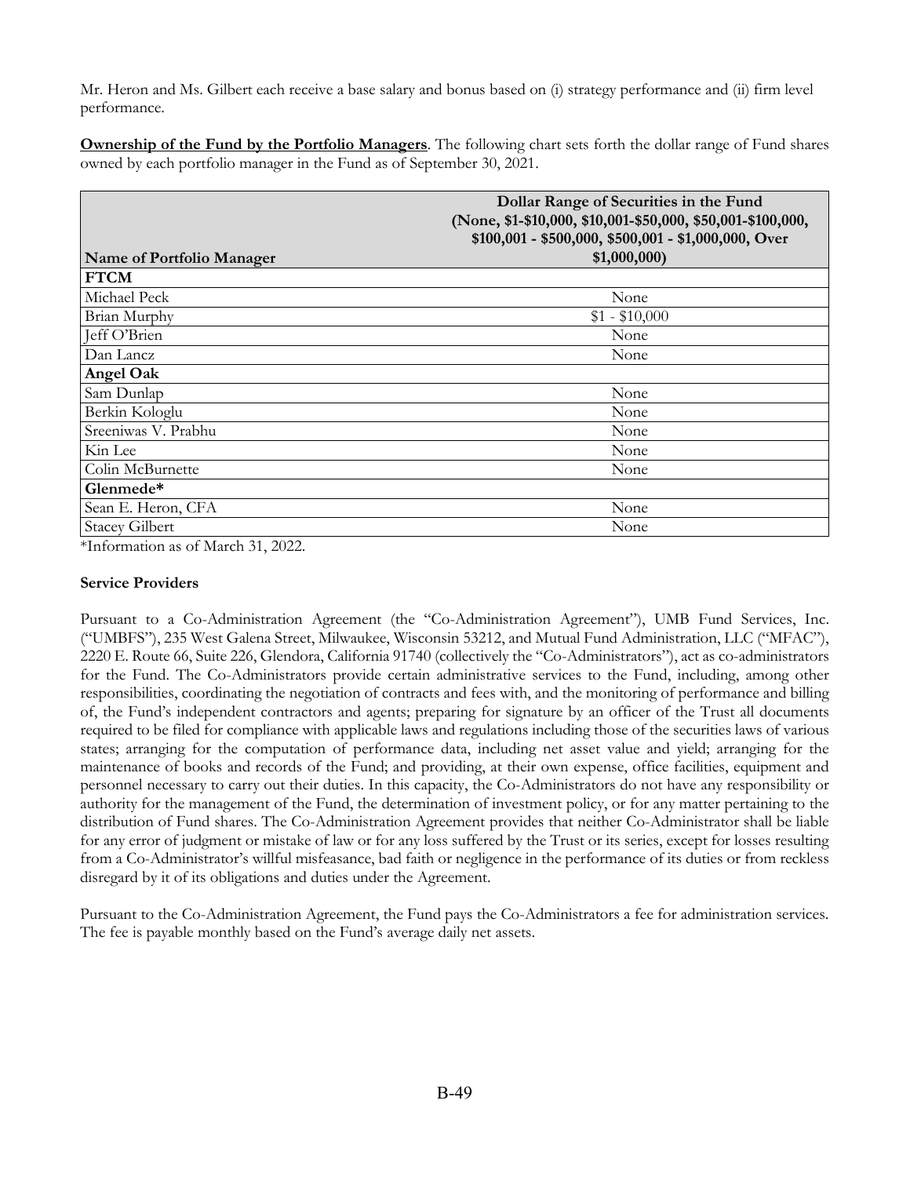Mr. Heron and Ms. Gilbert each receive a base salary and bonus based on (i) strategy performance and (ii) firm level performance.

**Ownership of the Fund by the Portfolio Managers**. The following chart sets forth the dollar range of Fund shares owned by each portfolio manager in the Fund as of September 30, 2021.

| Name of Portfolio Manager | Dollar Range of Securities in the Fund (None, $1-$10,000, $10,001-$50,000, $50,001-$100,000, $100,001 - $500,000, $500,001 - $1,000,000, Over $1,000,000) |
|---|---|
| **FTCM** | |
| Michael Peck | None |
| Brian Murphy | $1 - $10,000 |
| Jeff O'Brien | None |
| Dan Lancz | None |
| **Angel Oak** | |
| Sam Dunlap | None |
| Berkin Kologlu | None |
| Sreeniwas V. Prabhu | None |
| Kin Lee | None |
| Colin McBurnette | None |
| **Glenmede*** | |
| Sean E. Heron, CFA | None |
| Stacey Gilbert | None |

*Information as of March 31, 2022.

**Service Providers**

Pursuant to a Co-Administration Agreement (the "Co-Administration Agreement"), UMB Fund Services, Inc. ("UMBFS"), 235 West Galena Street, Milwaukee, Wisconsin 53212, and Mutual Fund Administration, LLC ("MFAC"), 2220 E. Route 66, Suite 226, Glendora, California 91740 (collectively the "Co-Administrators"), act as co-administrators for the Fund. The Co-Administrators provide certain administrative services to the Fund, including, among other responsibilities, coordinating the negotiation of contracts and fees with, and the monitoring of performance and billing of, the Fund's independent contractors and agents; preparing for signature by an officer of the Trust all documents required to be filed for compliance with applicable laws and regulations including those of the securities laws of various states; arranging for the computation of performance data, including net asset value and yield; arranging for the maintenance of books and records of the Fund; and providing, at their own expense, office facilities, equipment and personnel necessary to carry out their duties. In this capacity, the Co-Administrators do not have any responsibility or authority for the management of the Fund, the determination of investment policy, or for any matter pertaining to the distribution of Fund shares. The Co-Administration Agreement provides that neither Co-Administrator shall be liable for any error of judgment or mistake of law or for any loss suffered by the Trust or its series, except for losses resulting from a Co-Administrator's willful misfeasance, bad faith or negligence in the performance of its duties or from reckless disregard by it of its obligations and duties under the Agreement.

Pursuant to the Co-Administration Agreement, the Fund pays the Co-Administrators a fee for administration services. The fee is payable monthly based on the Fund's average daily net assets.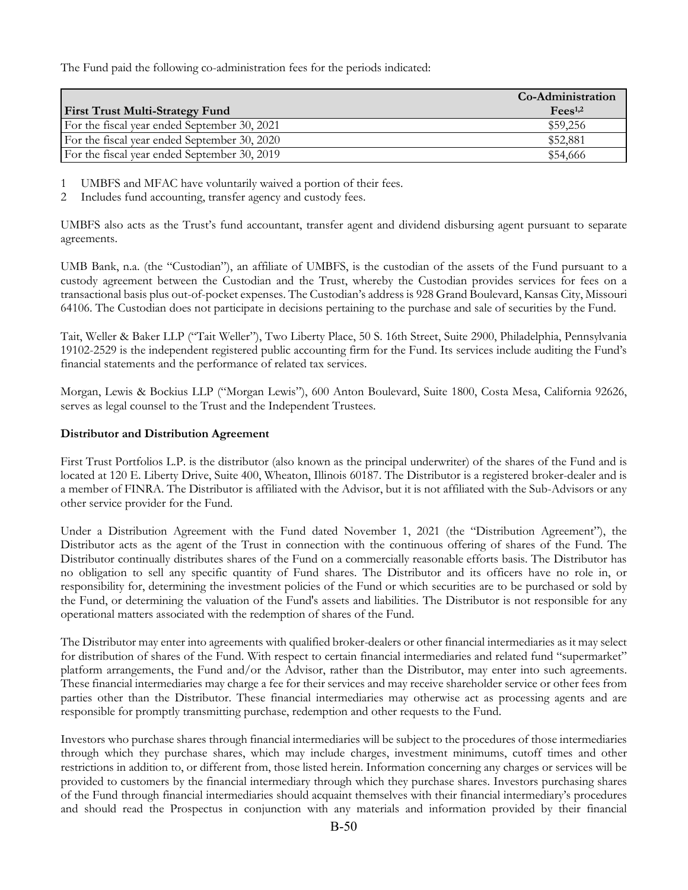The Fund paid the following co-administration fees for the periods indicated:

| First Trust Multi-Strategy Fund | Co-Administration Fees[1,2] |
|---|---|
| For the fiscal year ended September 30, 2021 | $59,256 |
| For the fiscal year ended September 30, 2020 | $52,881 |
| For the fiscal year ended September 30, 2019 | $54,666 |

1 UMBFS and MFAC have voluntarily waived a portion of their fees.
2 Includes fund accounting, transfer agency and custody fees.

UMBFS also acts as the Trust's fund accountant, transfer agent and dividend disbursing agent pursuant to separate agreements.

UMB Bank, n.a. (the "Custodian"), an affiliate of UMBFS, is the custodian of the assets of the Fund pursuant to a custody agreement between the Custodian and the Trust, whereby the Custodian provides services for fees on a transactional basis plus out-of-pocket expenses. The Custodian's address is 928 Grand Boulevard, Kansas City, Missouri 64106. The Custodian does not participate in decisions pertaining to the purchase and sale of securities by the Fund.

Tait, Weller & Baker LLP ("Tait Weller"), Two Liberty Place, 50 S. 16th Street, Suite 2900, Philadelphia, Pennsylvania 19102-2529 is the independent registered public accounting firm for the Fund. Its services include auditing the Fund's financial statements and the performance of related tax services.

Morgan, Lewis & Bockius LLP ("Morgan Lewis"), 600 Anton Boulevard, Suite 1800, Costa Mesa, California 92626, serves as legal counsel to the Trust and the Independent Trustees.

**Distributor and Distribution Agreement**

First Trust Portfolios L.P. is the distributor (also known as the principal underwriter) of the shares of the Fund and is located at 120 E. Liberty Drive, Suite 400, Wheaton, Illinois 60187. The Distributor is a registered broker-dealer and is a member of FINRA. The Distributor is affiliated with the Advisor, but it is not affiliated with the Sub-Advisors or any other service provider for the Fund.

Under a Distribution Agreement with the Fund dated November 1, 2021 (the "Distribution Agreement"), the Distributor acts as the agent of the Trust in connection with the continuous offering of shares of the Fund. The Distributor continually distributes shares of the Fund on a commercially reasonable efforts basis. The Distributor has no obligation to sell any specific quantity of Fund shares. The Distributor and its officers have no role in, or responsibility for, determining the investment policies of the Fund or which securities are to be purchased or sold by the Fund, or determining the valuation of the Fund's assets and liabilities. The Distributor is not responsible for any operational matters associated with the redemption of shares of the Fund.

The Distributor may enter into agreements with qualified broker-dealers or other financial intermediaries as it may select for distribution of shares of the Fund. With respect to certain financial intermediaries and related fund "supermarket" platform arrangements, the Fund and/or the Advisor, rather than the Distributor, may enter into such agreements. These financial intermediaries may charge a fee for their services and may receive shareholder service or other fees from parties other than the Distributor. These financial intermediaries may otherwise act as processing agents and are responsible for promptly transmitting purchase, redemption and other requests to the Fund.

Investors who purchase shares through financial intermediaries will be subject to the procedures of those intermediaries through which they purchase shares, which may include charges, investment minimums, cutoff times and other restrictions in addition to, or different from, those listed herein. Information concerning any charges or services will be provided to customers by the financial intermediary through which they purchase shares. Investors purchasing shares of the Fund through financial intermediaries should acquaint themselves with their financial intermediary's procedures and should read the Prospectus in conjunction with any materials and information provided by their financial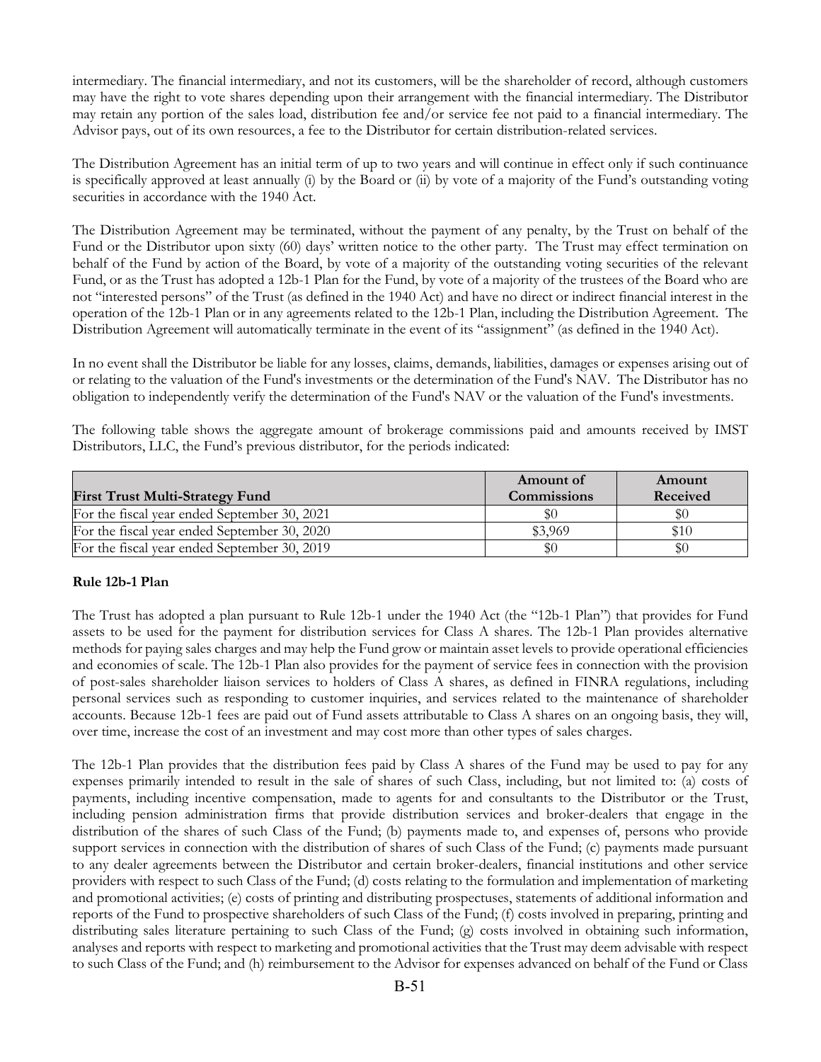intermediary. The financial intermediary, and not its customers, will be the shareholder of record, although customers may have the right to vote shares depending upon their arrangement with the financial intermediary. The Distributor may retain any portion of the sales load, distribution fee and/or service fee not paid to a financial intermediary. The Advisor pays, out of its own resources, a fee to the Distributor for certain distribution-related services.

The Distribution Agreement has an initial term of up to two years and will continue in effect only if such continuance is specifically approved at least annually (i) by the Board or (ii) by vote of a majority of the Fund's outstanding voting securities in accordance with the 1940 Act.

The Distribution Agreement may be terminated, without the payment of any penalty, by the Trust on behalf of the Fund or the Distributor upon sixty (60) days' written notice to the other party. The Trust may effect termination on behalf of the Fund by action of the Board, by vote of a majority of the outstanding voting securities of the relevant Fund, or as the Trust has adopted a 12b-1 Plan for the Fund, by vote of a majority of the trustees of the Board who are not "interested persons" of the Trust (as defined in the 1940 Act) and have no direct or indirect financial interest in the operation of the 12b-1 Plan or in any agreements related to the 12b-1 Plan, including the Distribution Agreement. The Distribution Agreement will automatically terminate in the event of its "assignment" (as defined in the 1940 Act).

In no event shall the Distributor be liable for any losses, claims, demands, liabilities, damages or expenses arising out of or relating to the valuation of the Fund's investments or the determination of the Fund's NAV. The Distributor has no obligation to independently verify the determination of the Fund's NAV or the valuation of the Fund's investments.

The following table shows the aggregate amount of brokerage commissions paid and amounts received by IMST Distributors, LLC, the Fund's previous distributor, for the periods indicated:

| First Trust Multi-Strategy Fund | Amount of Commissions | Amount Received |
|---|---|---|
| For the fiscal year ended September 30, 2021 | $0 | $0 |
| For the fiscal year ended September 30, 2020 | $3,969 | $10 |
| For the fiscal year ended September 30, 2019 | $0 | $0 |

**Rule 12b-1 Plan**

The Trust has adopted a plan pursuant to Rule 12b-1 under the 1940 Act (the "12b-1 Plan") that provides for Fund assets to be used for the payment for distribution services for Class A shares. The 12b-1 Plan provides alternative methods for paying sales charges and may help the Fund grow or maintain asset levels to provide operational efficiencies and economies of scale. The 12b-1 Plan also provides for the payment of service fees in connection with the provision of post-sales shareholder liaison services to holders of Class A shares, as defined in FINRA regulations, including personal services such as responding to customer inquiries, and services related to the maintenance of shareholder accounts. Because 12b-1 fees are paid out of Fund assets attributable to Class A shares on an ongoing basis, they will, over time, increase the cost of an investment and may cost more than other types of sales charges.

The 12b-1 Plan provides that the distribution fees paid by Class A shares of the Fund may be used to pay for any expenses primarily intended to result in the sale of shares of such Class, including, but not limited to: (a) costs of payments, including incentive compensation, made to agents for and consultants to the Distributor or the Trust, including pension administration firms that provide distribution services and broker-dealers that engage in the distribution of the shares of such Class of the Fund; (b) payments made to, and expenses of, persons who provide support services in connection with the distribution of shares of such Class of the Fund; (c) payments made pursuant to any dealer agreements between the Distributor and certain broker-dealers, financial institutions and other service providers with respect to such Class of the Fund; (d) costs relating to the formulation and implementation of marketing and promotional activities; (e) costs of printing and distributing prospectuses, statements of additional information and reports of the Fund to prospective shareholders of such Class of the Fund; (f) costs involved in preparing, printing and distributing sales literature pertaining to such Class of the Fund; (g) costs involved in obtaining such information, analyses and reports with respect to marketing and promotional activities that the Trust may deem advisable with respect to such Class of the Fund; and (h) reimbursement to the Advisor for expenses advanced on behalf of the Fund or Class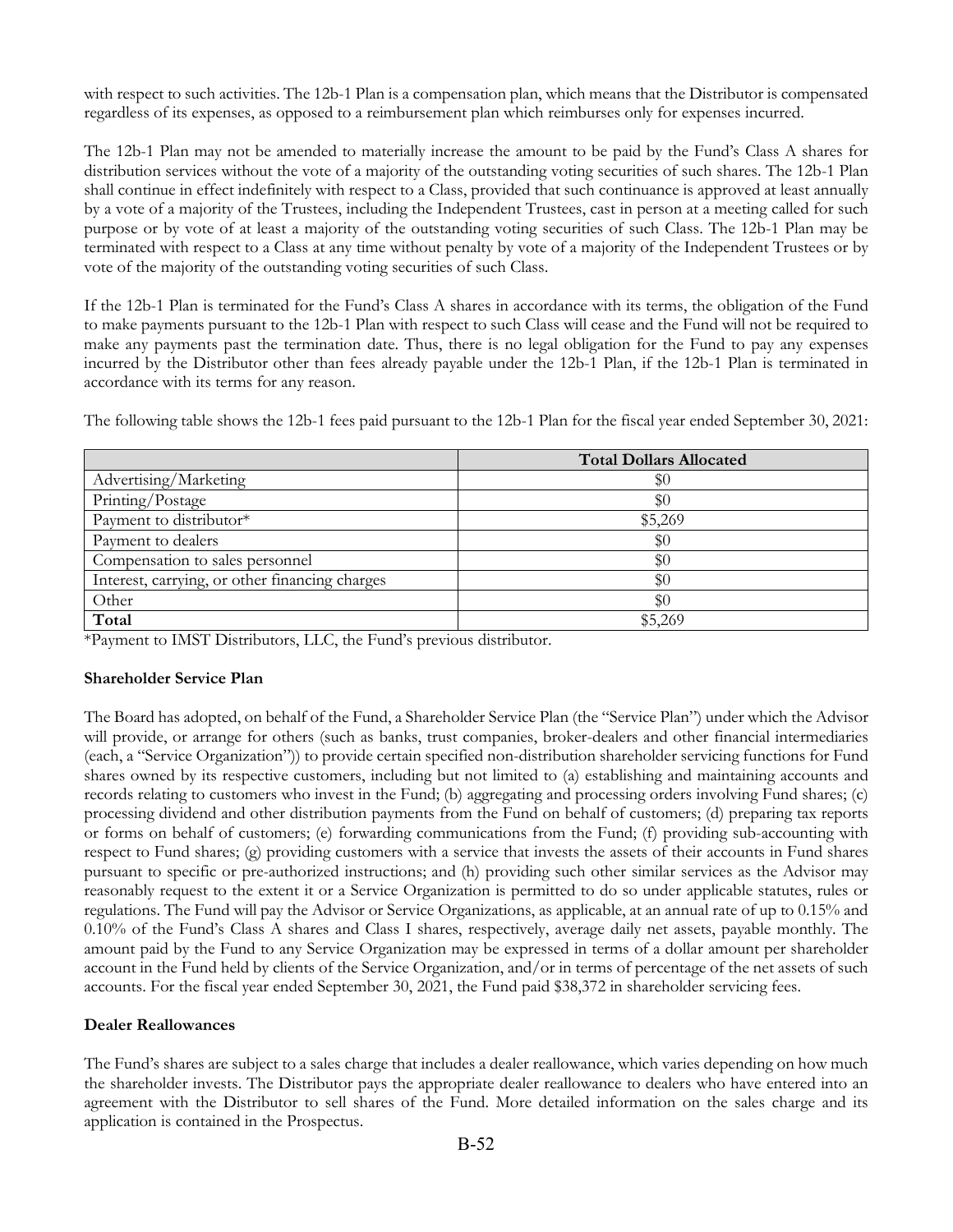with respect to such activities. The 12b-1 Plan is a compensation plan, which means that the Distributor is compensated regardless of its expenses, as opposed to a reimbursement plan which reimburses only for expenses incurred.

The 12b-1 Plan may not be amended to materially increase the amount to be paid by the Fund's Class A shares for distribution services without the vote of a majority of the outstanding voting securities of such shares. The 12b-1 Plan shall continue in effect indefinitely with respect to a Class, provided that such continuance is approved at least annually by a vote of a majority of the Trustees, including the Independent Trustees, cast in person at a meeting called for such purpose or by vote of at least a majority of the outstanding voting securities of such Class. The 12b-1 Plan may be terminated with respect to a Class at any time without penalty by vote of a majority of the Independent Trustees or by vote of the majority of the outstanding voting securities of such Class.

If the 12b-1 Plan is terminated for the Fund's Class A shares in accordance with its terms, the obligation of the Fund to make payments pursuant to the 12b-1 Plan with respect to such Class will cease and the Fund will not be required to make any payments past the termination date. Thus, there is no legal obligation for the Fund to pay any expenses incurred by the Distributor other than fees already payable under the 12b-1 Plan, if the 12b-1 Plan is terminated in accordance with its terms for any reason.

The following table shows the 12b-1 fees paid pursuant to the 12b-1 Plan for the fiscal year ended September 30, 2021:

| | **Total Dollars Allocated** |
|---|---|
| Advertising/Marketing | $0 |
| Printing/Postage | $0 |
| Payment to distributor* | $5,269 |
| Payment to dealers | $0 |
| Compensation to sales personnel | $0 |
| Interest, carrying, or other financing charges | $0 |
| Other | $0 |
| **Total** | $5,269 |

*Payment to IMST Distributors, LLC, the Fund's previous distributor.

**Shareholder Service Plan**

The Board has adopted, on behalf of the Fund, a Shareholder Service Plan (the "Service Plan") under which the Advisor will provide, or arrange for others (such as banks, trust companies, broker-dealers and other financial intermediaries (each, a "Service Organization")) to provide certain specified non-distribution shareholder servicing functions for Fund shares owned by its respective customers, including but not limited to (a) establishing and maintaining accounts and records relating to customers who invest in the Fund; (b) aggregating and processing orders involving Fund shares; (c) processing dividend and other distribution payments from the Fund on behalf of customers; (d) preparing tax reports or forms on behalf of customers; (e) forwarding communications from the Fund; (f) providing sub-accounting with respect to Fund shares; (g) providing customers with a service that invests the assets of their accounts in Fund shares pursuant to specific or pre-authorized instructions; and (h) providing such other similar services as the Advisor may reasonably request to the extent it or a Service Organization is permitted to do so under applicable statutes, rules or regulations. The Fund will pay the Advisor or Service Organizations, as applicable, at an annual rate of up to 0.15% and 0.10% of the Fund's Class A shares and Class I shares, respectively, average daily net assets, payable monthly. The amount paid by the Fund to any Service Organization may be expressed in terms of a dollar amount per shareholder account in the Fund held by clients of the Service Organization, and/or in terms of percentage of the net assets of such accounts. For the fiscal year ended September 30, 2021, the Fund paid $38,372 in shareholder servicing fees.

**Dealer Reallowances**

The Fund's shares are subject to a sales charge that includes a dealer reallowance, which varies depending on how much the shareholder invests. The Distributor pays the appropriate dealer reallowance to dealers who have entered into an agreement with the Distributor to sell shares of the Fund. More detailed information on the sales charge and its application is contained in the Prospectus.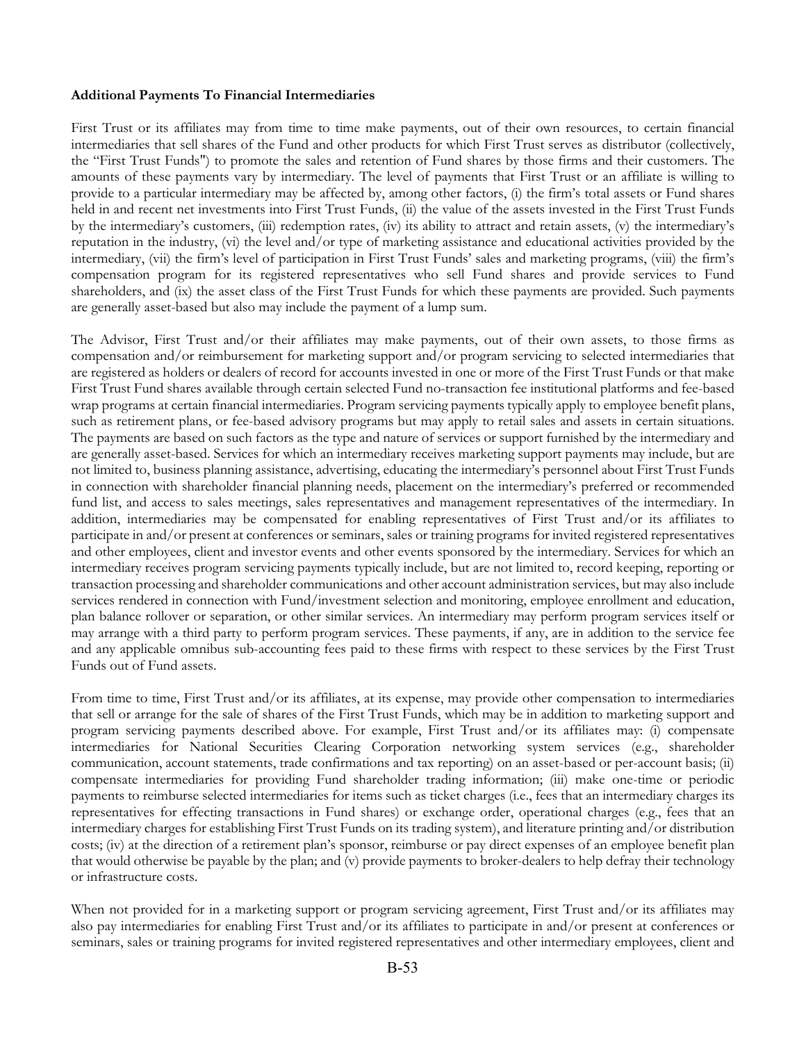**Additional Payments To Financial Intermediaries**

First Trust or its affiliates may from time to time make payments, out of their own resources, to certain financial intermediaries that sell shares of the Fund and other products for which First Trust serves as distributor (collectively, the "First Trust Funds") to promote the sales and retention of Fund shares by those firms and their customers. The amounts of these payments vary by intermediary. The level of payments that First Trust or an affiliate is willing to provide to a particular intermediary may be affected by, among other factors, (i) the firm's total assets or Fund shares held in and recent net investments into First Trust Funds, (ii) the value of the assets invested in the First Trust Funds by the intermediary's customers, (iii) redemption rates, (iv) its ability to attract and retain assets, (v) the intermediary's reputation in the industry, (vi) the level and/or type of marketing assistance and educational activities provided by the intermediary, (vii) the firm's level of participation in First Trust Funds' sales and marketing programs, (viii) the firm's compensation program for its registered representatives who sell Fund shares and provide services to Fund shareholders, and (ix) the asset class of the First Trust Funds for which these payments are provided. Such payments are generally asset-based but also may include the payment of a lump sum.

The Advisor, First Trust and/or their affiliates may make payments, out of their own assets, to those firms as compensation and/or reimbursement for marketing support and/or program servicing to selected intermediaries that are registered as holders or dealers of record for accounts invested in one or more of the First Trust Funds or that make First Trust Fund shares available through certain selected Fund no-transaction fee institutional platforms and fee-based wrap programs at certain financial intermediaries. Program servicing payments typically apply to employee benefit plans, such as retirement plans, or fee-based advisory programs but may apply to retail sales and assets in certain situations. The payments are based on such factors as the type and nature of services or support furnished by the intermediary and are generally asset-based. Services for which an intermediary receives marketing support payments may include, but are not limited to, business planning assistance, advertising, educating the intermediary's personnel about First Trust Funds in connection with shareholder financial planning needs, placement on the intermediary's preferred or recommended fund list, and access to sales meetings, sales representatives and management representatives of the intermediary. In addition, intermediaries may be compensated for enabling representatives of First Trust and/or its affiliates to participate in and/or present at conferences or seminars, sales or training programs for invited registered representatives and other employees, client and investor events and other events sponsored by the intermediary. Services for which an intermediary receives program servicing payments typically include, but are not limited to, record keeping, reporting or transaction processing and shareholder communications and other account administration services, but may also include services rendered in connection with Fund/investment selection and monitoring, employee enrollment and education, plan balance rollover or separation, or other similar services. An intermediary may perform program services itself or may arrange with a third party to perform program services. These payments, if any, are in addition to the service fee and any applicable omnibus sub-accounting fees paid to these firms with respect to these services by the First Trust Funds out of Fund assets.

From time to time, First Trust and/or its affiliates, at its expense, may provide other compensation to intermediaries that sell or arrange for the sale of shares of the First Trust Funds, which may be in addition to marketing support and program servicing payments described above. For example, First Trust and/or its affiliates may: (i) compensate intermediaries for National Securities Clearing Corporation networking system services (e.g., shareholder communication, account statements, trade confirmations and tax reporting) on an asset-based or per-account basis; (ii) compensate intermediaries for providing Fund shareholder trading information; (iii) make one-time or periodic payments to reimburse selected intermediaries for items such as ticket charges (i.e., fees that an intermediary charges its representatives for effecting transactions in Fund shares) or exchange order, operational charges (e.g., fees that an intermediary charges for establishing First Trust Funds on its trading system), and literature printing and/or distribution costs; (iv) at the direction of a retirement plan's sponsor, reimburse or pay direct expenses of an employee benefit plan that would otherwise be payable by the plan; and (v) provide payments to broker-dealers to help defray their technology or infrastructure costs.

When not provided for in a marketing support or program servicing agreement, First Trust and/or its affiliates may also pay intermediaries for enabling First Trust and/or its affiliates to participate in and/or present at conferences or seminars, sales or training programs for invited registered representatives and other intermediary employees, client and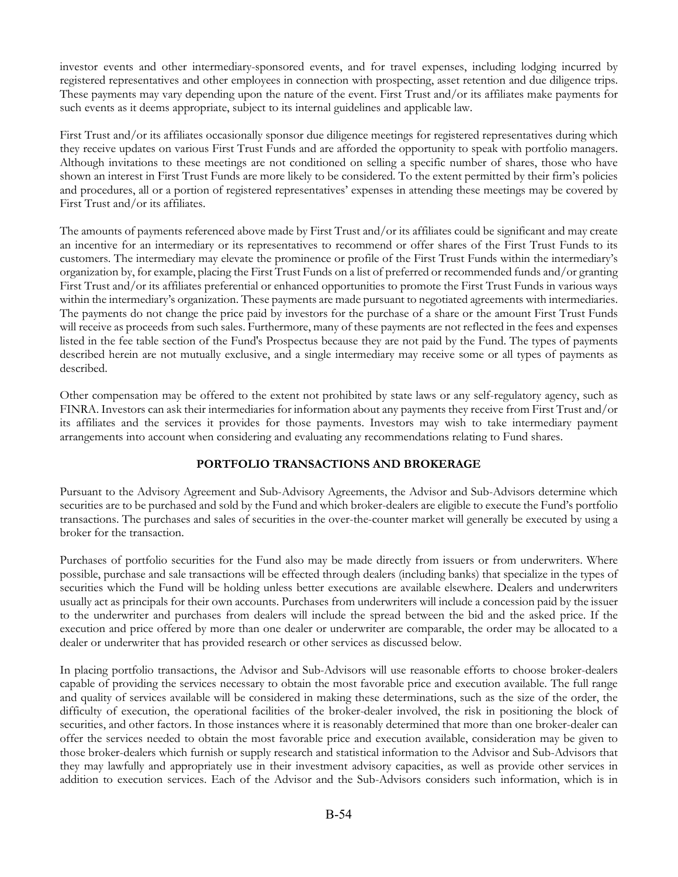investor events and other intermediary-sponsored events, and for travel expenses, including lodging incurred by registered representatives and other employees in connection with prospecting, asset retention and due diligence trips. These payments may vary depending upon the nature of the event. First Trust and/or its affiliates make payments for such events as it deems appropriate, subject to its internal guidelines and applicable law.

First Trust and/or its affiliates occasionally sponsor due diligence meetings for registered representatives during which they receive updates on various First Trust Funds and are afforded the opportunity to speak with portfolio managers. Although invitations to these meetings are not conditioned on selling a specific number of shares, those who have shown an interest in First Trust Funds are more likely to be considered. To the extent permitted by their firm's policies and procedures, all or a portion of registered representatives' expenses in attending these meetings may be covered by First Trust and/or its affiliates.

The amounts of payments referenced above made by First Trust and/or its affiliates could be significant and may create an incentive for an intermediary or its representatives to recommend or offer shares of the First Trust Funds to its customers. The intermediary may elevate the prominence or profile of the First Trust Funds within the intermediary's organization by, for example, placing the First Trust Funds on a list of preferred or recommended funds and/or granting First Trust and/or its affiliates preferential or enhanced opportunities to promote the First Trust Funds in various ways within the intermediary's organization. These payments are made pursuant to negotiated agreements with intermediaries. The payments do not change the price paid by investors for the purchase of a share or the amount First Trust Funds will receive as proceeds from such sales. Furthermore, many of these payments are not reflected in the fees and expenses listed in the fee table section of the Fund's Prospectus because they are not paid by the Fund. The types of payments described herein are not mutually exclusive, and a single intermediary may receive some or all types of payments as described.

Other compensation may be offered to the extent not prohibited by state laws or any self-regulatory agency, such as FINRA. Investors can ask their intermediaries for information about any payments they receive from First Trust and/or its affiliates and the services it provides for those payments. Investors may wish to take intermediary payment arrangements into account when considering and evaluating any recommendations relating to Fund shares.

## PORTFOLIO TRANSACTIONS AND BROKERAGE

Pursuant to the Advisory Agreement and Sub-Advisory Agreements, the Advisor and Sub-Advisors determine which securities are to be purchased and sold by the Fund and which broker-dealers are eligible to execute the Fund's portfolio transactions. The purchases and sales of securities in the over-the-counter market will generally be executed by using a broker for the transaction.

Purchases of portfolio securities for the Fund also may be made directly from issuers or from underwriters. Where possible, purchase and sale transactions will be effected through dealers (including banks) that specialize in the types of securities which the Fund will be holding unless better executions are available elsewhere. Dealers and underwriters usually act as principals for their own accounts. Purchases from underwriters will include a concession paid by the issuer to the underwriter and purchases from dealers will include the spread between the bid and the asked price. If the execution and price offered by more than one dealer or underwriter are comparable, the order may be allocated to a dealer or underwriter that has provided research or other services as discussed below.

In placing portfolio transactions, the Advisor and Sub-Advisors will use reasonable efforts to choose broker-dealers capable of providing the services necessary to obtain the most favorable price and execution available. The full range and quality of services available will be considered in making these determinations, such as the size of the order, the difficulty of execution, the operational facilities of the broker-dealer involved, the risk in positioning the block of securities, and other factors. In those instances where it is reasonably determined that more than one broker-dealer can offer the services needed to obtain the most favorable price and execution available, consideration may be given to those broker-dealers which furnish or supply research and statistical information to the Advisor and Sub-Advisors that they may lawfully and appropriately use in their investment advisory capacities, as well as provide other services in addition to execution services. Each of the Advisor and the Sub-Advisors considers such information, which is in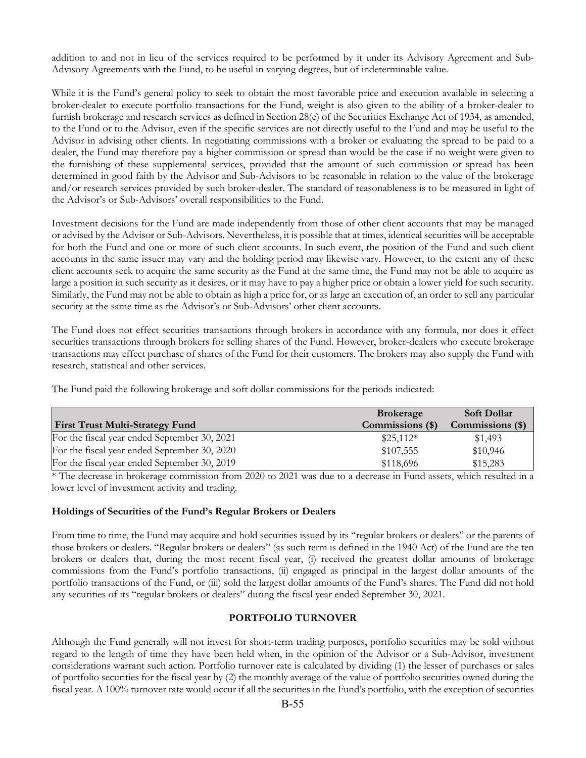addition to and not in lieu of the services required to be performed by it under its Advisory Agreement and Sub-Advisory Agreements with the Fund, to be useful in varying degrees, but of indeterminable value.

While it is the Fund's general policy to seek to obtain the most favorable price and execution available in selecting a broker-dealer to execute portfolio transactions for the Fund, weight is also given to the ability of a broker-dealer to furnish brokerage and research services as defined in Section 28(e) of the Securities Exchange Act of 1934, as amended, to the Fund or to the Advisor, even if the specific services are not directly useful to the Fund and may be useful to the Advisor in advising other clients. In negotiating commissions with a broker or evaluating the spread to be paid to a dealer, the Fund may therefore pay a higher commission or spread than would be the case if no weight were given to the furnishing of these supplemental services, provided that the amount of such commission or spread has been determined in good faith by the Advisor and Sub-Advisors to be reasonable in relation to the value of the brokerage and/or research services provided by such broker-dealer. The standard of reasonableness is to be measured in light of the Advisor's or Sub-Advisors' overall responsibilities to the Fund.

Investment decisions for the Fund are made independently from those of other client accounts that may be managed or advised by the Advisor or Sub-Advisors. Nevertheless, it is possible that at times, identical securities will be acceptable for both the Fund and one or more of such client accounts. In such event, the position of the Fund and such client accounts in the same issuer may vary and the holding period may likewise vary. However, to the extent any of these client accounts seek to acquire the same security as the Fund at the same time, the Fund may not be able to acquire as large a position in such security as it desires, or it may have to pay a higher price or obtain a lower yield for such security. Similarly, the Fund may not be able to obtain as high a price for, or as large an execution of, an order to sell any particular security at the same time as the Advisor's or Sub-Advisors' other client accounts.

The Fund does not effect securities transactions through brokers in accordance with any formula, nor does it effect securities transactions through brokers for selling shares of the Fund. However, broker-dealers who execute brokerage transactions may effect purchase of shares of the Fund for their customers. The brokers may also supply the Fund with research, statistical and other services.

The Fund paid the following brokerage and soft dollar commissions for the periods indicated:

| First Trust Multi-Strategy Fund | Brokerage Commissions ($) | Soft Dollar Commissions ($) |
|---|---|---|
| For the fiscal year ended September 30, 2021 | $25,112* | $1,493 |
| For the fiscal year ended September 30, 2020 | $107,555 | $10,946 |
| For the fiscal year ended September 30, 2019 | $118,696 | $15,283 |

* The decrease in brokerage commission from 2020 to 2021 was due to a decrease in Fund assets, which resulted in a lower level of investment activity and trading.

### Holdings of Securities of the Fund's Regular Brokers or Dealers

From time to time, the Fund may acquire and hold securities issued by its "regular brokers or dealers" or the parents of those brokers or dealers. "Regular brokers or dealers" (as such term is defined in the 1940 Act) of the Fund are the ten brokers or dealers that, during the most recent fiscal year, (i) received the greatest dollar amounts of brokerage commissions from the Fund's portfolio transactions, (ii) engaged as principal in the largest dollar amounts of the portfolio transactions of the Fund, or (iii) sold the largest dollar amounts of the Fund's shares. The Fund did not hold any securities of its "regular brokers or dealers" during the fiscal year ended September 30, 2021.

## PORTFOLIO TURNOVER

Although the Fund generally will not invest for short-term trading purposes, portfolio securities may be sold without regard to the length of time they have been held when, in the opinion of the Advisor or a Sub-Advisor, investment considerations warrant such action. Portfolio turnover rate is calculated by dividing (1) the lesser of purchases or sales of portfolio securities for the fiscal year by (2) the monthly average of the value of portfolio securities owned during the fiscal year. A 100% turnover rate would occur if all the securities in the Fund's portfolio, with the exception of securities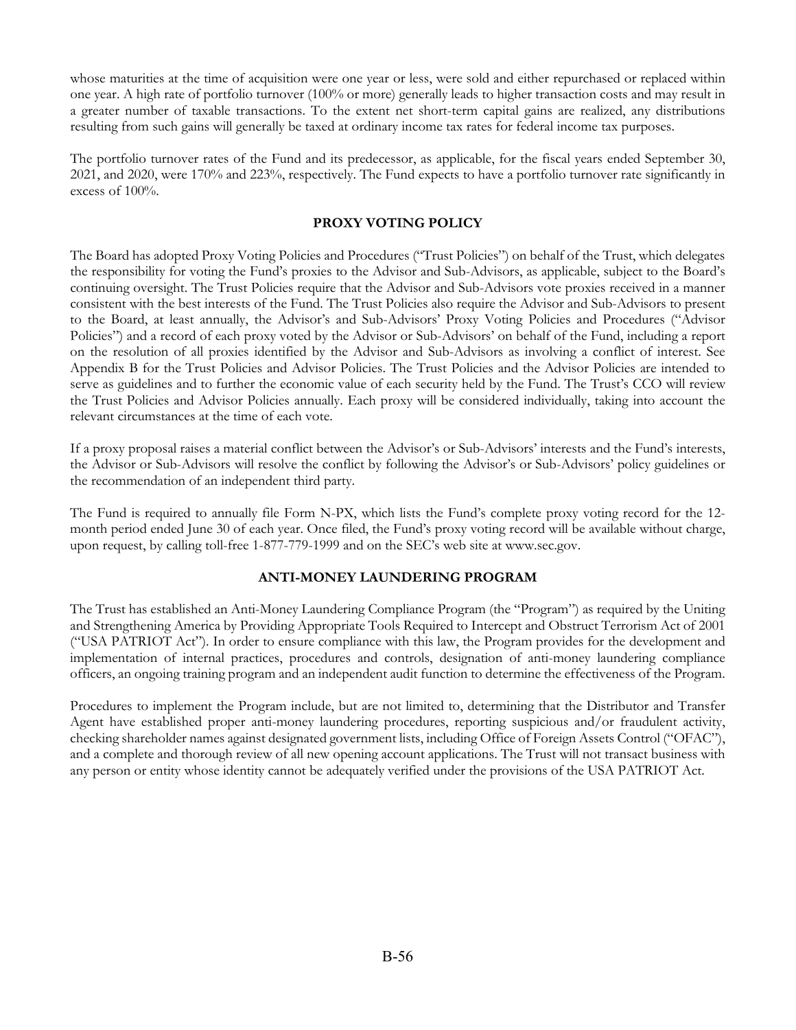whose maturities at the time of acquisition were one year or less, were sold and either repurchased or replaced within one year. A high rate of portfolio turnover (100% or more) generally leads to higher transaction costs and may result in a greater number of taxable transactions. To the extent net short-term capital gains are realized, any distributions resulting from such gains will generally be taxed at ordinary income tax rates for federal income tax purposes.

The portfolio turnover rates of the Fund and its predecessor, as applicable, for the fiscal years ended September 30, 2021, and 2020, were 170% and 223%, respectively. The Fund expects to have a portfolio turnover rate significantly in excess of 100%.

## PROXY VOTING POLICY

The Board has adopted Proxy Voting Policies and Procedures ("Trust Policies") on behalf of the Trust, which delegates the responsibility for voting the Fund's proxies to the Advisor and Sub-Advisors, as applicable, subject to the Board's continuing oversight. The Trust Policies require that the Advisor and Sub-Advisors vote proxies received in a manner consistent with the best interests of the Fund. The Trust Policies also require the Advisor and Sub-Advisors to present to the Board, at least annually, the Advisor's and Sub-Advisors' Proxy Voting Policies and Procedures ("Advisor Policies") and a record of each proxy voted by the Advisor or Sub-Advisors' on behalf of the Fund, including a report on the resolution of all proxies identified by the Advisor and Sub-Advisors as involving a conflict of interest. See Appendix B for the Trust Policies and Advisor Policies. The Trust Policies and the Advisor Policies are intended to serve as guidelines and to further the economic value of each security held by the Fund. The Trust's CCO will review the Trust Policies and Advisor Policies annually. Each proxy will be considered individually, taking into account the relevant circumstances at the time of each vote.

If a proxy proposal raises a material conflict between the Advisor's or Sub-Advisors' interests and the Fund's interests, the Advisor or Sub-Advisors will resolve the conflict by following the Advisor's or Sub-Advisors' policy guidelines or the recommendation of an independent third party.

The Fund is required to annually file Form N-PX, which lists the Fund's complete proxy voting record for the 12-month period ended June 30 of each year. Once filed, the Fund's proxy voting record will be available without charge, upon request, by calling toll-free 1-877-779-1999 and on the SEC's web site at www.sec.gov.

## ANTI-MONEY LAUNDERING PROGRAM

The Trust has established an Anti-Money Laundering Compliance Program (the "Program") as required by the Uniting and Strengthening America by Providing Appropriate Tools Required to Intercept and Obstruct Terrorism Act of 2001 ("USA PATRIOT Act"). In order to ensure compliance with this law, the Program provides for the development and implementation of internal practices, procedures and controls, designation of anti-money laundering compliance officers, an ongoing training program and an independent audit function to determine the effectiveness of the Program.

Procedures to implement the Program include, but are not limited to, determining that the Distributor and Transfer Agent have established proper anti-money laundering procedures, reporting suspicious and/or fraudulent activity, checking shareholder names against designated government lists, including Office of Foreign Assets Control ("OFAC"), and a complete and thorough review of all new opening account applications. The Trust will not transact business with any person or entity whose identity cannot be adequately verified under the provisions of the USA PATRIOT Act.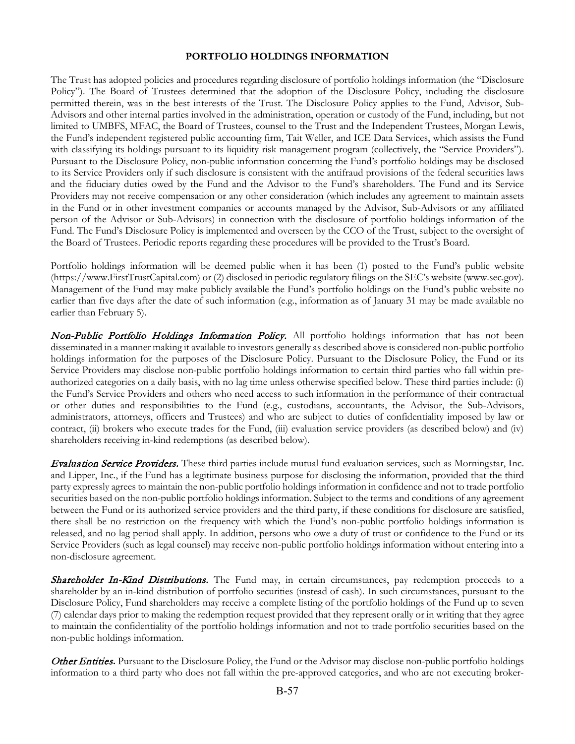## PORTFOLIO HOLDINGS INFORMATION

The Trust has adopted policies and procedures regarding disclosure of portfolio holdings information (the "Disclosure Policy"). The Board of Trustees determined that the adoption of the Disclosure Policy, including the disclosure permitted therein, was in the best interests of the Trust. The Disclosure Policy applies to the Fund, Advisor, Sub-Advisors and other internal parties involved in the administration, operation or custody of the Fund, including, but not limited to UMBFS, MFAC, the Board of Trustees, counsel to the Trust and the Independent Trustees, Morgan Lewis, the Fund's independent registered public accounting firm, Tait Weller, and ICE Data Services, which assists the Fund with classifying its holdings pursuant to its liquidity risk management program (collectively, the "Service Providers"). Pursuant to the Disclosure Policy, non-public information concerning the Fund's portfolio holdings may be disclosed to its Service Providers only if such disclosure is consistent with the antifraud provisions of the federal securities laws and the fiduciary duties owed by the Fund and the Advisor to the Fund's shareholders. The Fund and its Service Providers may not receive compensation or any other consideration (which includes any agreement to maintain assets in the Fund or in other investment companies or accounts managed by the Advisor, Sub-Advisors or any affiliated person of the Advisor or Sub-Advisors) in connection with the disclosure of portfolio holdings information of the Fund. The Fund's Disclosure Policy is implemented and overseen by the CCO of the Trust, subject to the oversight of the Board of Trustees. Periodic reports regarding these procedures will be provided to the Trust's Board.

Portfolio holdings information will be deemed public when it has been (1) posted to the Fund's public website (https://www.FirstTrustCapital.com) or (2) disclosed in periodic regulatory filings on the SEC's website (www.sec.gov). Management of the Fund may make publicly available the Fund's portfolio holdings on the Fund's public website no earlier than five days after the date of such information (e.g., information as of January 31 may be made available no earlier than February 5).

***Non-Public Portfolio Holdings Information Policy.*** All portfolio holdings information that has not been disseminated in a manner making it available to investors generally as described above is considered non-public portfolio holdings information for the purposes of the Disclosure Policy. Pursuant to the Disclosure Policy, the Fund or its Service Providers may disclose non-public portfolio holdings information to certain third parties who fall within pre-authorized categories on a daily basis, with no lag time unless otherwise specified below. These third parties include: (i) the Fund's Service Providers and others who need access to such information in the performance of their contractual or other duties and responsibilities to the Fund (e.g., custodians, accountants, the Advisor, the Sub-Advisors, administrators, attorneys, officers and Trustees) and who are subject to duties of confidentiality imposed by law or contract, (ii) brokers who execute trades for the Fund, (iii) evaluation service providers (as described below) and (iv) shareholders receiving in-kind redemptions (as described below).

***Evaluation Service Providers.*** These third parties include mutual fund evaluation services, such as Morningstar, Inc. and Lipper, Inc., if the Fund has a legitimate business purpose for disclosing the information, provided that the third party expressly agrees to maintain the non-public portfolio holdings information in confidence and not to trade portfolio securities based on the non-public portfolio holdings information. Subject to the terms and conditions of any agreement between the Fund or its authorized service providers and the third party, if these conditions for disclosure are satisfied, there shall be no restriction on the frequency with which the Fund's non-public portfolio holdings information is released, and no lag period shall apply. In addition, persons who owe a duty of trust or confidence to the Fund or its Service Providers (such as legal counsel) may receive non-public portfolio holdings information without entering into a non-disclosure agreement.

***Shareholder In-Kind Distributions.*** The Fund may, in certain circumstances, pay redemption proceeds to a shareholder by an in-kind distribution of portfolio securities (instead of cash). In such circumstances, pursuant to the Disclosure Policy, Fund shareholders may receive a complete listing of the portfolio holdings of the Fund up to seven (7) calendar days prior to making the redemption request provided that they represent orally or in writing that they agree to maintain the confidentiality of the portfolio holdings information and not to trade portfolio securities based on the non-public holdings information.

***Other Entities.*** Pursuant to the Disclosure Policy, the Fund or the Advisor may disclose non-public portfolio holdings information to a third party who does not fall within the pre-approved categories, and who are not executing broker-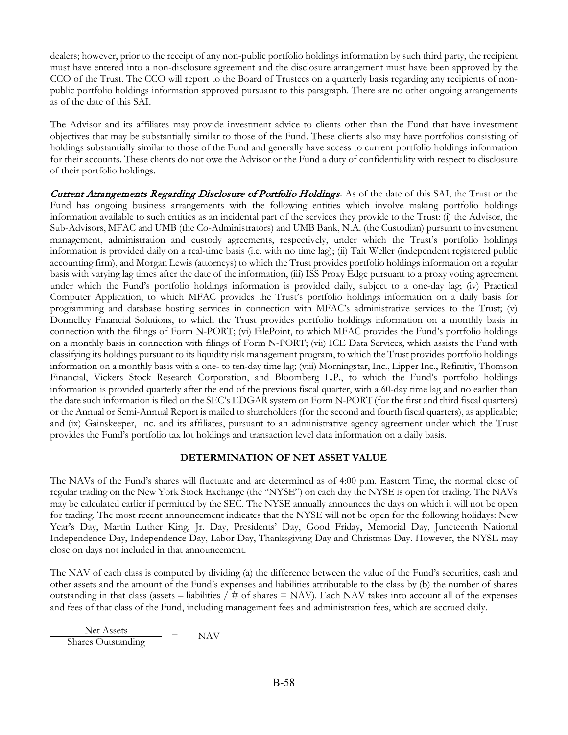dealers; however, prior to the receipt of any non-public portfolio holdings information by such third party, the recipient must have entered into a non-disclosure agreement and the disclosure arrangement must have been approved by the CCO of the Trust. The CCO will report to the Board of Trustees on a quarterly basis regarding any recipients of non-public portfolio holdings information approved pursuant to this paragraph. There are no other ongoing arrangements as of the date of this SAI.

The Advisor and its affiliates may provide investment advice to clients other than the Fund that have investment objectives that may be substantially similar to those of the Fund. These clients also may have portfolios consisting of holdings substantially similar to those of the Fund and generally have access to current portfolio holdings information for their accounts. These clients do not owe the Advisor or the Fund a duty of confidentiality with respect to disclosure of their portfolio holdings.

*Current Arrangements Regarding Disclosure of Portfolio Holdings.* As of the date of this SAI, the Trust or the Fund has ongoing business arrangements with the following entities which involve making portfolio holdings information available to such entities as an incidental part of the services they provide to the Trust: (i) the Advisor, the Sub-Advisors, MFAC and UMB (the Co-Administrators) and UMB Bank, N.A. (the Custodian) pursuant to investment management, administration and custody agreements, respectively, under which the Trust's portfolio holdings information is provided daily on a real-time basis (i.e. with no time lag); (ii) Tait Weller (independent registered public accounting firm), and Morgan Lewis (attorneys) to which the Trust provides portfolio holdings information on a regular basis with varying lag times after the date of the information, (iii) ISS Proxy Edge pursuant to a proxy voting agreement under which the Fund's portfolio holdings information is provided daily, subject to a one-day lag; (iv) Practical Computer Application, to which MFAC provides the Trust's portfolio holdings information on a daily basis for programming and database hosting services in connection with MFAC's administrative services to the Trust; (v) Donnelley Financial Solutions, to which the Trust provides portfolio holdings information on a monthly basis in connection with the filings of Form N-PORT; (vi) FilePoint, to which MFAC provides the Fund's portfolio holdings on a monthly basis in connection with filings of Form N-PORT; (vii) ICE Data Services, which assists the Fund with classifying its holdings pursuant to its liquidity risk management program, to which the Trust provides portfolio holdings information on a monthly basis with a one- to ten-day time lag; (viii) Morningstar, Inc., Lipper Inc., Refinitiv, Thomson Financial, Vickers Stock Research Corporation, and Bloomberg L.P., to which the Fund's portfolio holdings information is provided quarterly after the end of the previous fiscal quarter, with a 60-day time lag and no earlier than the date such information is filed on the SEC's EDGAR system on Form N-PORT (for the first and third fiscal quarters) or the Annual or Semi-Annual Report is mailed to shareholders (for the second and fourth fiscal quarters), as applicable; and (ix) Gainskeeper, Inc. and its affiliates, pursuant to an administrative agency agreement under which the Trust provides the Fund's portfolio tax lot holdings and transaction level data information on a daily basis.

## DETERMINATION OF NET ASSET VALUE

The NAVs of the Fund's shares will fluctuate and are determined as of 4:00 p.m. Eastern Time, the normal close of regular trading on the New York Stock Exchange (the "NYSE") on each day the NYSE is open for trading. The NAVs may be calculated earlier if permitted by the SEC. The NYSE annually announces the days on which it will not be open for trading. The most recent announcement indicates that the NYSE will not be open for the following holidays: New Year's Day, Martin Luther King, Jr. Day, Presidents' Day, Good Friday, Memorial Day, Juneteenth National Independence Day, Independence Day, Labor Day, Thanksgiving Day and Christmas Day. However, the NYSE may close on days not included in that announcement.

The NAV of each class is computed by dividing (a) the difference between the value of the Fund's securities, cash and other assets and the amount of the Fund's expenses and liabilities attributable to the class by (b) the number of shares outstanding in that class (assets – liabilities / # of shares = NAV). Each NAV takes into account all of the expenses and fees of that class of the Fund, including management fees and administration fees, which are accrued daily.

$$\frac{\text{Net Assets}}{\text{Shares Outstanding}} = \text{NAV}$$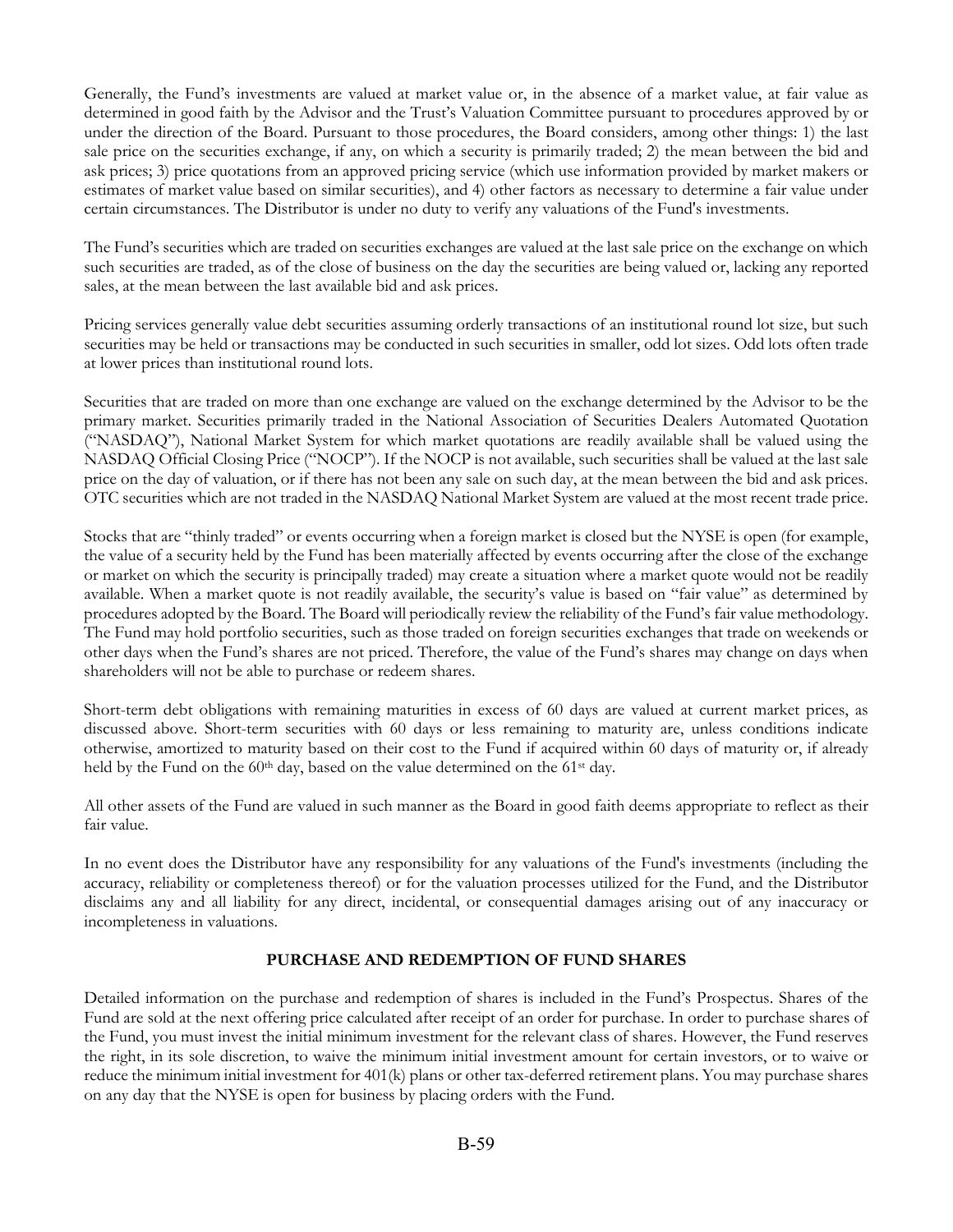Generally, the Fund's investments are valued at market value or, in the absence of a market value, at fair value as determined in good faith by the Advisor and the Trust's Valuation Committee pursuant to procedures approved by or under the direction of the Board. Pursuant to those procedures, the Board considers, among other things: 1) the last sale price on the securities exchange, if any, on which a security is primarily traded; 2) the mean between the bid and ask prices; 3) price quotations from an approved pricing service (which use information provided by market makers or estimates of market value based on similar securities), and 4) other factors as necessary to determine a fair value under certain circumstances. The Distributor is under no duty to verify any valuations of the Fund's investments.

The Fund's securities which are traded on securities exchanges are valued at the last sale price on the exchange on which such securities are traded, as of the close of business on the day the securities are being valued or, lacking any reported sales, at the mean between the last available bid and ask prices.

Pricing services generally value debt securities assuming orderly transactions of an institutional round lot size, but such securities may be held or transactions may be conducted in such securities in smaller, odd lot sizes. Odd lots often trade at lower prices than institutional round lots.

Securities that are traded on more than one exchange are valued on the exchange determined by the Advisor to be the primary market. Securities primarily traded in the National Association of Securities Dealers Automated Quotation ("NASDAQ"), National Market System for which market quotations are readily available shall be valued using the NASDAQ Official Closing Price ("NOCP"). If the NOCP is not available, such securities shall be valued at the last sale price on the day of valuation, or if there has not been any sale on such day, at the mean between the bid and ask prices. OTC securities which are not traded in the NASDAQ National Market System are valued at the most recent trade price.

Stocks that are "thinly traded" or events occurring when a foreign market is closed but the NYSE is open (for example, the value of a security held by the Fund has been materially affected by events occurring after the close of the exchange or market on which the security is principally traded) may create a situation where a market quote would not be readily available. When a market quote is not readily available, the security's value is based on "fair value" as determined by procedures adopted by the Board. The Board will periodically review the reliability of the Fund's fair value methodology. The Fund may hold portfolio securities, such as those traded on foreign securities exchanges that trade on weekends or other days when the Fund's shares are not priced. Therefore, the value of the Fund's shares may change on days when shareholders will not be able to purchase or redeem shares.

Short-term debt obligations with remaining maturities in excess of 60 days are valued at current market prices, as discussed above. Short-term securities with 60 days or less remaining to maturity are, unless conditions indicate otherwise, amortized to maturity based on their cost to the Fund if acquired within 60 days of maturity or, if already held by the Fund on the 60th day, based on the value determined on the 61st day.

All other assets of the Fund are valued in such manner as the Board in good faith deems appropriate to reflect as their fair value.

In no event does the Distributor have any responsibility for any valuations of the Fund's investments (including the accuracy, reliability or completeness thereof) or for the valuation processes utilized for the Fund, and the Distributor disclaims any and all liability for any direct, incidental, or consequential damages arising out of any inaccuracy or incompleteness in valuations.

## PURCHASE AND REDEMPTION OF FUND SHARES

Detailed information on the purchase and redemption of shares is included in the Fund's Prospectus. Shares of the Fund are sold at the next offering price calculated after receipt of an order for purchase. In order to purchase shares of the Fund, you must invest the initial minimum investment for the relevant class of shares. However, the Fund reserves the right, in its sole discretion, to waive the minimum initial investment amount for certain investors, or to waive or reduce the minimum initial investment for 401(k) plans or other tax-deferred retirement plans. You may purchase shares on any day that the NYSE is open for business by placing orders with the Fund.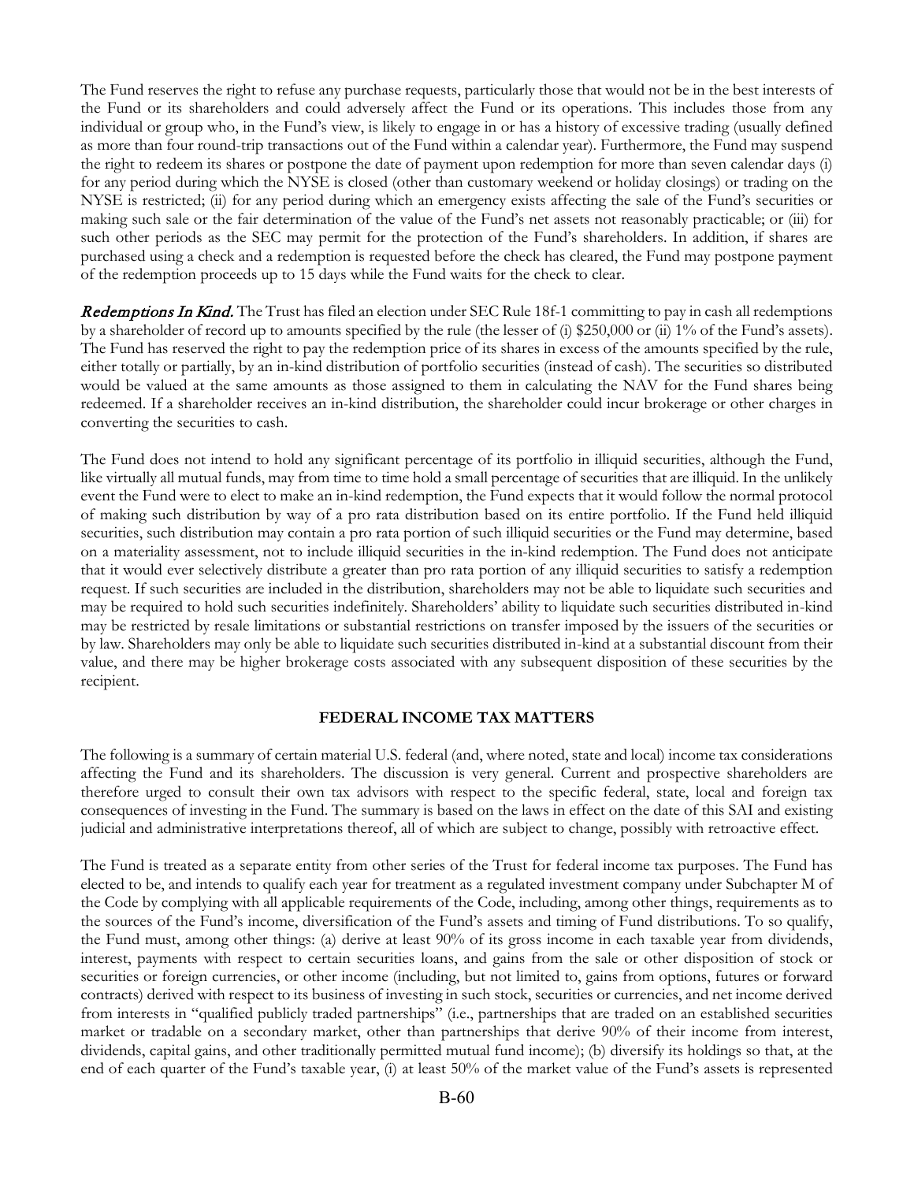The Fund reserves the right to refuse any purchase requests, particularly those that would not be in the best interests of the Fund or its shareholders and could adversely affect the Fund or its operations. This includes those from any individual or group who, in the Fund's view, is likely to engage in or has a history of excessive trading (usually defined as more than four round-trip transactions out of the Fund within a calendar year). Furthermore, the Fund may suspend the right to redeem its shares or postpone the date of payment upon redemption for more than seven calendar days (i) for any period during which the NYSE is closed (other than customary weekend or holiday closings) or trading on the NYSE is restricted; (ii) for any period during which an emergency exists affecting the sale of the Fund's securities or making such sale or the fair determination of the value of the Fund's net assets not reasonably practicable; or (iii) for such other periods as the SEC may permit for the protection of the Fund's shareholders. In addition, if shares are purchased using a check and a redemption is requested before the check has cleared, the Fund may postpone payment of the redemption proceeds up to 15 days while the Fund waits for the check to clear.

***Redemptions In Kind.*** The Trust has filed an election under SEC Rule 18f-1 committing to pay in cash all redemptions by a shareholder of record up to amounts specified by the rule (the lesser of (i) $250,000 or (ii) 1% of the Fund's assets). The Fund has reserved the right to pay the redemption price of its shares in excess of the amounts specified by the rule, either totally or partially, by an in-kind distribution of portfolio securities (instead of cash). The securities so distributed would be valued at the same amounts as those assigned to them in calculating the NAV for the Fund shares being redeemed. If a shareholder receives an in-kind distribution, the shareholder could incur brokerage or other charges in converting the securities to cash.

The Fund does not intend to hold any significant percentage of its portfolio in illiquid securities, although the Fund, like virtually all mutual funds, may from time to time hold a small percentage of securities that are illiquid. In the unlikely event the Fund were to elect to make an in-kind redemption, the Fund expects that it would follow the normal protocol of making such distribution by way of a pro rata distribution based on its entire portfolio. If the Fund held illiquid securities, such distribution may contain a pro rata portion of such illiquid securities or the Fund may determine, based on a materiality assessment, not to include illiquid securities in the in-kind redemption. The Fund does not anticipate that it would ever selectively distribute a greater than pro rata portion of any illiquid securities to satisfy a redemption request. If such securities are included in the distribution, shareholders may not be able to liquidate such securities and may be required to hold such securities indefinitely. Shareholders' ability to liquidate such securities distributed in-kind may be restricted by resale limitations or substantial restrictions on transfer imposed by the issuers of the securities or by law. Shareholders may only be able to liquidate such securities distributed in-kind at a substantial discount from their value, and there may be higher brokerage costs associated with any subsequent disposition of these securities by the recipient.

## FEDERAL INCOME TAX MATTERS

The following is a summary of certain material U.S. federal (and, where noted, state and local) income tax considerations affecting the Fund and its shareholders. The discussion is very general. Current and prospective shareholders are therefore urged to consult their own tax advisors with respect to the specific federal, state, local and foreign tax consequences of investing in the Fund. The summary is based on the laws in effect on the date of this SAI and existing judicial and administrative interpretations thereof, all of which are subject to change, possibly with retroactive effect.

The Fund is treated as a separate entity from other series of the Trust for federal income tax purposes. The Fund has elected to be, and intends to qualify each year for treatment as a regulated investment company under Subchapter M of the Code by complying with all applicable requirements of the Code, including, among other things, requirements as to the sources of the Fund's income, diversification of the Fund's assets and timing of Fund distributions. To so qualify, the Fund must, among other things: (a) derive at least 90% of its gross income in each taxable year from dividends, interest, payments with respect to certain securities loans, and gains from the sale or other disposition of stock or securities or foreign currencies, or other income (including, but not limited to, gains from options, futures or forward contracts) derived with respect to its business of investing in such stock, securities or currencies, and net income derived from interests in "qualified publicly traded partnerships" (i.e., partnerships that are traded on an established securities market or tradable on a secondary market, other than partnerships that derive 90% of their income from interest, dividends, capital gains, and other traditionally permitted mutual fund income); (b) diversify its holdings so that, at the end of each quarter of the Fund's taxable year, (i) at least 50% of the market value of the Fund's assets is represented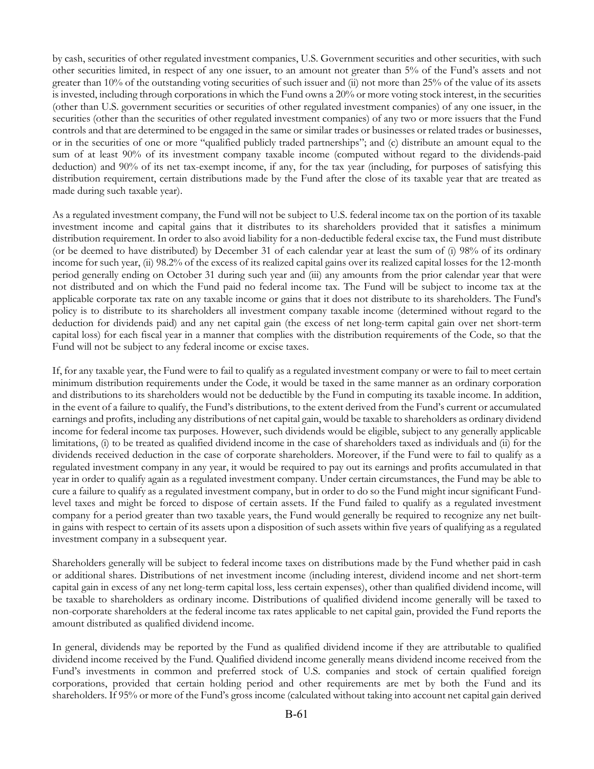by cash, securities of other regulated investment companies, U.S. Government securities and other securities, with such other securities limited, in respect of any one issuer, to an amount not greater than 5% of the Fund's assets and not greater than 10% of the outstanding voting securities of such issuer and (ii) not more than 25% of the value of its assets is invested, including through corporations in which the Fund owns a 20% or more voting stock interest, in the securities (other than U.S. government securities or securities of other regulated investment companies) of any one issuer, in the securities (other than the securities of other regulated investment companies) of any two or more issuers that the Fund controls and that are determined to be engaged in the same or similar trades or businesses or related trades or businesses, or in the securities of one or more "qualified publicly traded partnerships"; and (c) distribute an amount equal to the sum of at least 90% of its investment company taxable income (computed without regard to the dividends-paid deduction) and 90% of its net tax-exempt income, if any, for the tax year (including, for purposes of satisfying this distribution requirement, certain distributions made by the Fund after the close of its taxable year that are treated as made during such taxable year).

As a regulated investment company, the Fund will not be subject to U.S. federal income tax on the portion of its taxable investment income and capital gains that it distributes to its shareholders provided that it satisfies a minimum distribution requirement. In order to also avoid liability for a non-deductible federal excise tax, the Fund must distribute (or be deemed to have distributed) by December 31 of each calendar year at least the sum of (i) 98% of its ordinary income for such year, (ii) 98.2% of the excess of its realized capital gains over its realized capital losses for the 12-month period generally ending on October 31 during such year and (iii) any amounts from the prior calendar year that were not distributed and on which the Fund paid no federal income tax. The Fund will be subject to income tax at the applicable corporate tax rate on any taxable income or gains that it does not distribute to its shareholders. The Fund's policy is to distribute to its shareholders all investment company taxable income (determined without regard to the deduction for dividends paid) and any net capital gain (the excess of net long-term capital gain over net short-term capital loss) for each fiscal year in a manner that complies with the distribution requirements of the Code, so that the Fund will not be subject to any federal income or excise taxes.

If, for any taxable year, the Fund were to fail to qualify as a regulated investment company or were to fail to meet certain minimum distribution requirements under the Code, it would be taxed in the same manner as an ordinary corporation and distributions to its shareholders would not be deductible by the Fund in computing its taxable income. In addition, in the event of a failure to qualify, the Fund's distributions, to the extent derived from the Fund's current or accumulated earnings and profits, including any distributions of net capital gain, would be taxable to shareholders as ordinary dividend income for federal income tax purposes. However, such dividends would be eligible, subject to any generally applicable limitations, (i) to be treated as qualified dividend income in the case of shareholders taxed as individuals and (ii) for the dividends received deduction in the case of corporate shareholders. Moreover, if the Fund were to fail to qualify as a regulated investment company in any year, it would be required to pay out its earnings and profits accumulated in that year in order to qualify again as a regulated investment company. Under certain circumstances, the Fund may be able to cure a failure to qualify as a regulated investment company, but in order to do so the Fund might incur significant Fund-level taxes and might be forced to dispose of certain assets. If the Fund failed to qualify as a regulated investment company for a period greater than two taxable years, the Fund would generally be required to recognize any net built-in gains with respect to certain of its assets upon a disposition of such assets within five years of qualifying as a regulated investment company in a subsequent year.

Shareholders generally will be subject to federal income taxes on distributions made by the Fund whether paid in cash or additional shares. Distributions of net investment income (including interest, dividend income and net short-term capital gain in excess of any net long-term capital loss, less certain expenses), other than qualified dividend income, will be taxable to shareholders as ordinary income. Distributions of qualified dividend income generally will be taxed to non-corporate shareholders at the federal income tax rates applicable to net capital gain, provided the Fund reports the amount distributed as qualified dividend income.

In general, dividends may be reported by the Fund as qualified dividend income if they are attributable to qualified dividend income received by the Fund. Qualified dividend income generally means dividend income received from the Fund's investments in common and preferred stock of U.S. companies and stock of certain qualified foreign corporations, provided that certain holding period and other requirements are met by both the Fund and its shareholders. If 95% or more of the Fund's gross income (calculated without taking into account net capital gain derived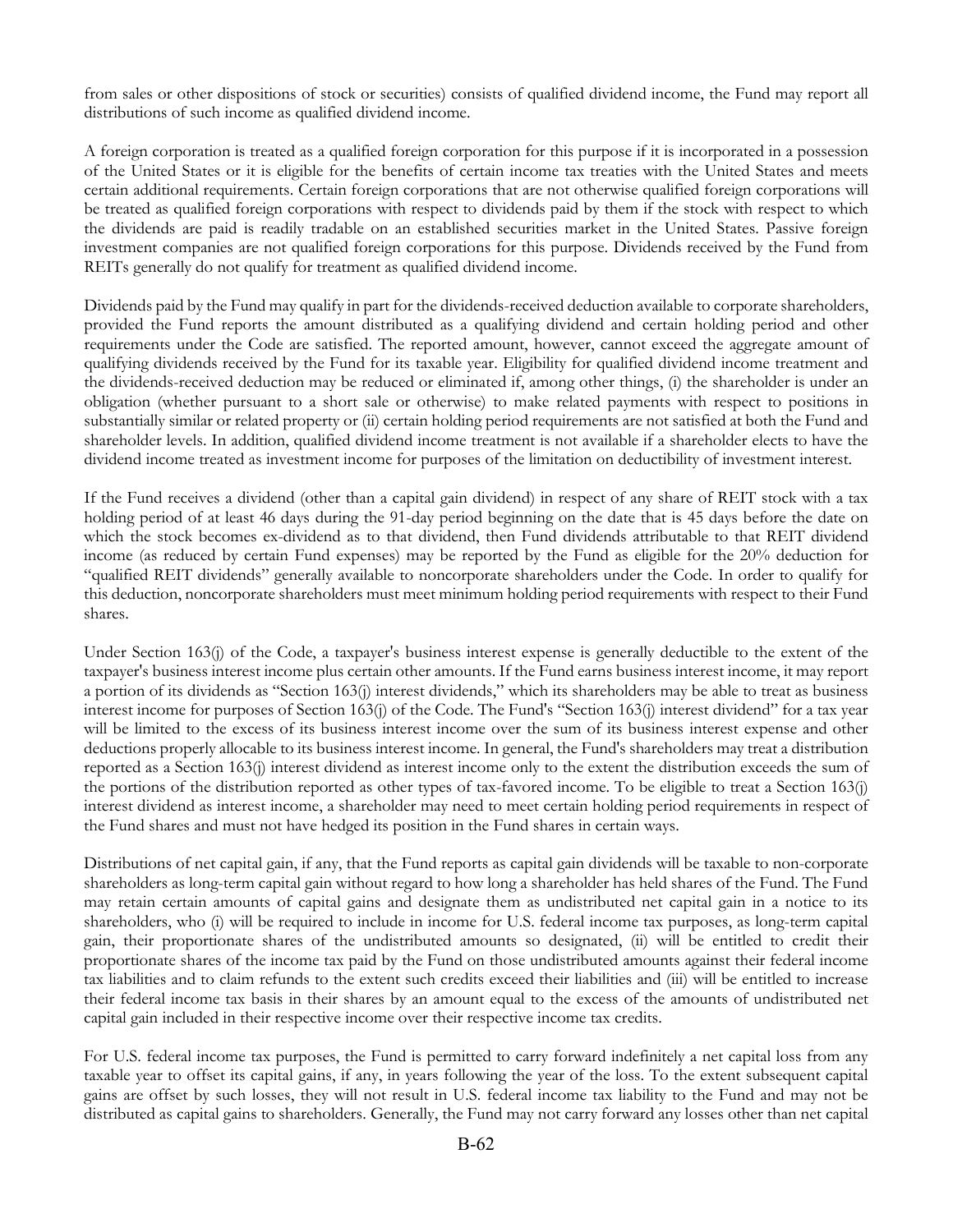from sales or other dispositions of stock or securities) consists of qualified dividend income, the Fund may report all distributions of such income as qualified dividend income.

A foreign corporation is treated as a qualified foreign corporation for this purpose if it is incorporated in a possession of the United States or it is eligible for the benefits of certain income tax treaties with the United States and meets certain additional requirements. Certain foreign corporations that are not otherwise qualified foreign corporations will be treated as qualified foreign corporations with respect to dividends paid by them if the stock with respect to which the dividends are paid is readily tradable on an established securities market in the United States. Passive foreign investment companies are not qualified foreign corporations for this purpose. Dividends received by the Fund from REITs generally do not qualify for treatment as qualified dividend income.

Dividends paid by the Fund may qualify in part for the dividends-received deduction available to corporate shareholders, provided the Fund reports the amount distributed as a qualifying dividend and certain holding period and other requirements under the Code are satisfied. The reported amount, however, cannot exceed the aggregate amount of qualifying dividends received by the Fund for its taxable year. Eligibility for qualified dividend income treatment and the dividends-received deduction may be reduced or eliminated if, among other things, (i) the shareholder is under an obligation (whether pursuant to a short sale or otherwise) to make related payments with respect to positions in substantially similar or related property or (ii) certain holding period requirements are not satisfied at both the Fund and shareholder levels. In addition, qualified dividend income treatment is not available if a shareholder elects to have the dividend income treated as investment income for purposes of the limitation on deductibility of investment interest.

If the Fund receives a dividend (other than a capital gain dividend) in respect of any share of REIT stock with a tax holding period of at least 46 days during the 91-day period beginning on the date that is 45 days before the date on which the stock becomes ex-dividend as to that dividend, then Fund dividends attributable to that REIT dividend income (as reduced by certain Fund expenses) may be reported by the Fund as eligible for the 20% deduction for "qualified REIT dividends" generally available to noncorporate shareholders under the Code. In order to qualify for this deduction, noncorporate shareholders must meet minimum holding period requirements with respect to their Fund shares.

Under Section 163(j) of the Code, a taxpayer's business interest expense is generally deductible to the extent of the taxpayer's business interest income plus certain other amounts. If the Fund earns business interest income, it may report a portion of its dividends as "Section 163(j) interest dividends," which its shareholders may be able to treat as business interest income for purposes of Section 163(j) of the Code. The Fund's "Section 163(j) interest dividend" for a tax year will be limited to the excess of its business interest income over the sum of its business interest expense and other deductions properly allocable to its business interest income. In general, the Fund's shareholders may treat a distribution reported as a Section 163(j) interest dividend as interest income only to the extent the distribution exceeds the sum of the portions of the distribution reported as other types of tax-favored income. To be eligible to treat a Section 163(j) interest dividend as interest income, a shareholder may need to meet certain holding period requirements in respect of the Fund shares and must not have hedged its position in the Fund shares in certain ways.

Distributions of net capital gain, if any, that the Fund reports as capital gain dividends will be taxable to non-corporate shareholders as long-term capital gain without regard to how long a shareholder has held shares of the Fund. The Fund may retain certain amounts of capital gains and designate them as undistributed net capital gain in a notice to its shareholders, who (i) will be required to include in income for U.S. federal income tax purposes, as long-term capital gain, their proportionate shares of the undistributed amounts so designated, (ii) will be entitled to credit their proportionate shares of the income tax paid by the Fund on those undistributed amounts against their federal income tax liabilities and to claim refunds to the extent such credits exceed their liabilities and (iii) will be entitled to increase their federal income tax basis in their shares by an amount equal to the excess of the amounts of undistributed net capital gain included in their respective income over their respective income tax credits.

For U.S. federal income tax purposes, the Fund is permitted to carry forward indefinitely a net capital loss from any taxable year to offset its capital gains, if any, in years following the year of the loss. To the extent subsequent capital gains are offset by such losses, they will not result in U.S. federal income tax liability to the Fund and may not be distributed as capital gains to shareholders. Generally, the Fund may not carry forward any losses other than net capital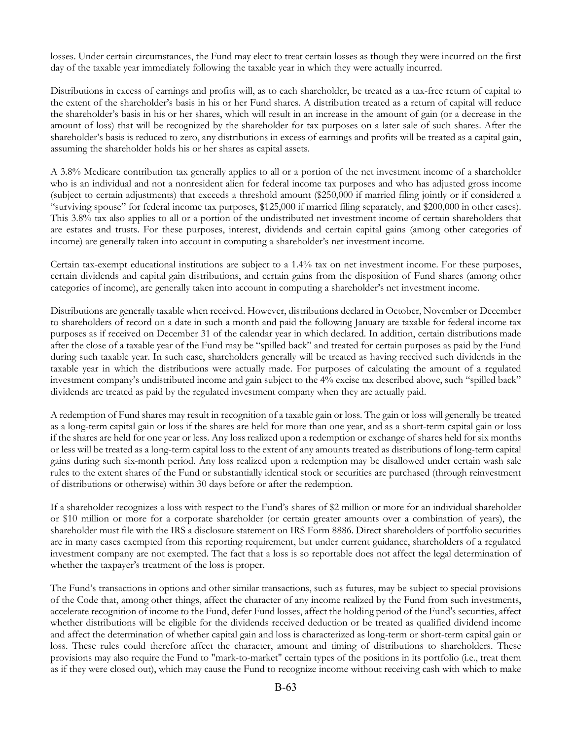losses. Under certain circumstances, the Fund may elect to treat certain losses as though they were incurred on the first day of the taxable year immediately following the taxable year in which they were actually incurred.

Distributions in excess of earnings and profits will, as to each shareholder, be treated as a tax-free return of capital to the extent of the shareholder's basis in his or her Fund shares. A distribution treated as a return of capital will reduce the shareholder's basis in his or her shares, which will result in an increase in the amount of gain (or a decrease in the amount of loss) that will be recognized by the shareholder for tax purposes on a later sale of such shares. After the shareholder's basis is reduced to zero, any distributions in excess of earnings and profits will be treated as a capital gain, assuming the shareholder holds his or her shares as capital assets.

A 3.8% Medicare contribution tax generally applies to all or a portion of the net investment income of a shareholder who is an individual and not a nonresident alien for federal income tax purposes and who has adjusted gross income (subject to certain adjustments) that exceeds a threshold amount ($250,000 if married filing jointly or if considered a "surviving spouse" for federal income tax purposes, $125,000 if married filing separately, and $200,000 in other cases). This 3.8% tax also applies to all or a portion of the undistributed net investment income of certain shareholders that are estates and trusts. For these purposes, interest, dividends and certain capital gains (among other categories of income) are generally taken into account in computing a shareholder's net investment income.

Certain tax-exempt educational institutions are subject to a 1.4% tax on net investment income. For these purposes, certain dividends and capital gain distributions, and certain gains from the disposition of Fund shares (among other categories of income), are generally taken into account in computing a shareholder's net investment income.

Distributions are generally taxable when received. However, distributions declared in October, November or December to shareholders of record on a date in such a month and paid the following January are taxable for federal income tax purposes as if received on December 31 of the calendar year in which declared. In addition, certain distributions made after the close of a taxable year of the Fund may be "spilled back" and treated for certain purposes as paid by the Fund during such taxable year. In such case, shareholders generally will be treated as having received such dividends in the taxable year in which the distributions were actually made. For purposes of calculating the amount of a regulated investment company's undistributed income and gain subject to the 4% excise tax described above, such "spilled back" dividends are treated as paid by the regulated investment company when they are actually paid.

A redemption of Fund shares may result in recognition of a taxable gain or loss. The gain or loss will generally be treated as a long-term capital gain or loss if the shares are held for more than one year, and as a short-term capital gain or loss if the shares are held for one year or less. Any loss realized upon a redemption or exchange of shares held for six months or less will be treated as a long-term capital loss to the extent of any amounts treated as distributions of long-term capital gains during such six-month period. Any loss realized upon a redemption may be disallowed under certain wash sale rules to the extent shares of the Fund or substantially identical stock or securities are purchased (through reinvestment of distributions or otherwise) within 30 days before or after the redemption.

If a shareholder recognizes a loss with respect to the Fund's shares of $2 million or more for an individual shareholder or $10 million or more for a corporate shareholder (or certain greater amounts over a combination of years), the shareholder must file with the IRS a disclosure statement on IRS Form 8886. Direct shareholders of portfolio securities are in many cases exempted from this reporting requirement, but under current guidance, shareholders of a regulated investment company are not exempted. The fact that a loss is so reportable does not affect the legal determination of whether the taxpayer's treatment of the loss is proper.

The Fund's transactions in options and other similar transactions, such as futures, may be subject to special provisions of the Code that, among other things, affect the character of any income realized by the Fund from such investments, accelerate recognition of income to the Fund, defer Fund losses, affect the holding period of the Fund's securities, affect whether distributions will be eligible for the dividends received deduction or be treated as qualified dividend income and affect the determination of whether capital gain and loss is characterized as long-term or short-term capital gain or loss. These rules could therefore affect the character, amount and timing of distributions to shareholders. These provisions may also require the Fund to "mark-to-market" certain types of the positions in its portfolio (i.e., treat them as if they were closed out), which may cause the Fund to recognize income without receiving cash with which to make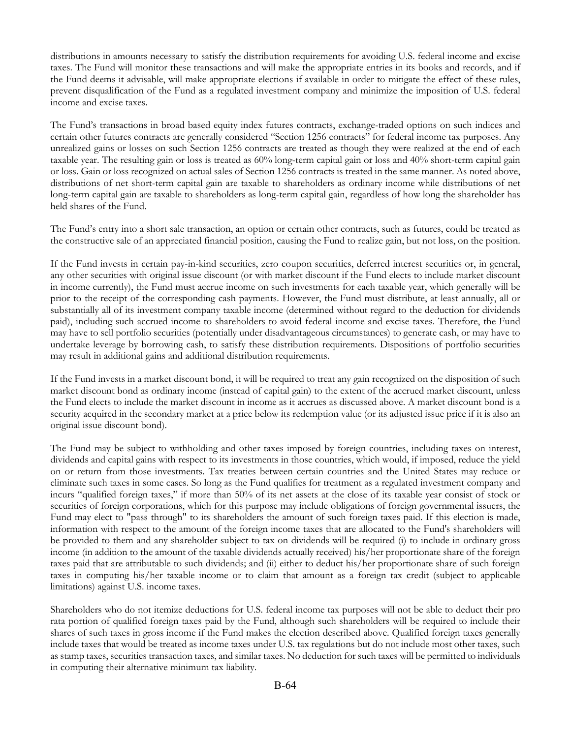distributions in amounts necessary to satisfy the distribution requirements for avoiding U.S. federal income and excise taxes. The Fund will monitor these transactions and will make the appropriate entries in its books and records, and if the Fund deems it advisable, will make appropriate elections if available in order to mitigate the effect of these rules, prevent disqualification of the Fund as a regulated investment company and minimize the imposition of U.S. federal income and excise taxes.

The Fund's transactions in broad based equity index futures contracts, exchange-traded options on such indices and certain other futures contracts are generally considered "Section 1256 contracts" for federal income tax purposes. Any unrealized gains or losses on such Section 1256 contracts are treated as though they were realized at the end of each taxable year. The resulting gain or loss is treated as 60% long-term capital gain or loss and 40% short-term capital gain or loss. Gain or loss recognized on actual sales of Section 1256 contracts is treated in the same manner. As noted above, distributions of net short-term capital gain are taxable to shareholders as ordinary income while distributions of net long-term capital gain are taxable to shareholders as long-term capital gain, regardless of how long the shareholder has held shares of the Fund.

The Fund's entry into a short sale transaction, an option or certain other contracts, such as futures, could be treated as the constructive sale of an appreciated financial position, causing the Fund to realize gain, but not loss, on the position.

If the Fund invests in certain pay-in-kind securities, zero coupon securities, deferred interest securities or, in general, any other securities with original issue discount (or with market discount if the Fund elects to include market discount in income currently), the Fund must accrue income on such investments for each taxable year, which generally will be prior to the receipt of the corresponding cash payments. However, the Fund must distribute, at least annually, all or substantially all of its investment company taxable income (determined without regard to the deduction for dividends paid), including such accrued income to shareholders to avoid federal income and excise taxes. Therefore, the Fund may have to sell portfolio securities (potentially under disadvantageous circumstances) to generate cash, or may have to undertake leverage by borrowing cash, to satisfy these distribution requirements. Dispositions of portfolio securities may result in additional gains and additional distribution requirements.

If the Fund invests in a market discount bond, it will be required to treat any gain recognized on the disposition of such market discount bond as ordinary income (instead of capital gain) to the extent of the accrued market discount, unless the Fund elects to include the market discount in income as it accrues as discussed above. A market discount bond is a security acquired in the secondary market at a price below its redemption value (or its adjusted issue price if it is also an original issue discount bond).

The Fund may be subject to withholding and other taxes imposed by foreign countries, including taxes on interest, dividends and capital gains with respect to its investments in those countries, which would, if imposed, reduce the yield on or return from those investments. Tax treaties between certain countries and the United States may reduce or eliminate such taxes in some cases. So long as the Fund qualifies for treatment as a regulated investment company and incurs "qualified foreign taxes," if more than 50% of its net assets at the close of its taxable year consist of stock or securities of foreign corporations, which for this purpose may include obligations of foreign governmental issuers, the Fund may elect to "pass through" to its shareholders the amount of such foreign taxes paid. If this election is made, information with respect to the amount of the foreign income taxes that are allocated to the Fund's shareholders will be provided to them and any shareholder subject to tax on dividends will be required (i) to include in ordinary gross income (in addition to the amount of the taxable dividends actually received) his/her proportionate share of the foreign taxes paid that are attributable to such dividends; and (ii) either to deduct his/her proportionate share of such foreign taxes in computing his/her taxable income or to claim that amount as a foreign tax credit (subject to applicable limitations) against U.S. income taxes.

Shareholders who do not itemize deductions for U.S. federal income tax purposes will not be able to deduct their pro rata portion of qualified foreign taxes paid by the Fund, although such shareholders will be required to include their shares of such taxes in gross income if the Fund makes the election described above. Qualified foreign taxes generally include taxes that would be treated as income taxes under U.S. tax regulations but do not include most other taxes, such as stamp taxes, securities transaction taxes, and similar taxes. No deduction for such taxes will be permitted to individuals in computing their alternative minimum tax liability.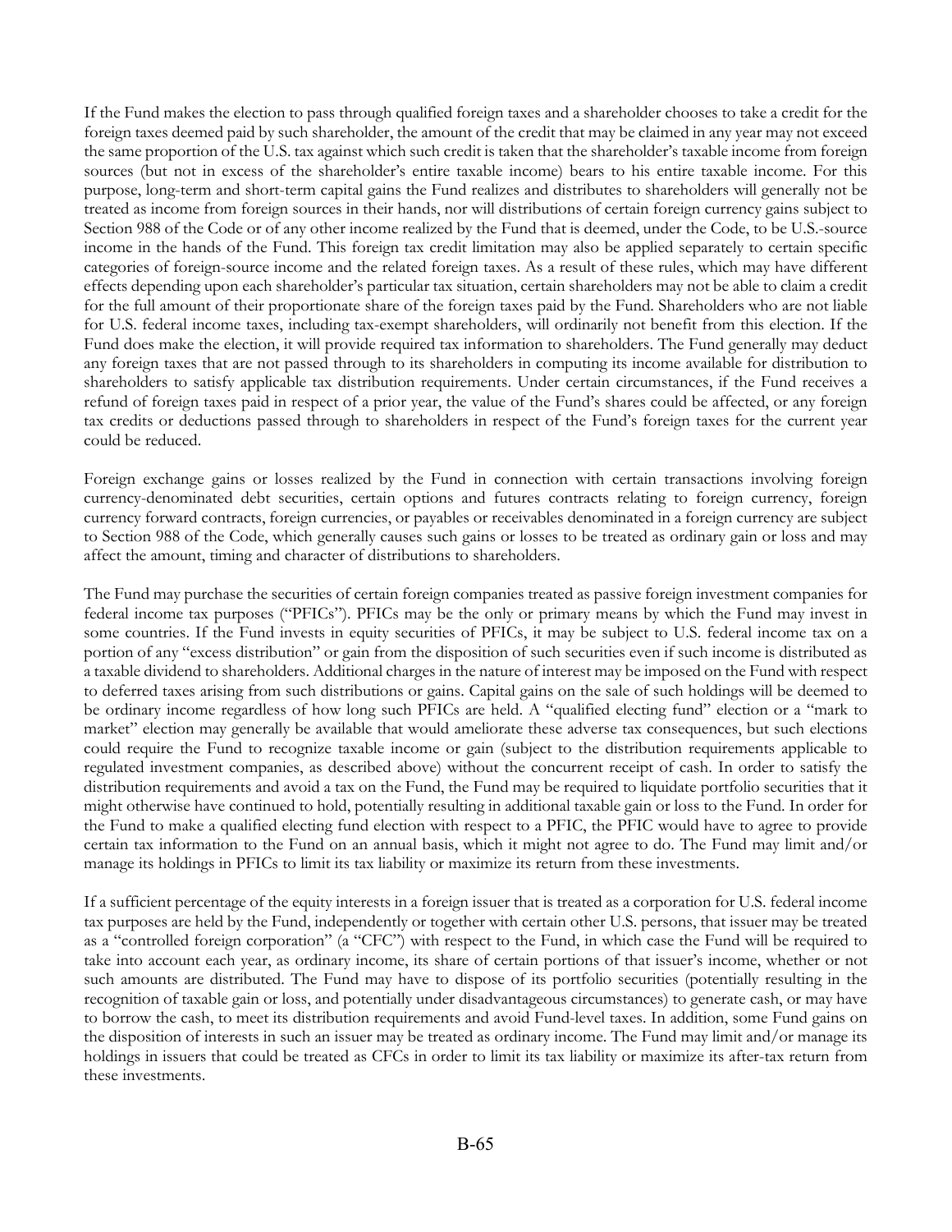If the Fund makes the election to pass through qualified foreign taxes and a shareholder chooses to take a credit for the foreign taxes deemed paid by such shareholder, the amount of the credit that may be claimed in any year may not exceed the same proportion of the U.S. tax against which such credit is taken that the shareholder's taxable income from foreign sources (but not in excess of the shareholder's entire taxable income) bears to his entire taxable income. For this purpose, long-term and short-term capital gains the Fund realizes and distributes to shareholders will generally not be treated as income from foreign sources in their hands, nor will distributions of certain foreign currency gains subject to Section 988 of the Code or of any other income realized by the Fund that is deemed, under the Code, to be U.S.-source income in the hands of the Fund. This foreign tax credit limitation may also be applied separately to certain specific categories of foreign-source income and the related foreign taxes. As a result of these rules, which may have different effects depending upon each shareholder's particular tax situation, certain shareholders may not be able to claim a credit for the full amount of their proportionate share of the foreign taxes paid by the Fund. Shareholders who are not liable for U.S. federal income taxes, including tax-exempt shareholders, will ordinarily not benefit from this election. If the Fund does make the election, it will provide required tax information to shareholders. The Fund generally may deduct any foreign taxes that are not passed through to its shareholders in computing its income available for distribution to shareholders to satisfy applicable tax distribution requirements. Under certain circumstances, if the Fund receives a refund of foreign taxes paid in respect of a prior year, the value of the Fund's shares could be affected, or any foreign tax credits or deductions passed through to shareholders in respect of the Fund's foreign taxes for the current year could be reduced.

Foreign exchange gains or losses realized by the Fund in connection with certain transactions involving foreign currency-denominated debt securities, certain options and futures contracts relating to foreign currency, foreign currency forward contracts, foreign currencies, or payables or receivables denominated in a foreign currency are subject to Section 988 of the Code, which generally causes such gains or losses to be treated as ordinary gain or loss and may affect the amount, timing and character of distributions to shareholders.

The Fund may purchase the securities of certain foreign companies treated as passive foreign investment companies for federal income tax purposes ("PFICs"). PFICs may be the only or primary means by which the Fund may invest in some countries. If the Fund invests in equity securities of PFICs, it may be subject to U.S. federal income tax on a portion of any "excess distribution" or gain from the disposition of such securities even if such income is distributed as a taxable dividend to shareholders. Additional charges in the nature of interest may be imposed on the Fund with respect to deferred taxes arising from such distributions or gains. Capital gains on the sale of such holdings will be deemed to be ordinary income regardless of how long such PFICs are held. A "qualified electing fund" election or a "mark to market" election may generally be available that would ameliorate these adverse tax consequences, but such elections could require the Fund to recognize taxable income or gain (subject to the distribution requirements applicable to regulated investment companies, as described above) without the concurrent receipt of cash. In order to satisfy the distribution requirements and avoid a tax on the Fund, the Fund may be required to liquidate portfolio securities that it might otherwise have continued to hold, potentially resulting in additional taxable gain or loss to the Fund. In order for the Fund to make a qualified electing fund election with respect to a PFIC, the PFIC would have to agree to provide certain tax information to the Fund on an annual basis, which it might not agree to do. The Fund may limit and/or manage its holdings in PFICs to limit its tax liability or maximize its return from these investments.

If a sufficient percentage of the equity interests in a foreign issuer that is treated as a corporation for U.S. federal income tax purposes are held by the Fund, independently or together with certain other U.S. persons, that issuer may be treated as a "controlled foreign corporation" (a "CFC") with respect to the Fund, in which case the Fund will be required to take into account each year, as ordinary income, its share of certain portions of that issuer's income, whether or not such amounts are distributed. The Fund may have to dispose of its portfolio securities (potentially resulting in the recognition of taxable gain or loss, and potentially under disadvantageous circumstances) to generate cash, or may have to borrow the cash, to meet its distribution requirements and avoid Fund-level taxes. In addition, some Fund gains on the disposition of interests in such an issuer may be treated as ordinary income. The Fund may limit and/or manage its holdings in issuers that could be treated as CFCs in order to limit its tax liability or maximize its after-tax return from these investments.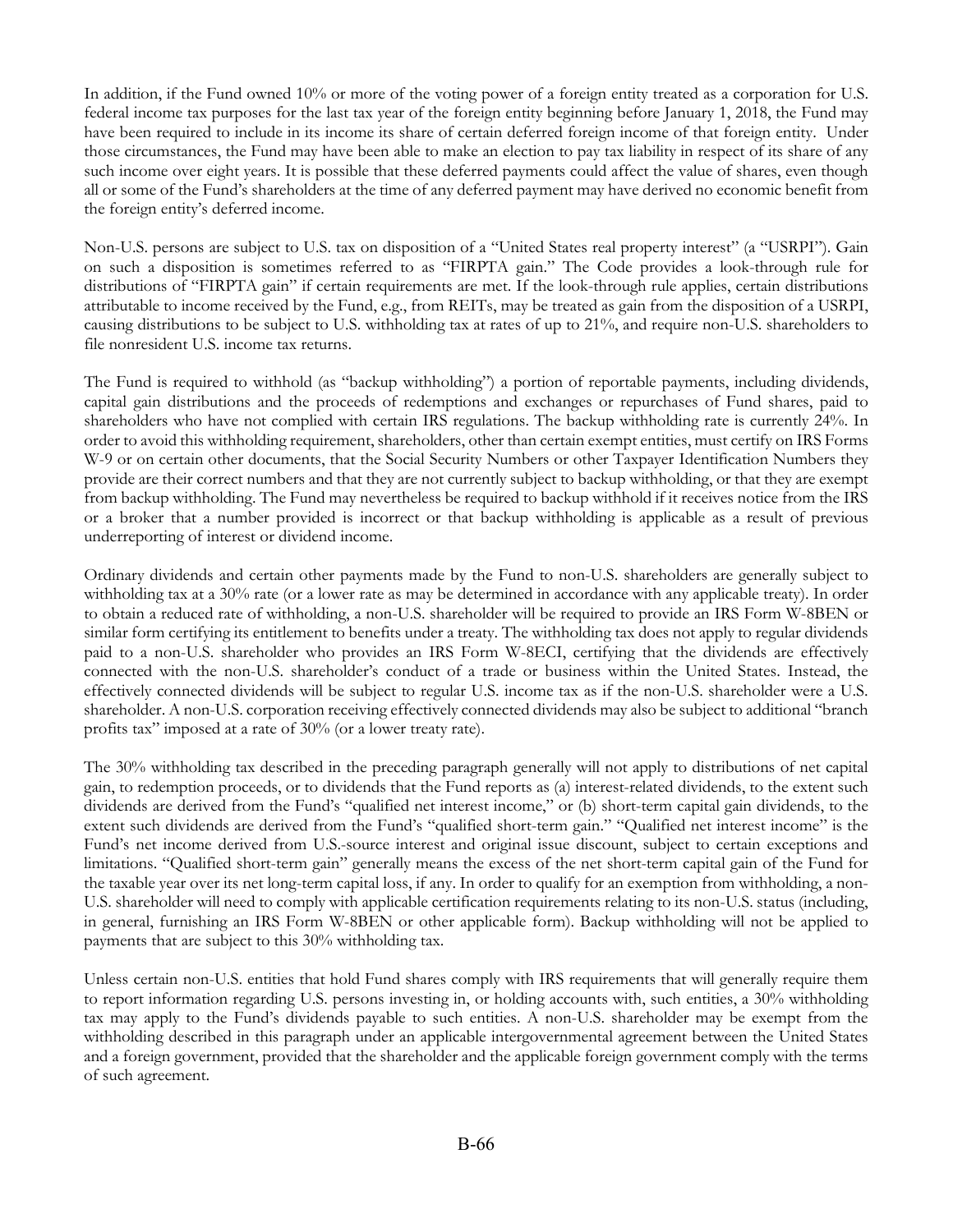In addition, if the Fund owned 10% or more of the voting power of a foreign entity treated as a corporation for U.S. federal income tax purposes for the last tax year of the foreign entity beginning before January 1, 2018, the Fund may have been required to include in its income its share of certain deferred foreign income of that foreign entity. Under those circumstances, the Fund may have been able to make an election to pay tax liability in respect of its share of any such income over eight years. It is possible that these deferred payments could affect the value of shares, even though all or some of the Fund's shareholders at the time of any deferred payment may have derived no economic benefit from the foreign entity's deferred income.

Non-U.S. persons are subject to U.S. tax on disposition of a "United States real property interest" (a "USRPI"). Gain on such a disposition is sometimes referred to as "FIRPTA gain." The Code provides a look-through rule for distributions of "FIRPTA gain" if certain requirements are met. If the look-through rule applies, certain distributions attributable to income received by the Fund, e.g., from REITs, may be treated as gain from the disposition of a USRPI, causing distributions to be subject to U.S. withholding tax at rates of up to 21%, and require non-U.S. shareholders to file nonresident U.S. income tax returns.

The Fund is required to withhold (as "backup withholding") a portion of reportable payments, including dividends, capital gain distributions and the proceeds of redemptions and exchanges or repurchases of Fund shares, paid to shareholders who have not complied with certain IRS regulations. The backup withholding rate is currently 24%. In order to avoid this withholding requirement, shareholders, other than certain exempt entities, must certify on IRS Forms W-9 or on certain other documents, that the Social Security Numbers or other Taxpayer Identification Numbers they provide are their correct numbers and that they are not currently subject to backup withholding, or that they are exempt from backup withholding. The Fund may nevertheless be required to backup withhold if it receives notice from the IRS or a broker that a number provided is incorrect or that backup withholding is applicable as a result of previous underreporting of interest or dividend income.

Ordinary dividends and certain other payments made by the Fund to non-U.S. shareholders are generally subject to withholding tax at a 30% rate (or a lower rate as may be determined in accordance with any applicable treaty). In order to obtain a reduced rate of withholding, a non-U.S. shareholder will be required to provide an IRS Form W-8BEN or similar form certifying its entitlement to benefits under a treaty. The withholding tax does not apply to regular dividends paid to a non-U.S. shareholder who provides an IRS Form W-8ECI, certifying that the dividends are effectively connected with the non-U.S. shareholder's conduct of a trade or business within the United States. Instead, the effectively connected dividends will be subject to regular U.S. income tax as if the non-U.S. shareholder were a U.S. shareholder. A non-U.S. corporation receiving effectively connected dividends may also be subject to additional "branch profits tax" imposed at a rate of 30% (or a lower treaty rate).

The 30% withholding tax described in the preceding paragraph generally will not apply to distributions of net capital gain, to redemption proceeds, or to dividends that the Fund reports as (a) interest-related dividends, to the extent such dividends are derived from the Fund's "qualified net interest income," or (b) short-term capital gain dividends, to the extent such dividends are derived from the Fund's "qualified short-term gain." "Qualified net interest income" is the Fund's net income derived from U.S.-source interest and original issue discount, subject to certain exceptions and limitations. "Qualified short-term gain" generally means the excess of the net short-term capital gain of the Fund for the taxable year over its net long-term capital loss, if any. In order to qualify for an exemption from withholding, a non-U.S. shareholder will need to comply with applicable certification requirements relating to its non-U.S. status (including, in general, furnishing an IRS Form W-8BEN or other applicable form). Backup withholding will not be applied to payments that are subject to this 30% withholding tax.

Unless certain non-U.S. entities that hold Fund shares comply with IRS requirements that will generally require them to report information regarding U.S. persons investing in, or holding accounts with, such entities, a 30% withholding tax may apply to the Fund's dividends payable to such entities. A non-U.S. shareholder may be exempt from the withholding described in this paragraph under an applicable intergovernmental agreement between the United States and a foreign government, provided that the shareholder and the applicable foreign government comply with the terms of such agreement.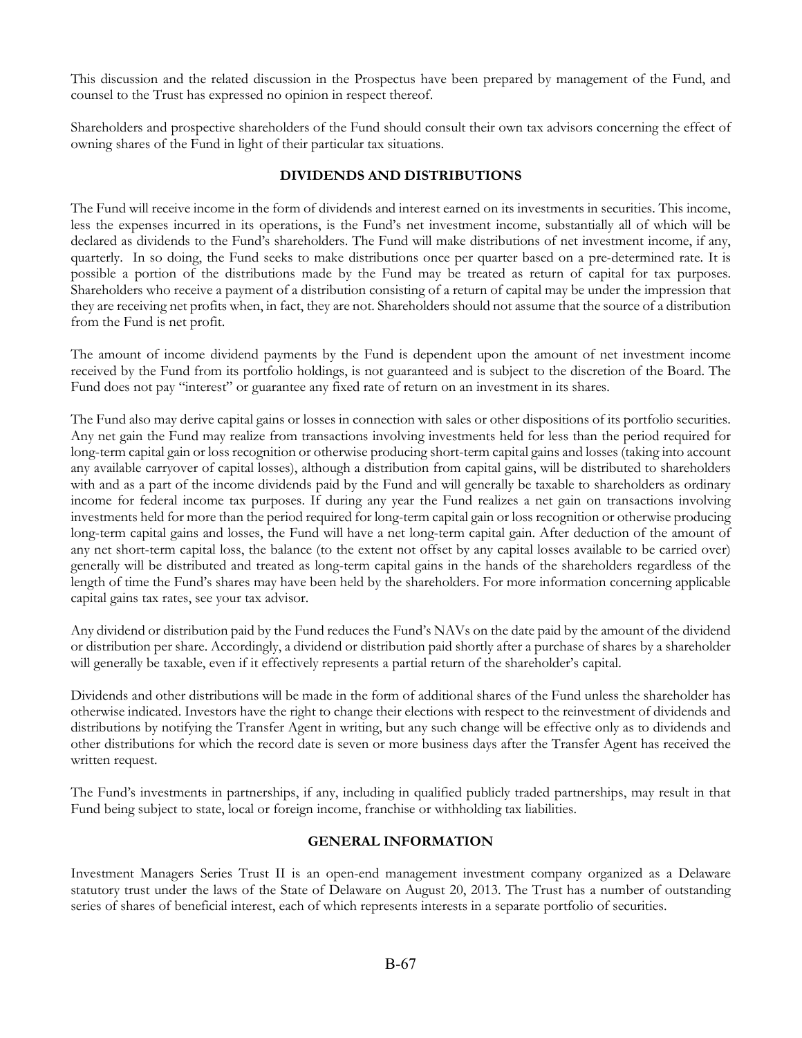This discussion and the related discussion in the Prospectus have been prepared by management of the Fund, and counsel to the Trust has expressed no opinion in respect thereof.

Shareholders and prospective shareholders of the Fund should consult their own tax advisors concerning the effect of owning shares of the Fund in light of their particular tax situations.

## DIVIDENDS AND DISTRIBUTIONS

The Fund will receive income in the form of dividends and interest earned on its investments in securities. This income, less the expenses incurred in its operations, is the Fund's net investment income, substantially all of which will be declared as dividends to the Fund's shareholders. The Fund will make distributions of net investment income, if any, quarterly. In so doing, the Fund seeks to make distributions once per quarter based on a pre-determined rate. It is possible a portion of the distributions made by the Fund may be treated as return of capital for tax purposes. Shareholders who receive a payment of a distribution consisting of a return of capital may be under the impression that they are receiving net profits when, in fact, they are not. Shareholders should not assume that the source of a distribution from the Fund is net profit.

The amount of income dividend payments by the Fund is dependent upon the amount of net investment income received by the Fund from its portfolio holdings, is not guaranteed and is subject to the discretion of the Board. The Fund does not pay "interest" or guarantee any fixed rate of return on an investment in its shares.

The Fund also may derive capital gains or losses in connection with sales or other dispositions of its portfolio securities. Any net gain the Fund may realize from transactions involving investments held for less than the period required for long-term capital gain or loss recognition or otherwise producing short-term capital gains and losses (taking into account any available carryover of capital losses), although a distribution from capital gains, will be distributed to shareholders with and as a part of the income dividends paid by the Fund and will generally be taxable to shareholders as ordinary income for federal income tax purposes. If during any year the Fund realizes a net gain on transactions involving investments held for more than the period required for long-term capital gain or loss recognition or otherwise producing long-term capital gains and losses, the Fund will have a net long-term capital gain. After deduction of the amount of any net short-term capital loss, the balance (to the extent not offset by any capital losses available to be carried over) generally will be distributed and treated as long-term capital gains in the hands of the shareholders regardless of the length of time the Fund's shares may have been held by the shareholders. For more information concerning applicable capital gains tax rates, see your tax advisor.

Any dividend or distribution paid by the Fund reduces the Fund's NAVs on the date paid by the amount of the dividend or distribution per share. Accordingly, a dividend or distribution paid shortly after a purchase of shares by a shareholder will generally be taxable, even if it effectively represents a partial return of the shareholder's capital.

Dividends and other distributions will be made in the form of additional shares of the Fund unless the shareholder has otherwise indicated. Investors have the right to change their elections with respect to the reinvestment of dividends and distributions by notifying the Transfer Agent in writing, but any such change will be effective only as to dividends and other distributions for which the record date is seven or more business days after the Transfer Agent has received the written request.

The Fund's investments in partnerships, if any, including in qualified publicly traded partnerships, may result in that Fund being subject to state, local or foreign income, franchise or withholding tax liabilities.

## GENERAL INFORMATION

Investment Managers Series Trust II is an open-end management investment company organized as a Delaware statutory trust under the laws of the State of Delaware on August 20, 2013. The Trust has a number of outstanding series of shares of beneficial interest, each of which represents interests in a separate portfolio of securities.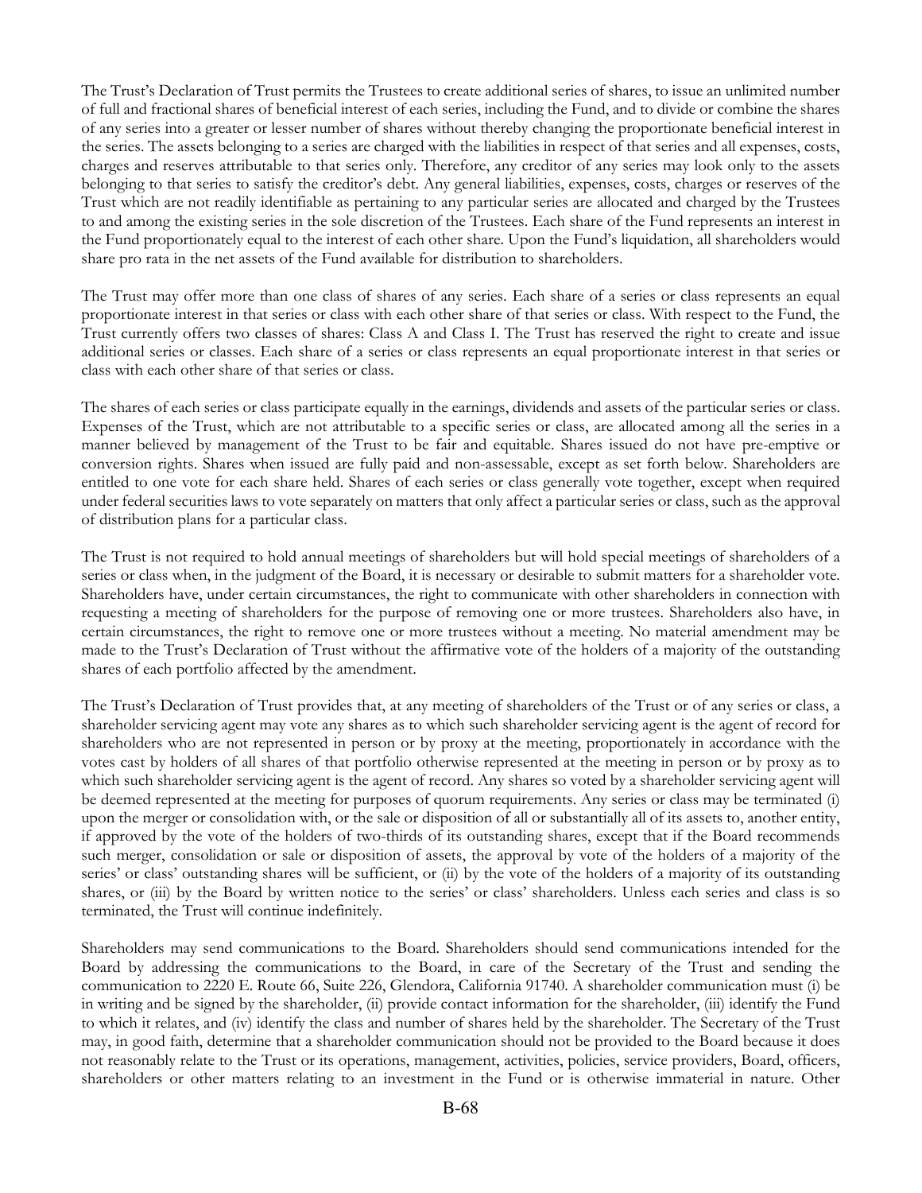The Trust's Declaration of Trust permits the Trustees to create additional series of shares, to issue an unlimited number of full and fractional shares of beneficial interest of each series, including the Fund, and to divide or combine the shares of any series into a greater or lesser number of shares without thereby changing the proportionate beneficial interest in the series. The assets belonging to a series are charged with the liabilities in respect of that series and all expenses, costs, charges and reserves attributable to that series only. Therefore, any creditor of any series may look only to the assets belonging to that series to satisfy the creditor's debt. Any general liabilities, expenses, costs, charges or reserves of the Trust which are not readily identifiable as pertaining to any particular series are allocated and charged by the Trustees to and among the existing series in the sole discretion of the Trustees. Each share of the Fund represents an interest in the Fund proportionately equal to the interest of each other share. Upon the Fund's liquidation, all shareholders would share pro rata in the net assets of the Fund available for distribution to shareholders.

The Trust may offer more than one class of shares of any series. Each share of a series or class represents an equal proportionate interest in that series or class with each other share of that series or class. With respect to the Fund, the Trust currently offers two classes of shares: Class A and Class I. The Trust has reserved the right to create and issue additional series or classes. Each share of a series or class represents an equal proportionate interest in that series or class with each other share of that series or class.

The shares of each series or class participate equally in the earnings, dividends and assets of the particular series or class. Expenses of the Trust, which are not attributable to a specific series or class, are allocated among all the series in a manner believed by management of the Trust to be fair and equitable. Shares issued do not have pre-emptive or conversion rights. Shares when issued are fully paid and non-assessable, except as set forth below. Shareholders are entitled to one vote for each share held. Shares of each series or class generally vote together, except when required under federal securities laws to vote separately on matters that only affect a particular series or class, such as the approval of distribution plans for a particular class.

The Trust is not required to hold annual meetings of shareholders but will hold special meetings of shareholders of a series or class when, in the judgment of the Board, it is necessary or desirable to submit matters for a shareholder vote. Shareholders have, under certain circumstances, the right to communicate with other shareholders in connection with requesting a meeting of shareholders for the purpose of removing one or more trustees. Shareholders also have, in certain circumstances, the right to remove one or more trustees without a meeting. No material amendment may be made to the Trust's Declaration of Trust without the affirmative vote of the holders of a majority of the outstanding shares of each portfolio affected by the amendment.

The Trust's Declaration of Trust provides that, at any meeting of shareholders of the Trust or of any series or class, a shareholder servicing agent may vote any shares as to which such shareholder servicing agent is the agent of record for shareholders who are not represented in person or by proxy at the meeting, proportionately in accordance with the votes cast by holders of all shares of that portfolio otherwise represented at the meeting in person or by proxy as to which such shareholder servicing agent is the agent of record. Any shares so voted by a shareholder servicing agent will be deemed represented at the meeting for purposes of quorum requirements. Any series or class may be terminated (i) upon the merger or consolidation with, or the sale or disposition of all or substantially all of its assets to, another entity, if approved by the vote of the holders of two-thirds of its outstanding shares, except that if the Board recommends such merger, consolidation or sale or disposition of assets, the approval by vote of the holders of a majority of the series' or class' outstanding shares will be sufficient, or (ii) by the vote of the holders of a majority of its outstanding shares, or (iii) by the Board by written notice to the series' or class' shareholders. Unless each series and class is so terminated, the Trust will continue indefinitely.

Shareholders may send communications to the Board. Shareholders should send communications intended for the Board by addressing the communications to the Board, in care of the Secretary of the Trust and sending the communication to 2220 E. Route 66, Suite 226, Glendora, California 91740. A shareholder communication must (i) be in writing and be signed by the shareholder, (ii) provide contact information for the shareholder, (iii) identify the Fund to which it relates, and (iv) identify the class and number of shares held by the shareholder. The Secretary of the Trust may, in good faith, determine that a shareholder communication should not be provided to the Board because it does not reasonably relate to the Trust or its operations, management, activities, policies, service providers, Board, officers, shareholders or other matters relating to an investment in the Fund or is otherwise immaterial in nature. Other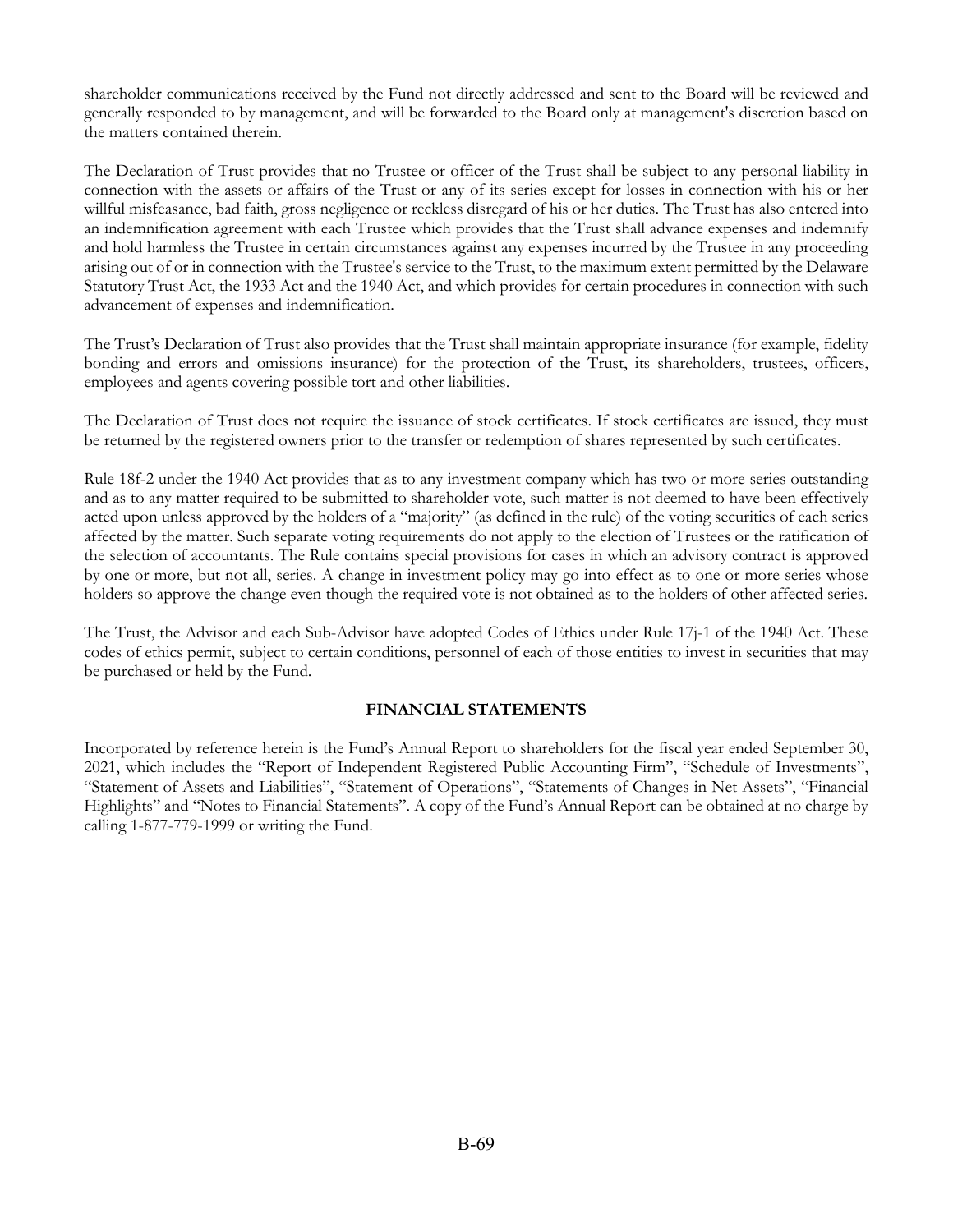shareholder communications received by the Fund not directly addressed and sent to the Board will be reviewed and generally responded to by management, and will be forwarded to the Board only at management's discretion based on the matters contained therein.

The Declaration of Trust provides that no Trustee or officer of the Trust shall be subject to any personal liability in connection with the assets or affairs of the Trust or any of its series except for losses in connection with his or her willful misfeasance, bad faith, gross negligence or reckless disregard of his or her duties. The Trust has also entered into an indemnification agreement with each Trustee which provides that the Trust shall advance expenses and indemnify and hold harmless the Trustee in certain circumstances against any expenses incurred by the Trustee in any proceeding arising out of or in connection with the Trustee's service to the Trust, to the maximum extent permitted by the Delaware Statutory Trust Act, the 1933 Act and the 1940 Act, and which provides for certain procedures in connection with such advancement of expenses and indemnification.

The Trust's Declaration of Trust also provides that the Trust shall maintain appropriate insurance (for example, fidelity bonding and errors and omissions insurance) for the protection of the Trust, its shareholders, trustees, officers, employees and agents covering possible tort and other liabilities.

The Declaration of Trust does not require the issuance of stock certificates. If stock certificates are issued, they must be returned by the registered owners prior to the transfer or redemption of shares represented by such certificates.

Rule 18f-2 under the 1940 Act provides that as to any investment company which has two or more series outstanding and as to any matter required to be submitted to shareholder vote, such matter is not deemed to have been effectively acted upon unless approved by the holders of a "majority" (as defined in the rule) of the voting securities of each series affected by the matter. Such separate voting requirements do not apply to the election of Trustees or the ratification of the selection of accountants. The Rule contains special provisions for cases in which an advisory contract is approved by one or more, but not all, series. A change in investment policy may go into effect as to one or more series whose holders so approve the change even though the required vote is not obtained as to the holders of other affected series.

The Trust, the Advisor and each Sub-Advisor have adopted Codes of Ethics under Rule 17j-1 of the 1940 Act. These codes of ethics permit, subject to certain conditions, personnel of each of those entities to invest in securities that may be purchased or held by the Fund.

## FINANCIAL STATEMENTS

Incorporated by reference herein is the Fund's Annual Report to shareholders for the fiscal year ended September 30, 2021, which includes the "Report of Independent Registered Public Accounting Firm", "Schedule of Investments", "Statement of Assets and Liabilities", "Statement of Operations", "Statements of Changes in Net Assets", "Financial Highlights" and "Notes to Financial Statements". A copy of the Fund's Annual Report can be obtained at no charge by calling 1-877-779-1999 or writing the Fund.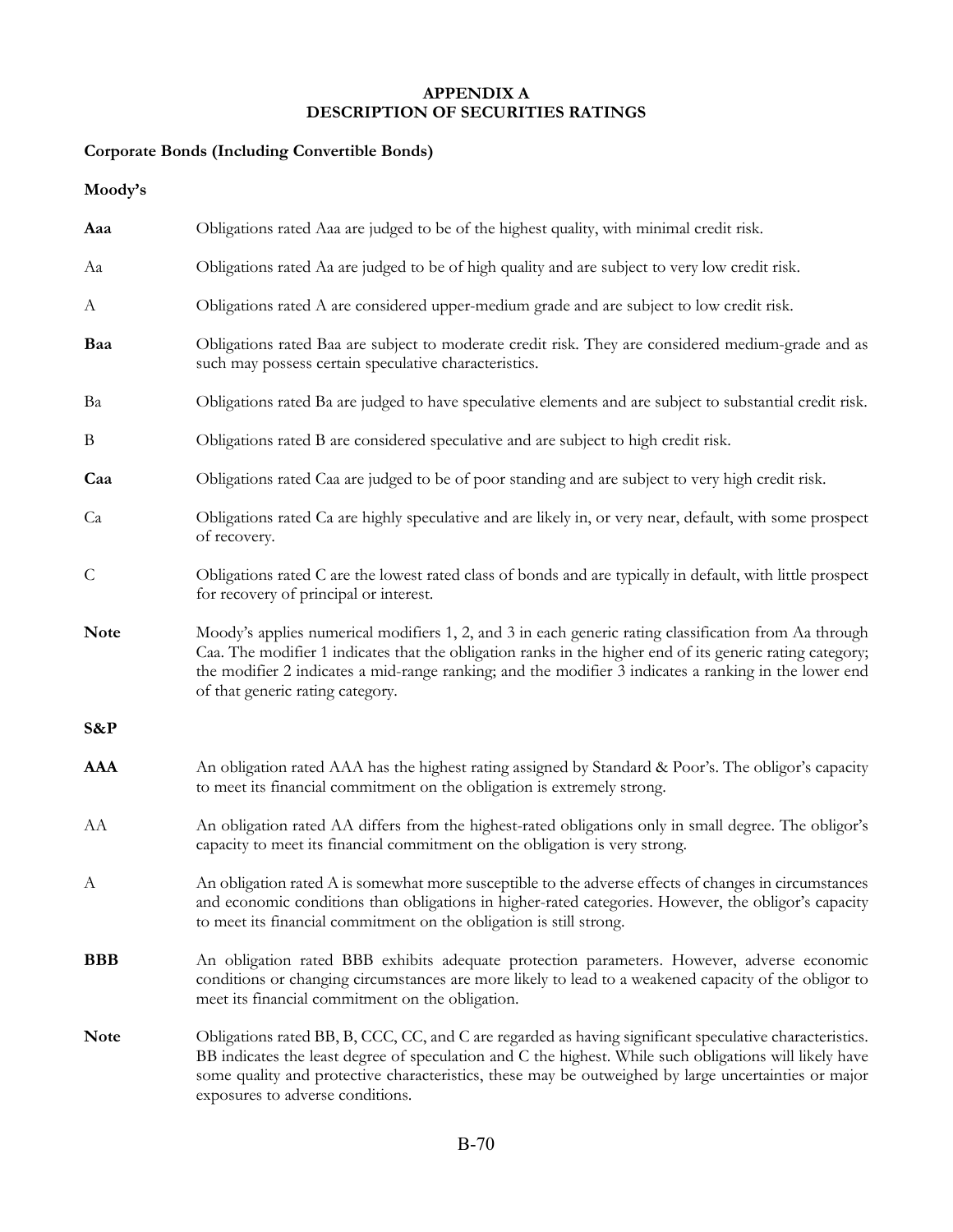# APPENDIX A
# DESCRIPTION OF SECURITIES RATINGS

## Corporate Bonds (Including Convertible Bonds)

### Moody's

**Aaa** Obligations rated Aaa are judged to be of the highest quality, with minimal credit risk.

Aa Obligations rated Aa are judged to be of high quality and are subject to very low credit risk.

A Obligations rated A are considered upper-medium grade and are subject to low credit risk.

**Baa** Obligations rated Baa are subject to moderate credit risk. They are considered medium-grade and as such may possess certain speculative characteristics.

Ba Obligations rated Ba are judged to have speculative elements and are subject to substantial credit risk.

B Obligations rated B are considered speculative and are subject to high credit risk.

**Caa** Obligations rated Caa are judged to be of poor standing and are subject to very high credit risk.

Ca Obligations rated Ca are highly speculative and are likely in, or very near, default, with some prospect of recovery.

C Obligations rated C are the lowest rated class of bonds and are typically in default, with little prospect for recovery of principal or interest.

**Note** Moody's applies numerical modifiers 1, 2, and 3 in each generic rating classification from Aa through Caa. The modifier 1 indicates that the obligation ranks in the higher end of its generic rating category; the modifier 2 indicates a mid-range ranking; and the modifier 3 indicates a ranking in the lower end of that generic rating category.

### S&P

**AAA** An obligation rated AAA has the highest rating assigned by Standard & Poor's. The obligor's capacity to meet its financial commitment on the obligation is extremely strong.

AA An obligation rated AA differs from the highest-rated obligations only in small degree. The obligor's capacity to meet its financial commitment on the obligation is very strong.

A An obligation rated A is somewhat more susceptible to the adverse effects of changes in circumstances and economic conditions than obligations in higher-rated categories. However, the obligor's capacity to meet its financial commitment on the obligation is still strong.

**BBB** An obligation rated BBB exhibits adequate protection parameters. However, adverse economic conditions or changing circumstances are more likely to lead to a weakened capacity of the obligor to meet its financial commitment on the obligation.

**Note** Obligations rated BB, B, CCC, CC, and C are regarded as having significant speculative characteristics. BB indicates the least degree of speculation and C the highest. While such obligations will likely have some quality and protective characteristics, these may be outweighed by large uncertainties or major exposures to adverse conditions.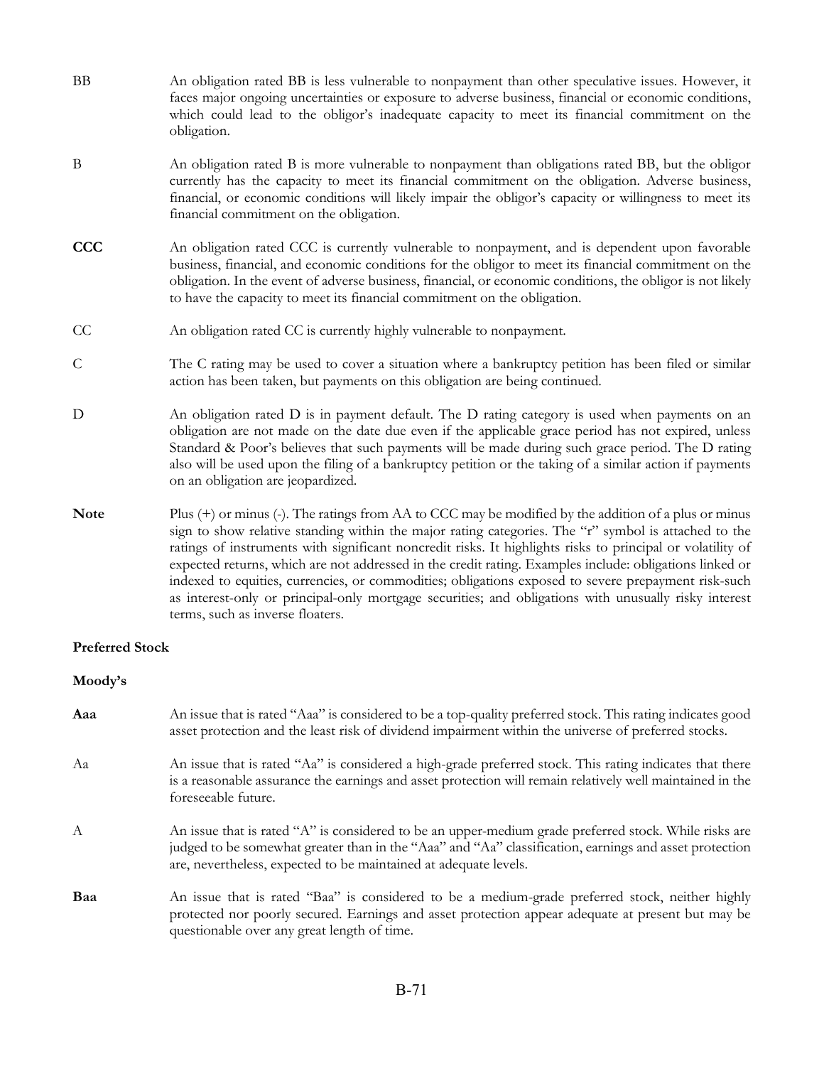BB An obligation rated BB is less vulnerable to nonpayment than other speculative issues. However, it faces major ongoing uncertainties or exposure to adverse business, financial or economic conditions, which could lead to the obligor's inadequate capacity to meet its financial commitment on the obligation.

B An obligation rated B is more vulnerable to nonpayment than obligations rated BB, but the obligor currently has the capacity to meet its financial commitment on the obligation. Adverse business, financial, or economic conditions will likely impair the obligor's capacity or willingness to meet its financial commitment on the obligation.

**CCC** An obligation rated CCC is currently vulnerable to nonpayment, and is dependent upon favorable business, financial, and economic conditions for the obligor to meet its financial commitment on the obligation. In the event of adverse business, financial, or economic conditions, the obligor is not likely to have the capacity to meet its financial commitment on the obligation.

CC An obligation rated CC is currently highly vulnerable to nonpayment.

C The C rating may be used to cover a situation where a bankruptcy petition has been filed or similar action has been taken, but payments on this obligation are being continued.

D An obligation rated D is in payment default. The D rating category is used when payments on an obligation are not made on the date due even if the applicable grace period has not expired, unless Standard & Poor's believes that such payments will be made during such grace period. The D rating also will be used upon the filing of a bankruptcy petition or the taking of a similar action if payments on an obligation are jeopardized.

**Note** Plus (+) or minus (-). The ratings from AA to CCC may be modified by the addition of a plus or minus sign to show relative standing within the major rating categories. The "r" symbol is attached to the ratings of instruments with significant noncredit risks. It highlights risks to principal or volatility of expected returns, which are not addressed in the credit rating. Examples include: obligations linked or indexed to equities, currencies, or commodities; obligations exposed to severe prepayment risk-such as interest-only or principal-only mortgage securities; and obligations with unusually risky interest terms, such as inverse floaters.

**Preferred Stock**

**Moody's**

**Aaa** An issue that is rated "Aaa" is considered to be a top-quality preferred stock. This rating indicates good asset protection and the least risk of dividend impairment within the universe of preferred stocks.

Aa An issue that is rated "Aa" is considered a high-grade preferred stock. This rating indicates that there is a reasonable assurance the earnings and asset protection will remain relatively well maintained in the foreseeable future.

A An issue that is rated "A" is considered to be an upper-medium grade preferred stock. While risks are judged to be somewhat greater than in the "Aaa" and "Aa" classification, earnings and asset protection are, nevertheless, expected to be maintained at adequate levels.

**Baa** An issue that is rated "Baa" is considered to be a medium-grade preferred stock, neither highly protected nor poorly secured. Earnings and asset protection appear adequate at present but may be questionable over any great length of time.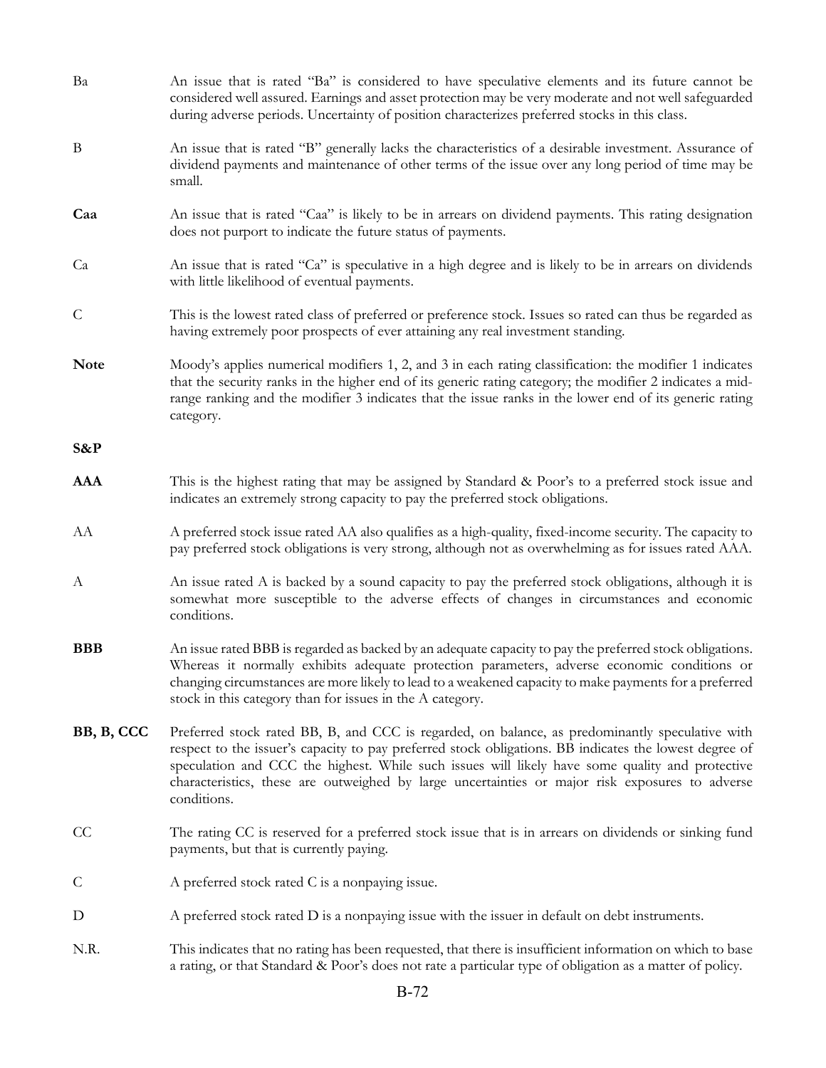**Ba** An issue that is rated "Ba" is considered to have speculative elements and its future cannot be considered well assured. Earnings and asset protection may be very moderate and not well safeguarded during adverse periods. Uncertainty of position characterizes preferred stocks in this class.

**B** An issue that is rated "B" generally lacks the characteristics of a desirable investment. Assurance of dividend payments and maintenance of other terms of the issue over any long period of time may be small.

**Caa** An issue that is rated "Caa" is likely to be in arrears on dividend payments. This rating designation does not purport to indicate the future status of payments.

**Ca** An issue that is rated "Ca" is speculative in a high degree and is likely to be in arrears on dividends with little likelihood of eventual payments.

**C** This is the lowest rated class of preferred or preference stock. Issues so rated can thus be regarded as having extremely poor prospects of ever attaining any real investment standing.

**Note** Moody's applies numerical modifiers 1, 2, and 3 in each rating classification: the modifier 1 indicates that the security ranks in the higher end of its generic rating category; the modifier 2 indicates a mid-range ranking and the modifier 3 indicates that the issue ranks in the lower end of its generic rating category.

**S&P**

**AAA** This is the highest rating that may be assigned by Standard & Poor's to a preferred stock issue and indicates an extremely strong capacity to pay the preferred stock obligations.

**AA** A preferred stock issue rated AA also qualifies as a high-quality, fixed-income security. The capacity to pay preferred stock obligations is very strong, although not as overwhelming as for issues rated AAA.

**A** An issue rated A is backed by a sound capacity to pay the preferred stock obligations, although it is somewhat more susceptible to the adverse effects of changes in circumstances and economic conditions.

**BBB** An issue rated BBB is regarded as backed by an adequate capacity to pay the preferred stock obligations. Whereas it normally exhibits adequate protection parameters, adverse economic conditions or changing circumstances are more likely to lead to a weakened capacity to make payments for a preferred stock in this category than for issues in the A category.

**BB, B, CCC** Preferred stock rated BB, B, and CCC is regarded, on balance, as predominantly speculative with respect to the issuer's capacity to pay preferred stock obligations. BB indicates the lowest degree of speculation and CCC the highest. While such issues will likely have some quality and protective characteristics, these are outweighed by large uncertainties or major risk exposures to adverse conditions.

**CC** The rating CC is reserved for a preferred stock issue that is in arrears on dividends or sinking fund payments, but that is currently paying.

**C** A preferred stock rated C is a nonpaying issue.

**D** A preferred stock rated D is a nonpaying issue with the issuer in default on debt instruments.

**N.R.** This indicates that no rating has been requested, that there is insufficient information on which to base a rating, or that Standard & Poor's does not rate a particular type of obligation as a matter of policy.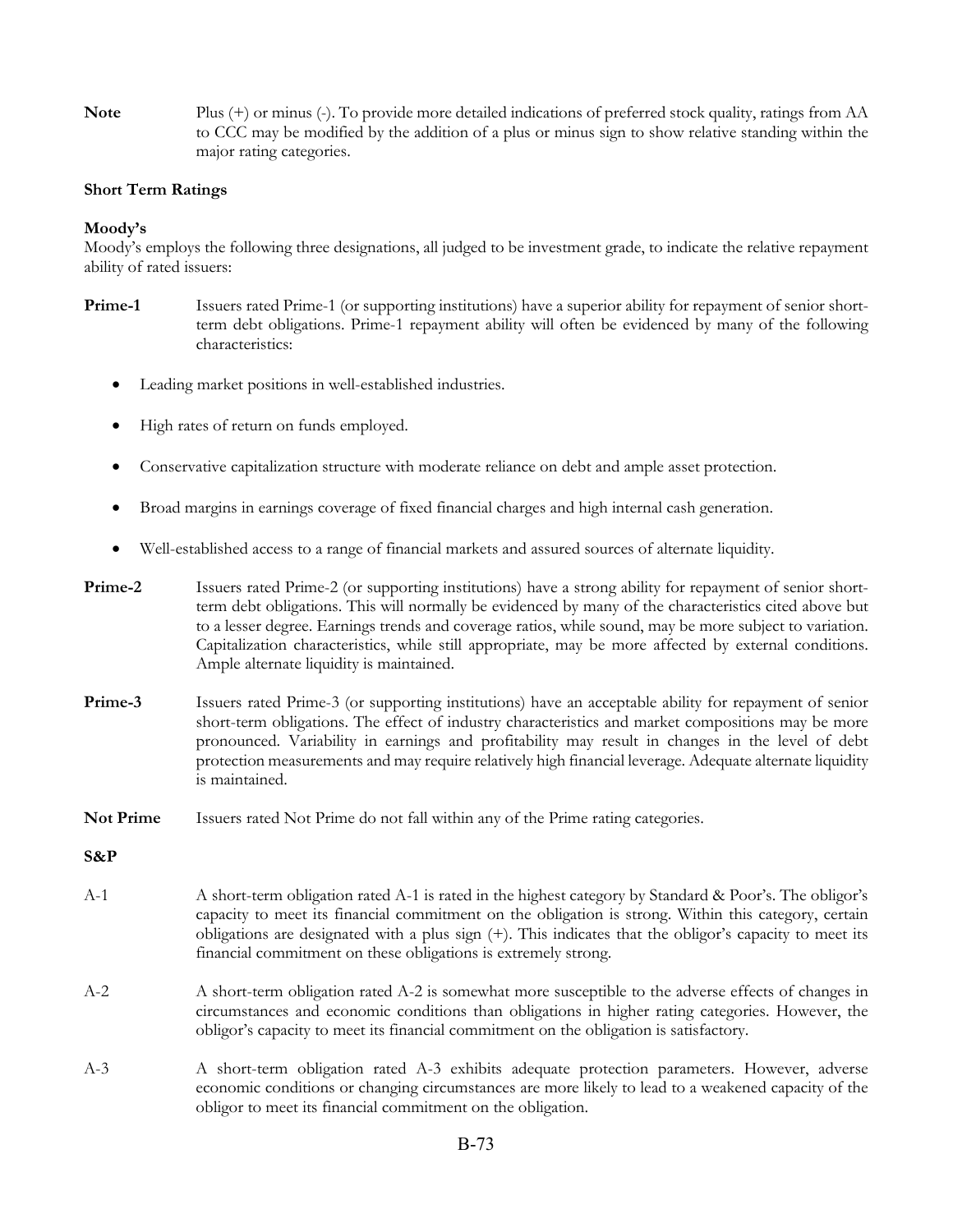**Note** Plus (+) or minus (-). To provide more detailed indications of preferred stock quality, ratings from AA to CCC may be modified by the addition of a plus or minus sign to show relative standing within the major rating categories.

**Short Term Ratings**

**Moody's**

Moody's employs the following three designations, all judged to be investment grade, to indicate the relative repayment ability of rated issuers:

**Prime-1** Issuers rated Prime-1 (or supporting institutions) have a superior ability for repayment of senior short-term debt obligations. Prime-1 repayment ability will often be evidenced by many of the following characteristics:

- Leading market positions in well-established industries.
- High rates of return on funds employed.
- Conservative capitalization structure with moderate reliance on debt and ample asset protection.
- Broad margins in earnings coverage of fixed financial charges and high internal cash generation.
- Well-established access to a range of financial markets and assured sources of alternate liquidity.

**Prime-2** Issuers rated Prime-2 (or supporting institutions) have a strong ability for repayment of senior short-term debt obligations. This will normally be evidenced by many of the characteristics cited above but to a lesser degree. Earnings trends and coverage ratios, while sound, may be more subject to variation. Capitalization characteristics, while still appropriate, may be more affected by external conditions. Ample alternate liquidity is maintained.

**Prime-3** Issuers rated Prime-3 (or supporting institutions) have an acceptable ability for repayment of senior short-term obligations. The effect of industry characteristics and market compositions may be more pronounced. Variability in earnings and profitability may result in changes in the level of debt protection measurements and may require relatively high financial leverage. Adequate alternate liquidity is maintained.

**Not Prime** Issuers rated Not Prime do not fall within any of the Prime rating categories.

**S&P**

A-1 A short-term obligation rated A-1 is rated in the highest category by Standard & Poor's. The obligor's capacity to meet its financial commitment on the obligation is strong. Within this category, certain obligations are designated with a plus sign (+). This indicates that the obligor's capacity to meet its financial commitment on these obligations is extremely strong.

A-2 A short-term obligation rated A-2 is somewhat more susceptible to the adverse effects of changes in circumstances and economic conditions than obligations in higher rating categories. However, the obligor's capacity to meet its financial commitment on the obligation is satisfactory.

A-3 A short-term obligation rated A-3 exhibits adequate protection parameters. However, adverse economic conditions or changing circumstances are more likely to lead to a weakened capacity of the obligor to meet its financial commitment on the obligation.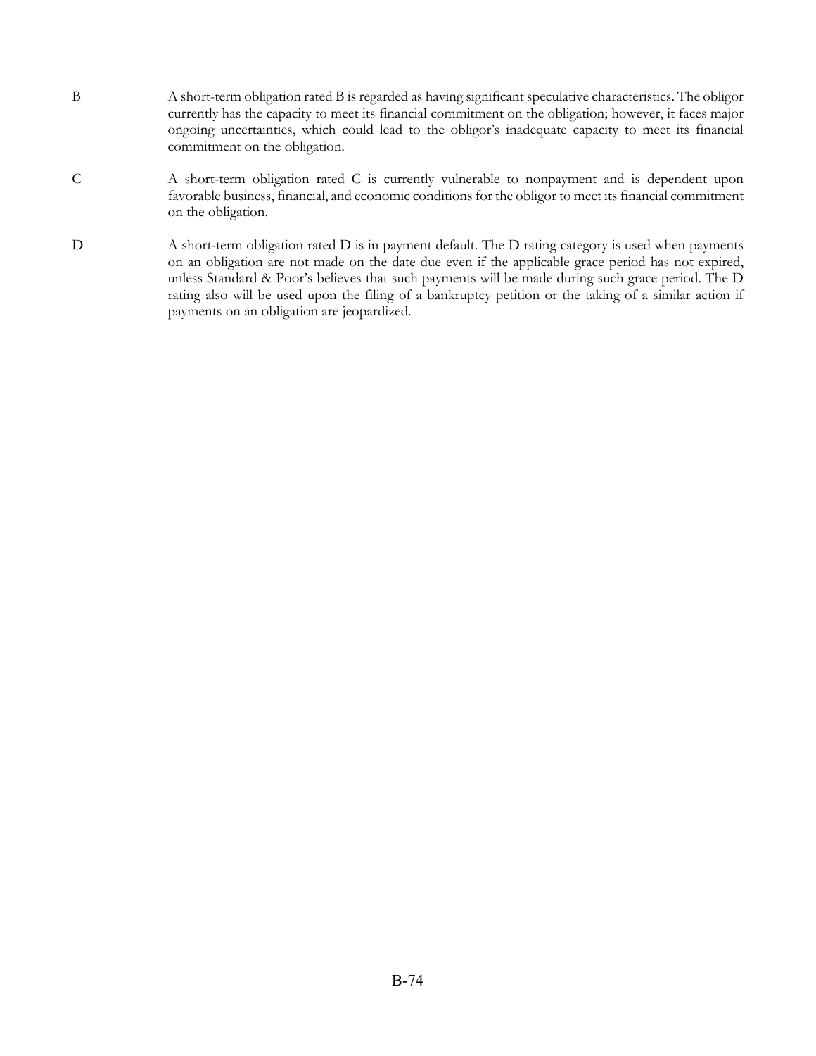B A short-term obligation rated B is regarded as having significant speculative characteristics. The obligor currently has the capacity to meet its financial commitment on the obligation; however, it faces major ongoing uncertainties, which could lead to the obligor's inadequate capacity to meet its financial commitment on the obligation.

C A short-term obligation rated C is currently vulnerable to nonpayment and is dependent upon favorable business, financial, and economic conditions for the obligor to meet its financial commitment on the obligation.

D A short-term obligation rated D is in payment default. The D rating category is used when payments on an obligation are not made on the date due even if the applicable grace period has not expired, unless Standard & Poor's believes that such payments will be made during such grace period. The D rating also will be used upon the filing of a bankruptcy petition or the taking of a similar action if payments on an obligation are jeopardized.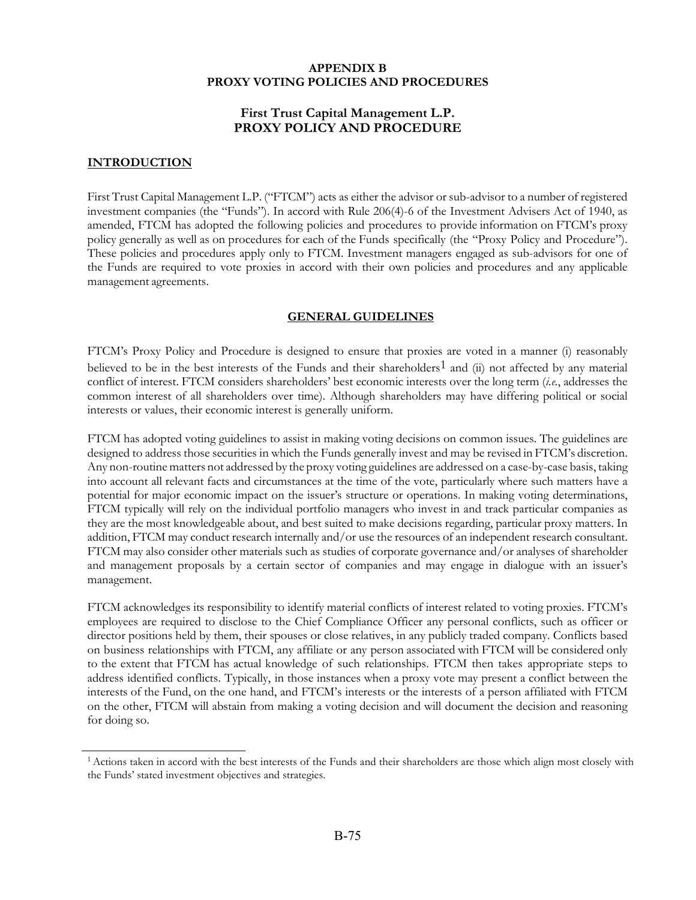**APPENDIX B**
**PROXY VOTING POLICIES AND PROCEDURES**

# First Trust Capital Management L.P.
# PROXY POLICY AND PROCEDURE

## INTRODUCTION

First Trust Capital Management L.P. ("FTCM") acts as either the advisor or sub-advisor to a number of registered investment companies (the "Funds"). In accord with Rule 206(4)-6 of the Investment Advisers Act of 1940, as amended, FTCM has adopted the following policies and procedures to provide information on FTCM's proxy policy generally as well as on procedures for each of the Funds specifically (the "Proxy Policy and Procedure"). These policies and procedures apply only to FTCM. Investment managers engaged as sub-advisors for one of the Funds are required to vote proxies in accord with their own policies and procedures and any applicable management agreements.

## GENERAL GUIDELINES

FTCM's Proxy Policy and Procedure is designed to ensure that proxies are voted in a manner (i) reasonably believed to be in the best interests of the Funds and their shareholders[1] and (ii) not affected by any material conflict of interest. FTCM considers shareholders' best economic interests over the long term (*i.e.*, addresses the common interest of all shareholders over time). Although shareholders may have differing political or social interests or values, their economic interest is generally uniform.

FTCM has adopted voting guidelines to assist in making voting decisions on common issues. The guidelines are designed to address those securities in which the Funds generally invest and may be revised in FTCM's discretion. Any non-routine matters not addressed by the proxy voting guidelines are addressed on a case-by-case basis, taking into account all relevant facts and circumstances at the time of the vote, particularly where such matters have a potential for major economic impact on the issuer's structure or operations. In making voting determinations, FTCM typically will rely on the individual portfolio managers who invest in and track particular companies as they are the most knowledgeable about, and best suited to make decisions regarding, particular proxy matters. In addition, FTCM may conduct research internally and/or use the resources of an independent research consultant. FTCM may also consider other materials such as studies of corporate governance and/or analyses of shareholder and management proposals by a certain sector of companies and may engage in dialogue with an issuer's management.

FTCM acknowledges its responsibility to identify material conflicts of interest related to voting proxies. FTCM's employees are required to disclose to the Chief Compliance Officer any personal conflicts, such as officer or director positions held by them, their spouses or close relatives, in any publicly traded company. Conflicts based on business relationships with FTCM, any affiliate or any person associated with FTCM will be considered only to the extent that FTCM has actual knowledge of such relationships. FTCM then takes appropriate steps to address identified conflicts. Typically, in those instances when a proxy vote may present a conflict between the interests of the Fund, on the one hand, and FTCM's interests or the interests of a person affiliated with FTCM on the other, FTCM will abstain from making a voting decision and will document the decision and reasoning for doing so.

---

[1] Actions taken in accord with the best interests of the Funds and their shareholders are those which align most closely with the Funds' stated investment objectives and strategies.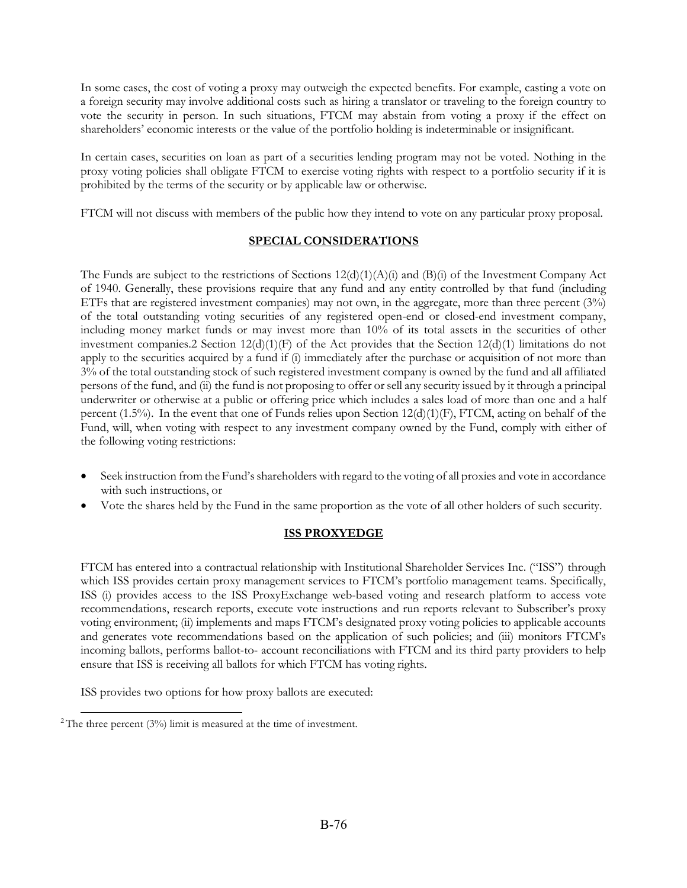In some cases, the cost of voting a proxy may outweigh the expected benefits. For example, casting a vote on a foreign security may involve additional costs such as hiring a translator or traveling to the foreign country to vote the security in person. In such situations, FTCM may abstain from voting a proxy if the effect on shareholders' economic interests or the value of the portfolio holding is indeterminable or insignificant.

In certain cases, securities on loan as part of a securities lending program may not be voted. Nothing in the proxy voting policies shall obligate FTCM to exercise voting rights with respect to a portfolio security if it is prohibited by the terms of the security or by applicable law or otherwise.

FTCM will not discuss with members of the public how they intend to vote on any particular proxy proposal.

## SPECIAL CONSIDERATIONS

The Funds are subject to the restrictions of Sections 12(d)(1)(A)(i) and (B)(i) of the Investment Company Act of 1940. Generally, these provisions require that any fund and any entity controlled by that fund (including ETFs that are registered investment companies) may not own, in the aggregate, more than three percent (3%) of the total outstanding voting securities of any registered open-end or closed-end investment company, including money market funds or may invest more than 10% of its total assets in the securities of other investment companies.[2] Section 12(d)(1)(F) of the Act provides that the Section 12(d)(1) limitations do not apply to the securities acquired by a fund if (i) immediately after the purchase or acquisition of not more than 3% of the total outstanding stock of such registered investment company is owned by the fund and all affiliated persons of the fund, and (ii) the fund is not proposing to offer or sell any security issued by it through a principal underwriter or otherwise at a public or offering price which includes a sales load of more than one and a half percent (1.5%). In the event that one of Funds relies upon Section 12(d)(1)(F), FTCM, acting on behalf of the Fund, will, when voting with respect to any investment company owned by the Fund, comply with either of the following voting restrictions:

- Seek instruction from the Fund's shareholders with regard to the voting of all proxies and vote in accordance with such instructions, or
- Vote the shares held by the Fund in the same proportion as the vote of all other holders of such security.

## ISS PROXYEDGE

FTCM has entered into a contractual relationship with Institutional Shareholder Services Inc. ("ISS") through which ISS provides certain proxy management services to FTCM's portfolio management teams. Specifically, ISS (i) provides access to the ISS ProxyExchange web-based voting and research platform to access vote recommendations, research reports, execute vote instructions and run reports relevant to Subscriber's proxy voting environment; (ii) implements and maps FTCM's designated proxy voting policies to applicable accounts and generates vote recommendations based on the application of such policies; and (iii) monitors FTCM's incoming ballots, performs ballot-to- account reconciliations with FTCM and its third party providers to help ensure that ISS is receiving all ballots for which FTCM has voting rights.

ISS provides two options for how proxy ballots are executed:

---

[2] The three percent (3%) limit is measured at the time of investment.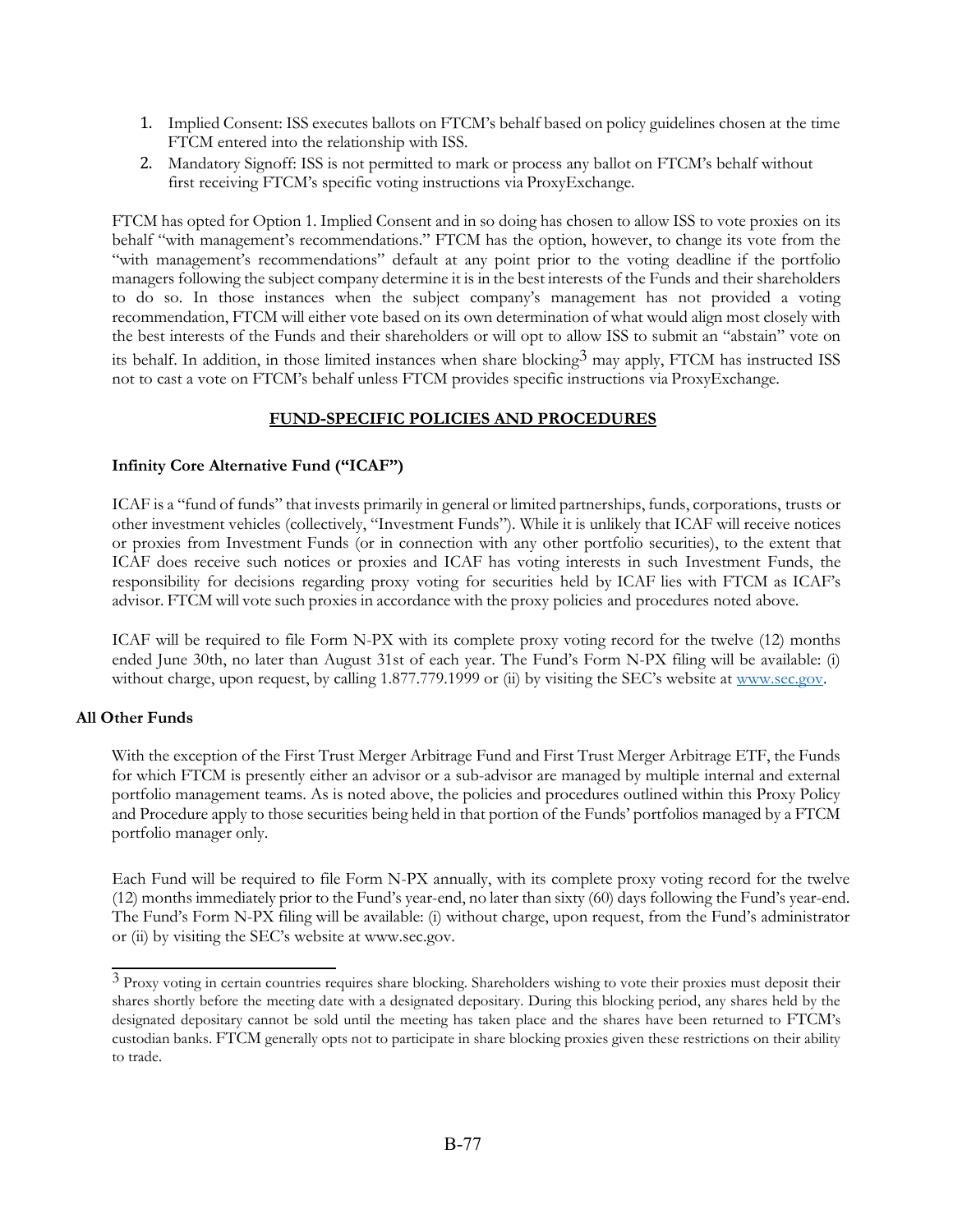1. Implied Consent: ISS executes ballots on FTCM's behalf based on policy guidelines chosen at the time FTCM entered into the relationship with ISS.
2. Mandatory Signoff: ISS is not permitted to mark or process any ballot on FTCM's behalf without first receiving FTCM's specific voting instructions via ProxyExchange.

FTCM has opted for Option 1. Implied Consent and in so doing has chosen to allow ISS to vote proxies on its behalf "with management's recommendations." FTCM has the option, however, to change its vote from the "with management's recommendations" default at any point prior to the voting deadline if the portfolio managers following the subject company determine it is in the best interests of the Funds and their shareholders to do so. In those instances when the subject company's management has not provided a voting recommendation, FTCM will either vote based on its own determination of what would align most closely with the best interests of the Funds and their shareholders or will opt to allow ISS to submit an "abstain" vote on its behalf. In addition, in those limited instances when share blocking[3] may apply, FTCM has instructed ISS not to cast a vote on FTCM's behalf unless FTCM provides specific instructions via ProxyExchange.

## FUND-SPECIFIC POLICIES AND PROCEDURES

### Infinity Core Alternative Fund ("ICAF")

ICAF is a "fund of funds" that invests primarily in general or limited partnerships, funds, corporations, trusts or other investment vehicles (collectively, "Investment Funds"). While it is unlikely that ICAF will receive notices or proxies from Investment Funds (or in connection with any other portfolio securities), to the extent that ICAF does receive such notices or proxies and ICAF has voting interests in such Investment Funds, the responsibility for decisions regarding proxy voting for securities held by ICAF lies with FTCM as ICAF's advisor. FTCM will vote such proxies in accordance with the proxy policies and procedures noted above.

ICAF will be required to file Form N-PX with its complete proxy voting record for the twelve (12) months ended June 30th, no later than August 31st of each year. The Fund's Form N-PX filing will be available: (i) without charge, upon request, by calling 1.877.779.1999 or (ii) by visiting the SEC's website at www.sec.gov.

### All Other Funds

With the exception of the First Trust Merger Arbitrage Fund and First Trust Merger Arbitrage ETF, the Funds for which FTCM is presently either an advisor or a sub-advisor are managed by multiple internal and external portfolio management teams. As is noted above, the policies and procedures outlined within this Proxy Policy and Procedure apply to those securities being held in that portion of the Funds' portfolios managed by a FTCM portfolio manager only.

Each Fund will be required to file Form N-PX annually, with its complete proxy voting record for the twelve (12) months immediately prior to the Fund's year-end, no later than sixty (60) days following the Fund's year-end. The Fund's Form N-PX filing will be available: (i) without charge, upon request, from the Fund's administrator or (ii) by visiting the SEC's website at www.sec.gov.

---

[3] Proxy voting in certain countries requires share blocking. Shareholders wishing to vote their proxies must deposit their shares shortly before the meeting date with a designated depositary. During this blocking period, any shares held by the designated depositary cannot be sold until the meeting has taken place and the shares have been returned to FTCM's custodian banks. FTCM generally opts not to participate in share blocking proxies given these restrictions on their ability to trade.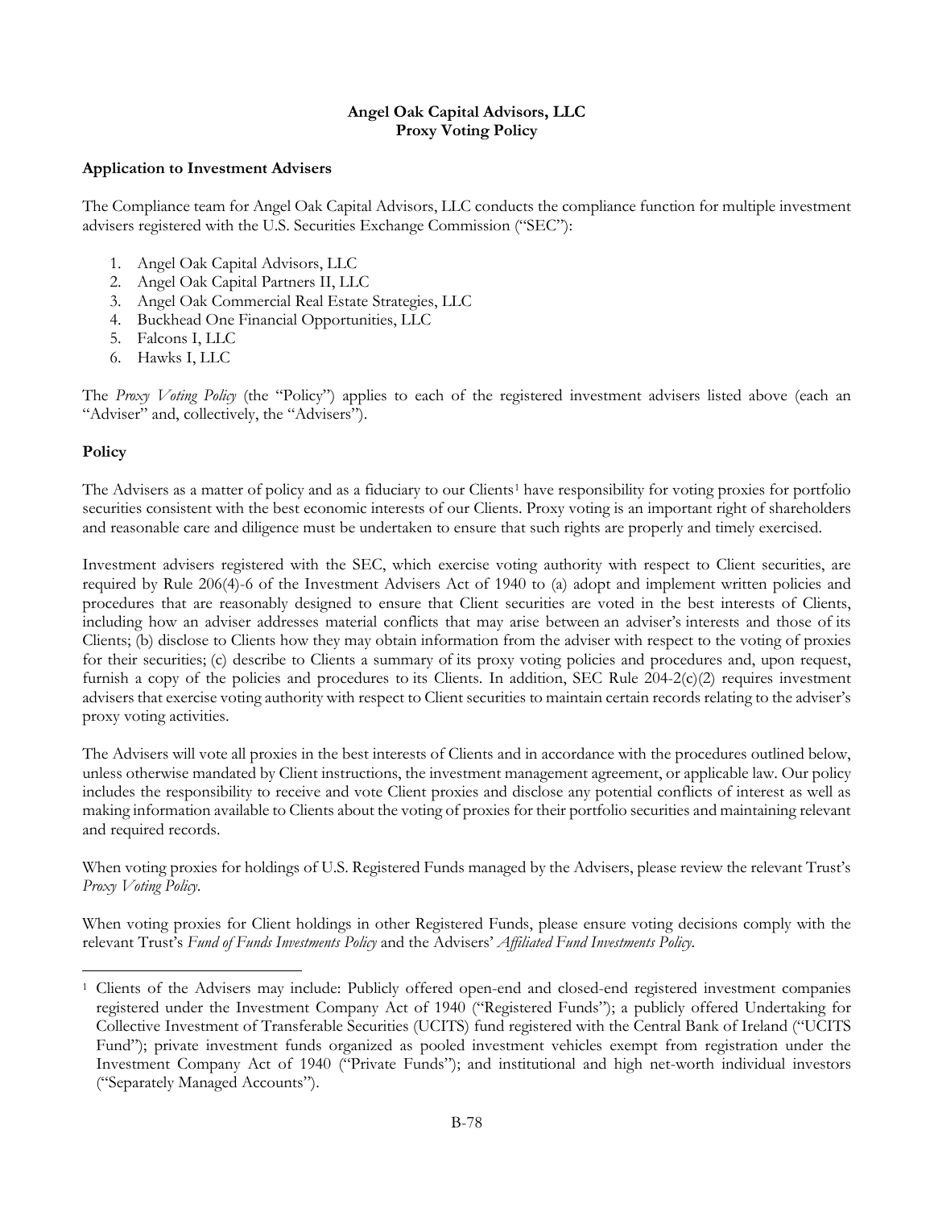**Angel Oak Capital Advisors, LLC**
**Proxy Voting Policy**

**Application to Investment Advisers**

The Compliance team for Angel Oak Capital Advisors, LLC conducts the compliance function for multiple investment advisers registered with the U.S. Securities Exchange Commission ("SEC"):

1. Angel Oak Capital Advisors, LLC
2. Angel Oak Capital Partners II, LLC
3. Angel Oak Commercial Real Estate Strategies, LLC
4. Buckhead One Financial Opportunities, LLC
5. Falcons I, LLC
6. Hawks I, LLC

The *Proxy Voting Policy* (the "Policy") applies to each of the registered investment advisers listed above (each an "Adviser" and, collectively, the "Advisers").

**Policy**

The Advisers as a matter of policy and as a fiduciary to our Clients[1] have responsibility for voting proxies for portfolio securities consistent with the best economic interests of our Clients. Proxy voting is an important right of shareholders and reasonable care and diligence must be undertaken to ensure that such rights are properly and timely exercised.

Investment advisers registered with the SEC, which exercise voting authority with respect to Client securities, are required by Rule 206(4)-6 of the Investment Advisers Act of 1940 to (a) adopt and implement written policies and procedures that are reasonably designed to ensure that Client securities are voted in the best interests of Clients, including how an adviser addresses material conflicts that may arise between an adviser's interests and those of its Clients; (b) disclose to Clients how they may obtain information from the adviser with respect to the voting of proxies for their securities; (c) describe to Clients a summary of its proxy voting policies and procedures and, upon request, furnish a copy of the policies and procedures to its Clients. In addition, SEC Rule 204-2(c)(2) requires investment advisers that exercise voting authority with respect to Client securities to maintain certain records relating to the adviser's proxy voting activities.

The Advisers will vote all proxies in the best interests of Clients and in accordance with the procedures outlined below, unless otherwise mandated by Client instructions, the investment management agreement, or applicable law. Our policy includes the responsibility to receive and vote Client proxies and disclose any potential conflicts of interest as well as making information available to Clients about the voting of proxies for their portfolio securities and maintaining relevant and required records.

When voting proxies for holdings of U.S. Registered Funds managed by the Advisers, please review the relevant Trust's *Proxy Voting Policy*.

When voting proxies for Client holdings in other Registered Funds, please ensure voting decisions comply with the relevant Trust's *Fund of Funds Investments Policy* and the Advisers' *Affiliated Fund Investments Policy*.

[1] Clients of the Advisers may include: Publicly offered open-end and closed-end registered investment companies registered under the Investment Company Act of 1940 ("Registered Funds"); a publicly offered Undertaking for Collective Investment of Transferable Securities (UCITS) fund registered with the Central Bank of Ireland ("UCITS Fund"); private investment funds organized as pooled investment vehicles exempt from registration under the Investment Company Act of 1940 ("Private Funds"); and institutional and high net-worth individual investors ("Separately Managed Accounts").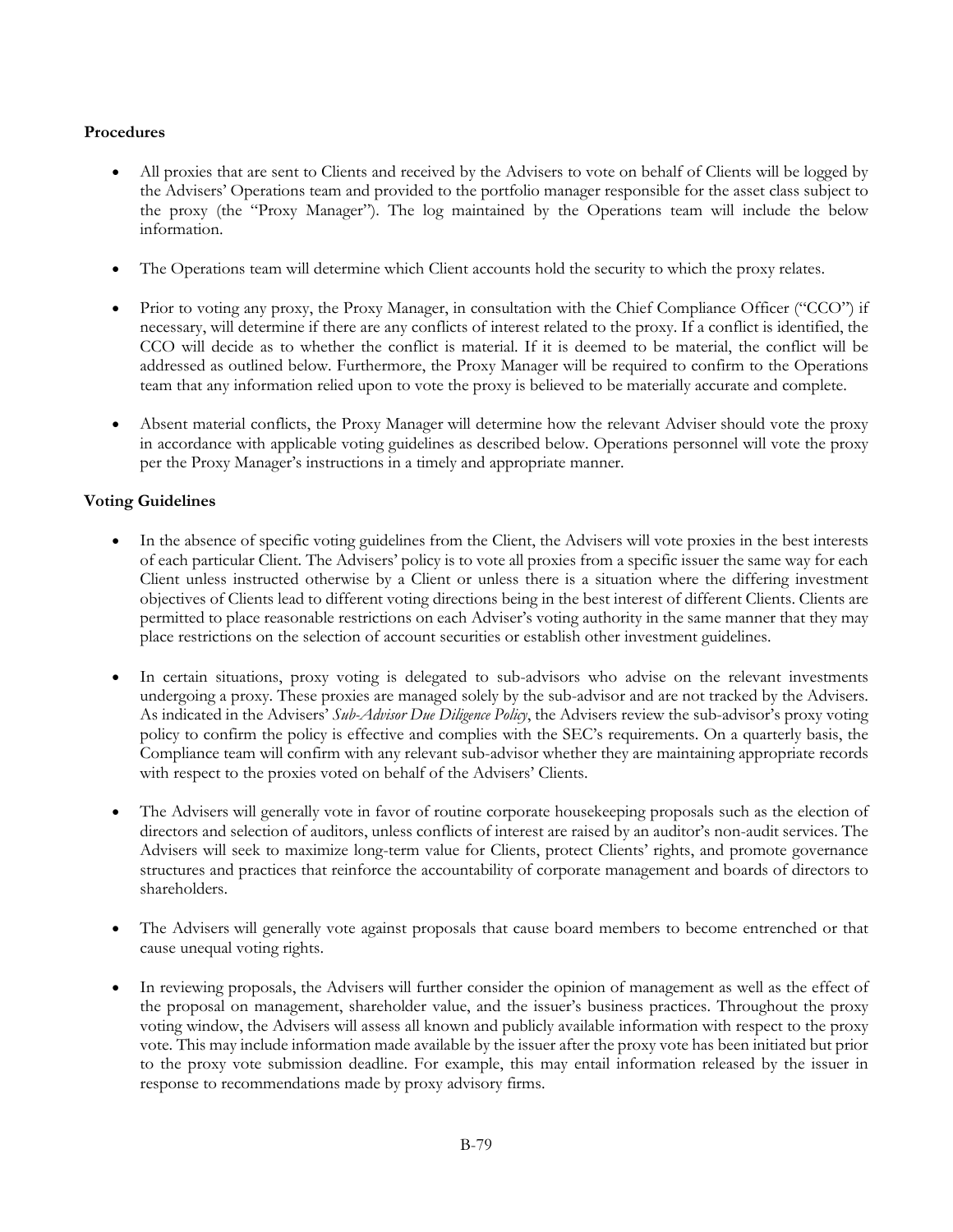**Procedures**

- All proxies that are sent to Clients and received by the Advisers to vote on behalf of Clients will be logged by the Advisers' Operations team and provided to the portfolio manager responsible for the asset class subject to the proxy (the "Proxy Manager"). The log maintained by the Operations team will include the below information.

- The Operations team will determine which Client accounts hold the security to which the proxy relates.

- Prior to voting any proxy, the Proxy Manager, in consultation with the Chief Compliance Officer ("CCO") if necessary, will determine if there are any conflicts of interest related to the proxy. If a conflict is identified, the CCO will decide as to whether the conflict is material. If it is deemed to be material, the conflict will be addressed as outlined below. Furthermore, the Proxy Manager will be required to confirm to the Operations team that any information relied upon to vote the proxy is believed to be materially accurate and complete.

- Absent material conflicts, the Proxy Manager will determine how the relevant Adviser should vote the proxy in accordance with applicable voting guidelines as described below. Operations personnel will vote the proxy per the Proxy Manager's instructions in a timely and appropriate manner.

**Voting Guidelines**

- In the absence of specific voting guidelines from the Client, the Advisers will vote proxies in the best interests of each particular Client. The Advisers' policy is to vote all proxies from a specific issuer the same way for each Client unless instructed otherwise by a Client or unless there is a situation where the differing investment objectives of Clients lead to different voting directions being in the best interest of different Clients. Clients are permitted to place reasonable restrictions on each Adviser's voting authority in the same manner that they may place restrictions on the selection of account securities or establish other investment guidelines.

- In certain situations, proxy voting is delegated to sub-advisors who advise on the relevant investments undergoing a proxy. These proxies are managed solely by the sub-advisor and are not tracked by the Advisers. As indicated in the Advisers' *Sub-Advisor Due Diligence Policy*, the Advisers review the sub-advisor's proxy voting policy to confirm the policy is effective and complies with the SEC's requirements. On a quarterly basis, the Compliance team will confirm with any relevant sub-advisor whether they are maintaining appropriate records with respect to the proxies voted on behalf of the Advisers' Clients.

- The Advisers will generally vote in favor of routine corporate housekeeping proposals such as the election of directors and selection of auditors, unless conflicts of interest are raised by an auditor's non-audit services. The Advisers will seek to maximize long-term value for Clients, protect Clients' rights, and promote governance structures and practices that reinforce the accountability of corporate management and boards of directors to shareholders.

- The Advisers will generally vote against proposals that cause board members to become entrenched or that cause unequal voting rights.

- In reviewing proposals, the Advisers will further consider the opinion of management as well as the effect of the proposal on management, shareholder value, and the issuer's business practices. Throughout the proxy voting window, the Advisers will assess all known and publicly available information with respect to the proxy vote. This may include information made available by the issuer after the proxy vote has been initiated but prior to the proxy vote submission deadline. For example, this may entail information released by the issuer in response to recommendations made by proxy advisory firms.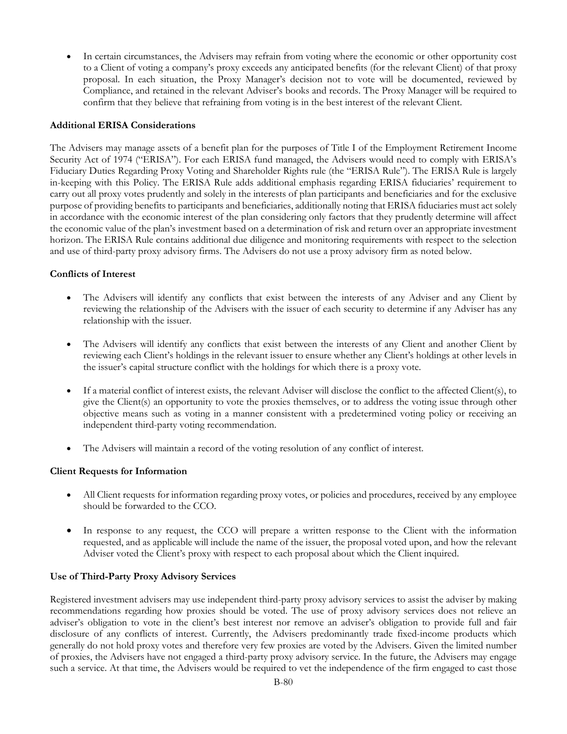- In certain circumstances, the Advisers may refrain from voting where the economic or other opportunity cost to a Client of voting a company's proxy exceeds any anticipated benefits (for the relevant Client) of that proxy proposal. In each situation, the Proxy Manager's decision not to vote will be documented, reviewed by Compliance, and retained in the relevant Adviser's books and records. The Proxy Manager will be required to confirm that they believe that refraining from voting is in the best interest of the relevant Client.

**Additional ERISA Considerations**

The Advisers may manage assets of a benefit plan for the purposes of Title I of the Employment Retirement Income Security Act of 1974 ("ERISA"). For each ERISA fund managed, the Advisers would need to comply with ERISA's Fiduciary Duties Regarding Proxy Voting and Shareholder Rights rule (the "ERISA Rule"). The ERISA Rule is largely in-keeping with this Policy. The ERISA Rule adds additional emphasis regarding ERISA fiduciaries' requirement to carry out all proxy votes prudently and solely in the interests of plan participants and beneficiaries and for the exclusive purpose of providing benefits to participants and beneficiaries, additionally noting that ERISA fiduciaries must act solely in accordance with the economic interest of the plan considering only factors that they prudently determine will affect the economic value of the plan's investment based on a determination of risk and return over an appropriate investment horizon. The ERISA Rule contains additional due diligence and monitoring requirements with respect to the selection and use of third-party proxy advisory firms. The Advisers do not use a proxy advisory firm as noted below.

**Conflicts of Interest**

- The Advisers will identify any conflicts that exist between the interests of any Adviser and any Client by reviewing the relationship of the Advisers with the issuer of each security to determine if any Adviser has any relationship with the issuer.

- The Advisers will identify any conflicts that exist between the interests of any Client and another Client by reviewing each Client's holdings in the relevant issuer to ensure whether any Client's holdings at other levels in the issuer's capital structure conflict with the holdings for which there is a proxy vote.

- If a material conflict of interest exists, the relevant Adviser will disclose the conflict to the affected Client(s), to give the Client(s) an opportunity to vote the proxies themselves, or to address the voting issue through other objective means such as voting in a manner consistent with a predetermined voting policy or receiving an independent third-party voting recommendation.

- The Advisers will maintain a record of the voting resolution of any conflict of interest.

**Client Requests for Information**

- All Client requests for information regarding proxy votes, or policies and procedures, received by any employee should be forwarded to the CCO.

- In response to any request, the CCO will prepare a written response to the Client with the information requested, and as applicable will include the name of the issuer, the proposal voted upon, and how the relevant Adviser voted the Client's proxy with respect to each proposal about which the Client inquired.

**Use of Third-Party Proxy Advisory Services**

Registered investment advisers may use independent third-party proxy advisory services to assist the adviser by making recommendations regarding how proxies should be voted. The use of proxy advisory services does not relieve an adviser's obligation to vote in the client's best interest nor remove an adviser's obligation to provide full and fair disclosure of any conflicts of interest. Currently, the Advisers predominantly trade fixed-income products which generally do not hold proxy votes and therefore very few proxies are voted by the Advisers. Given the limited number of proxies, the Advisers have not engaged a third-party proxy advisory service. In the future, the Advisers may engage such a service. At that time, the Advisers would be required to vet the independence of the firm engaged to cast those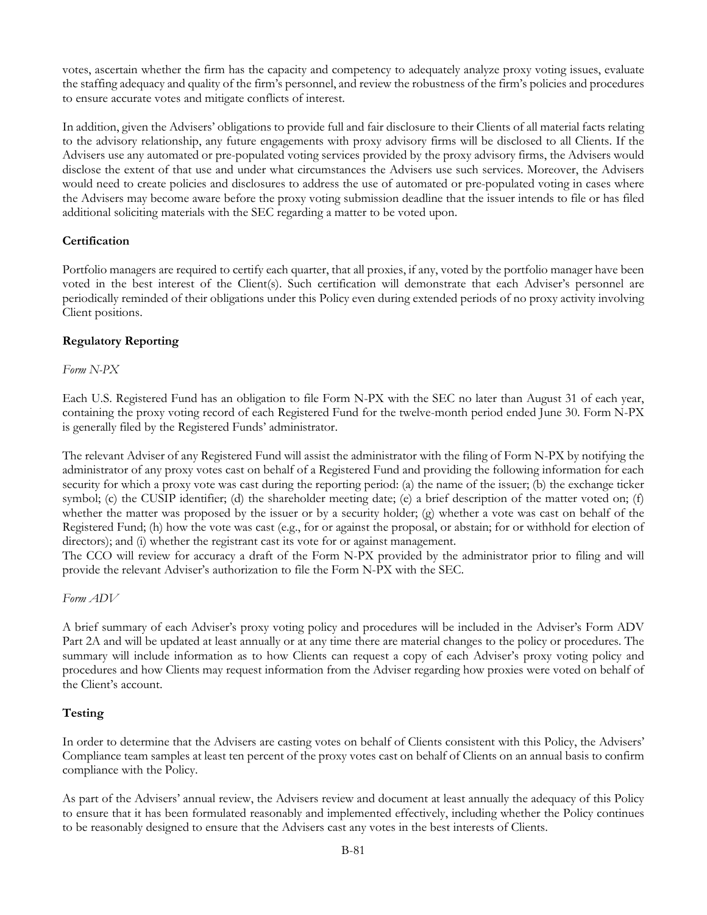votes, ascertain whether the firm has the capacity and competency to adequately analyze proxy voting issues, evaluate the staffing adequacy and quality of the firm's personnel, and review the robustness of the firm's policies and procedures to ensure accurate votes and mitigate conflicts of interest.

In addition, given the Advisers' obligations to provide full and fair disclosure to their Clients of all material facts relating to the advisory relationship, any future engagements with proxy advisory firms will be disclosed to all Clients. If the Advisers use any automated or pre-populated voting services provided by the proxy advisory firms, the Advisers would disclose the extent of that use and under what circumstances the Advisers use such services. Moreover, the Advisers would need to create policies and disclosures to address the use of automated or pre-populated voting in cases where the Advisers may become aware before the proxy voting submission deadline that the issuer intends to file or has filed additional soliciting materials with the SEC regarding a matter to be voted upon.

**Certification**

Portfolio managers are required to certify each quarter, that all proxies, if any, voted by the portfolio manager have been voted in the best interest of the Client(s). Such certification will demonstrate that each Adviser's personnel are periodically reminded of their obligations under this Policy even during extended periods of no proxy activity involving Client positions.

**Regulatory Reporting**

*Form N-PX*

Each U.S. Registered Fund has an obligation to file Form N-PX with the SEC no later than August 31 of each year, containing the proxy voting record of each Registered Fund for the twelve-month period ended June 30. Form N-PX is generally filed by the Registered Funds' administrator.

The relevant Adviser of any Registered Fund will assist the administrator with the filing of Form N-PX by notifying the administrator of any proxy votes cast on behalf of a Registered Fund and providing the following information for each security for which a proxy vote was cast during the reporting period: (a) the name of the issuer; (b) the exchange ticker symbol; (c) the CUSIP identifier; (d) the shareholder meeting date; (e) a brief description of the matter voted on; (f) whether the matter was proposed by the issuer or by a security holder; (g) whether a vote was cast on behalf of the Registered Fund; (h) how the vote was cast (e.g., for or against the proposal, or abstain; for or withhold for election of directors); and (i) whether the registrant cast its vote for or against management.

The CCO will review for accuracy a draft of the Form N-PX provided by the administrator prior to filing and will provide the relevant Adviser's authorization to file the Form N-PX with the SEC.

*Form ADV*

A brief summary of each Adviser's proxy voting policy and procedures will be included in the Adviser's Form ADV Part 2A and will be updated at least annually or at any time there are material changes to the policy or procedures. The summary will include information as to how Clients can request a copy of each Adviser's proxy voting policy and procedures and how Clients may request information from the Adviser regarding how proxies were voted on behalf of the Client's account.

**Testing**

In order to determine that the Advisers are casting votes on behalf of Clients consistent with this Policy, the Advisers' Compliance team samples at least ten percent of the proxy votes cast on behalf of Clients on an annual basis to confirm compliance with the Policy.

As part of the Advisers' annual review, the Advisers review and document at least annually the adequacy of this Policy to ensure that it has been formulated reasonably and implemented effectively, including whether the Policy continues to be reasonably designed to ensure that the Advisers cast any votes in the best interests of Clients.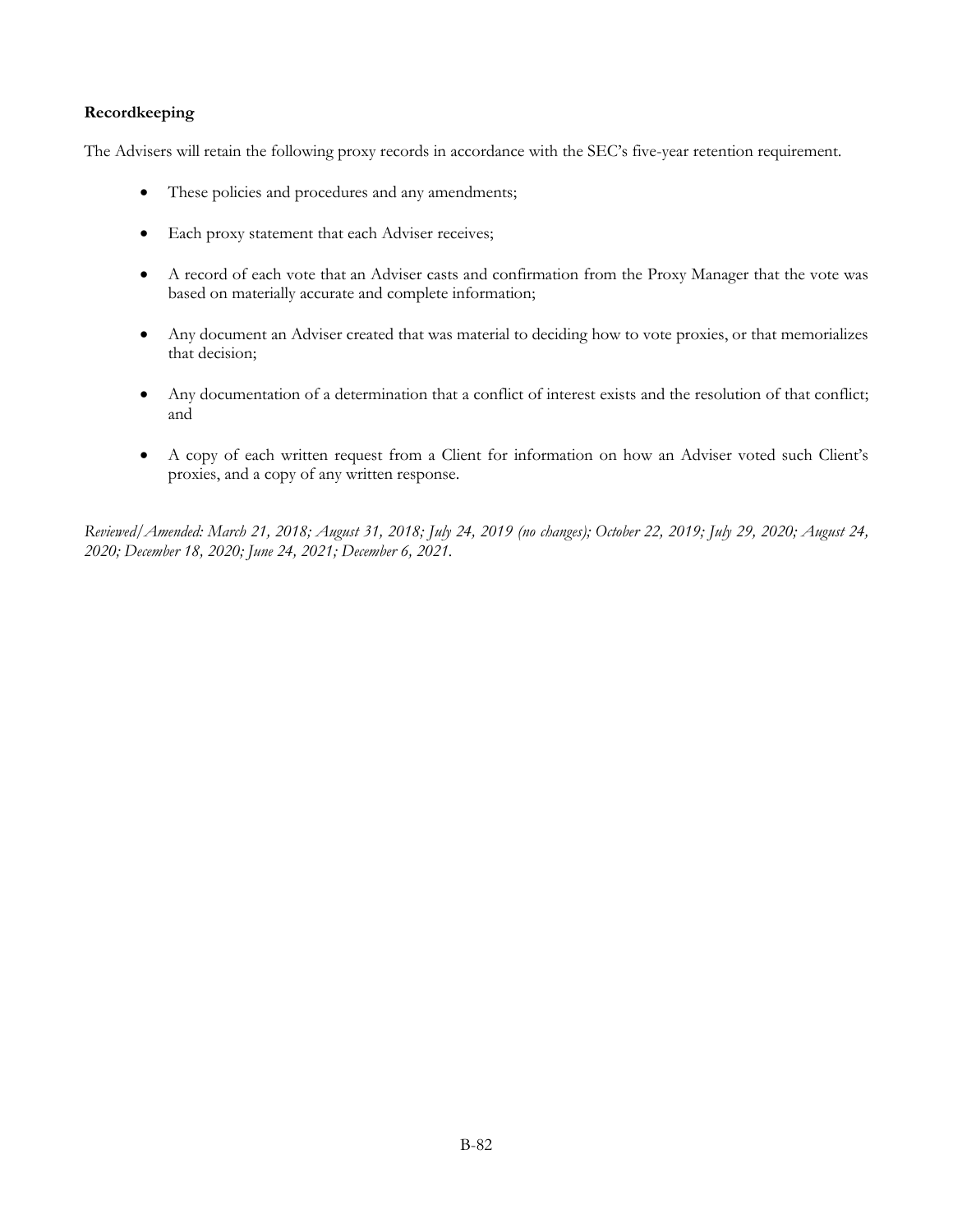**Recordkeeping**

The Advisers will retain the following proxy records in accordance with the SEC's five-year retention requirement.

- These policies and procedures and any amendments;
- Each proxy statement that each Adviser receives;
- A record of each vote that an Adviser casts and confirmation from the Proxy Manager that the vote was based on materially accurate and complete information;
- Any document an Adviser created that was material to deciding how to vote proxies, or that memorializes that decision;
- Any documentation of a determination that a conflict of interest exists and the resolution of that conflict; and
- A copy of each written request from a Client for information on how an Adviser voted such Client's proxies, and a copy of any written response.

*Reviewed/Amended: March 21, 2018; August 31, 2018; July 24, 2019 (no changes); October 22, 2019; July 29, 2020; August 24, 2020; December 18, 2020; June 24, 2021; December 6, 2021.*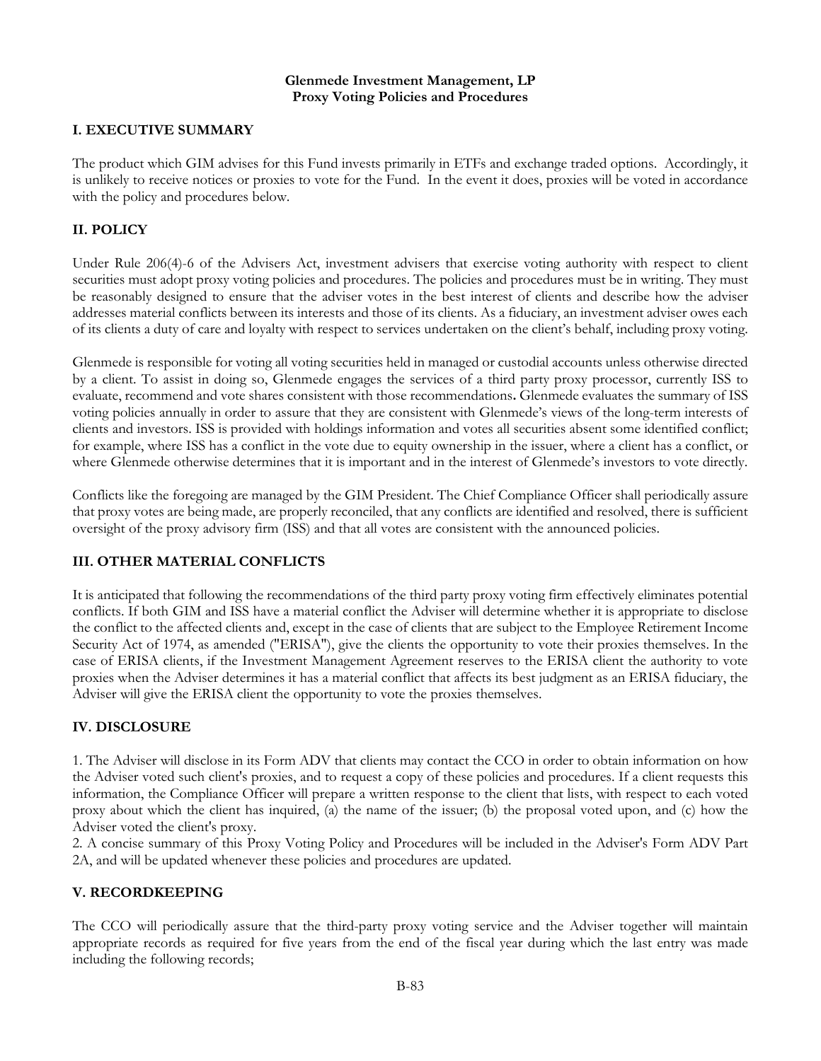**Glenmede Investment Management, LP**
**Proxy Voting Policies and Procedures**

## I. EXECUTIVE SUMMARY

The product which GIM advises for this Fund invests primarily in ETFs and exchange traded options. Accordingly, it is unlikely to receive notices or proxies to vote for the Fund. In the event it does, proxies will be voted in accordance with the policy and procedures below.

## II. POLICY

Under Rule 206(4)-6 of the Advisers Act, investment advisers that exercise voting authority with respect to client securities must adopt proxy voting policies and procedures. The policies and procedures must be in writing. They must be reasonably designed to ensure that the adviser votes in the best interest of clients and describe how the adviser addresses material conflicts between its interests and those of its clients. As a fiduciary, an investment adviser owes each of its clients a duty of care and loyalty with respect to services undertaken on the client's behalf, including proxy voting.

Glenmede is responsible for voting all voting securities held in managed or custodial accounts unless otherwise directed by a client. To assist in doing so, Glenmede engages the services of a third party proxy processor, currently ISS to evaluate, recommend and vote shares consistent with those recommendations**.** Glenmede evaluates the summary of ISS voting policies annually in order to assure that they are consistent with Glenmede's views of the long-term interests of clients and investors. ISS is provided with holdings information and votes all securities absent some identified conflict; for example, where ISS has a conflict in the vote due to equity ownership in the issuer, where a client has a conflict, or where Glenmede otherwise determines that it is important and in the interest of Glenmede's investors to vote directly.

Conflicts like the foregoing are managed by the GIM President. The Chief Compliance Officer shall periodically assure that proxy votes are being made, are properly reconciled, that any conflicts are identified and resolved, there is sufficient oversight of the proxy advisory firm (ISS) and that all votes are consistent with the announced policies.

## III. OTHER MATERIAL CONFLICTS

It is anticipated that following the recommendations of the third party proxy voting firm effectively eliminates potential conflicts. If both GIM and ISS have a material conflict the Adviser will determine whether it is appropriate to disclose the conflict to the affected clients and, except in the case of clients that are subject to the Employee Retirement Income Security Act of 1974, as amended ("ERISA"), give the clients the opportunity to vote their proxies themselves. In the case of ERISA clients, if the Investment Management Agreement reserves to the ERISA client the authority to vote proxies when the Adviser determines it has a material conflict that affects its best judgment as an ERISA fiduciary, the Adviser will give the ERISA client the opportunity to vote the proxies themselves.

## IV. DISCLOSURE

1. The Adviser will disclose in its Form ADV that clients may contact the CCO in order to obtain information on how the Adviser voted such client's proxies, and to request a copy of these policies and procedures. If a client requests this information, the Compliance Officer will prepare a written response to the client that lists, with respect to each voted proxy about which the client has inquired, (a) the name of the issuer; (b) the proposal voted upon, and (c) how the Adviser voted the client's proxy.
2. A concise summary of this Proxy Voting Policy and Procedures will be included in the Adviser's Form ADV Part 2A, and will be updated whenever these policies and procedures are updated.

## V. RECORDKEEPING

The CCO will periodically assure that the third-party proxy voting service and the Adviser together will maintain appropriate records as required for five years from the end of the fiscal year during which the last entry was made including the following records;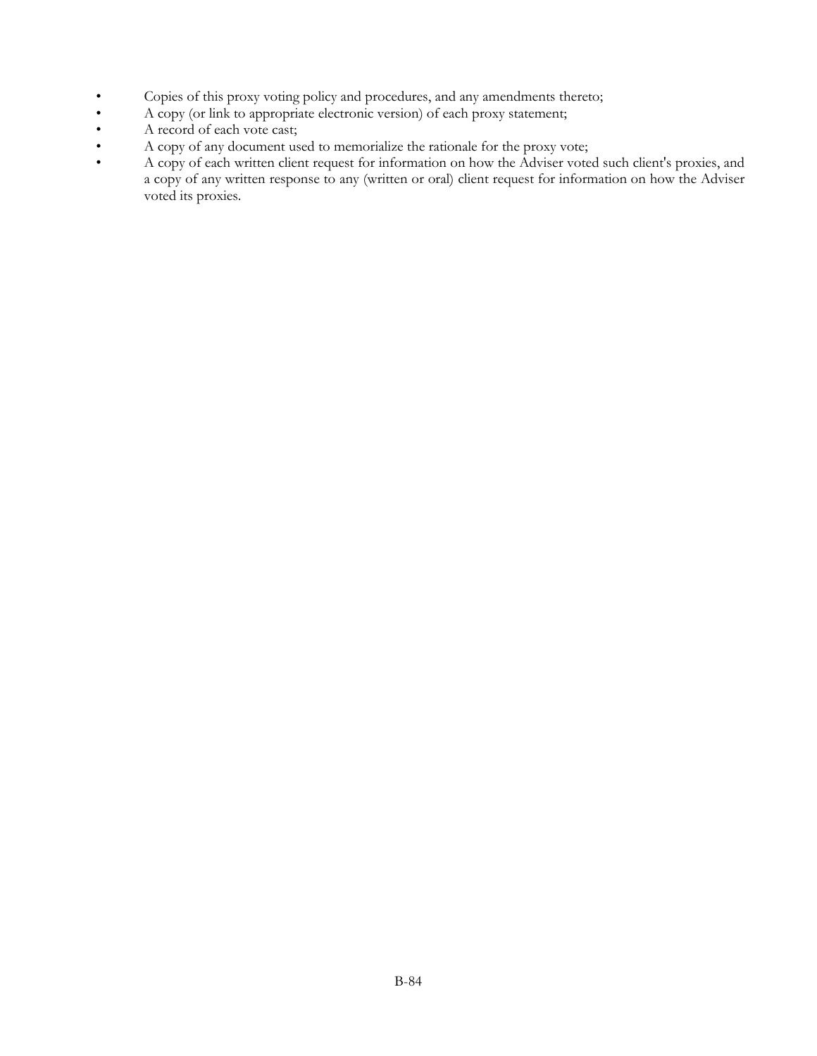- Copies of this proxy voting policy and procedures, and any amendments thereto;
- A copy (or link to appropriate electronic version) of each proxy statement;
- A record of each vote cast;
- A copy of any document used to memorialize the rationale for the proxy vote;
- A copy of each written client request for information on how the Adviser voted such client's proxies, and a copy of any written response to any (written or oral) client request for information on how the Adviser voted its proxies.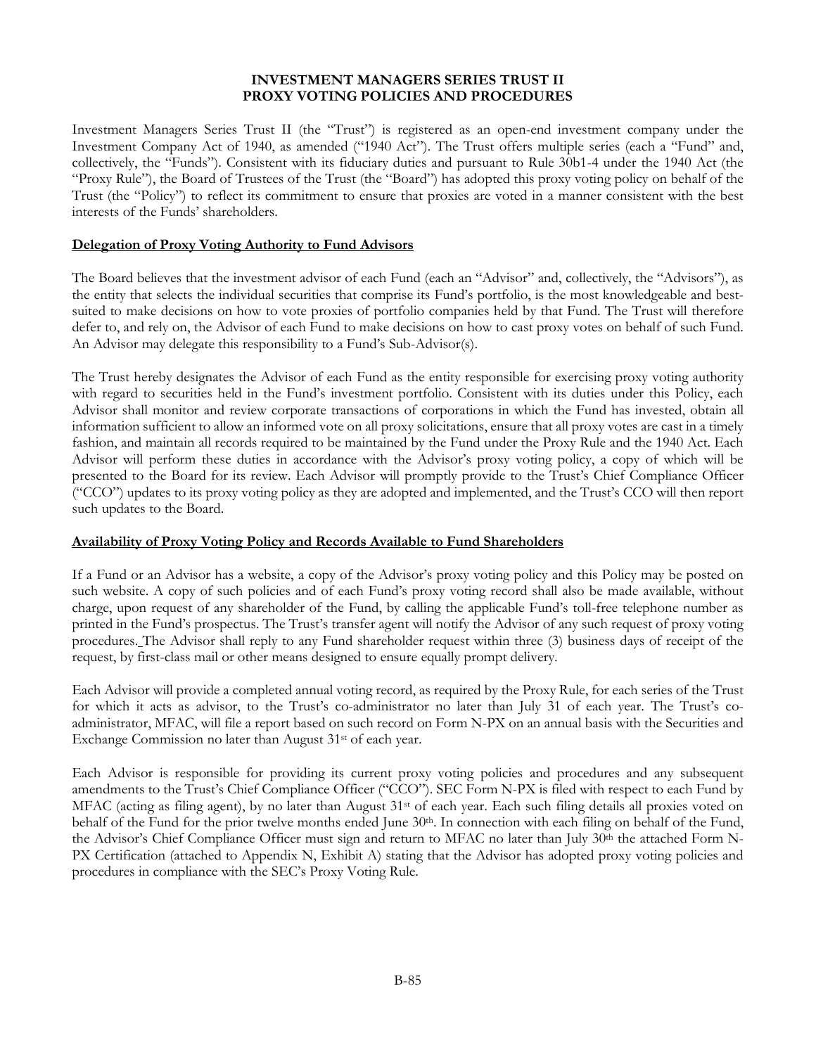# INVESTMENT MANAGERS SERIES TRUST II
# PROXY VOTING POLICIES AND PROCEDURES

Investment Managers Series Trust II (the "Trust") is registered as an open-end investment company under the Investment Company Act of 1940, as amended ("1940 Act"). The Trust offers multiple series (each a "Fund" and, collectively, the "Funds"). Consistent with its fiduciary duties and pursuant to Rule 30b1-4 under the 1940 Act (the "Proxy Rule"), the Board of Trustees of the Trust (the "Board") has adopted this proxy voting policy on behalf of the Trust (the "Policy") to reflect its commitment to ensure that proxies are voted in a manner consistent with the best interests of the Funds' shareholders.

**Delegation of Proxy Voting Authority to Fund Advisors**

The Board believes that the investment advisor of each Fund (each an "Advisor" and, collectively, the "Advisors"), as the entity that selects the individual securities that comprise its Fund's portfolio, is the most knowledgeable and best-suited to make decisions on how to vote proxies of portfolio companies held by that Fund. The Trust will therefore defer to, and rely on, the Advisor of each Fund to make decisions on how to cast proxy votes on behalf of such Fund. An Advisor may delegate this responsibility to a Fund's Sub-Advisor(s).

The Trust hereby designates the Advisor of each Fund as the entity responsible for exercising proxy voting authority with regard to securities held in the Fund's investment portfolio. Consistent with its duties under this Policy, each Advisor shall monitor and review corporate transactions of corporations in which the Fund has invested, obtain all information sufficient to allow an informed vote on all proxy solicitations, ensure that all proxy votes are cast in a timely fashion, and maintain all records required to be maintained by the Fund under the Proxy Rule and the 1940 Act. Each Advisor will perform these duties in accordance with the Advisor's proxy voting policy, a copy of which will be presented to the Board for its review. Each Advisor will promptly provide to the Trust's Chief Compliance Officer ("CCO") updates to its proxy voting policy as they are adopted and implemented, and the Trust's CCO will then report such updates to the Board.

**Availability of Proxy Voting Policy and Records Available to Fund Shareholders**

If a Fund or an Advisor has a website, a copy of the Advisor's proxy voting policy and this Policy may be posted on such website. A copy of such policies and of each Fund's proxy voting record shall also be made available, without charge, upon request of any shareholder of the Fund, by calling the applicable Fund's toll-free telephone number as printed in the Fund's prospectus. The Trust's transfer agent will notify the Advisor of any such request of proxy voting procedures. The Advisor shall reply to any Fund shareholder request within three (3) business days of receipt of the request, by first-class mail or other means designed to ensure equally prompt delivery.

Each Advisor will provide a completed annual voting record, as required by the Proxy Rule, for each series of the Trust for which it acts as advisor, to the Trust's co-administrator no later than July 31 of each year. The Trust's co-administrator, MFAC, will file a report based on such record on Form N-PX on an annual basis with the Securities and Exchange Commission no later than August 31st of each year.

Each Advisor is responsible for providing its current proxy voting policies and procedures and any subsequent amendments to the Trust's Chief Compliance Officer ("CCO"). SEC Form N-PX is filed with respect to each Fund by MFAC (acting as filing agent), by no later than August 31st of each year. Each such filing details all proxies voted on behalf of the Fund for the prior twelve months ended June 30th. In connection with each filing on behalf of the Fund, the Advisor's Chief Compliance Officer must sign and return to MFAC no later than July 30th the attached Form N-PX Certification (attached to Appendix N, Exhibit A) stating that the Advisor has adopted proxy voting policies and procedures in compliance with the SEC's Proxy Voting Rule.